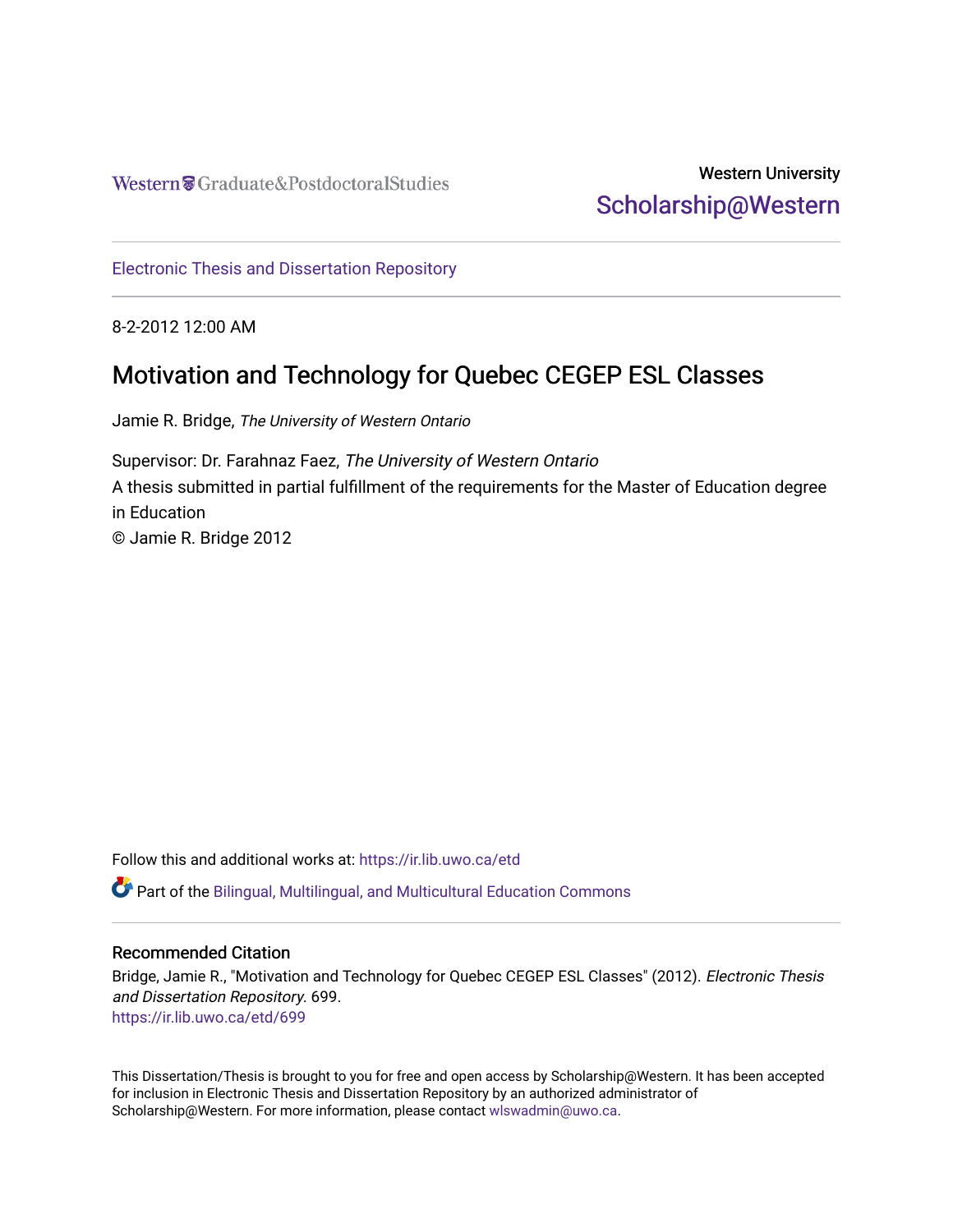Western Graduate&PostdoctoralStudies

Western University
Scholarship@Western

Electronic Thesis and Dissertation Repository

8-2-2012 12:00 AM

# Motivation and Technology for Quebec CEGEP ESL Classes

Jamie R. Bridge, *The University of Western Ontario*

Supervisor: Dr. Farahnaz Faez, *The University of Western Ontario*
A thesis submitted in partial fulfillment of the requirements for the Master of Education degree in Education
© Jamie R. Bridge 2012

Follow this and additional works at: https://ir.lib.uwo.ca/etd

Part of the Bilingual, Multilingual, and Multicultural Education Commons

## Recommended Citation

Bridge, Jamie R., "Motivation and Technology for Quebec CEGEP ESL Classes" (2012). *Electronic Thesis and Dissertation Repository*. 699.
https://ir.lib.uwo.ca/etd/699

This Dissertation/Thesis is brought to you for free and open access by Scholarship@Western. It has been accepted for inclusion in Electronic Thesis and Dissertation Repository by an authorized administrator of Scholarship@Western. For more information, please contact wlswadmin@uwo.ca.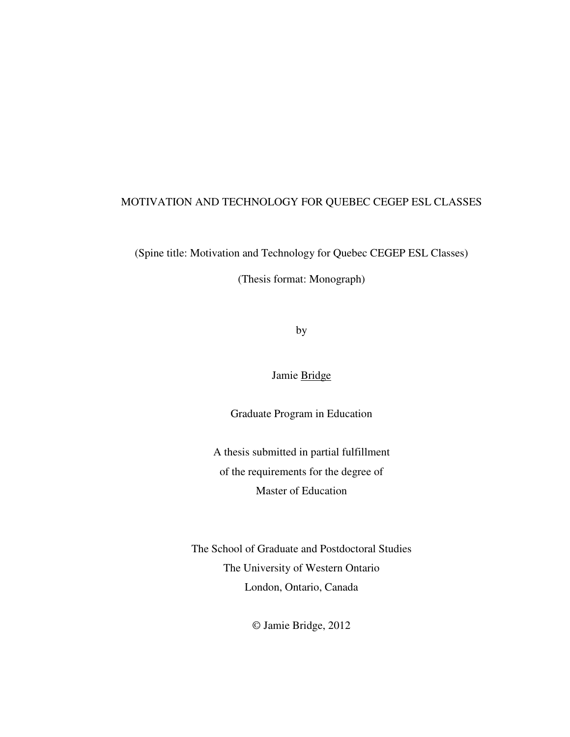MOTIVATION AND TECHNOLOGY FOR QUEBEC CEGEP ESL CLASSES

(Spine title: Motivation and Technology for Quebec CEGEP ESL Classes)

(Thesis format: Monograph)

by

Jamie Bridge

Graduate Program in Education

A thesis submitted in partial fulfillment
of the requirements for the degree of
Master of Education

The School of Graduate and Postdoctoral Studies
The University of Western Ontario
London, Ontario, Canada

© Jamie Bridge, 2012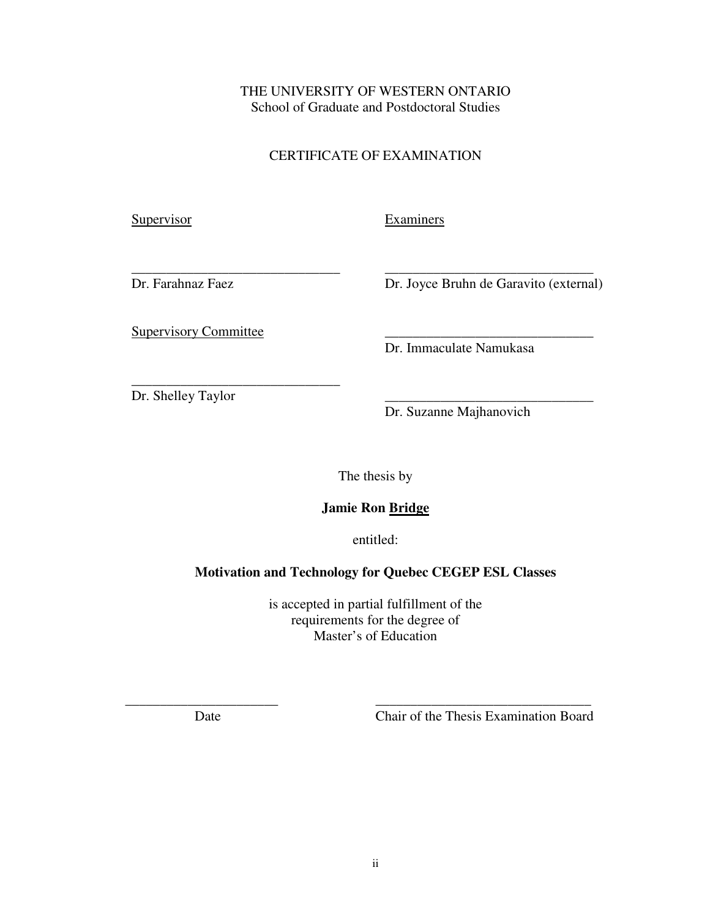THE UNIVERSITY OF WESTERN ONTARIO
School of Graduate and Postdoctoral Studies

CERTIFICATE OF EXAMINATION

| Supervisor | Examiners |
|---|---|
| ______________________________ | ______________________________ |
| Dr. Farahnaz Faez | Dr. Joyce Bruhn de Garavito (external) |
| Supervisory Committee | ______________________________ |
| | Dr. Immaculate Namukasa |
| ______________________________ | |
| Dr. Shelley Taylor | ______________________________ |
| | Dr. Suzanne Majhanovich |

The thesis by

**Jamie Ron Bridge**

entitled:

**Motivation and Technology for Quebec CEGEP ESL Classes**

is accepted in partial fulfillment of the
requirements for the degree of
Master's of Education

| ______________________ | ______________________________ |
|---|---|
| Date | Chair of the Thesis Examination Board |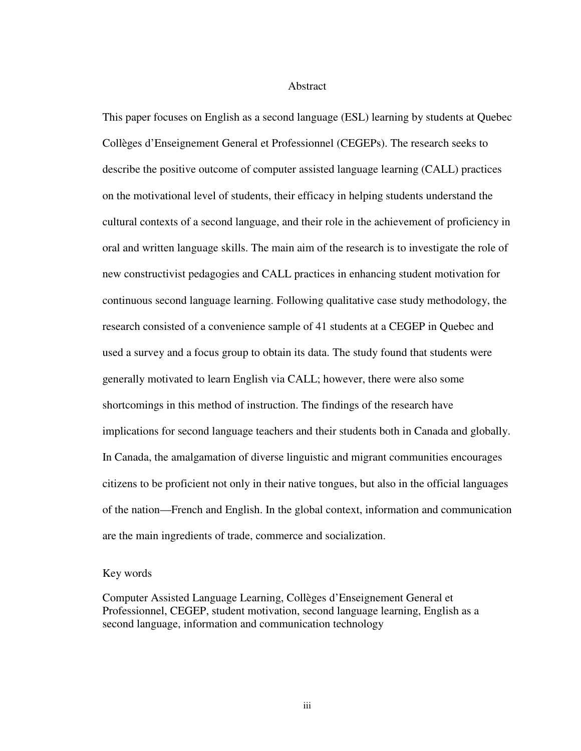# Abstract

This paper focuses on English as a second language (ESL) learning by students at Quebec Collèges d'Enseignement General et Professionnel (CEGEPs). The research seeks to describe the positive outcome of computer assisted language learning (CALL) practices on the motivational level of students, their efficacy in helping students understand the cultural contexts of a second language, and their role in the achievement of proficiency in oral and written language skills. The main aim of the research is to investigate the role of new constructivist pedagogies and CALL practices in enhancing student motivation for continuous second language learning. Following qualitative case study methodology, the research consisted of a convenience sample of 41 students at a CEGEP in Quebec and used a survey and a focus group to obtain its data. The study found that students were generally motivated to learn English via CALL; however, there were also some shortcomings in this method of instruction. The findings of the research have implications for second language teachers and their students both in Canada and globally. In Canada, the amalgamation of diverse linguistic and migrant communities encourages citizens to be proficient not only in their native tongues, but also in the official languages of the nation—French and English. In the global context, information and communication are the main ingredients of trade, commerce and socialization.

Key words

Computer Assisted Language Learning, Collèges d'Enseignement General et Professionnel, CEGEP, student motivation, second language learning, English as a second language, information and communication technology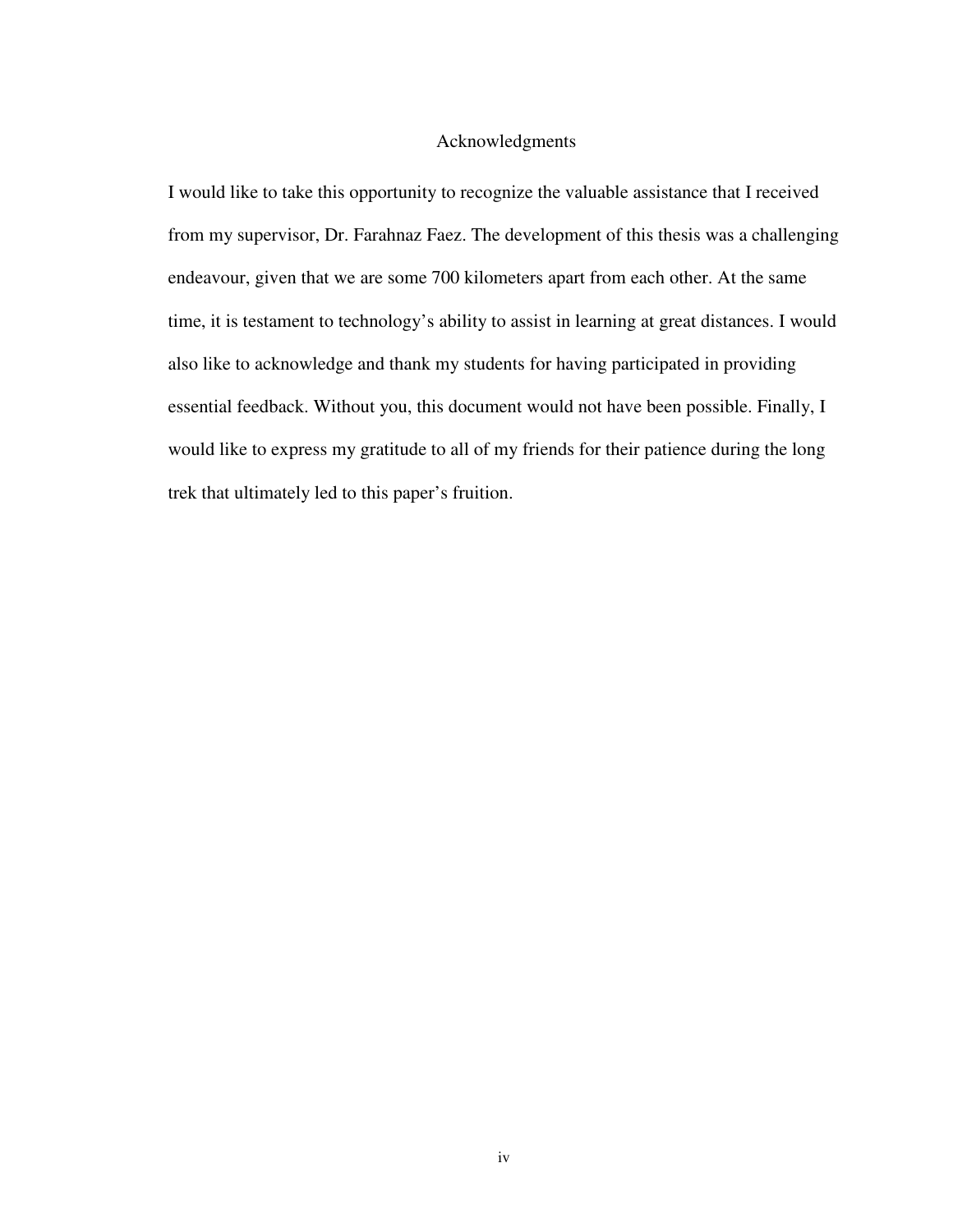# Acknowledgments

I would like to take this opportunity to recognize the valuable assistance that I received from my supervisor, Dr. Farahnaz Faez. The development of this thesis was a challenging endeavour, given that we are some 700 kilometers apart from each other. At the same time, it is testament to technology's ability to assist in learning at great distances. I would also like to acknowledge and thank my students for having participated in providing essential feedback. Without you, this document would not have been possible. Finally, I would like to express my gratitude to all of my friends for their patience during the long trek that ultimately led to this paper's fruition.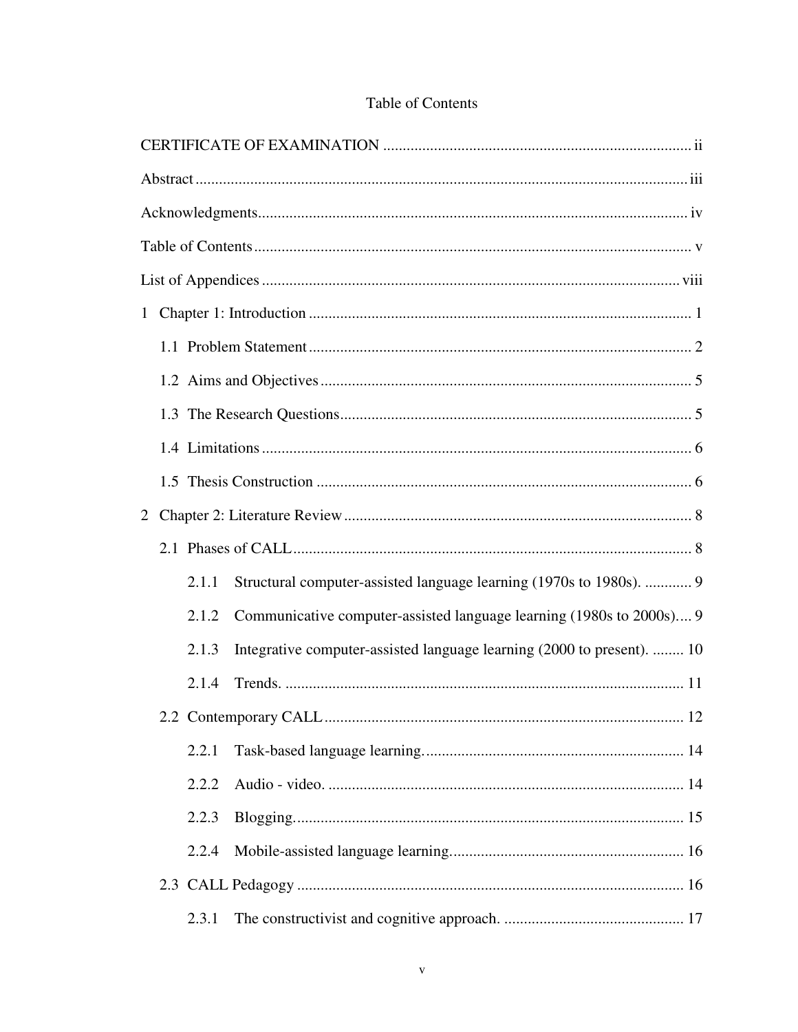# Table of Contents

CERTIFICATE OF EXAMINATION ..... ii

Abstract ..... iii

Acknowledgments ..... iv

Table of Contents ..... v

List of Appendices ..... viii

1 Chapter 1: Introduction ..... 1

- 1.1 Problem Statement ..... 2
- 1.2 Aims and Objectives ..... 5
- 1.3 The Research Questions ..... 5
- 1.4 Limitations ..... 6
- 1.5 Thesis Construction ..... 6

2 Chapter 2: Literature Review ..... 8

- 2.1 Phases of CALL ..... 8
    - 2.1.1 Structural computer-assisted language learning (1970s to 1980s). ..... 9
    - 2.1.2 Communicative computer-assisted language learning (1980s to 2000s). ..... 9
    - 2.1.3 Integrative computer-assisted language learning (2000 to present). ..... 10
    - 2.1.4 Trends. ..... 11
- 2.2 Contemporary CALL ..... 12
    - 2.2.1 Task-based language learning. ..... 14
    - 2.2.2 Audio - video. ..... 14
    - 2.2.3 Blogging. ..... 15
    - 2.2.4 Mobile-assisted language learning. ..... 16
- 2.3 CALL Pedagogy ..... 16
    - 2.3.1 The constructivist and cognitive approach. ..... 17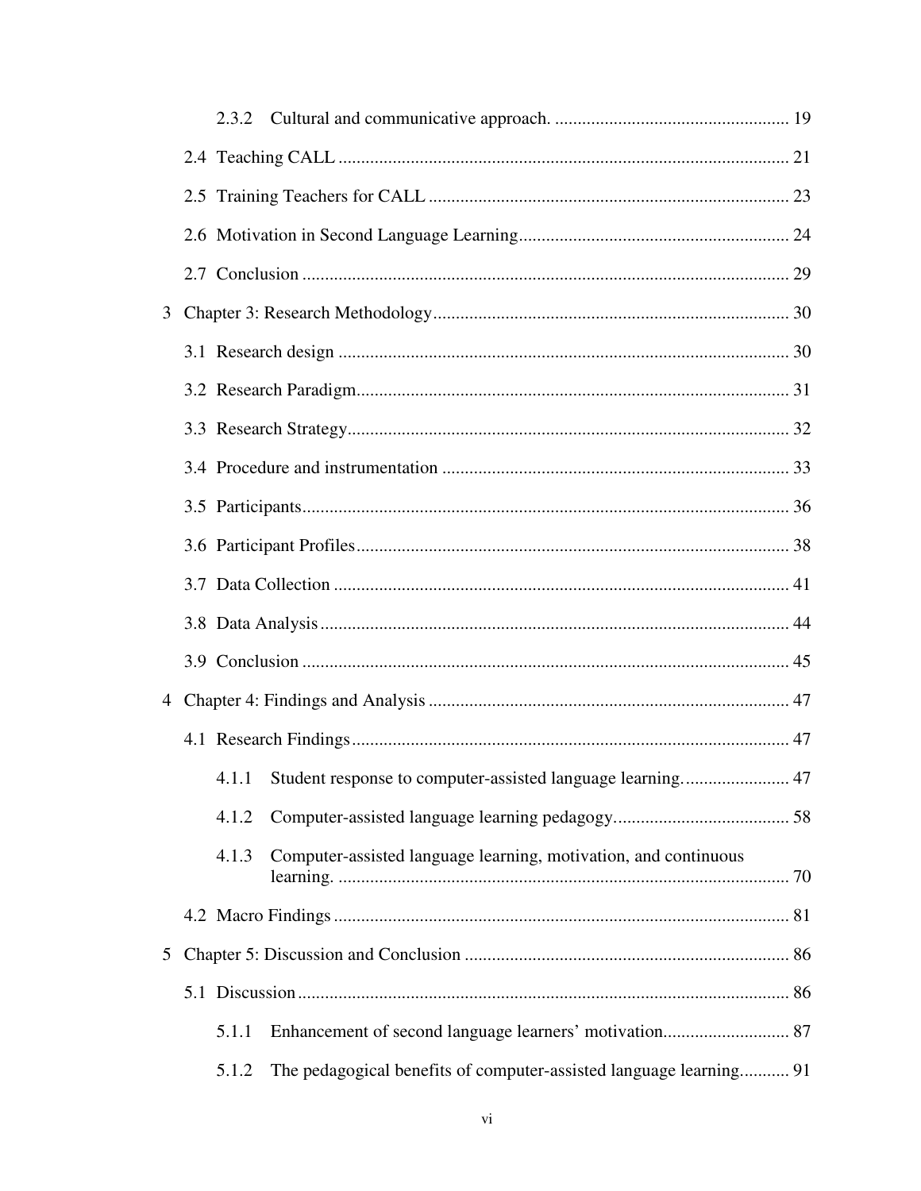2.3.2 Cultural and communicative approach. .................................................... 19

2.4 Teaching CALL .................................................................................................... 21

2.5 Training Teachers for CALL ................................................................................ 23

2.6 Motivation in Second Language Learning............................................................ 24

2.7 Conclusion ............................................................................................................ 29

3 Chapter 3: Research Methodology.............................................................................. 30

3.1 Research design .................................................................................................... 30

3.2 Research Paradigm................................................................................................ 31

3.3 Research Strategy.................................................................................................. 32

3.4 Procedure and instrumentation ............................................................................. 33

3.5 Participants............................................................................................................ 36

3.6 Participant Profiles................................................................................................ 38

3.7 Data Collection ..................................................................................................... 41

3.8 Data Analysis ........................................................................................................ 44

3.9 Conclusion ............................................................................................................ 45

4 Chapter 4: Findings and Analysis ................................................................................ 47

4.1 Research Findings ................................................................................................. 47

4.1.1 Student response to computer-assisted language learning. ....................... 47

4.1.2 Computer-assisted language learning pedagogy. ...................................... 58

4.1.3 Computer-assisted language learning, motivation, and continuous learning. .................................................................................................... 70

4.2 Macro Findings ..................................................................................................... 81

5 Chapter 5: Discussion and Conclusion ........................................................................ 86

5.1 Discussion ............................................................................................................. 86

5.1.1 Enhancement of second language learners' motivation........................... 87

5.1.2 The pedagogical benefits of computer-assisted language learning........... 91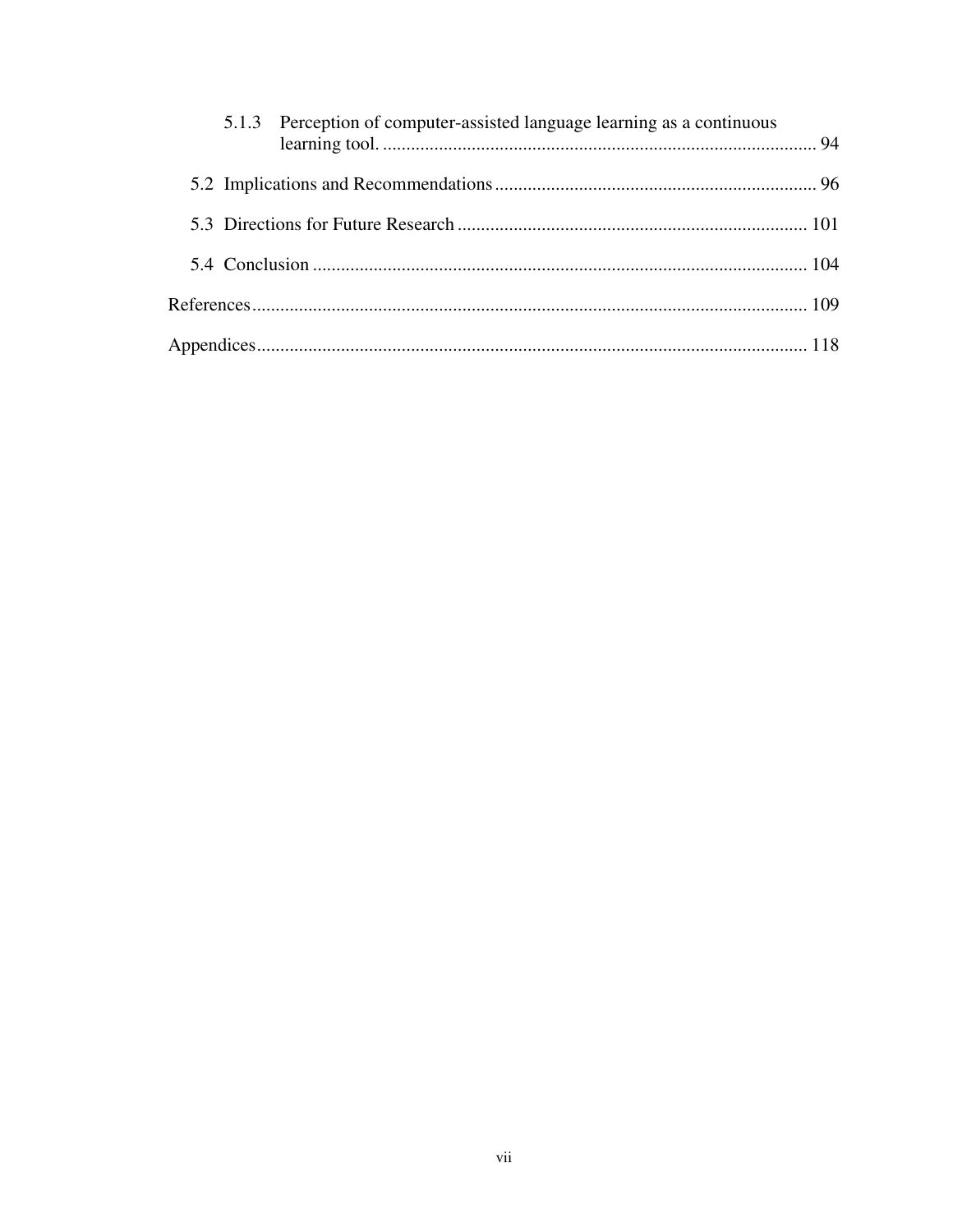5.1.3 Perception of computer-assisted language learning as a continuous learning tool. ........................................................................................... 94

5.2 Implications and Recommendations .................................................................... 96

5.3 Directions for Future Research .......................................................................... 101

5.4 Conclusion ......................................................................................................... 104

References ...................................................................................................................... 109

Appendices ..................................................................................................................... 118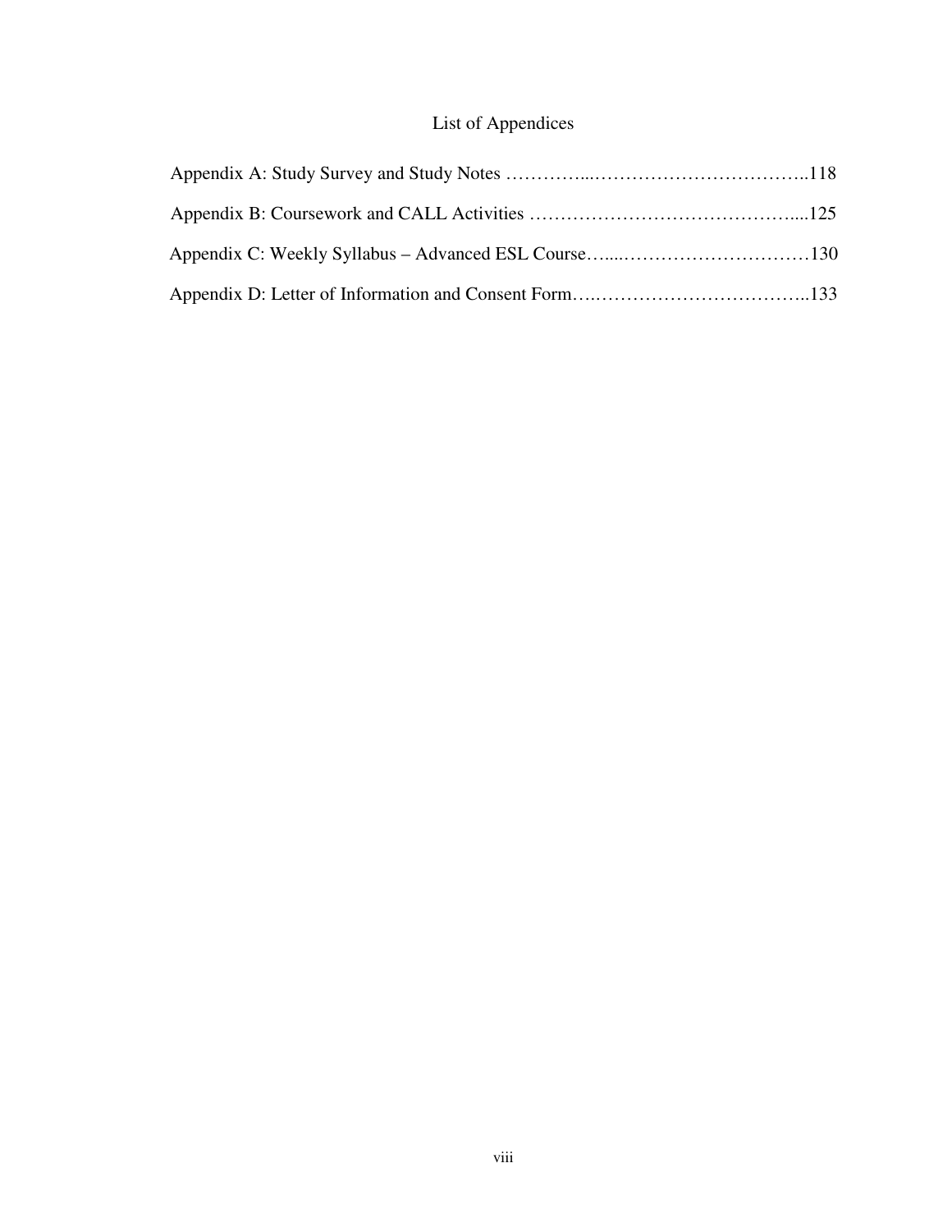# List of Appendices

Appendix A: Study Survey and Study Notes ..........................................118

Appendix B: Coursework and CALL Activities .......................................125

Appendix C: Weekly Syllabus – Advanced ESL Course.............................130

Appendix D: Letter of Information and Consent Form.............................133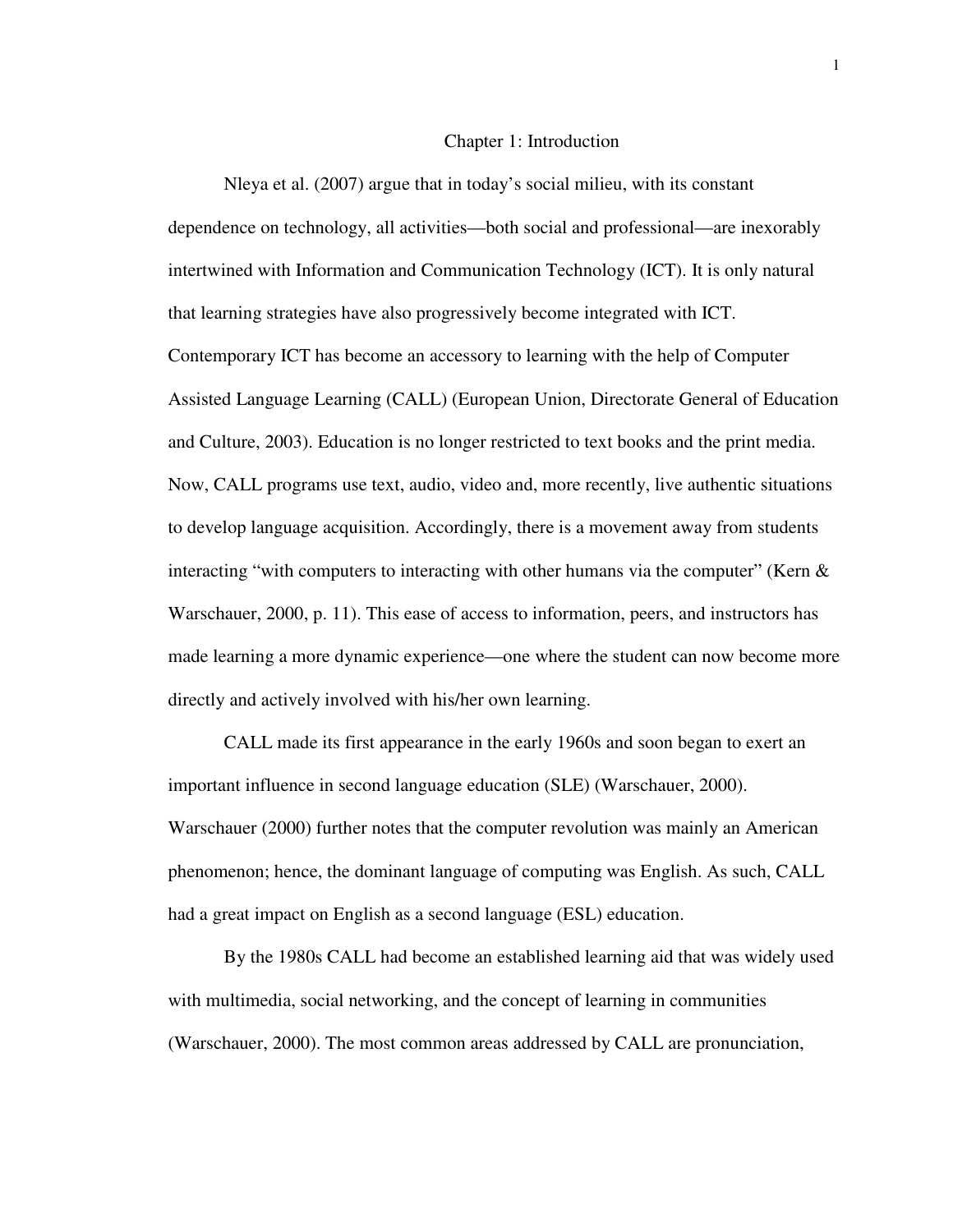# Chapter 1: Introduction

Nleya et al. (2007) argue that in today's social milieu, with its constant dependence on technology, all activities—both social and professional—are inexorably intertwined with Information and Communication Technology (ICT). It is only natural that learning strategies have also progressively become integrated with ICT. Contemporary ICT has become an accessory to learning with the help of Computer Assisted Language Learning (CALL) (European Union, Directorate General of Education and Culture, 2003). Education is no longer restricted to text books and the print media. Now, CALL programs use text, audio, video and, more recently, live authentic situations to develop language acquisition. Accordingly, there is a movement away from students interacting "with computers to interacting with other humans via the computer" (Kern & Warschauer, 2000, p. 11). This ease of access to information, peers, and instructors has made learning a more dynamic experience—one where the student can now become more directly and actively involved with his/her own learning.

CALL made its first appearance in the early 1960s and soon began to exert an important influence in second language education (SLE) (Warschauer, 2000). Warschauer (2000) further notes that the computer revolution was mainly an American phenomenon; hence, the dominant language of computing was English. As such, CALL had a great impact on English as a second language (ESL) education.

By the 1980s CALL had become an established learning aid that was widely used with multimedia, social networking, and the concept of learning in communities (Warschauer, 2000). The most common areas addressed by CALL are pronunciation,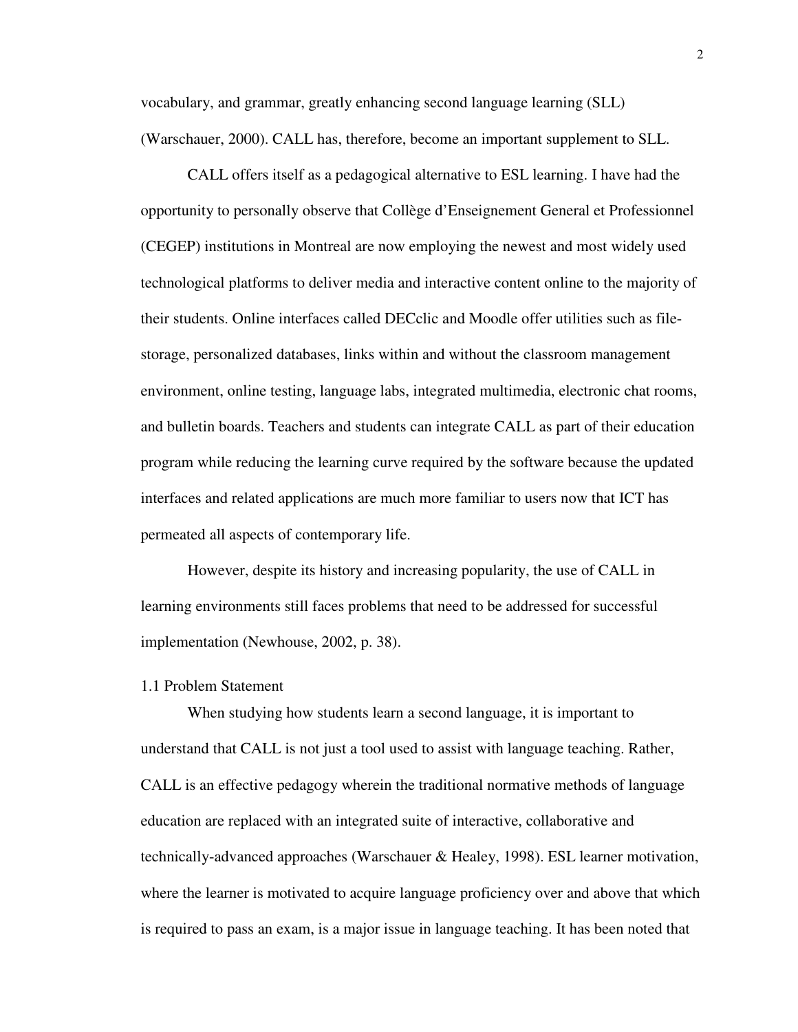vocabulary, and grammar, greatly enhancing second language learning (SLL) (Warschauer, 2000). CALL has, therefore, become an important supplement to SLL.

CALL offers itself as a pedagogical alternative to ESL learning. I have had the opportunity to personally observe that Collège d'Enseignement General et Professionnel (CEGEP) institutions in Montreal are now employing the newest and most widely used technological platforms to deliver media and interactive content online to the majority of their students. Online interfaces called DECclic and Moodle offer utilities such as file-storage, personalized databases, links within and without the classroom management environment, online testing, language labs, integrated multimedia, electronic chat rooms, and bulletin boards. Teachers and students can integrate CALL as part of their education program while reducing the learning curve required by the software because the updated interfaces and related applications are much more familiar to users now that ICT has permeated all aspects of contemporary life.

However, despite its history and increasing popularity, the use of CALL in learning environments still faces problems that need to be addressed for successful implementation (Newhouse, 2002, p. 38).

### 1.1 Problem Statement

When studying how students learn a second language, it is important to understand that CALL is not just a tool used to assist with language teaching. Rather, CALL is an effective pedagogy wherein the traditional normative methods of language education are replaced with an integrated suite of interactive, collaborative and technically-advanced approaches (Warschauer & Healey, 1998). ESL learner motivation, where the learner is motivated to acquire language proficiency over and above that which is required to pass an exam, is a major issue in language teaching. It has been noted that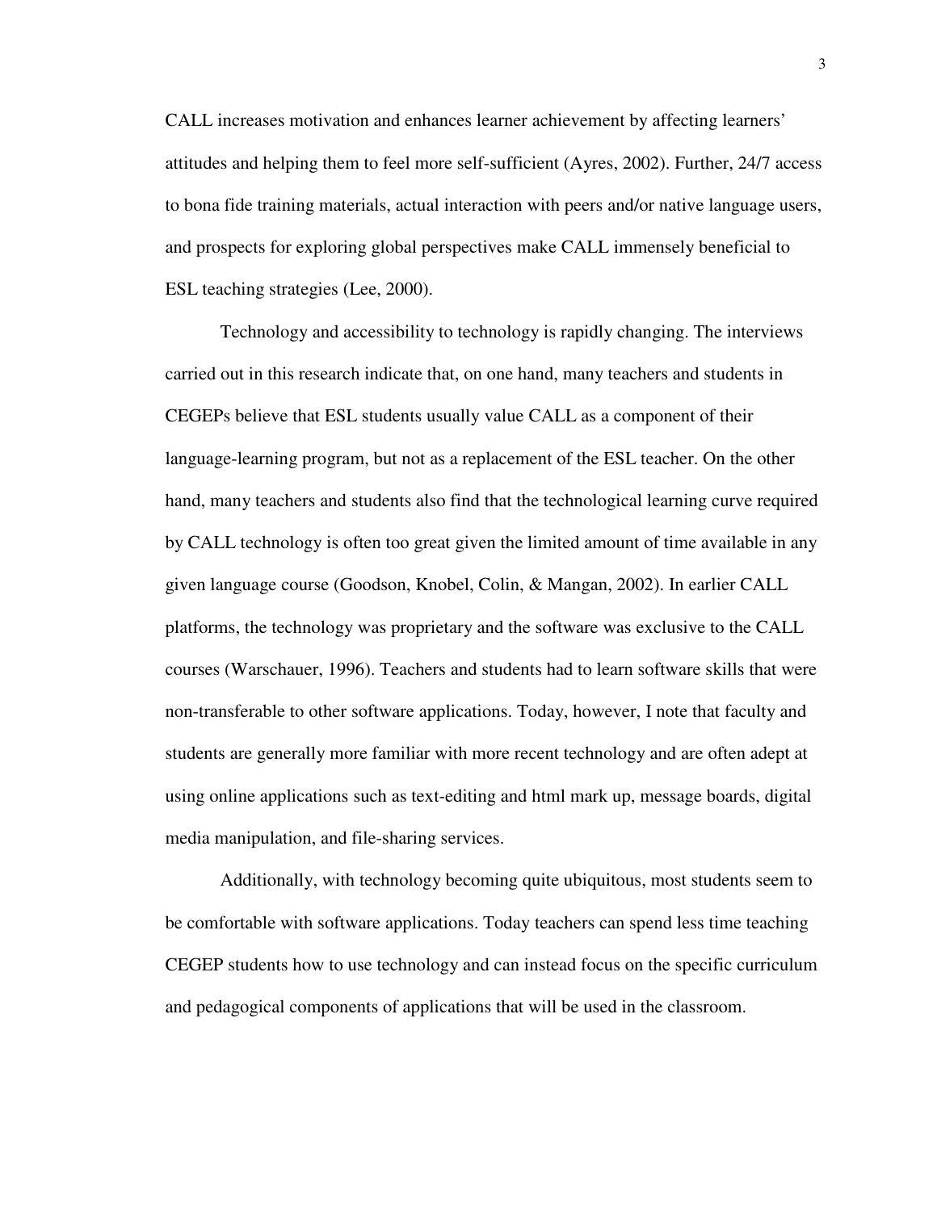CALL increases motivation and enhances learner achievement by affecting learners' attitudes and helping them to feel more self-sufficient (Ayres, 2002). Further, 24/7 access to bona fide training materials, actual interaction with peers and/or native language users, and prospects for exploring global perspectives make CALL immensely beneficial to ESL teaching strategies (Lee, 2000).

Technology and accessibility to technology is rapidly changing. The interviews carried out in this research indicate that, on one hand, many teachers and students in CEGEPs believe that ESL students usually value CALL as a component of their language-learning program, but not as a replacement of the ESL teacher. On the other hand, many teachers and students also find that the technological learning curve required by CALL technology is often too great given the limited amount of time available in any given language course (Goodson, Knobel, Colin, & Mangan, 2002). In earlier CALL platforms, the technology was proprietary and the software was exclusive to the CALL courses (Warschauer, 1996). Teachers and students had to learn software skills that were non-transferable to other software applications. Today, however, I note that faculty and students are generally more familiar with more recent technology and are often adept at using online applications such as text-editing and html mark up, message boards, digital media manipulation, and file-sharing services.

Additionally, with technology becoming quite ubiquitous, most students seem to be comfortable with software applications. Today teachers can spend less time teaching CEGEP students how to use technology and can instead focus on the specific curriculum and pedagogical components of applications that will be used in the classroom.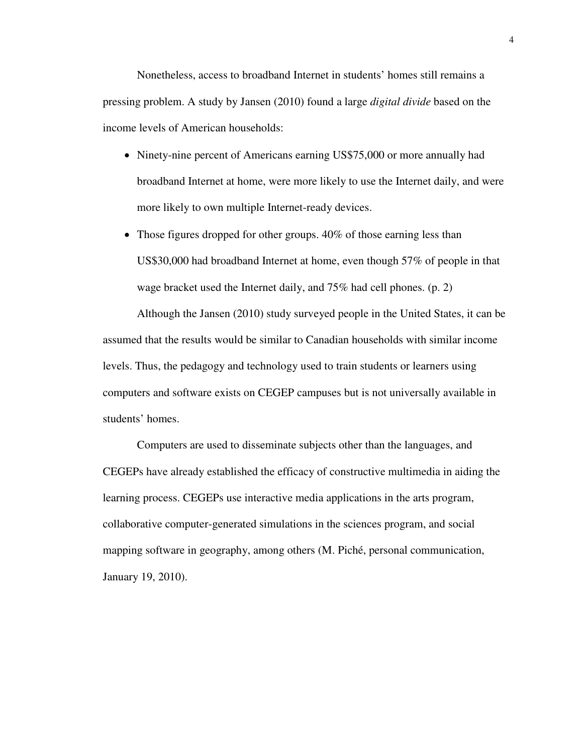Nonetheless, access to broadband Internet in students' homes still remains a pressing problem. A study by Jansen (2010) found a large *digital divide* based on the income levels of American households:

- Ninety-nine percent of Americans earning US$75,000 or more annually had broadband Internet at home, were more likely to use the Internet daily, and were more likely to own multiple Internet-ready devices.
- Those figures dropped for other groups. 40% of those earning less than US$30,000 had broadband Internet at home, even though 57% of people in that wage bracket used the Internet daily, and 75% had cell phones. (p. 2)

Although the Jansen (2010) study surveyed people in the United States, it can be assumed that the results would be similar to Canadian households with similar income levels. Thus, the pedagogy and technology used to train students or learners using computers and software exists on CEGEP campuses but is not universally available in students' homes.

Computers are used to disseminate subjects other than the languages, and CEGEPs have already established the efficacy of constructive multimedia in aiding the learning process. CEGEPs use interactive media applications in the arts program, collaborative computer-generated simulations in the sciences program, and social mapping software in geography, among others (M. Piché, personal communication, January 19, 2010).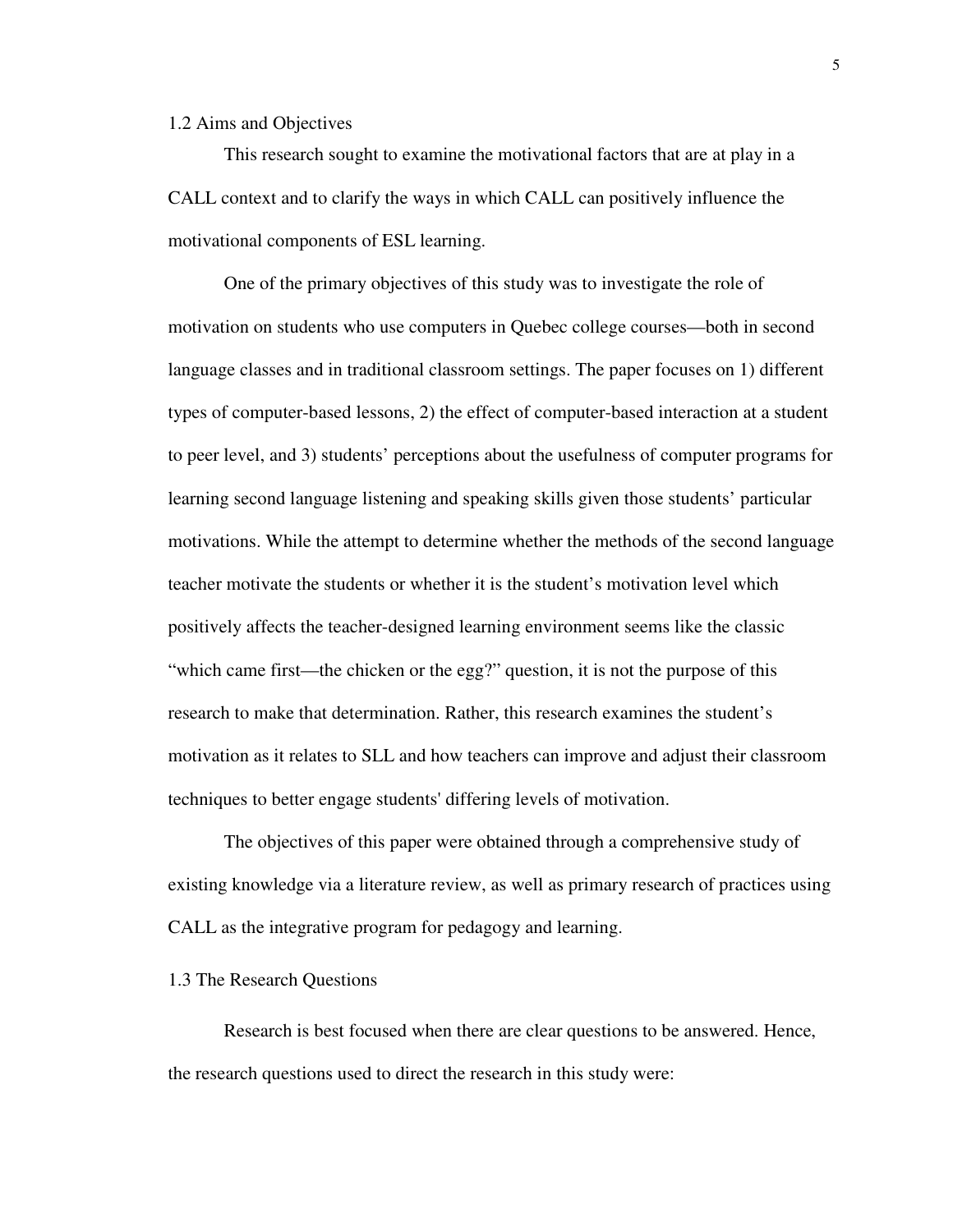## 1.2 Aims and Objectives

This research sought to examine the motivational factors that are at play in a CALL context and to clarify the ways in which CALL can positively influence the motivational components of ESL learning.

One of the primary objectives of this study was to investigate the role of motivation on students who use computers in Quebec college courses—both in second language classes and in traditional classroom settings. The paper focuses on 1) different types of computer-based lessons, 2) the effect of computer-based interaction at a student to peer level, and 3) students' perceptions about the usefulness of computer programs for learning second language listening and speaking skills given those students' particular motivations. While the attempt to determine whether the methods of the second language teacher motivate the students or whether it is the student's motivation level which positively affects the teacher-designed learning environment seems like the classic "which came first—the chicken or the egg?" question, it is not the purpose of this research to make that determination. Rather, this research examines the student's motivation as it relates to SLL and how teachers can improve and adjust their classroom techniques to better engage students' differing levels of motivation.

The objectives of this paper were obtained through a comprehensive study of existing knowledge via a literature review, as well as primary research of practices using CALL as the integrative program for pedagogy and learning.

## 1.3 The Research Questions

Research is best focused when there are clear questions to be answered. Hence, the research questions used to direct the research in this study were: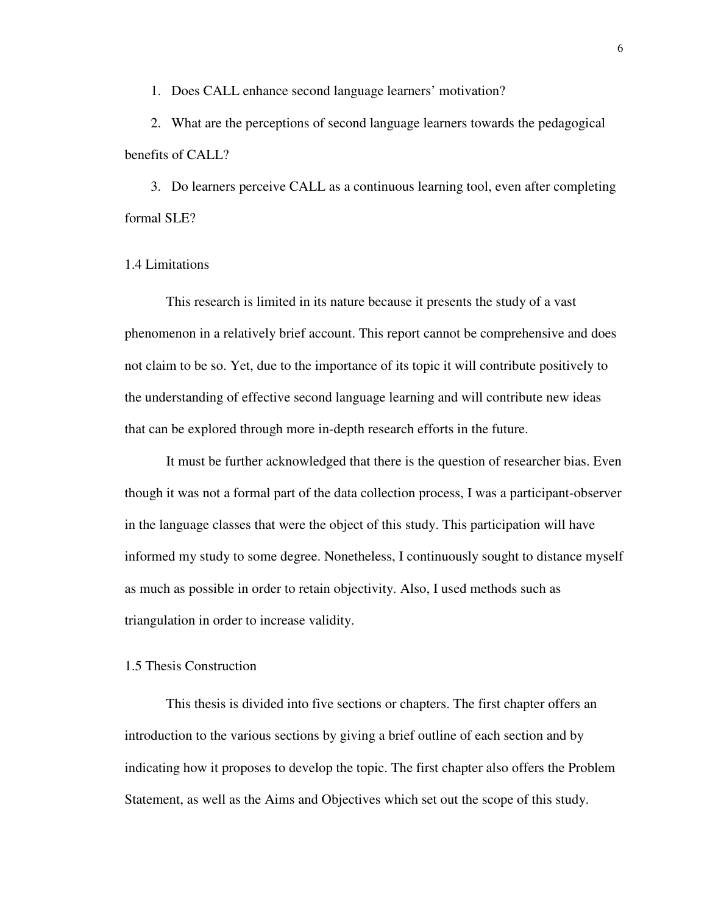1. Does CALL enhance second language learners' motivation?
2. What are the perceptions of second language learners towards the pedagogical benefits of CALL?
3. Do learners perceive CALL as a continuous learning tool, even after completing formal SLE?

### 1.4 Limitations

This research is limited in its nature because it presents the study of a vast phenomenon in a relatively brief account. This report cannot be comprehensive and does not claim to be so. Yet, due to the importance of its topic it will contribute positively to the understanding of effective second language learning and will contribute new ideas that can be explored through more in-depth research efforts in the future.

It must be further acknowledged that there is the question of researcher bias. Even though it was not a formal part of the data collection process, I was a participant-observer in the language classes that were the object of this study. This participation will have informed my study to some degree. Nonetheless, I continuously sought to distance myself as much as possible in order to retain objectivity. Also, I used methods such as triangulation in order to increase validity.

### 1.5 Thesis Construction

This thesis is divided into five sections or chapters. The first chapter offers an introduction to the various sections by giving a brief outline of each section and by indicating how it proposes to develop the topic. The first chapter also offers the Problem Statement, as well as the Aims and Objectives which set out the scope of this study.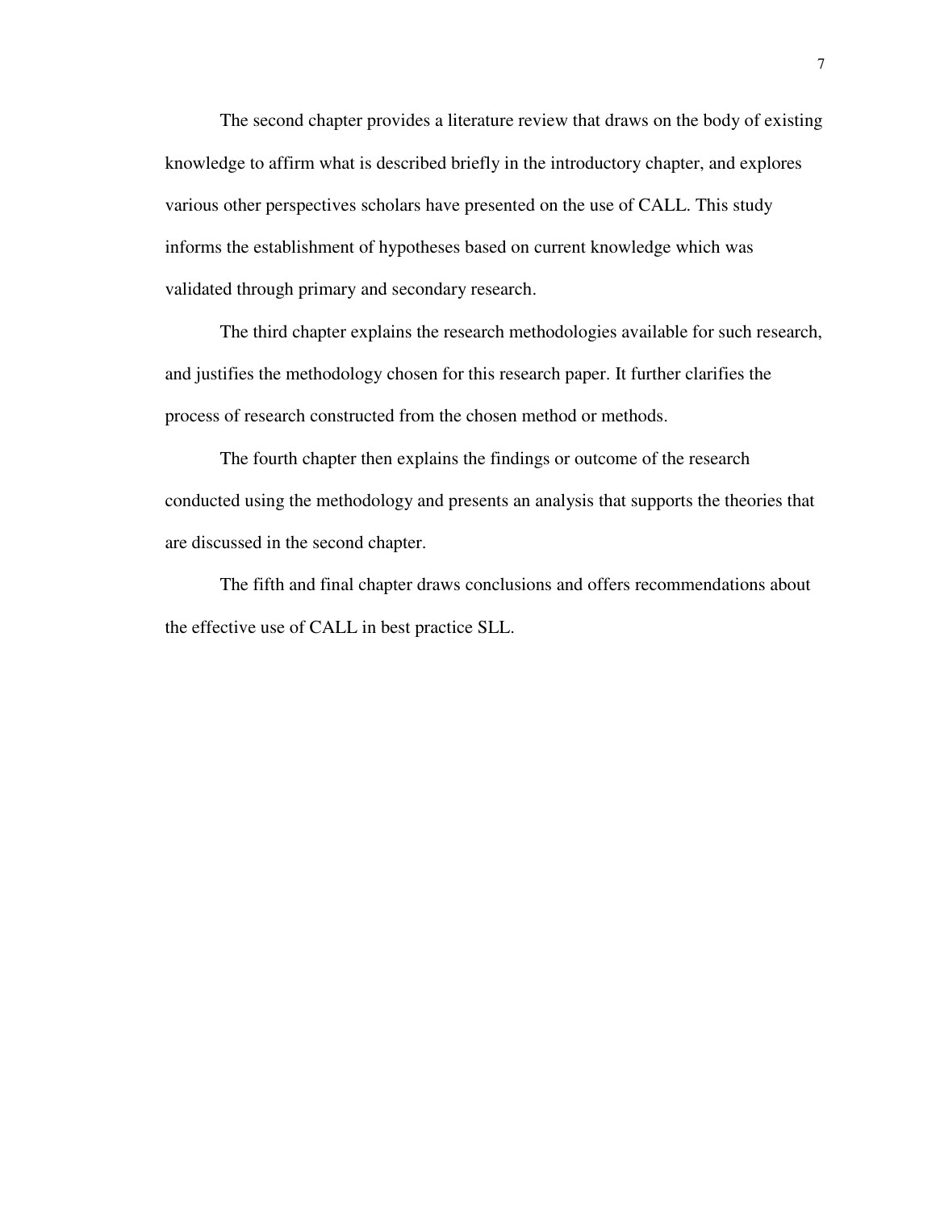The second chapter provides a literature review that draws on the body of existing knowledge to affirm what is described briefly in the introductory chapter, and explores various other perspectives scholars have presented on the use of CALL. This study informs the establishment of hypotheses based on current knowledge which was validated through primary and secondary research.

The third chapter explains the research methodologies available for such research, and justifies the methodology chosen for this research paper. It further clarifies the process of research constructed from the chosen method or methods.

The fourth chapter then explains the findings or outcome of the research conducted using the methodology and presents an analysis that supports the theories that are discussed in the second chapter.

The fifth and final chapter draws conclusions and offers recommendations about the effective use of CALL in best practice SLL.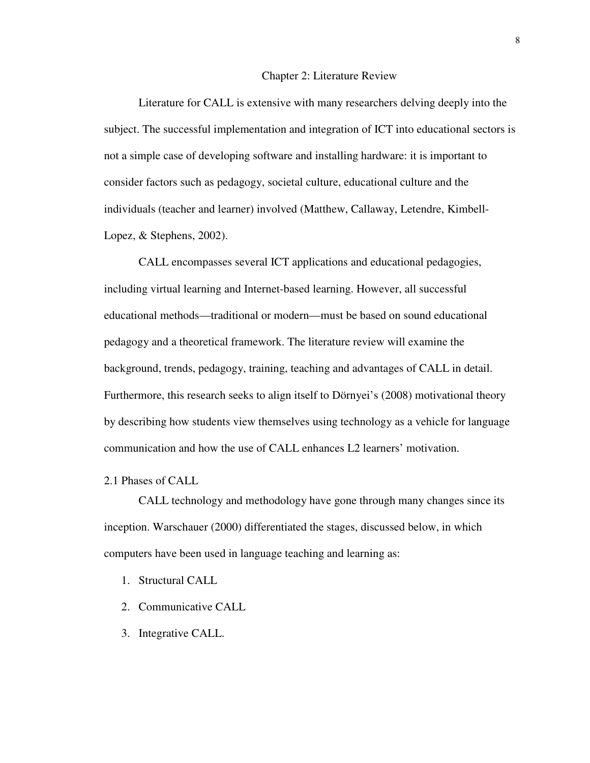# Chapter 2: Literature Review

Literature for CALL is extensive with many researchers delving deeply into the subject. The successful implementation and integration of ICT into educational sectors is not a simple case of developing software and installing hardware: it is important to consider factors such as pedagogy, societal culture, educational culture and the individuals (teacher and learner) involved (Matthew, Callaway, Letendre, Kimbell-Lopez, & Stephens, 2002).

CALL encompasses several ICT applications and educational pedagogies, including virtual learning and Internet-based learning. However, all successful educational methods—traditional or modern—must be based on sound educational pedagogy and a theoretical framework. The literature review will examine the background, trends, pedagogy, training, teaching and advantages of CALL in detail. Furthermore, this research seeks to align itself to Dörnyei's (2008) motivational theory by describing how students view themselves using technology as a vehicle for language communication and how the use of CALL enhances L2 learners' motivation.

## 2.1 Phases of CALL

CALL technology and methodology have gone through many changes since its inception. Warschauer (2000) differentiated the stages, discussed below, in which computers have been used in language teaching and learning as:

1. Structural CALL
2. Communicative CALL
3. Integrative CALL.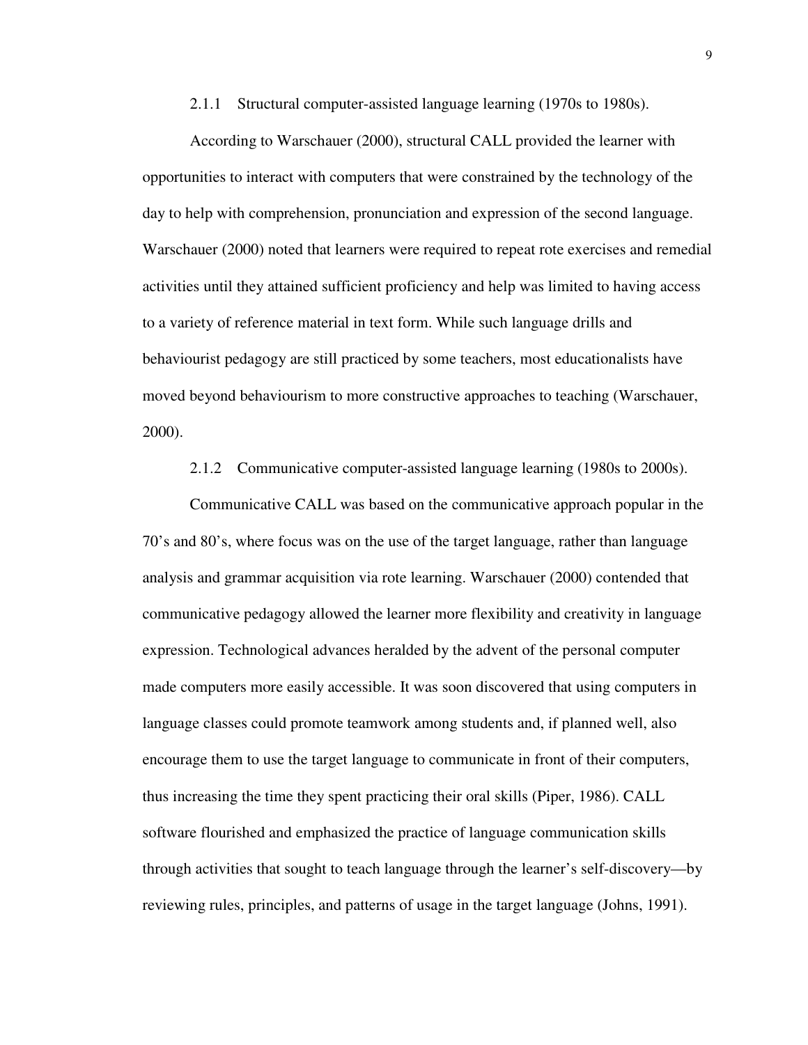### 2.1.1 Structural computer-assisted language learning (1970s to 1980s).

According to Warschauer (2000), structural CALL provided the learner with opportunities to interact with computers that were constrained by the technology of the day to help with comprehension, pronunciation and expression of the second language. Warschauer (2000) noted that learners were required to repeat rote exercises and remedial activities until they attained sufficient proficiency and help was limited to having access to a variety of reference material in text form. While such language drills and behaviourist pedagogy are still practiced by some teachers, most educationalists have moved beyond behaviourism to more constructive approaches to teaching (Warschauer, 2000).

### 2.1.2 Communicative computer-assisted language learning (1980s to 2000s).

Communicative CALL was based on the communicative approach popular in the 70's and 80's, where focus was on the use of the target language, rather than language analysis and grammar acquisition via rote learning. Warschauer (2000) contended that communicative pedagogy allowed the learner more flexibility and creativity in language expression. Technological advances heralded by the advent of the personal computer made computers more easily accessible. It was soon discovered that using computers in language classes could promote teamwork among students and, if planned well, also encourage them to use the target language to communicate in front of their computers, thus increasing the time they spent practicing their oral skills (Piper, 1986). CALL software flourished and emphasized the practice of language communication skills through activities that sought to teach language through the learner's self-discovery—by reviewing rules, principles, and patterns of usage in the target language (Johns, 1991).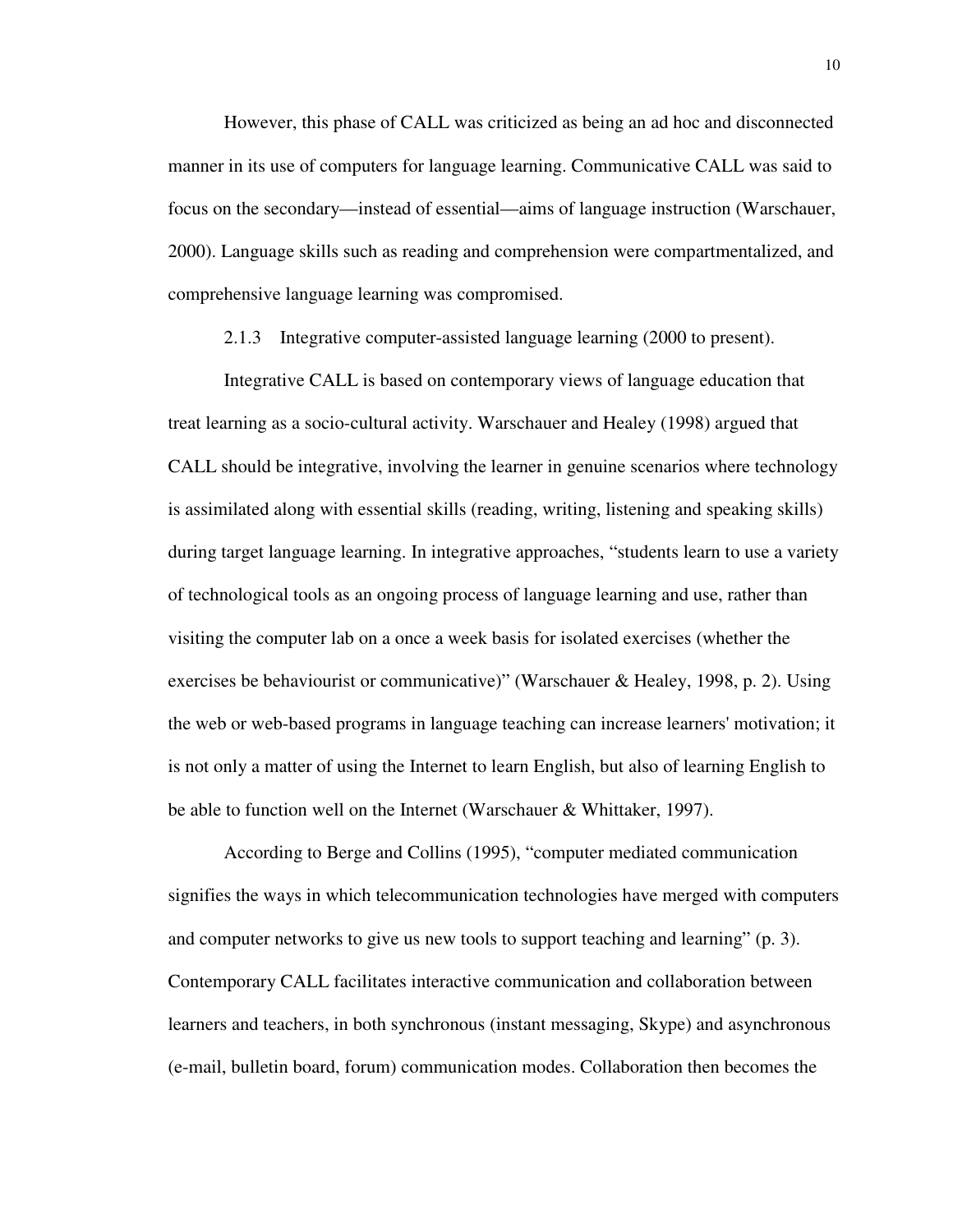However, this phase of CALL was criticized as being an ad hoc and disconnected manner in its use of computers for language learning. Communicative CALL was said to focus on the secondary—instead of essential—aims of language instruction (Warschauer, 2000). Language skills such as reading and comprehension were compartmentalized, and comprehensive language learning was compromised.

### 2.1.3 Integrative computer-assisted language learning (2000 to present).

Integrative CALL is based on contemporary views of language education that treat learning as a socio-cultural activity. Warschauer and Healey (1998) argued that CALL should be integrative, involving the learner in genuine scenarios where technology is assimilated along with essential skills (reading, writing, listening and speaking skills) during target language learning. In integrative approaches, "students learn to use a variety of technological tools as an ongoing process of language learning and use, rather than visiting the computer lab on a once a week basis for isolated exercises (whether the exercises be behaviourist or communicative)" (Warschauer & Healey, 1998, p. 2). Using the web or web-based programs in language teaching can increase learners' motivation; it is not only a matter of using the Internet to learn English, but also of learning English to be able to function well on the Internet (Warschauer & Whittaker, 1997).

According to Berge and Collins (1995), "computer mediated communication signifies the ways in which telecommunication technologies have merged with computers and computer networks to give us new tools to support teaching and learning" (p. 3). Contemporary CALL facilitates interactive communication and collaboration between learners and teachers, in both synchronous (instant messaging, Skype) and asynchronous (e-mail, bulletin board, forum) communication modes. Collaboration then becomes the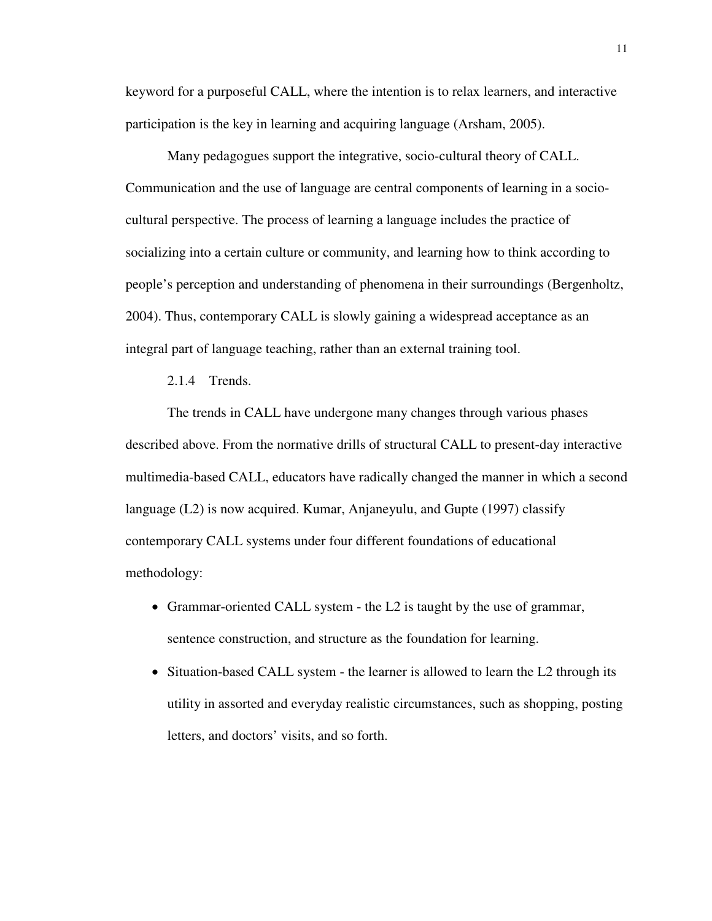keyword for a purposeful CALL, where the intention is to relax learners, and interactive participation is the key in learning and acquiring language (Arsham, 2005).

Many pedagogues support the integrative, socio-cultural theory of CALL. Communication and the use of language are central components of learning in a socio-cultural perspective. The process of learning a language includes the practice of socializing into a certain culture or community, and learning how to think according to people's perception and understanding of phenomena in their surroundings (Bergenholtz, 2004). Thus, contemporary CALL is slowly gaining a widespread acceptance as an integral part of language teaching, rather than an external training tool.

#### 2.1.4 Trends.

The trends in CALL have undergone many changes through various phases described above. From the normative drills of structural CALL to present-day interactive multimedia-based CALL, educators have radically changed the manner in which a second language (L2) is now acquired. Kumar, Anjaneyulu, and Gupte (1997) classify contemporary CALL systems under four different foundations of educational methodology:

- Grammar-oriented CALL system - the L2 is taught by the use of grammar, sentence construction, and structure as the foundation for learning.
- Situation-based CALL system - the learner is allowed to learn the L2 through its utility in assorted and everyday realistic circumstances, such as shopping, posting letters, and doctors' visits, and so forth.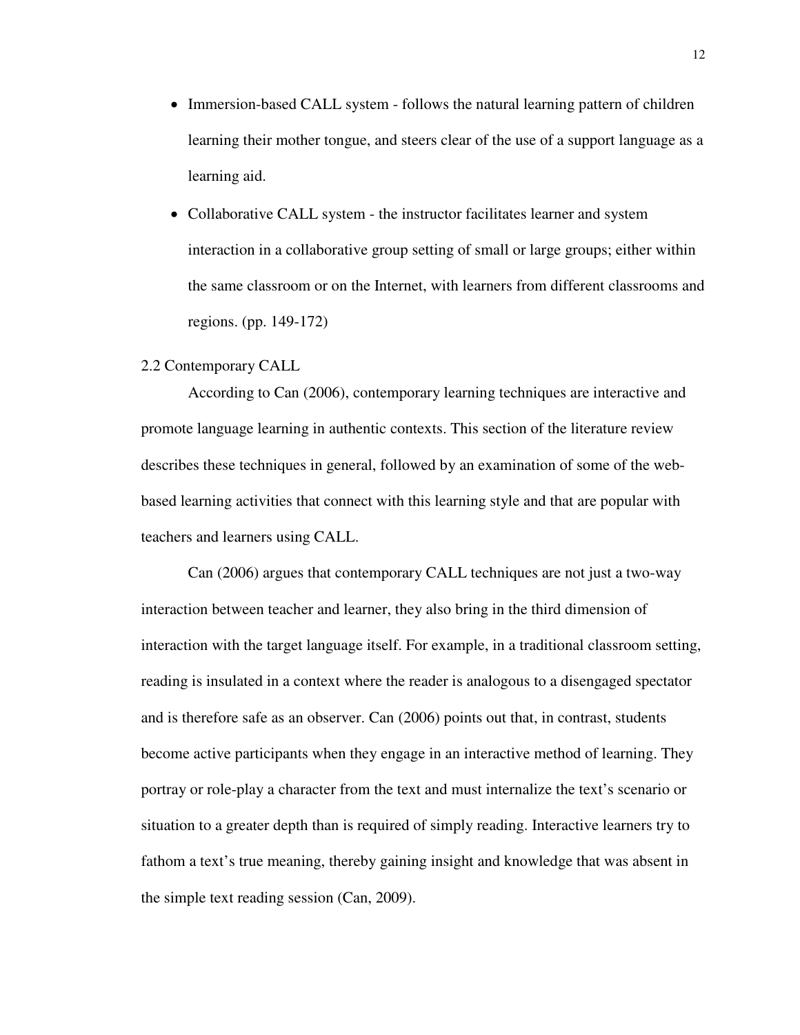- Immersion-based CALL system - follows the natural learning pattern of children learning their mother tongue, and steers clear of the use of a support language as a learning aid.
- Collaborative CALL system - the instructor facilitates learner and system interaction in a collaborative group setting of small or large groups; either within the same classroom or on the Internet, with learners from different classrooms and regions. (pp. 149-172)

## 2.2 Contemporary CALL

According to Can (2006), contemporary learning techniques are interactive and promote language learning in authentic contexts. This section of the literature review describes these techniques in general, followed by an examination of some of the web-based learning activities that connect with this learning style and that are popular with teachers and learners using CALL.

Can (2006) argues that contemporary CALL techniques are not just a two-way interaction between teacher and learner, they also bring in the third dimension of interaction with the target language itself. For example, in a traditional classroom setting, reading is insulated in a context where the reader is analogous to a disengaged spectator and is therefore safe as an observer. Can (2006) points out that, in contrast, students become active participants when they engage in an interactive method of learning. They portray or role-play a character from the text and must internalize the text's scenario or situation to a greater depth than is required of simply reading. Interactive learners try to fathom a text's true meaning, thereby gaining insight and knowledge that was absent in the simple text reading session (Can, 2009).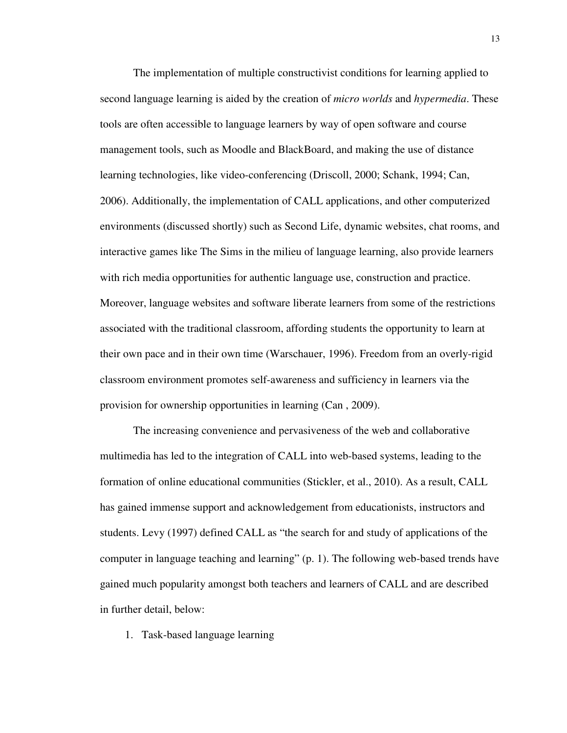The implementation of multiple constructivist conditions for learning applied to second language learning is aided by the creation of *micro worlds* and *hypermedia*. These tools are often accessible to language learners by way of open software and course management tools, such as Moodle and BlackBoard, and making the use of distance learning technologies, like video-conferencing (Driscoll, 2000; Schank, 1994; Can, 2006). Additionally, the implementation of CALL applications, and other computerized environments (discussed shortly) such as Second Life, dynamic websites, chat rooms, and interactive games like The Sims in the milieu of language learning, also provide learners with rich media opportunities for authentic language use, construction and practice. Moreover, language websites and software liberate learners from some of the restrictions associated with the traditional classroom, affording students the opportunity to learn at their own pace and in their own time (Warschauer, 1996). Freedom from an overly-rigid classroom environment promotes self-awareness and sufficiency in learners via the provision for ownership opportunities in learning (Can , 2009).

The increasing convenience and pervasiveness of the web and collaborative multimedia has led to the integration of CALL into web-based systems, leading to the formation of online educational communities (Stickler, et al., 2010). As a result, CALL has gained immense support and acknowledgement from educationists, instructors and students. Levy (1997) defined CALL as "the search for and study of applications of the computer in language teaching and learning" (p. 1). The following web-based trends have gained much popularity amongst both teachers and learners of CALL and are described in further detail, below:

1. Task-based language learning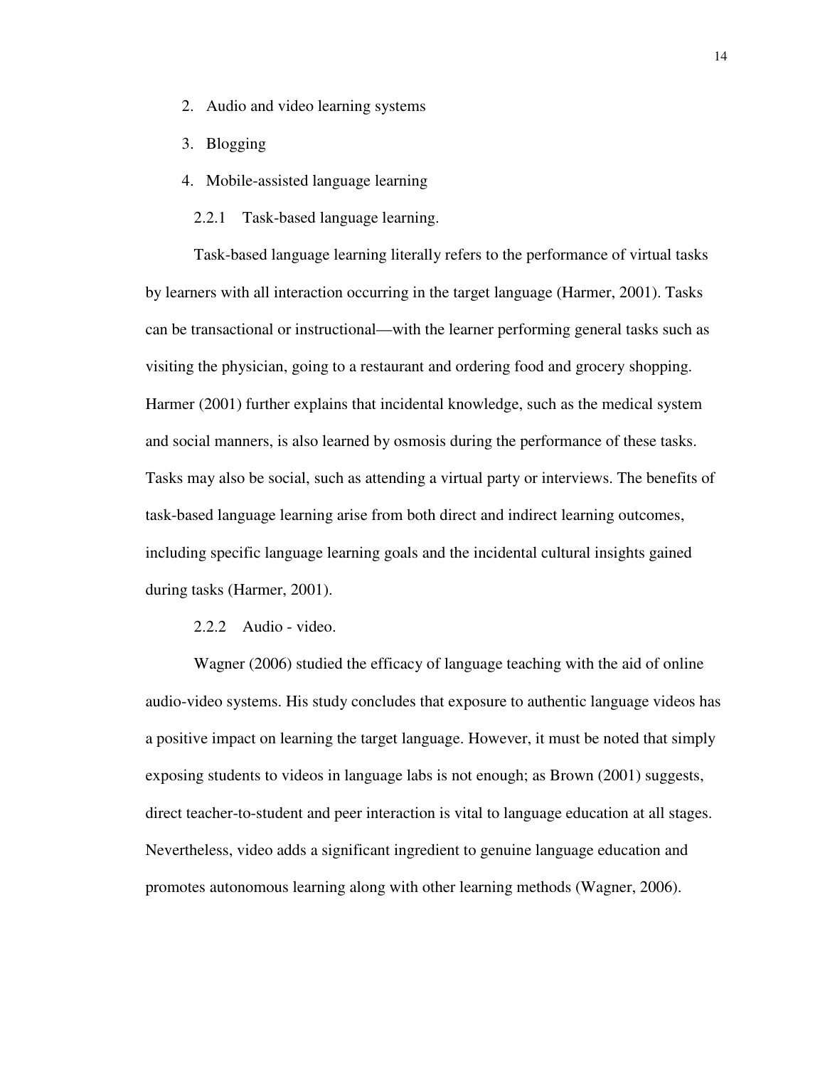2. Audio and video learning systems
3. Blogging
4. Mobile-assisted language learning

### 2.2.1 Task-based language learning.

Task-based language learning literally refers to the performance of virtual tasks by learners with all interaction occurring in the target language (Harmer, 2001). Tasks can be transactional or instructional—with the learner performing general tasks such as visiting the physician, going to a restaurant and ordering food and grocery shopping. Harmer (2001) further explains that incidental knowledge, such as the medical system and social manners, is also learned by osmosis during the performance of these tasks. Tasks may also be social, such as attending a virtual party or interviews. The benefits of task-based language learning arise from both direct and indirect learning outcomes, including specific language learning goals and the incidental cultural insights gained during tasks (Harmer, 2001).

### 2.2.2 Audio - video.

Wagner (2006) studied the efficacy of language teaching with the aid of online audio-video systems. His study concludes that exposure to authentic language videos has a positive impact on learning the target language. However, it must be noted that simply exposing students to videos in language labs is not enough; as Brown (2001) suggests, direct teacher-to-student and peer interaction is vital to language education at all stages. Nevertheless, video adds a significant ingredient to genuine language education and promotes autonomous learning along with other learning methods (Wagner, 2006).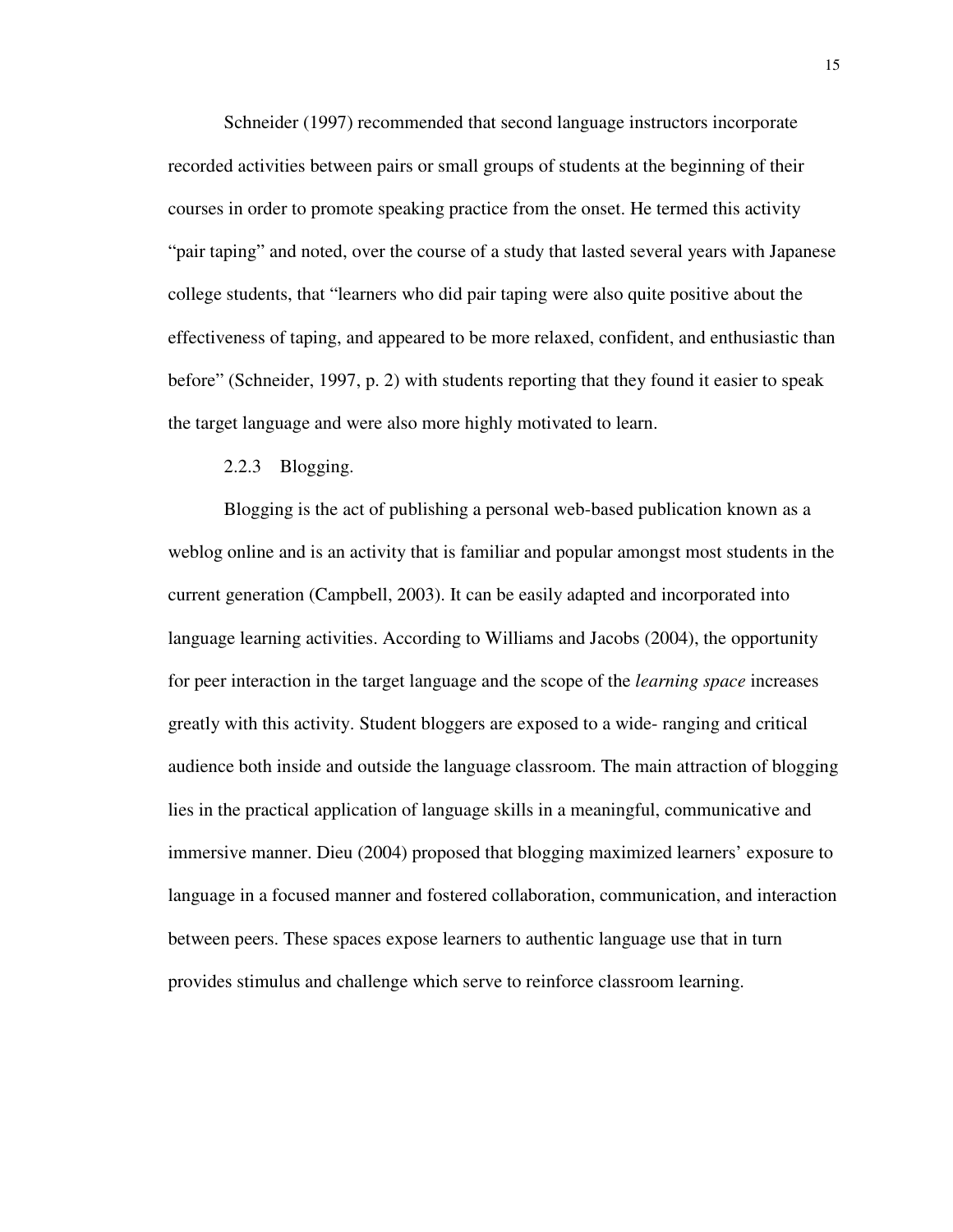Schneider (1997) recommended that second language instructors incorporate recorded activities between pairs or small groups of students at the beginning of their courses in order to promote speaking practice from the onset. He termed this activity "pair taping" and noted, over the course of a study that lasted several years with Japanese college students, that "learners who did pair taping were also quite positive about the effectiveness of taping, and appeared to be more relaxed, confident, and enthusiastic than before" (Schneider, 1997, p. 2) with students reporting that they found it easier to speak the target language and were also more highly motivated to learn.

### 2.2.3 Blogging.

Blogging is the act of publishing a personal web-based publication known as a weblog online and is an activity that is familiar and popular amongst most students in the current generation (Campbell, 2003). It can be easily adapted and incorporated into language learning activities. According to Williams and Jacobs (2004), the opportunity for peer interaction in the target language and the scope of the *learning space* increases greatly with this activity. Student bloggers are exposed to a wide- ranging and critical audience both inside and outside the language classroom. The main attraction of blogging lies in the practical application of language skills in a meaningful, communicative and immersive manner. Dieu (2004) proposed that blogging maximized learners' exposure to language in a focused manner and fostered collaboration, communication, and interaction between peers. These spaces expose learners to authentic language use that in turn provides stimulus and challenge which serve to reinforce classroom learning.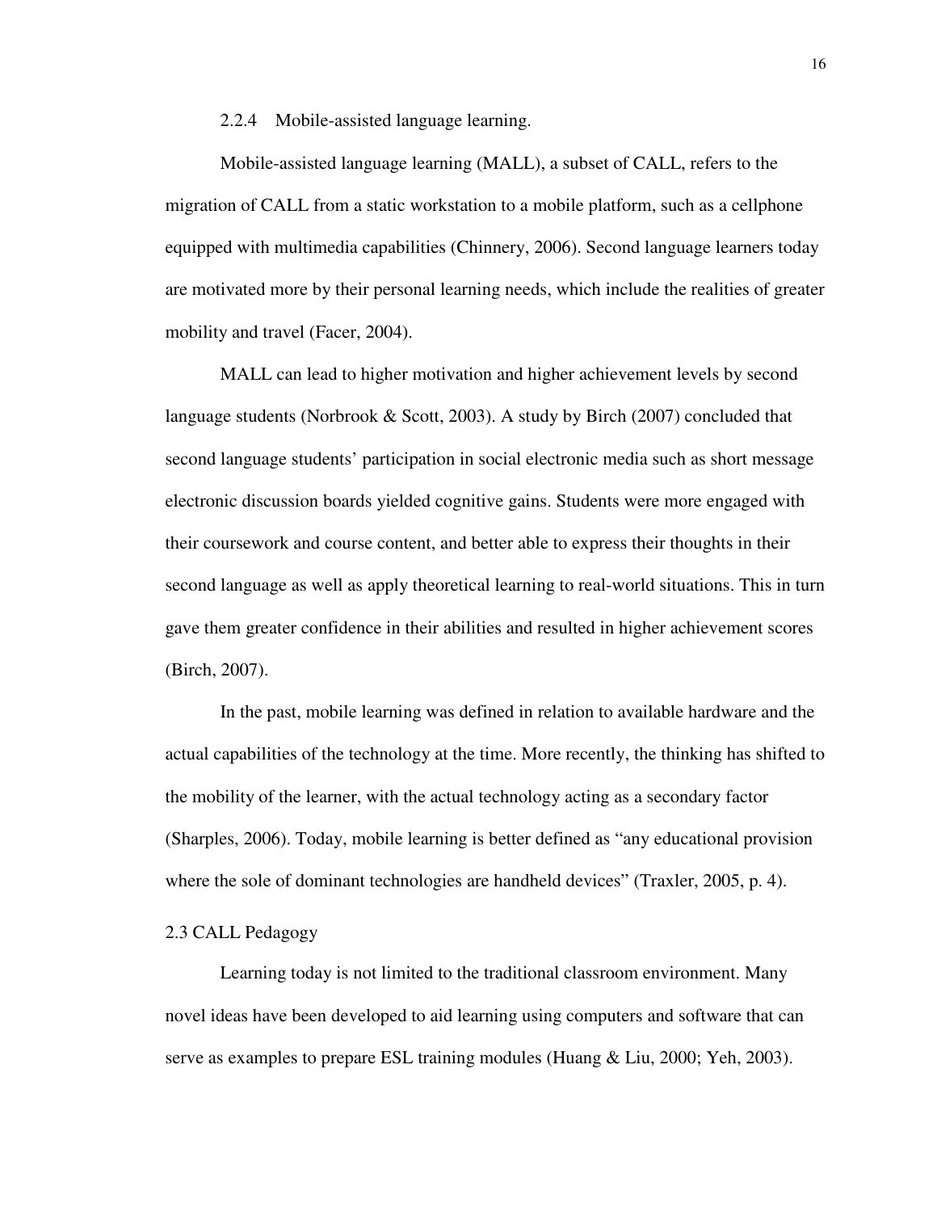#### 2.2.4 Mobile-assisted language learning.

Mobile-assisted language learning (MALL), a subset of CALL, refers to the migration of CALL from a static workstation to a mobile platform, such as a cellphone equipped with multimedia capabilities (Chinnery, 2006). Second language learners today are motivated more by their personal learning needs, which include the realities of greater mobility and travel (Facer, 2004).

MALL can lead to higher motivation and higher achievement levels by second language students (Norbrook & Scott, 2003). A study by Birch (2007) concluded that second language students' participation in social electronic media such as short message electronic discussion boards yielded cognitive gains. Students were more engaged with their coursework and course content, and better able to express their thoughts in their second language as well as apply theoretical learning to real-world situations. This in turn gave them greater confidence in their abilities and resulted in higher achievement scores (Birch, 2007).

In the past, mobile learning was defined in relation to available hardware and the actual capabilities of the technology at the time. More recently, the thinking has shifted to the mobility of the learner, with the actual technology acting as a secondary factor (Sharples, 2006). Today, mobile learning is better defined as "any educational provision where the sole of dominant technologies are handheld devices" (Traxler, 2005, p. 4).

### 2.3 CALL Pedagogy

Learning today is not limited to the traditional classroom environment. Many novel ideas have been developed to aid learning using computers and software that can serve as examples to prepare ESL training modules (Huang & Liu, 2000; Yeh, 2003).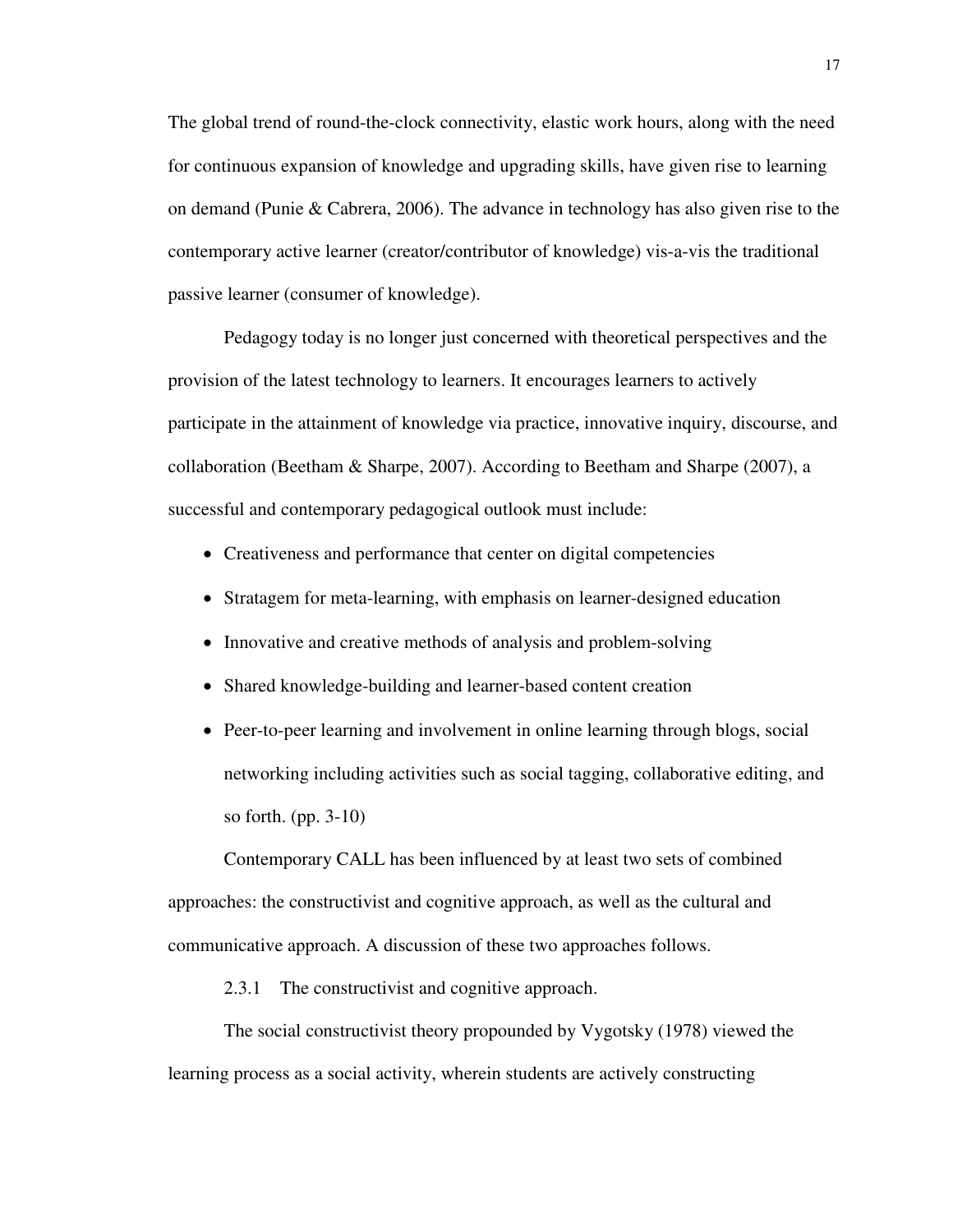The global trend of round-the-clock connectivity, elastic work hours, along with the need for continuous expansion of knowledge and upgrading skills, have given rise to learning on demand (Punie & Cabrera, 2006). The advance in technology has also given rise to the contemporary active learner (creator/contributor of knowledge) vis-a-vis the traditional passive learner (consumer of knowledge).

Pedagogy today is no longer just concerned with theoretical perspectives and the provision of the latest technology to learners. It encourages learners to actively participate in the attainment of knowledge via practice, innovative inquiry, discourse, and collaboration (Beetham & Sharpe, 2007). According to Beetham and Sharpe (2007), a successful and contemporary pedagogical outlook must include:

- Creativeness and performance that center on digital competencies
- Stratagem for meta-learning, with emphasis on learner-designed education
- Innovative and creative methods of analysis and problem-solving
- Shared knowledge-building and learner-based content creation
- Peer-to-peer learning and involvement in online learning through blogs, social networking including activities such as social tagging, collaborative editing, and so forth. (pp. 3-10)

Contemporary CALL has been influenced by at least two sets of combined approaches: the constructivist and cognitive approach, as well as the cultural and communicative approach. A discussion of these two approaches follows.

#### 2.3.1 The constructivist and cognitive approach.

The social constructivist theory propounded by Vygotsky (1978) viewed the learning process as a social activity, wherein students are actively constructing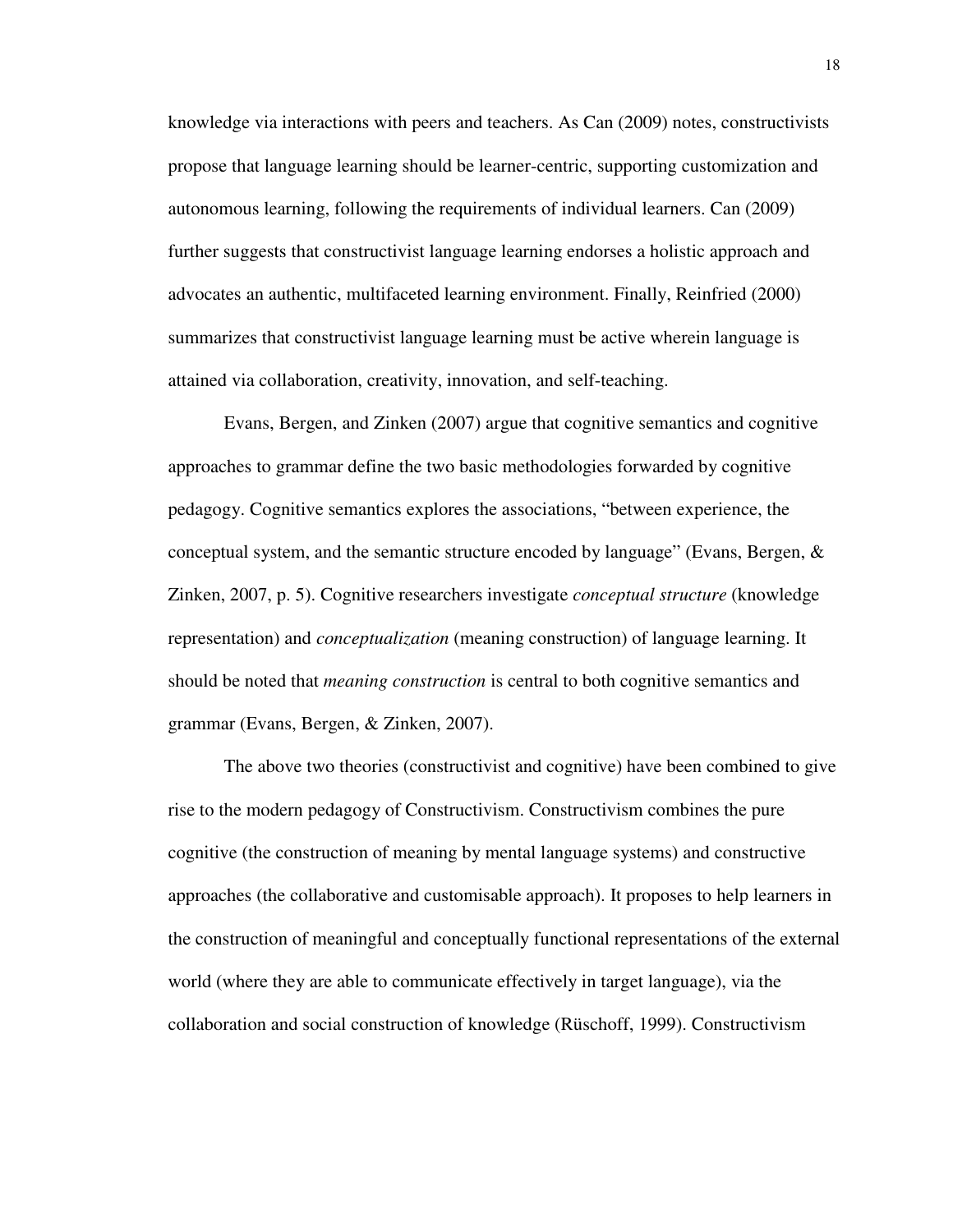knowledge via interactions with peers and teachers. As Can (2009) notes, constructivists propose that language learning should be learner-centric, supporting customization and autonomous learning, following the requirements of individual learners. Can (2009) further suggests that constructivist language learning endorses a holistic approach and advocates an authentic, multifaceted learning environment. Finally, Reinfried (2000) summarizes that constructivist language learning must be active wherein language is attained via collaboration, creativity, innovation, and self-teaching.

Evans, Bergen, and Zinken (2007) argue that cognitive semantics and cognitive approaches to grammar define the two basic methodologies forwarded by cognitive pedagogy. Cognitive semantics explores the associations, "between experience, the conceptual system, and the semantic structure encoded by language" (Evans, Bergen, & Zinken, 2007, p. 5). Cognitive researchers investigate *conceptual structure* (knowledge representation) and *conceptualization* (meaning construction) of language learning. It should be noted that *meaning construction* is central to both cognitive semantics and grammar (Evans, Bergen, & Zinken, 2007).

The above two theories (constructivist and cognitive) have been combined to give rise to the modern pedagogy of Constructivism. Constructivism combines the pure cognitive (the construction of meaning by mental language systems) and constructive approaches (the collaborative and customisable approach). It proposes to help learners in the construction of meaningful and conceptually functional representations of the external world (where they are able to communicate effectively in target language), via the collaboration and social construction of knowledge (Rüschoff, 1999). Constructivism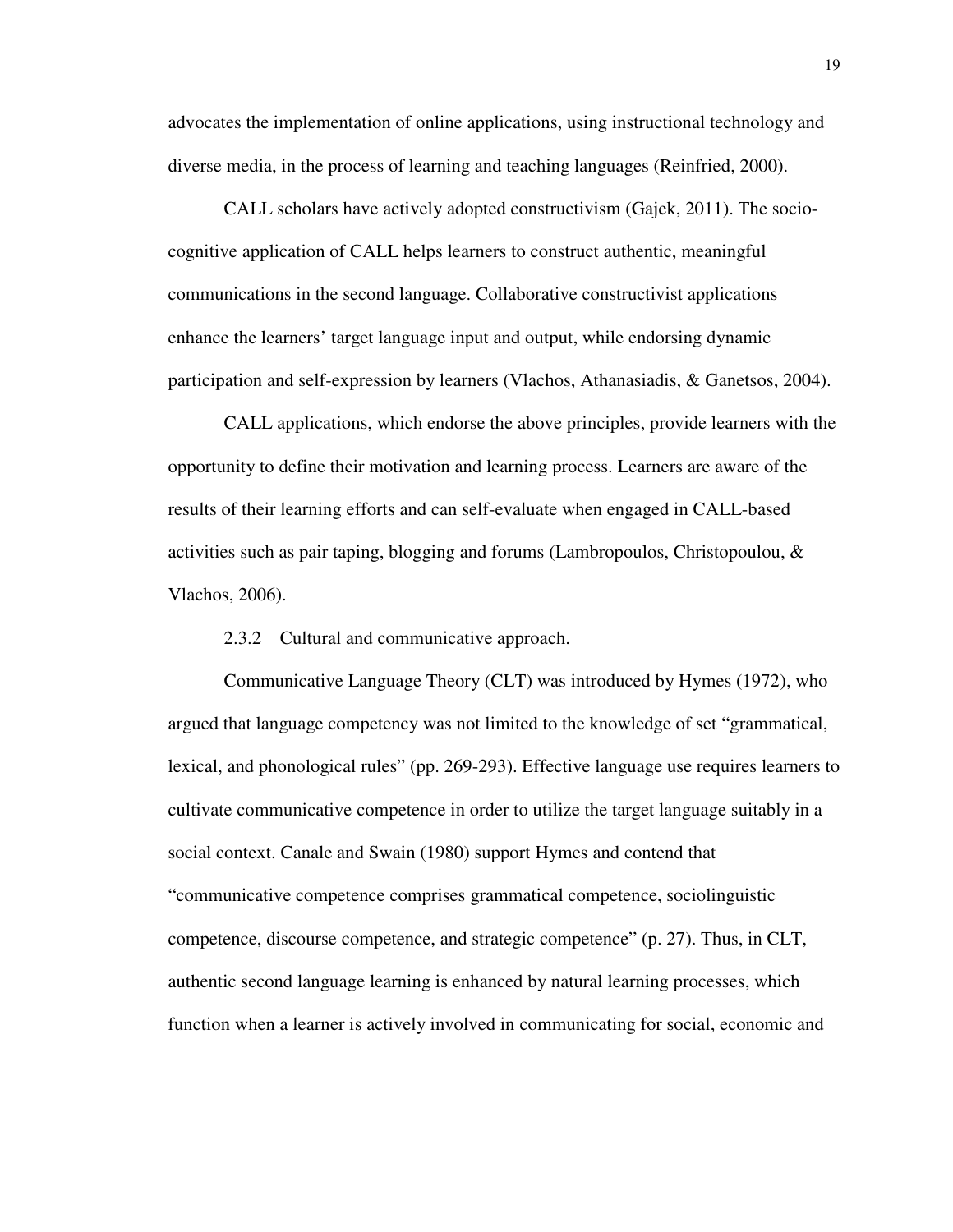advocates the implementation of online applications, using instructional technology and diverse media, in the process of learning and teaching languages (Reinfried, 2000).

CALL scholars have actively adopted constructivism (Gajek, 2011). The socio-cognitive application of CALL helps learners to construct authentic, meaningful communications in the second language. Collaborative constructivist applications enhance the learners' target language input and output, while endorsing dynamic participation and self-expression by learners (Vlachos, Athanasiadis, & Ganetsos, 2004).

CALL applications, which endorse the above principles, provide learners with the opportunity to define their motivation and learning process. Learners are aware of the results of their learning efforts and can self-evaluate when engaged in CALL-based activities such as pair taping, blogging and forums (Lambropoulos, Christopoulou, & Vlachos, 2006).

#### 2.3.2 Cultural and communicative approach.

Communicative Language Theory (CLT) was introduced by Hymes (1972), who argued that language competency was not limited to the knowledge of set "grammatical, lexical, and phonological rules" (pp. 269-293). Effective language use requires learners to cultivate communicative competence in order to utilize the target language suitably in a social context. Canale and Swain (1980) support Hymes and contend that "communicative competence comprises grammatical competence, sociolinguistic competence, discourse competence, and strategic competence" (p. 27). Thus, in CLT, authentic second language learning is enhanced by natural learning processes, which function when a learner is actively involved in communicating for social, economic and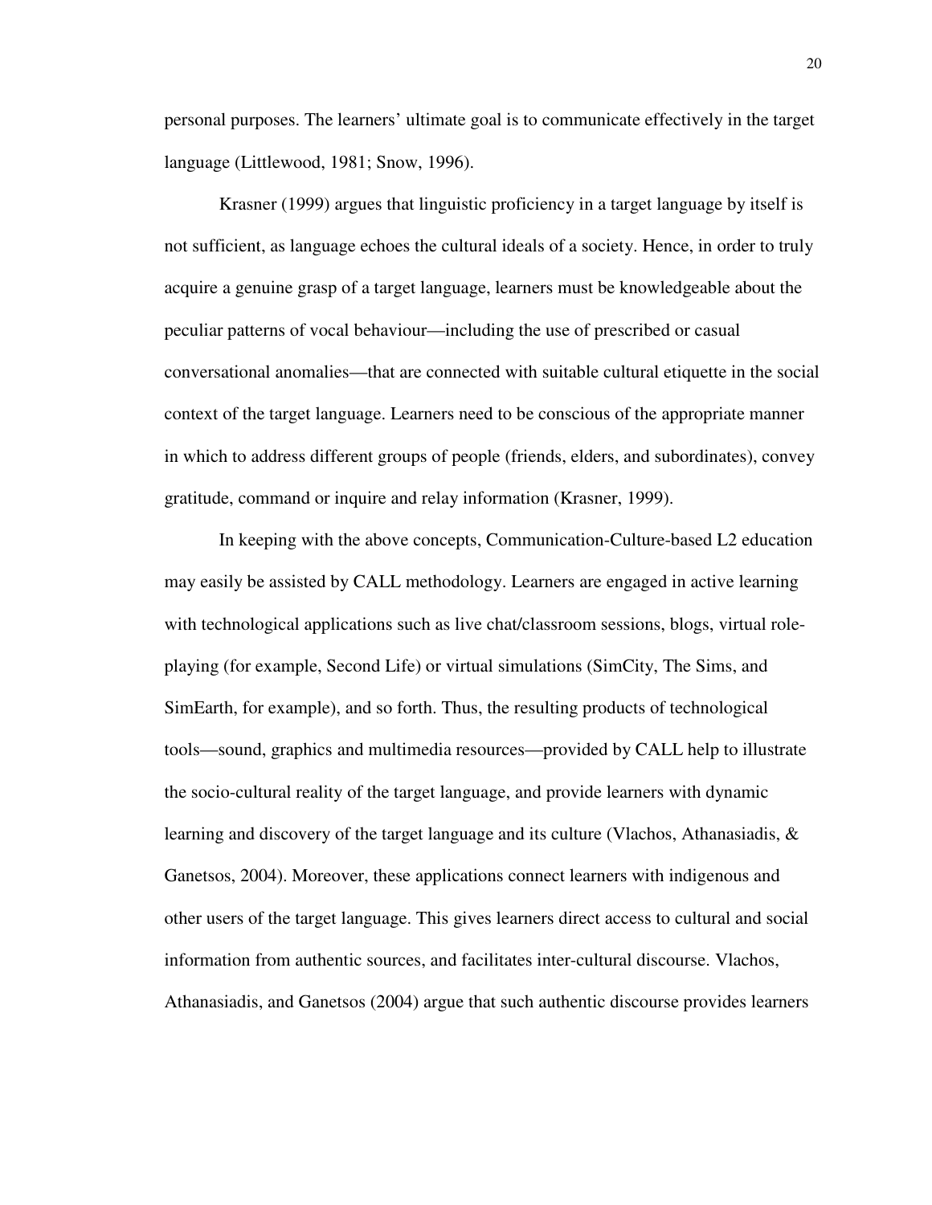personal purposes. The learners' ultimate goal is to communicate effectively in the target language (Littlewood, 1981; Snow, 1996).

Krasner (1999) argues that linguistic proficiency in a target language by itself is not sufficient, as language echoes the cultural ideals of a society. Hence, in order to truly acquire a genuine grasp of a target language, learners must be knowledgeable about the peculiar patterns of vocal behaviour—including the use of prescribed or casual conversational anomalies—that are connected with suitable cultural etiquette in the social context of the target language. Learners need to be conscious of the appropriate manner in which to address different groups of people (friends, elders, and subordinates), convey gratitude, command or inquire and relay information (Krasner, 1999).

In keeping with the above concepts, Communication-Culture-based L2 education may easily be assisted by CALL methodology. Learners are engaged in active learning with technological applications such as live chat/classroom sessions, blogs, virtual role-playing (for example, Second Life) or virtual simulations (SimCity, The Sims, and SimEarth, for example), and so forth. Thus, the resulting products of technological tools—sound, graphics and multimedia resources—provided by CALL help to illustrate the socio-cultural reality of the target language, and provide learners with dynamic learning and discovery of the target language and its culture (Vlachos, Athanasiadis, & Ganetsos, 2004). Moreover, these applications connect learners with indigenous and other users of the target language. This gives learners direct access to cultural and social information from authentic sources, and facilitates inter-cultural discourse. Vlachos, Athanasiadis, and Ganetsos (2004) argue that such authentic discourse provides learners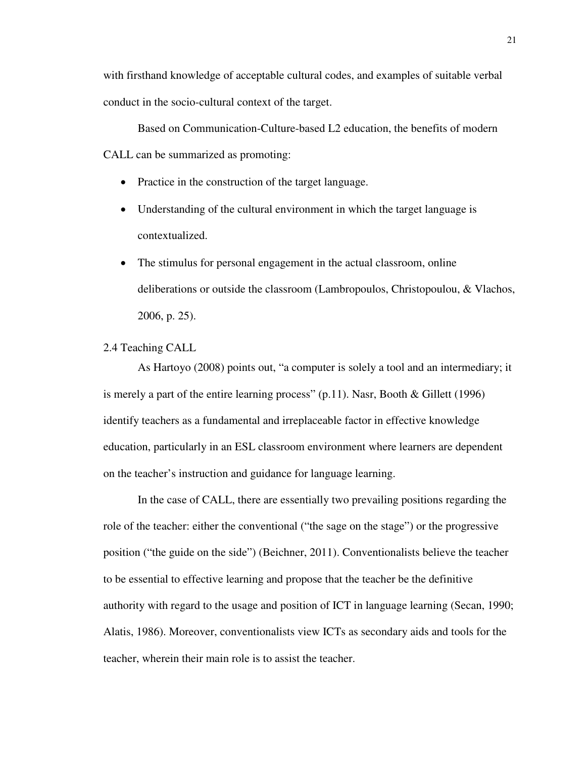with firsthand knowledge of acceptable cultural codes, and examples of suitable verbal conduct in the socio-cultural context of the target.

Based on Communication-Culture-based L2 education, the benefits of modern CALL can be summarized as promoting:

- Practice in the construction of the target language.
- Understanding of the cultural environment in which the target language is contextualized.
- The stimulus for personal engagement in the actual classroom, online deliberations or outside the classroom (Lambropoulos, Christopoulou, & Vlachos, 2006, p. 25).

## 2.4 Teaching CALL

As Hartoyo (2008) points out, “a computer is solely a tool and an intermediary; it is merely a part of the entire learning process” (p.11). Nasr, Booth & Gillett (1996) identify teachers as a fundamental and irreplaceable factor in effective knowledge education, particularly in an ESL classroom environment where learners are dependent on the teacher’s instruction and guidance for language learning.

In the case of CALL, there are essentially two prevailing positions regarding the role of the teacher: either the conventional (“the sage on the stage”) or the progressive position (“the guide on the side”) (Beichner, 2011). Conventionalists believe the teacher to be essential to effective learning and propose that the teacher be the definitive authority with regard to the usage and position of ICT in language learning (Secan, 1990; Alatis, 1986). Moreover, conventionalists view ICTs as secondary aids and tools for the teacher, wherein their main role is to assist the teacher.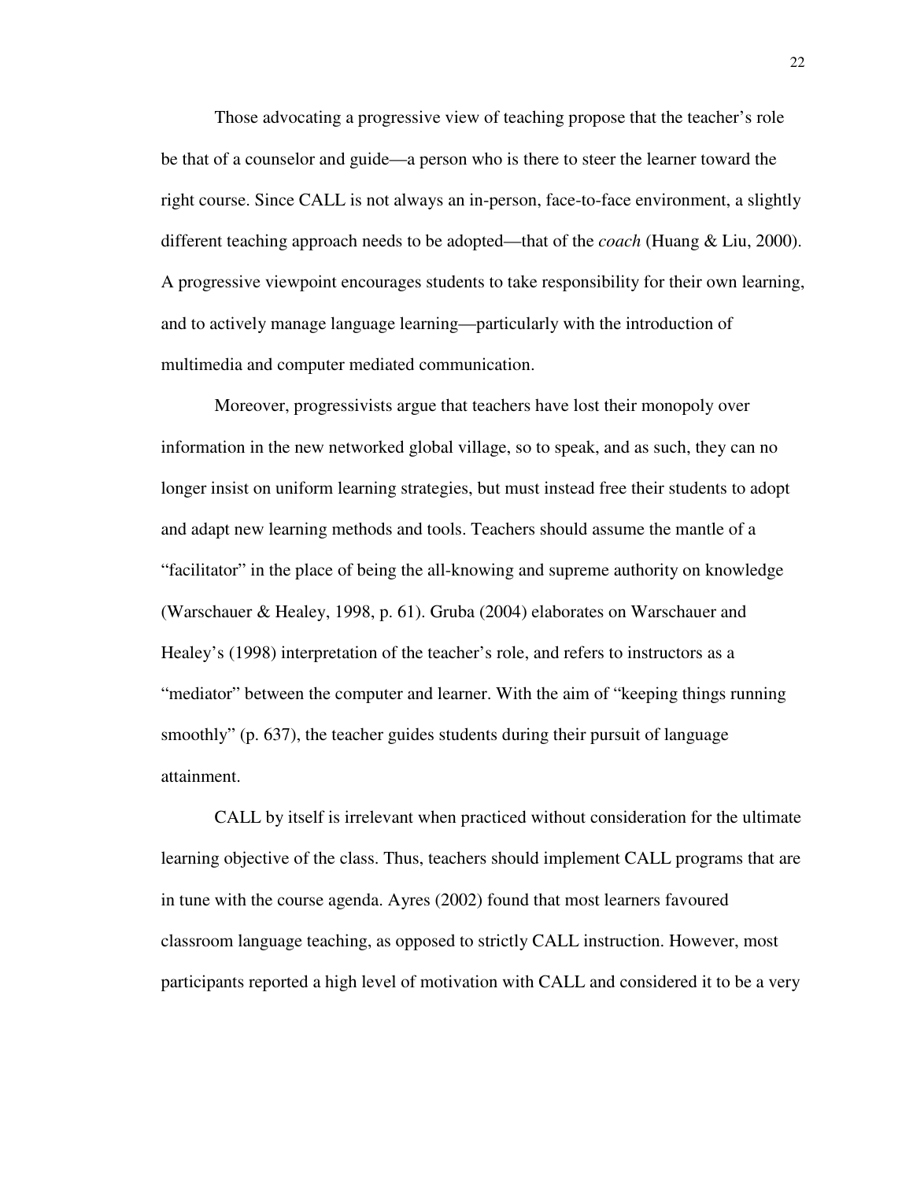Those advocating a progressive view of teaching propose that the teacher's role be that of a counselor and guide—a person who is there to steer the learner toward the right course. Since CALL is not always an in-person, face-to-face environment, a slightly different teaching approach needs to be adopted—that of the *coach* (Huang & Liu, 2000). A progressive viewpoint encourages students to take responsibility for their own learning, and to actively manage language learning—particularly with the introduction of multimedia and computer mediated communication.

Moreover, progressivists argue that teachers have lost their monopoly over information in the new networked global village, so to speak, and as such, they can no longer insist on uniform learning strategies, but must instead free their students to adopt and adapt new learning methods and tools. Teachers should assume the mantle of a "facilitator" in the place of being the all-knowing and supreme authority on knowledge (Warschauer & Healey, 1998, p. 61). Gruba (2004) elaborates on Warschauer and Healey's (1998) interpretation of the teacher's role, and refers to instructors as a "mediator" between the computer and learner. With the aim of "keeping things running smoothly" (p. 637), the teacher guides students during their pursuit of language attainment.

CALL by itself is irrelevant when practiced without consideration for the ultimate learning objective of the class. Thus, teachers should implement CALL programs that are in tune with the course agenda. Ayres (2002) found that most learners favoured classroom language teaching, as opposed to strictly CALL instruction. However, most participants reported a high level of motivation with CALL and considered it to be a very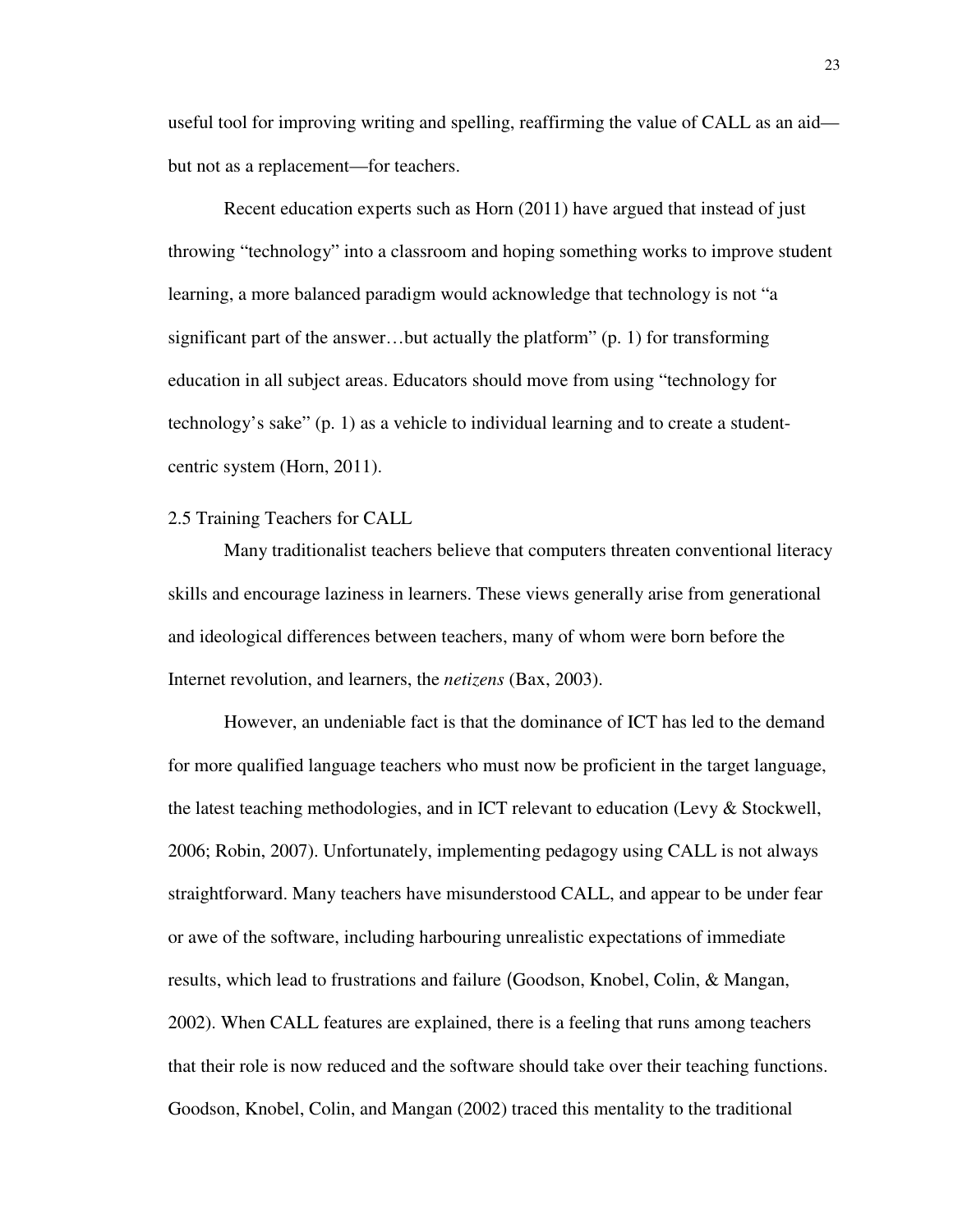useful tool for improving writing and spelling, reaffirming the value of CALL as an aid—but not as a replacement—for teachers.

Recent education experts such as Horn (2011) have argued that instead of just throwing "technology" into a classroom and hoping something works to improve student learning, a more balanced paradigm would acknowledge that technology is not "a significant part of the answer…but actually the platform" (p. 1) for transforming education in all subject areas. Educators should move from using "technology for technology's sake" (p. 1) as a vehicle to individual learning and to create a student-centric system (Horn, 2011).

## 2.5 Training Teachers for CALL

Many traditionalist teachers believe that computers threaten conventional literacy skills and encourage laziness in learners. These views generally arise from generational and ideological differences between teachers, many of whom were born before the Internet revolution, and learners, the *netizens* (Bax, 2003).

However, an undeniable fact is that the dominance of ICT has led to the demand for more qualified language teachers who must now be proficient in the target language, the latest teaching methodologies, and in ICT relevant to education (Levy & Stockwell, 2006; Robin, 2007). Unfortunately, implementing pedagogy using CALL is not always straightforward. Many teachers have misunderstood CALL, and appear to be under fear or awe of the software, including harbouring unrealistic expectations of immediate results, which lead to frustrations and failure (Goodson, Knobel, Colin, & Mangan, 2002). When CALL features are explained, there is a feeling that runs among teachers that their role is now reduced and the software should take over their teaching functions. Goodson, Knobel, Colin, and Mangan (2002) traced this mentality to the traditional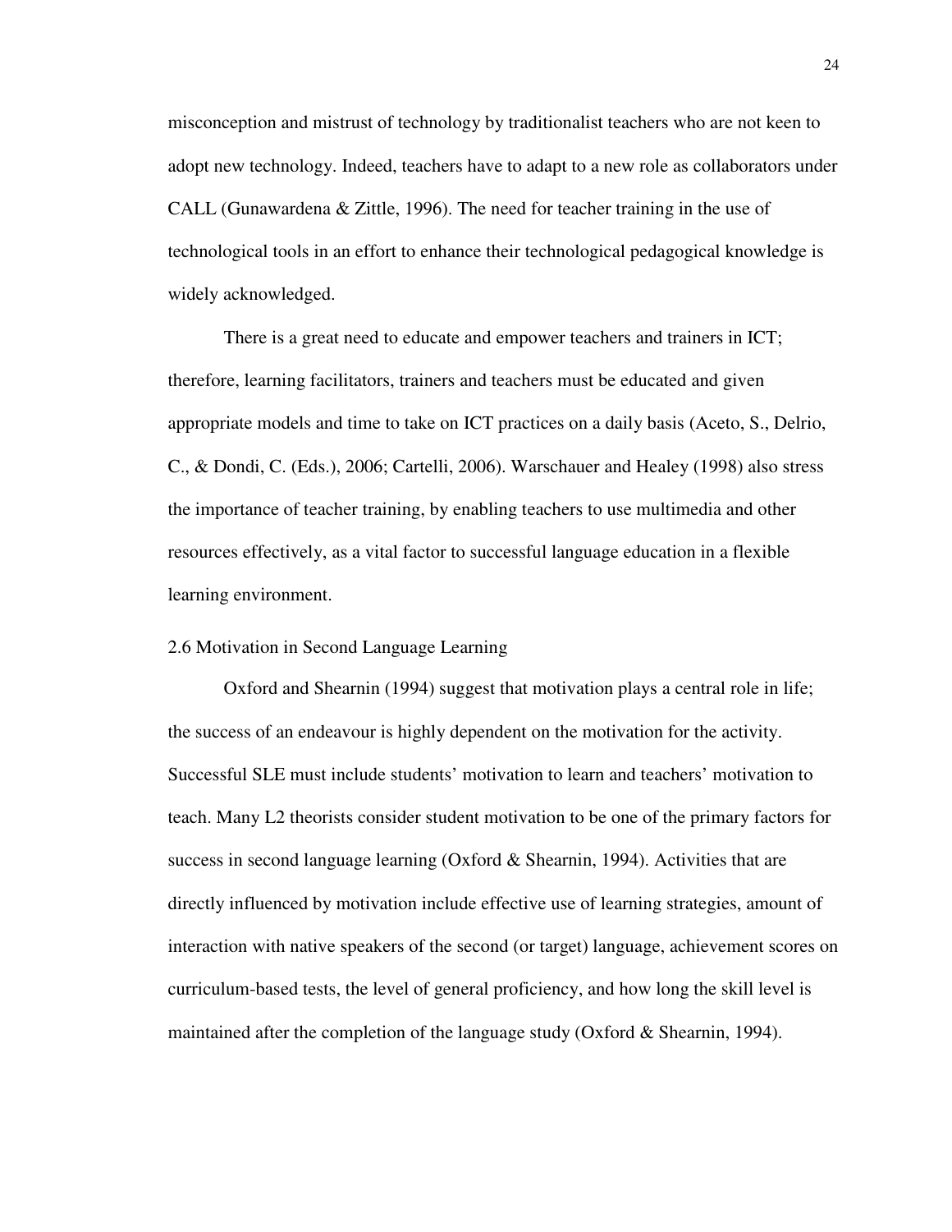misconception and mistrust of technology by traditionalist teachers who are not keen to adopt new technology. Indeed, teachers have to adapt to a new role as collaborators under CALL (Gunawardena & Zittle, 1996). The need for teacher training in the use of technological tools in an effort to enhance their technological pedagogical knowledge is widely acknowledged.

There is a great need to educate and empower teachers and trainers in ICT; therefore, learning facilitators, trainers and teachers must be educated and given appropriate models and time to take on ICT practices on a daily basis (Aceto, S., Delrio, C., & Dondi, C. (Eds.), 2006; Cartelli, 2006). Warschauer and Healey (1998) also stress the importance of teacher training, by enabling teachers to use multimedia and other resources effectively, as a vital factor to successful language education in a flexible learning environment.

## 2.6 Motivation in Second Language Learning

Oxford and Shearnin (1994) suggest that motivation plays a central role in life; the success of an endeavour is highly dependent on the motivation for the activity. Successful SLE must include students' motivation to learn and teachers' motivation to teach. Many L2 theorists consider student motivation to be one of the primary factors for success in second language learning (Oxford & Shearnin, 1994). Activities that are directly influenced by motivation include effective use of learning strategies, amount of interaction with native speakers of the second (or target) language, achievement scores on curriculum-based tests, the level of general proficiency, and how long the skill level is maintained after the completion of the language study (Oxford & Shearnin, 1994).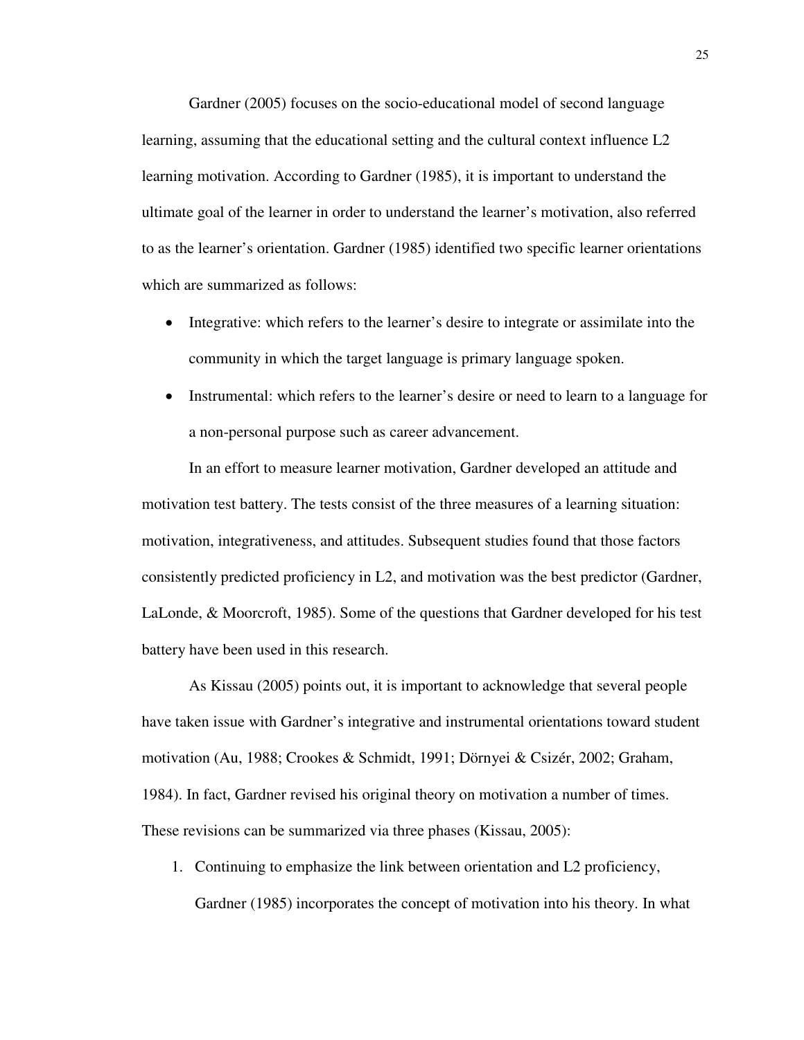Gardner (2005) focuses on the socio-educational model of second language learning, assuming that the educational setting and the cultural context influence L2 learning motivation. According to Gardner (1985), it is important to understand the ultimate goal of the learner in order to understand the learner's motivation, also referred to as the learner's orientation. Gardner (1985) identified two specific learner orientations which are summarized as follows:

- Integrative: which refers to the learner's desire to integrate or assimilate into the community in which the target language is primary language spoken.
- Instrumental: which refers to the learner's desire or need to learn to a language for a non-personal purpose such as career advancement.

In an effort to measure learner motivation, Gardner developed an attitude and motivation test battery. The tests consist of the three measures of a learning situation: motivation, integrativeness, and attitudes. Subsequent studies found that those factors consistently predicted proficiency in L2, and motivation was the best predictor (Gardner, LaLonde, & Moorcroft, 1985). Some of the questions that Gardner developed for his test battery have been used in this research.

As Kissau (2005) points out, it is important to acknowledge that several people have taken issue with Gardner's integrative and instrumental orientations toward student motivation (Au, 1988; Crookes & Schmidt, 1991; Dörnyei & Csizér, 2002; Graham, 1984). In fact, Gardner revised his original theory on motivation a number of times. These revisions can be summarized via three phases (Kissau, 2005):

1. Continuing to emphasize the link between orientation and L2 proficiency, Gardner (1985) incorporates the concept of motivation into his theory. In what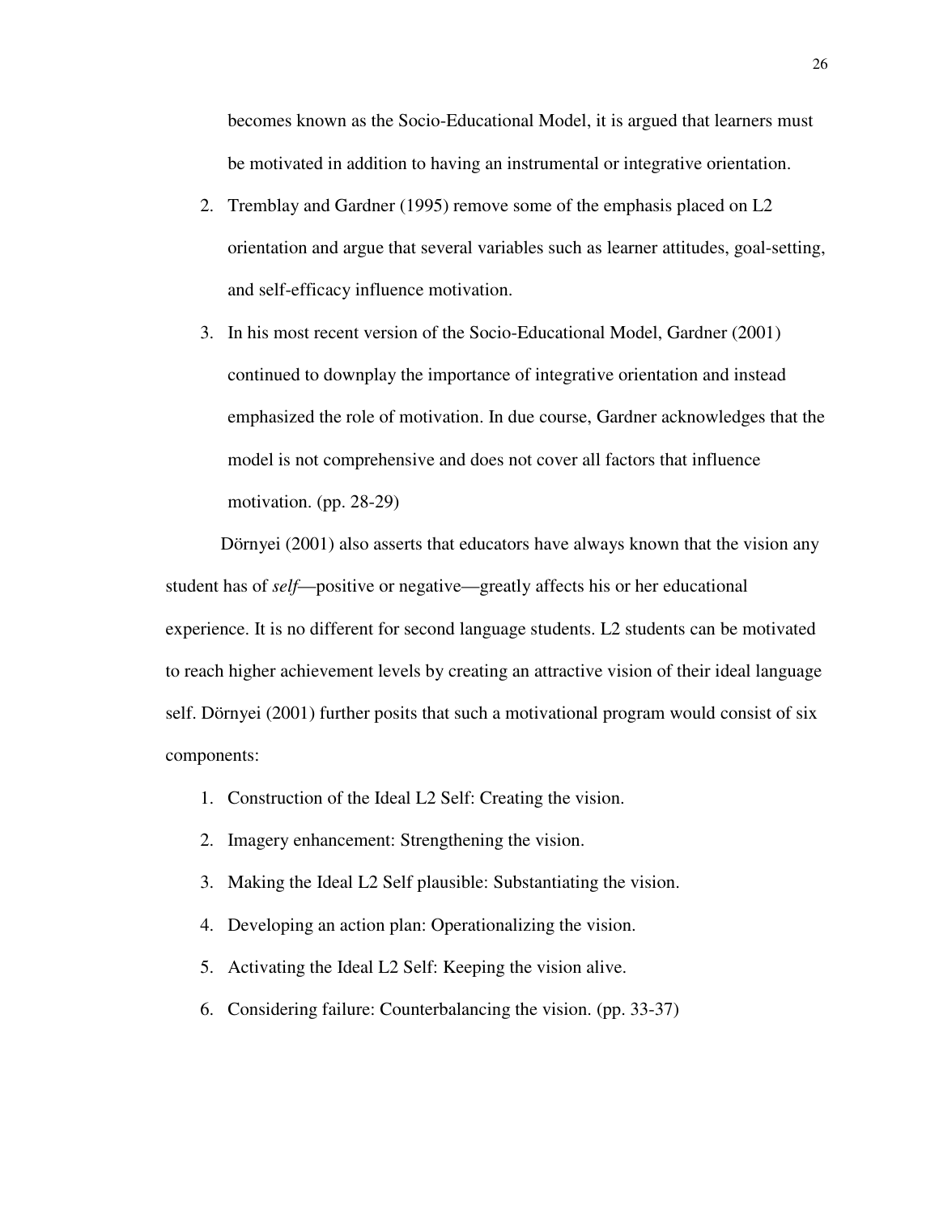becomes known as the Socio-Educational Model, it is argued that learners must be motivated in addition to having an instrumental or integrative orientation.

2. Tremblay and Gardner (1995) remove some of the emphasis placed on L2 orientation and argue that several variables such as learner attitudes, goal-setting, and self-efficacy influence motivation.
3. In his most recent version of the Socio-Educational Model, Gardner (2001) continued to downplay the importance of integrative orientation and instead emphasized the role of motivation. In due course, Gardner acknowledges that the model is not comprehensive and does not cover all factors that influence motivation. (pp. 28-29)

Dörnyei (2001) also asserts that educators have always known that the vision any student has of *self*—positive or negative—greatly affects his or her educational experience. It is no different for second language students. L2 students can be motivated to reach higher achievement levels by creating an attractive vision of their ideal language self. Dörnyei (2001) further posits that such a motivational program would consist of six components:

1. Construction of the Ideal L2 Self: Creating the vision.
2. Imagery enhancement: Strengthening the vision.
3. Making the Ideal L2 Self plausible: Substantiating the vision.
4. Developing an action plan: Operationalizing the vision.
5. Activating the Ideal L2 Self: Keeping the vision alive.
6. Considering failure: Counterbalancing the vision. (pp. 33-37)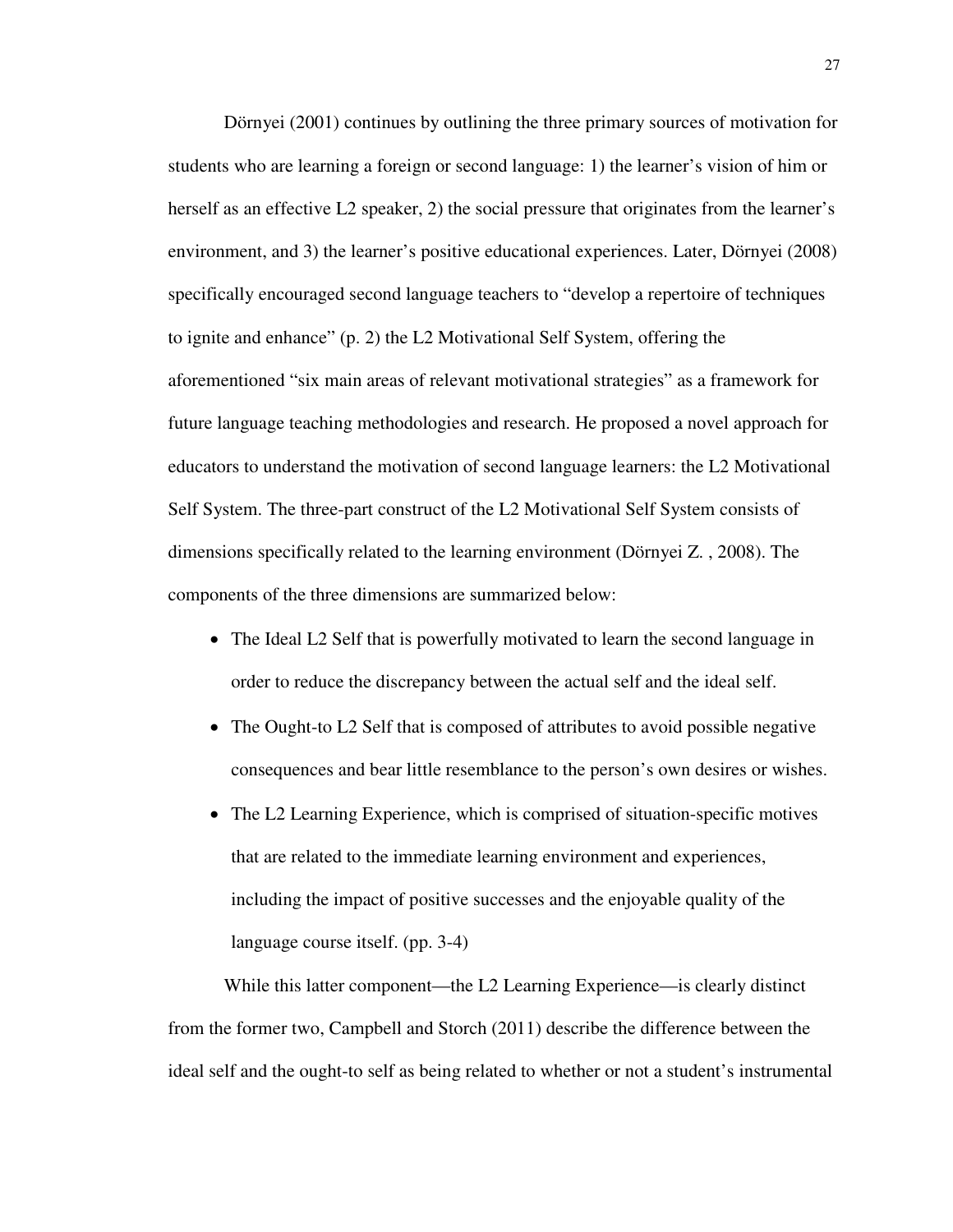Dörnyei (2001) continues by outlining the three primary sources of motivation for students who are learning a foreign or second language: 1) the learner's vision of him or herself as an effective L2 speaker, 2) the social pressure that originates from the learner's environment, and 3) the learner's positive educational experiences. Later, Dörnyei (2008) specifically encouraged second language teachers to "develop a repertoire of techniques to ignite and enhance" (p. 2) the L2 Motivational Self System, offering the aforementioned "six main areas of relevant motivational strategies" as a framework for future language teaching methodologies and research. He proposed a novel approach for educators to understand the motivation of second language learners: the L2 Motivational Self System. The three-part construct of the L2 Motivational Self System consists of dimensions specifically related to the learning environment (Dörnyei Z. , 2008). The components of the three dimensions are summarized below:

- The Ideal L2 Self that is powerfully motivated to learn the second language in order to reduce the discrepancy between the actual self and the ideal self.
- The Ought-to L2 Self that is composed of attributes to avoid possible negative consequences and bear little resemblance to the person's own desires or wishes.
- The L2 Learning Experience, which is comprised of situation-specific motives that are related to the immediate learning environment and experiences, including the impact of positive successes and the enjoyable quality of the language course itself. (pp. 3-4)

While this latter component—the L2 Learning Experience—is clearly distinct from the former two, Campbell and Storch (2011) describe the difference between the ideal self and the ought-to self as being related to whether or not a student's instrumental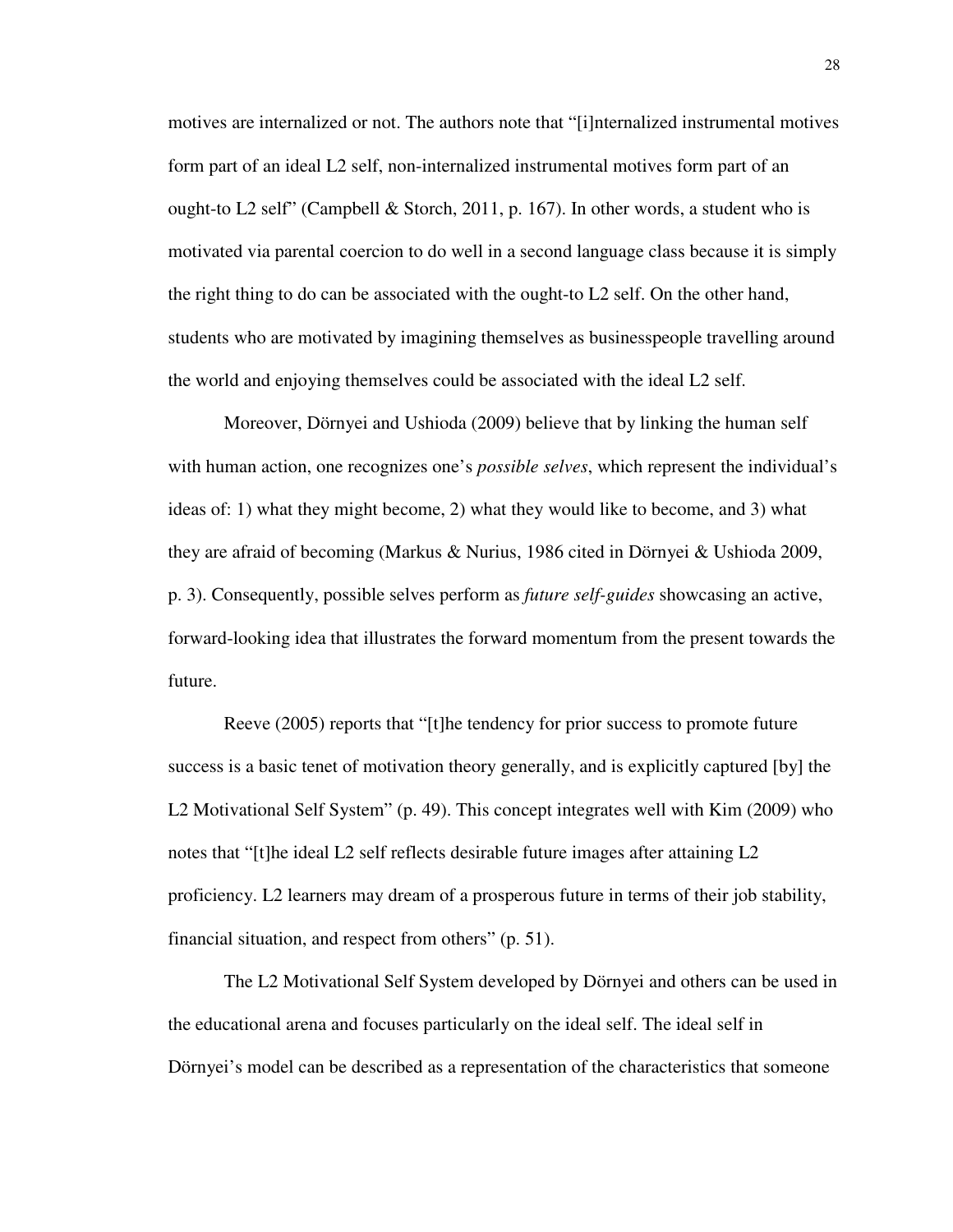motives are internalized or not. The authors note that "[i]nternalized instrumental motives form part of an ideal L2 self, non-internalized instrumental motives form part of an ought-to L2 self" (Campbell & Storch, 2011, p. 167). In other words, a student who is motivated via parental coercion to do well in a second language class because it is simply the right thing to do can be associated with the ought-to L2 self. On the other hand, students who are motivated by imagining themselves as businesspeople travelling around the world and enjoying themselves could be associated with the ideal L2 self.

Moreover, Dörnyei and Ushioda (2009) believe that by linking the human self with human action, one recognizes one's *possible selves*, which represent the individual's ideas of: 1) what they might become, 2) what they would like to become, and 3) what they are afraid of becoming (Markus & Nurius, 1986 cited in Dörnyei & Ushioda 2009, p. 3). Consequently, possible selves perform as *future self-guides* showcasing an active, forward-looking idea that illustrates the forward momentum from the present towards the future.

Reeve (2005) reports that "[t]he tendency for prior success to promote future success is a basic tenet of motivation theory generally, and is explicitly captured [by] the L2 Motivational Self System" (p. 49). This concept integrates well with Kim (2009) who notes that "[t]he ideal L2 self reflects desirable future images after attaining L2 proficiency. L2 learners may dream of a prosperous future in terms of their job stability, financial situation, and respect from others" (p. 51).

The L2 Motivational Self System developed by Dörnyei and others can be used in the educational arena and focuses particularly on the ideal self. The ideal self in Dörnyei's model can be described as a representation of the characteristics that someone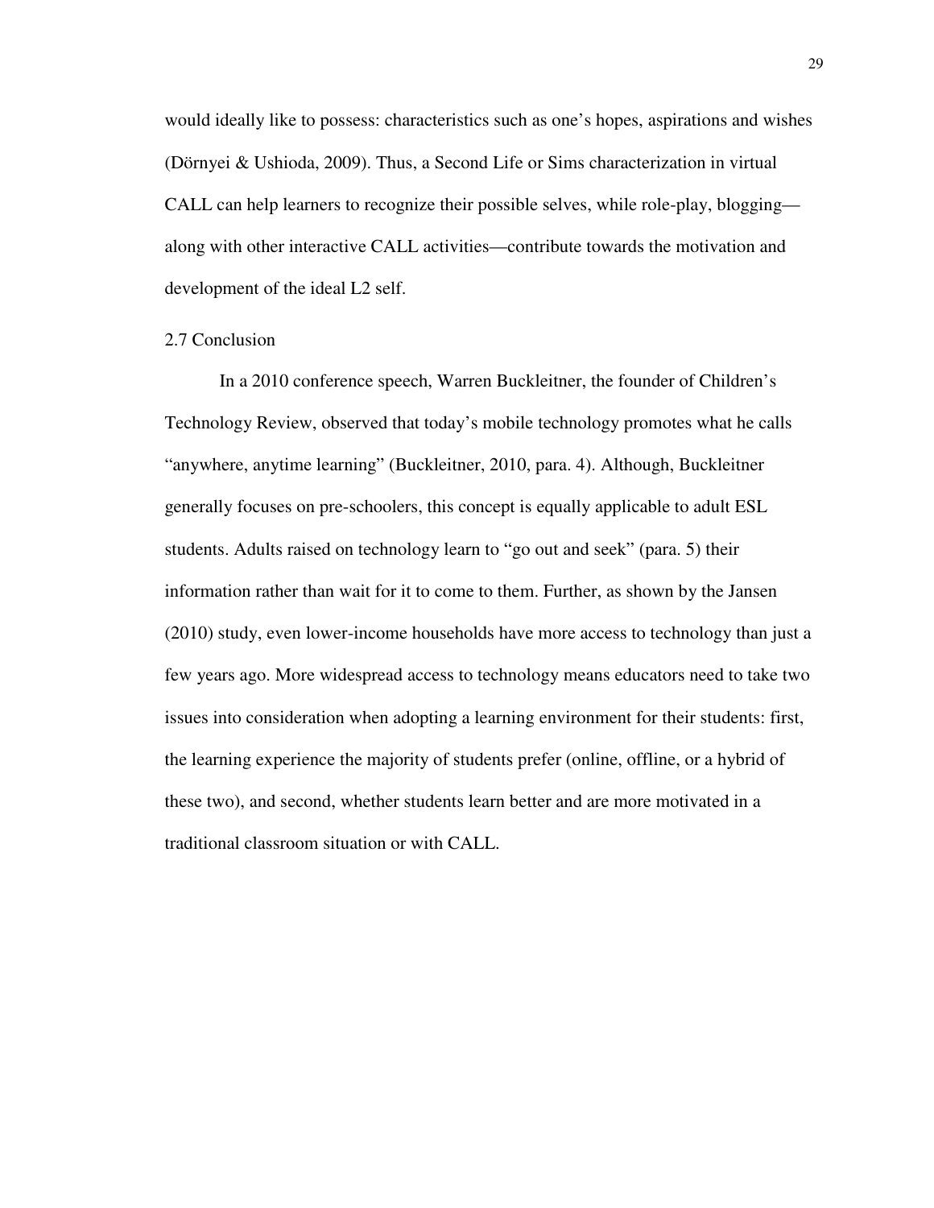would ideally like to possess: characteristics such as one's hopes, aspirations and wishes (Dörnyei & Ushioda, 2009). Thus, a Second Life or Sims characterization in virtual CALL can help learners to recognize their possible selves, while role-play, blogging—along with other interactive CALL activities—contribute towards the motivation and development of the ideal L2 self.

## 2.7 Conclusion

In a 2010 conference speech, Warren Buckleitner, the founder of Children's Technology Review, observed that today's mobile technology promotes what he calls "anywhere, anytime learning" (Buckleitner, 2010, para. 4). Although, Buckleitner generally focuses on pre-schoolers, this concept is equally applicable to adult ESL students. Adults raised on technology learn to "go out and seek" (para. 5) their information rather than wait for it to come to them. Further, as shown by the Jansen (2010) study, even lower-income households have more access to technology than just a few years ago. More widespread access to technology means educators need to take two issues into consideration when adopting a learning environment for their students: first, the learning experience the majority of students prefer (online, offline, or a hybrid of these two), and second, whether students learn better and are more motivated in a traditional classroom situation or with CALL.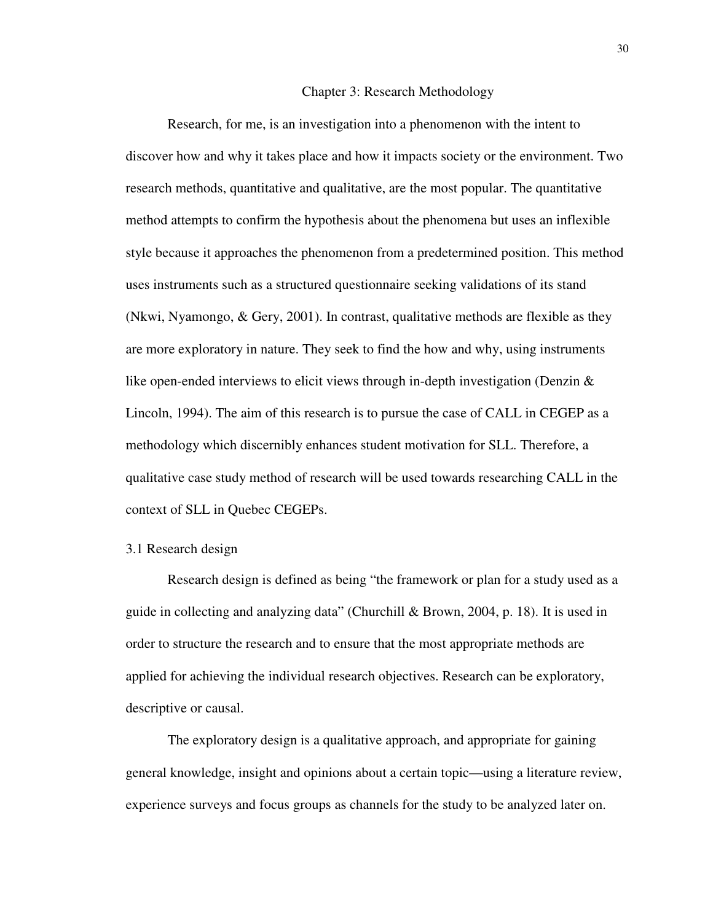# Chapter 3: Research Methodology

Research, for me, is an investigation into a phenomenon with the intent to discover how and why it takes place and how it impacts society or the environment. Two research methods, quantitative and qualitative, are the most popular. The quantitative method attempts to confirm the hypothesis about the phenomena but uses an inflexible style because it approaches the phenomenon from a predetermined position. This method uses instruments such as a structured questionnaire seeking validations of its stand (Nkwi, Nyamongo, & Gery, 2001). In contrast, qualitative methods are flexible as they are more exploratory in nature. They seek to find the how and why, using instruments like open-ended interviews to elicit views through in-depth investigation (Denzin & Lincoln, 1994). The aim of this research is to pursue the case of CALL in CEGEP as a methodology which discernibly enhances student motivation for SLL. Therefore, a qualitative case study method of research will be used towards researching CALL in the context of SLL in Quebec CEGEPs.

## 3.1 Research design

Research design is defined as being "the framework or plan for a study used as a guide in collecting and analyzing data" (Churchill & Brown, 2004, p. 18). It is used in order to structure the research and to ensure that the most appropriate methods are applied for achieving the individual research objectives. Research can be exploratory, descriptive or causal.

The exploratory design is a qualitative approach, and appropriate for gaining general knowledge, insight and opinions about a certain topic—using a literature review, experience surveys and focus groups as channels for the study to be analyzed later on.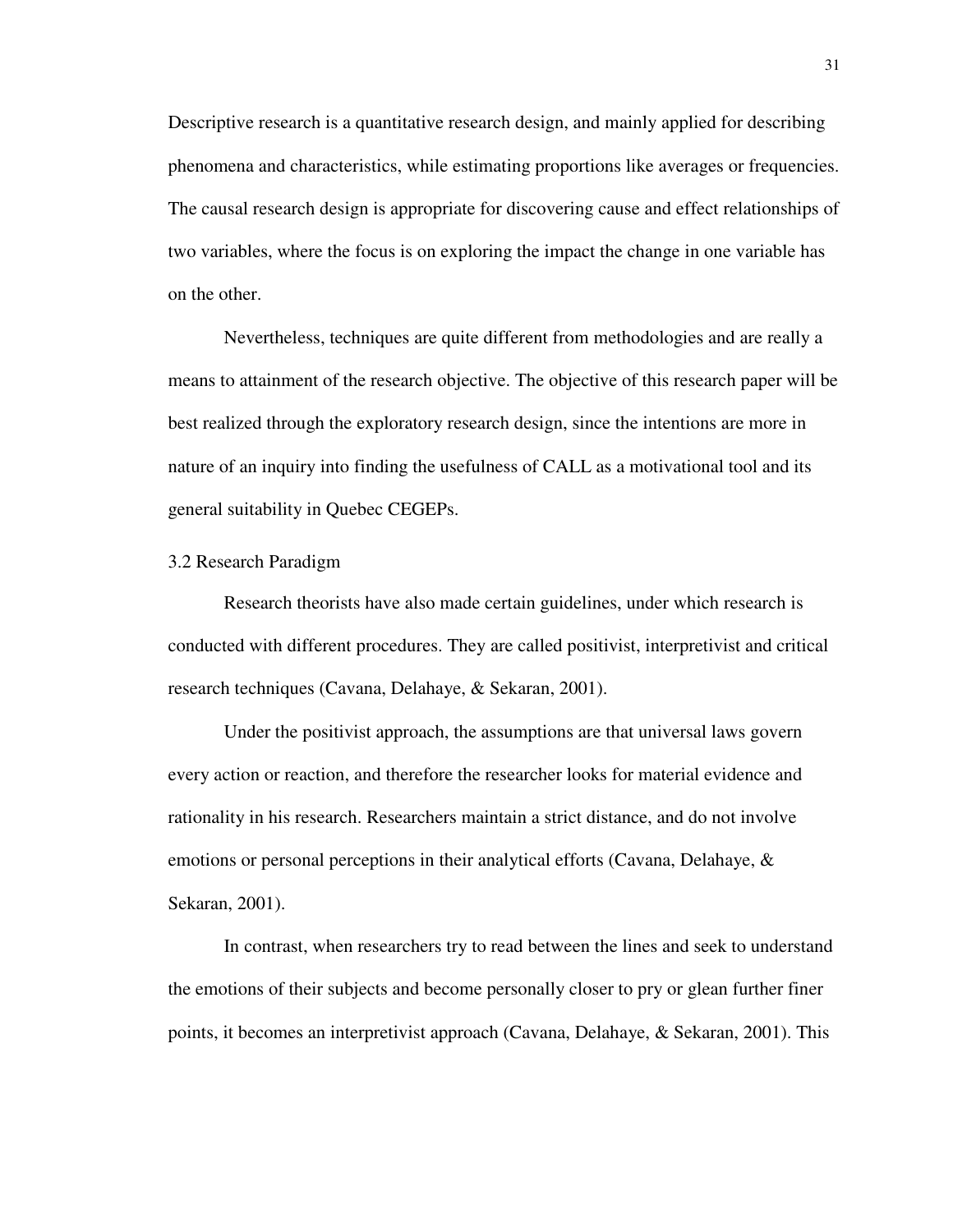Descriptive research is a quantitative research design, and mainly applied for describing phenomena and characteristics, while estimating proportions like averages or frequencies. The causal research design is appropriate for discovering cause and effect relationships of two variables, where the focus is on exploring the impact the change in one variable has on the other.

Nevertheless, techniques are quite different from methodologies and are really a means to attainment of the research objective. The objective of this research paper will be best realized through the exploratory research design, since the intentions are more in nature of an inquiry into finding the usefulness of CALL as a motivational tool and its general suitability in Quebec CEGEPs.

## 3.2 Research Paradigm

Research theorists have also made certain guidelines, under which research is conducted with different procedures. They are called positivist, interpretivist and critical research techniques (Cavana, Delahaye, & Sekaran, 2001).

Under the positivist approach, the assumptions are that universal laws govern every action or reaction, and therefore the researcher looks for material evidence and rationality in his research. Researchers maintain a strict distance, and do not involve emotions or personal perceptions in their analytical efforts (Cavana, Delahaye, & Sekaran, 2001).

In contrast, when researchers try to read between the lines and seek to understand the emotions of their subjects and become personally closer to pry or glean further finer points, it becomes an interpretivist approach (Cavana, Delahaye, & Sekaran, 2001). This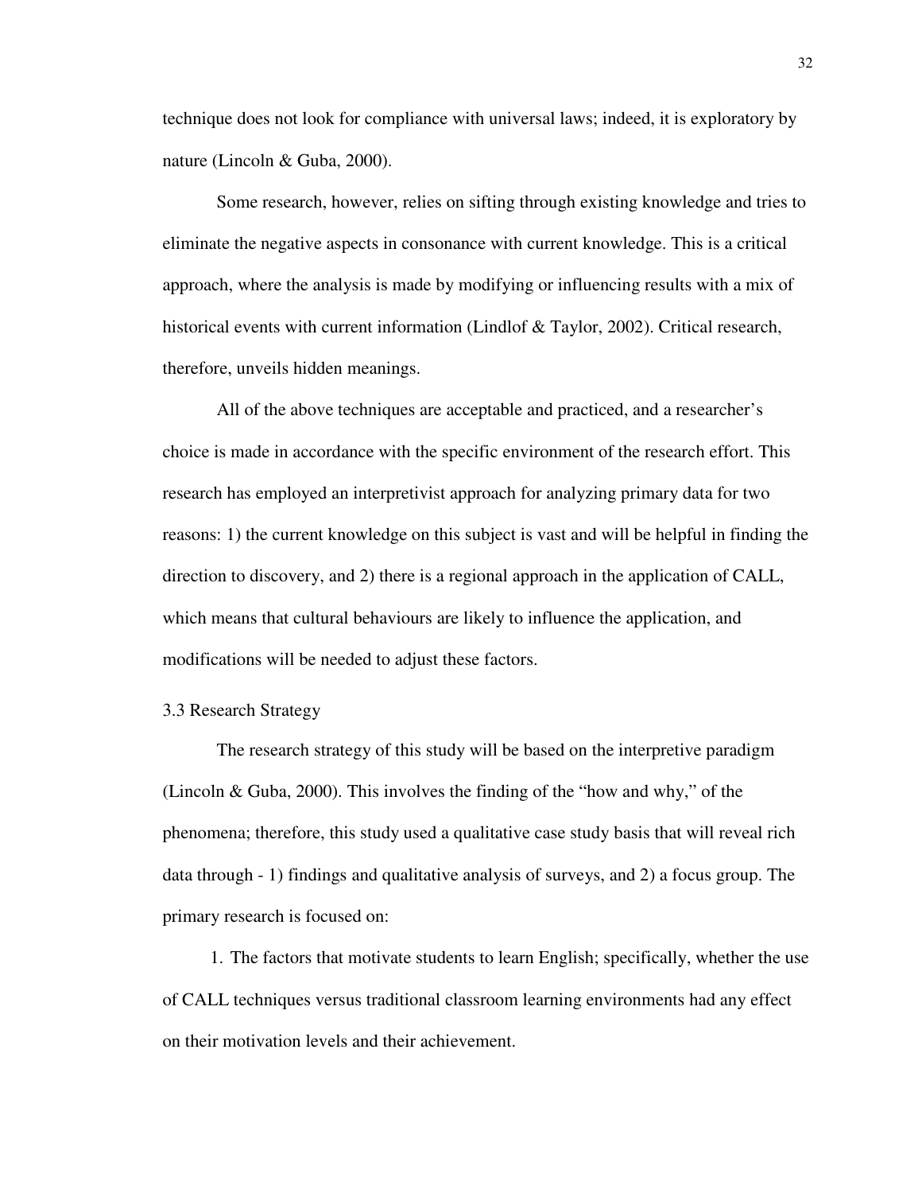technique does not look for compliance with universal laws; indeed, it is exploratory by nature (Lincoln & Guba, 2000).

Some research, however, relies on sifting through existing knowledge and tries to eliminate the negative aspects in consonance with current knowledge. This is a critical approach, where the analysis is made by modifying or influencing results with a mix of historical events with current information (Lindlof & Taylor, 2002). Critical research, therefore, unveils hidden meanings.

All of the above techniques are acceptable and practiced, and a researcher's choice is made in accordance with the specific environment of the research effort. This research has employed an interpretivist approach for analyzing primary data for two reasons: 1) the current knowledge on this subject is vast and will be helpful in finding the direction to discovery, and 2) there is a regional approach in the application of CALL, which means that cultural behaviours are likely to influence the application, and modifications will be needed to adjust these factors.

### 3.3 Research Strategy

The research strategy of this study will be based on the interpretive paradigm (Lincoln & Guba, 2000). This involves the finding of the "how and why," of the phenomena; therefore, this study used a qualitative case study basis that will reveal rich data through - 1) findings and qualitative analysis of surveys, and 2) a focus group. The primary research is focused on:

1. The factors that motivate students to learn English; specifically, whether the use of CALL techniques versus traditional classroom learning environments had any effect on their motivation levels and their achievement.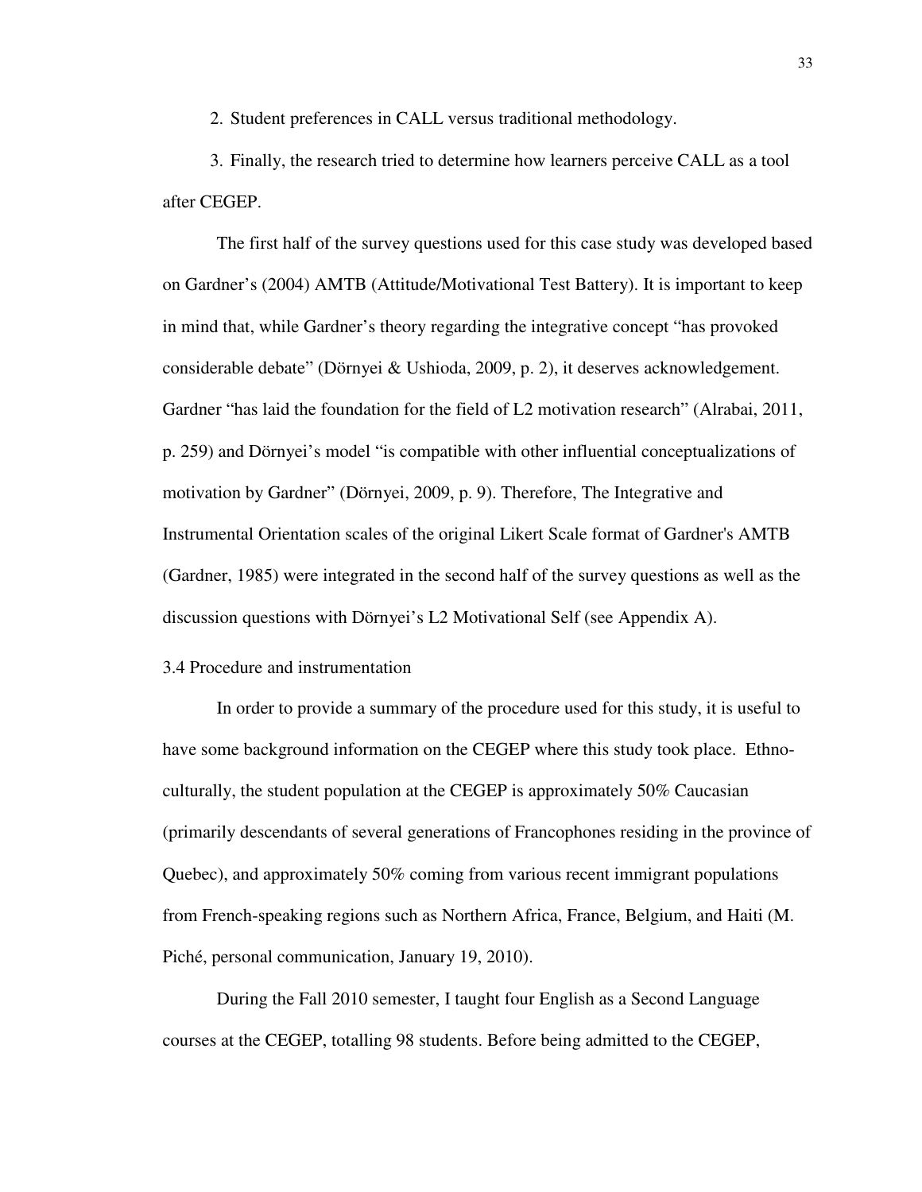2. Student preferences in CALL versus traditional methodology.

3. Finally, the research tried to determine how learners perceive CALL as a tool after CEGEP.

The first half of the survey questions used for this case study was developed based on Gardner's (2004) AMTB (Attitude/Motivational Test Battery). It is important to keep in mind that, while Gardner's theory regarding the integrative concept "has provoked considerable debate" (Dörnyei & Ushioda, 2009, p. 2), it deserves acknowledgement. Gardner "has laid the foundation for the field of L2 motivation research" (Alrabai, 2011, p. 259) and Dörnyei's model "is compatible with other influential conceptualizations of motivation by Gardner" (Dörnyei, 2009, p. 9). Therefore, The Integrative and Instrumental Orientation scales of the original Likert Scale format of Gardner's AMTB (Gardner, 1985) were integrated in the second half of the survey questions as well as the discussion questions with Dörnyei's L2 Motivational Self (see Appendix A).

### 3.4 Procedure and instrumentation

In order to provide a summary of the procedure used for this study, it is useful to have some background information on the CEGEP where this study took place. Ethno-culturally, the student population at the CEGEP is approximately 50% Caucasian (primarily descendants of several generations of Francophones residing in the province of Quebec), and approximately 50% coming from various recent immigrant populations from French-speaking regions such as Northern Africa, France, Belgium, and Haiti (M. Piché, personal communication, January 19, 2010).

During the Fall 2010 semester, I taught four English as a Second Language courses at the CEGEP, totalling 98 students. Before being admitted to the CEGEP,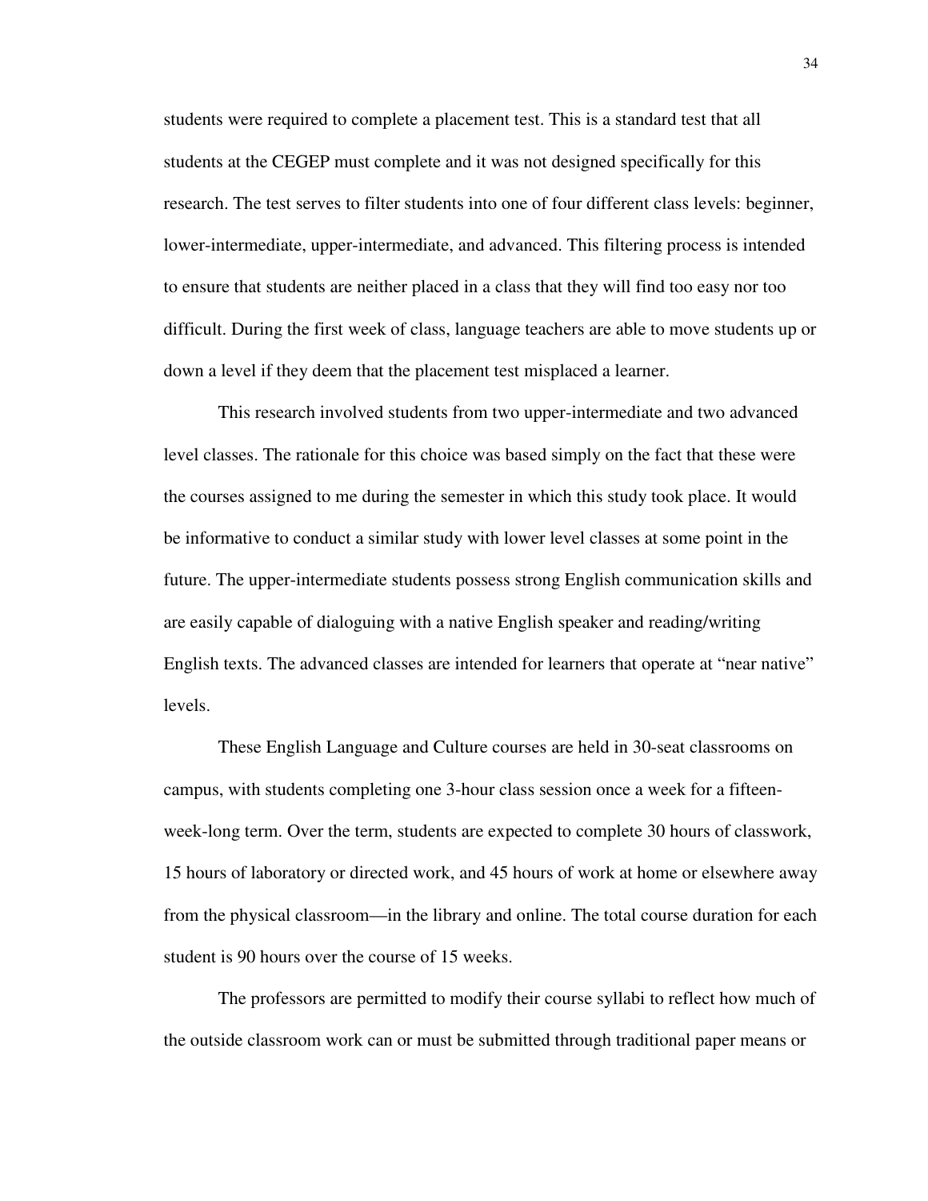students were required to complete a placement test. This is a standard test that all students at the CEGEP must complete and it was not designed specifically for this research. The test serves to filter students into one of four different class levels: beginner, lower-intermediate, upper-intermediate, and advanced. This filtering process is intended to ensure that students are neither placed in a class that they will find too easy nor too difficult. During the first week of class, language teachers are able to move students up or down a level if they deem that the placement test misplaced a learner.

This research involved students from two upper-intermediate and two advanced level classes. The rationale for this choice was based simply on the fact that these were the courses assigned to me during the semester in which this study took place. It would be informative to conduct a similar study with lower level classes at some point in the future. The upper-intermediate students possess strong English communication skills and are easily capable of dialoguing with a native English speaker and reading/writing English texts. The advanced classes are intended for learners that operate at "near native" levels.

These English Language and Culture courses are held in 30-seat classrooms on campus, with students completing one 3-hour class session once a week for a fifteen-week-long term. Over the term, students are expected to complete 30 hours of classwork, 15 hours of laboratory or directed work, and 45 hours of work at home or elsewhere away from the physical classroom—in the library and online. The total course duration for each student is 90 hours over the course of 15 weeks.

The professors are permitted to modify their course syllabi to reflect how much of the outside classroom work can or must be submitted through traditional paper means or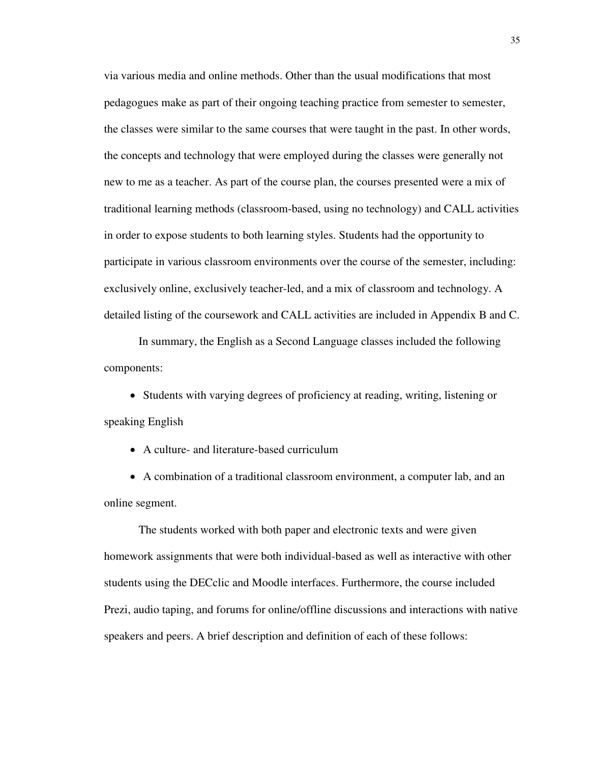via various media and online methods. Other than the usual modifications that most pedagogues make as part of their ongoing teaching practice from semester to semester, the classes were similar to the same courses that were taught in the past. In other words, the concepts and technology that were employed during the classes were generally not new to me as a teacher. As part of the course plan, the courses presented were a mix of traditional learning methods (classroom-based, using no technology) and CALL activities in order to expose students to both learning styles. Students had the opportunity to participate in various classroom environments over the course of the semester, including: exclusively online, exclusively teacher-led, and a mix of classroom and technology. A detailed listing of the coursework and CALL activities are included in Appendix B and C.

In summary, the English as a Second Language classes included the following components:

- Students with varying degrees of proficiency at reading, writing, listening or speaking English
- A culture- and literature-based curriculum
- A combination of a traditional classroom environment, a computer lab, and an online segment.

The students worked with both paper and electronic texts and were given homework assignments that were both individual-based as well as interactive with other students using the DECclic and Moodle interfaces. Furthermore, the course included Prezi, audio taping, and forums for online/offline discussions and interactions with native speakers and peers. A brief description and definition of each of these follows: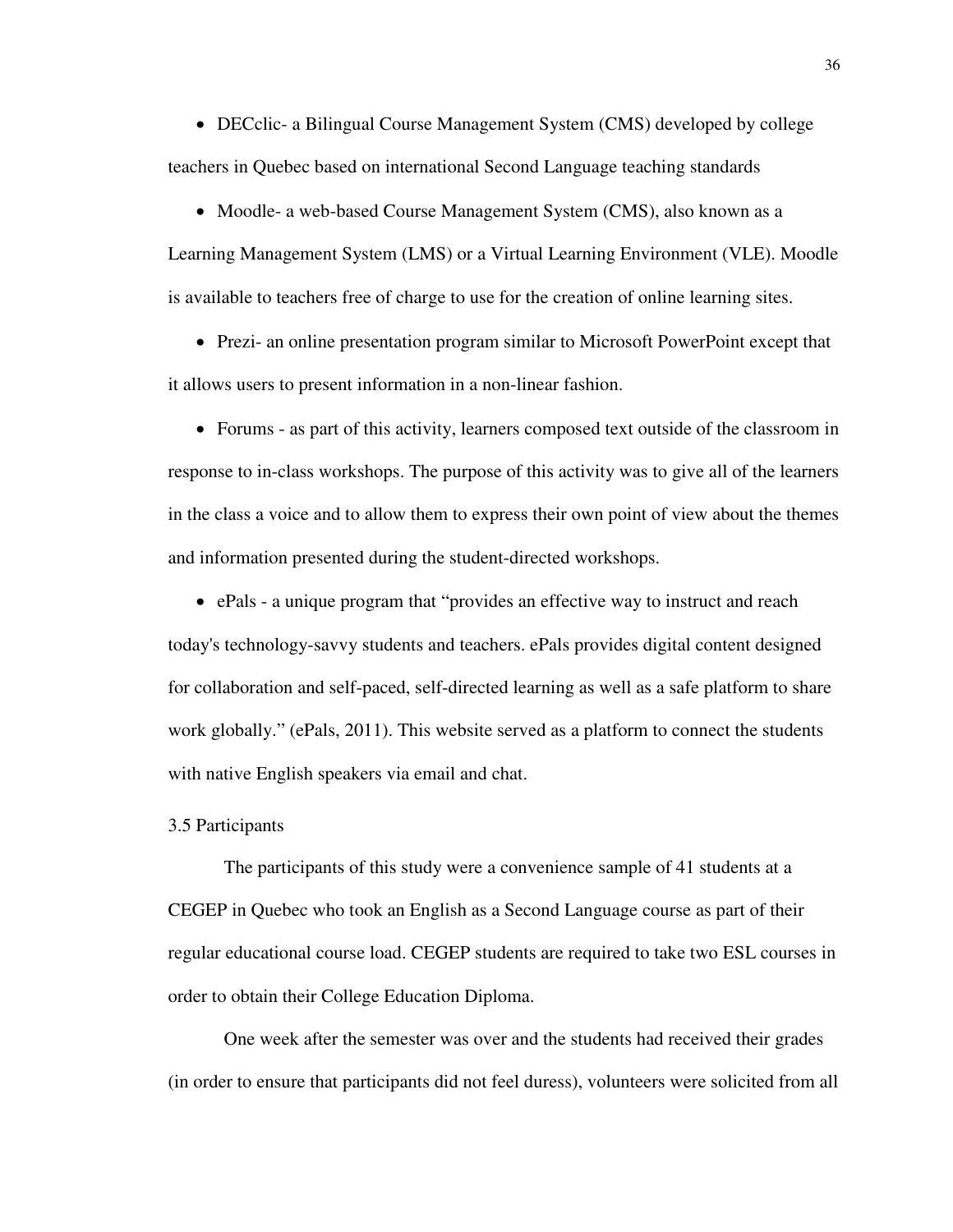- DECclic- a Bilingual Course Management System (CMS) developed by college teachers in Quebec based on international Second Language teaching standards

- Moodle- a web-based Course Management System (CMS), also known as a Learning Management System (LMS) or a Virtual Learning Environment (VLE). Moodle is available to teachers free of charge to use for the creation of online learning sites.

- Prezi- an online presentation program similar to Microsoft PowerPoint except that it allows users to present information in a non-linear fashion.

- Forums - as part of this activity, learners composed text outside of the classroom in response to in-class workshops. The purpose of this activity was to give all of the learners in the class a voice and to allow them to express their own point of view about the themes and information presented during the student-directed workshops.

- ePals - a unique program that "provides an effective way to instruct and reach today's technology-savvy students and teachers. ePals provides digital content designed for collaboration and self-paced, self-directed learning as well as a safe platform to share work globally." (ePals, 2011). This website served as a platform to connect the students with native English speakers via email and chat.

3.5 Participants

The participants of this study were a convenience sample of 41 students at a CEGEP in Quebec who took an English as a Second Language course as part of their regular educational course load. CEGEP students are required to take two ESL courses in order to obtain their College Education Diploma.

One week after the semester was over and the students had received their grades (in order to ensure that participants did not feel duress), volunteers were solicited from all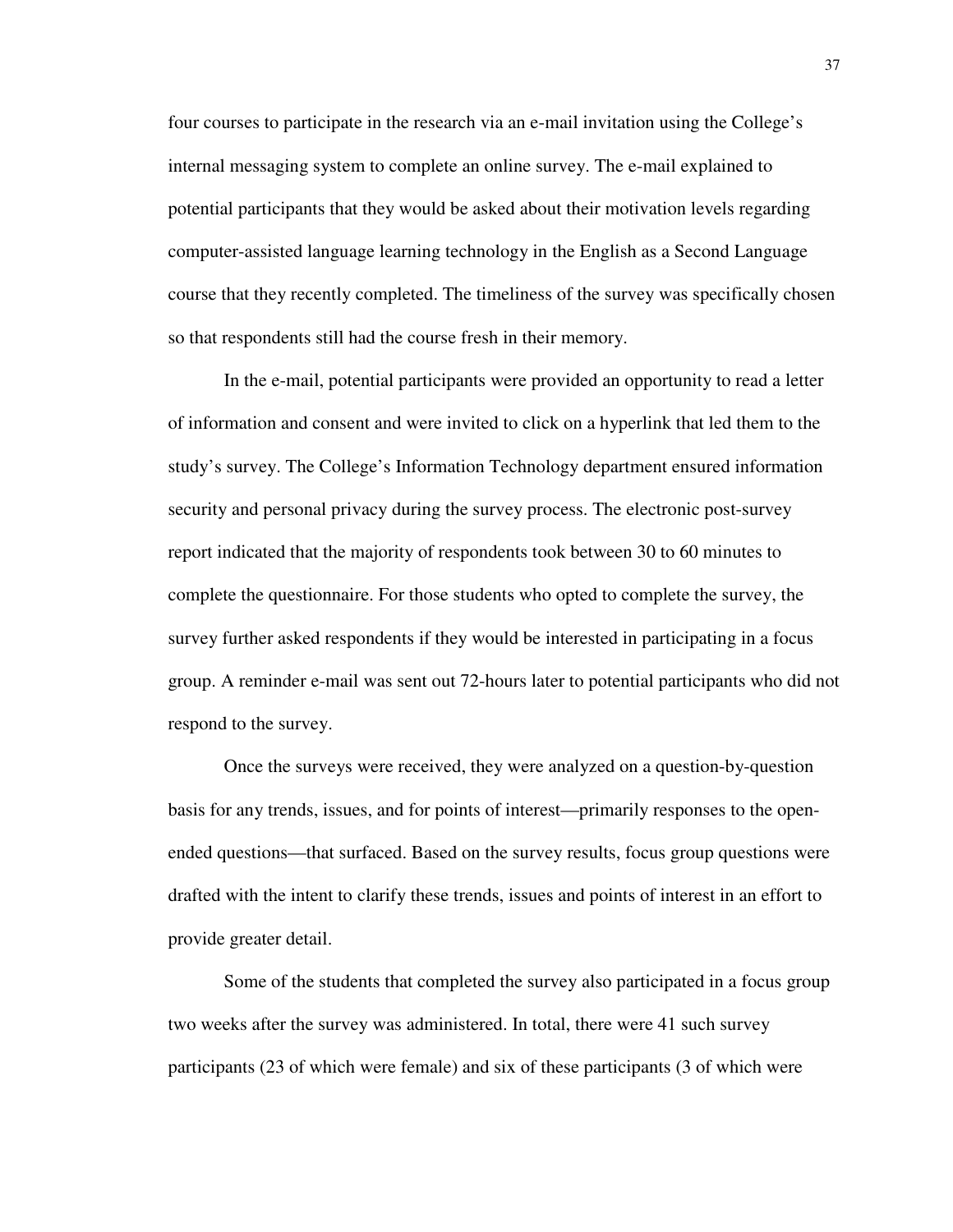four courses to participate in the research via an e-mail invitation using the College's internal messaging system to complete an online survey. The e-mail explained to potential participants that they would be asked about their motivation levels regarding computer-assisted language learning technology in the English as a Second Language course that they recently completed. The timeliness of the survey was specifically chosen so that respondents still had the course fresh in their memory.

In the e-mail, potential participants were provided an opportunity to read a letter of information and consent and were invited to click on a hyperlink that led them to the study's survey. The College's Information Technology department ensured information security and personal privacy during the survey process. The electronic post-survey report indicated that the majority of respondents took between 30 to 60 minutes to complete the questionnaire. For those students who opted to complete the survey, the survey further asked respondents if they would be interested in participating in a focus group. A reminder e-mail was sent out 72-hours later to potential participants who did not respond to the survey.

Once the surveys were received, they were analyzed on a question-by-question basis for any trends, issues, and for points of interest—primarily responses to the open-ended questions—that surfaced. Based on the survey results, focus group questions were drafted with the intent to clarify these trends, issues and points of interest in an effort to provide greater detail.

Some of the students that completed the survey also participated in a focus group two weeks after the survey was administered. In total, there were 41 such survey participants (23 of which were female) and six of these participants (3 of which were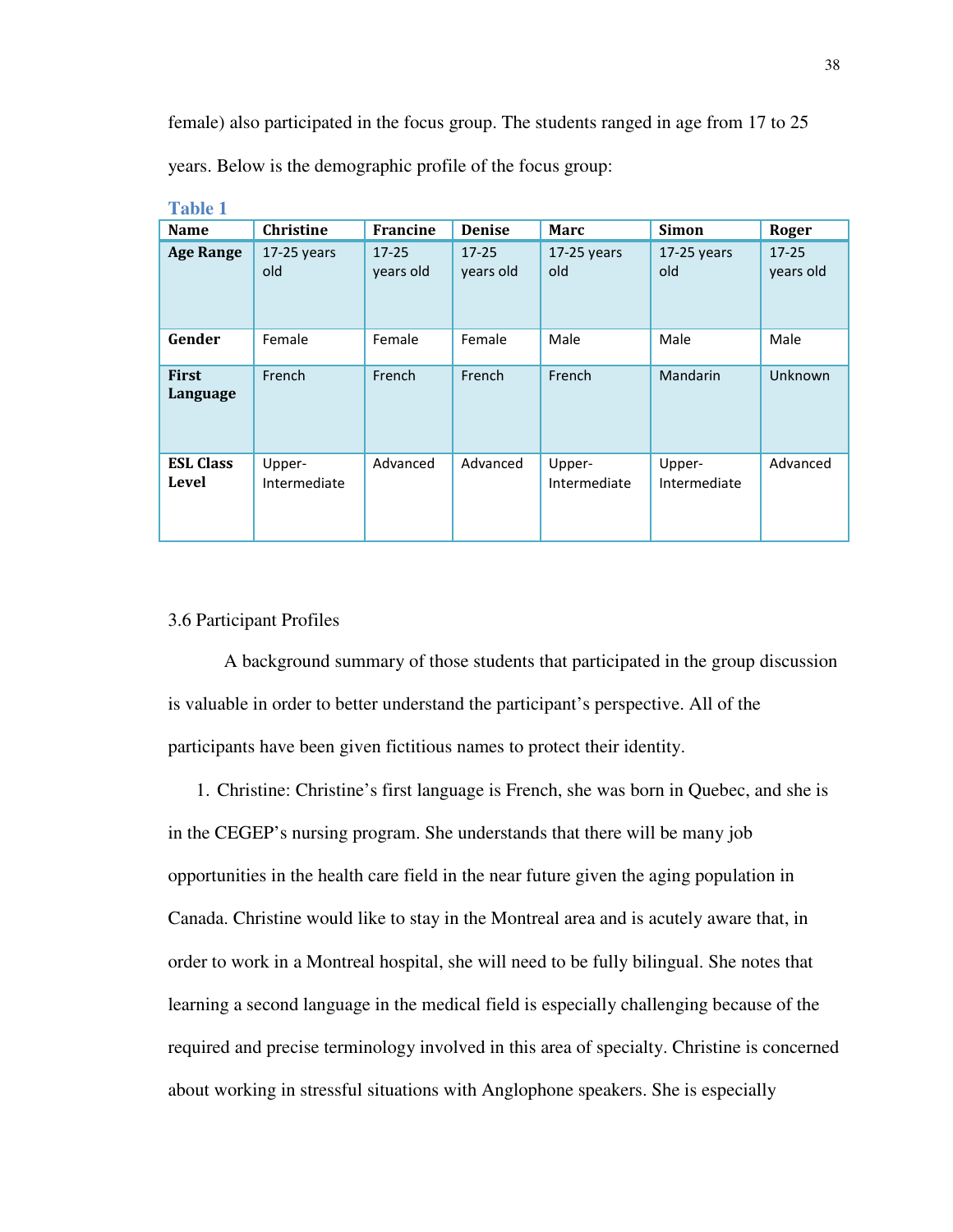female) also participated in the focus group. The students ranged in age from 17 to 25 years. Below is the demographic profile of the focus group:

**Table 1**

| Name | Christine | Francine | Denise | Marc | Simon | Roger |
|---|---|---|---|---|---|---|
| **Age Range** | 17-25 years old | 17-25 years old | 17-25 years old | 17-25 years old | 17-25 years old | 17-25 years old |
| **Gender** | Female | Female | Female | Male | Male | Male |
| **First Language** | French | French | French | French | Mandarin | Unknown |
| **ESL Class Level** | Upper-Intermediate | Advanced | Advanced | Upper-Intermediate | Upper-Intermediate | Advanced |

3.6 Participant Profiles

A background summary of those students that participated in the group discussion is valuable in order to better understand the participant's perspective. All of the participants have been given fictitious names to protect their identity.

1. Christine: Christine's first language is French, she was born in Quebec, and she is in the CEGEP's nursing program. She understands that there will be many job opportunities in the health care field in the near future given the aging population in Canada. Christine would like to stay in the Montreal area and is acutely aware that, in order to work in a Montreal hospital, she will need to be fully bilingual. She notes that learning a second language in the medical field is especially challenging because of the required and precise terminology involved in this area of specialty. Christine is concerned about working in stressful situations with Anglophone speakers. She is especially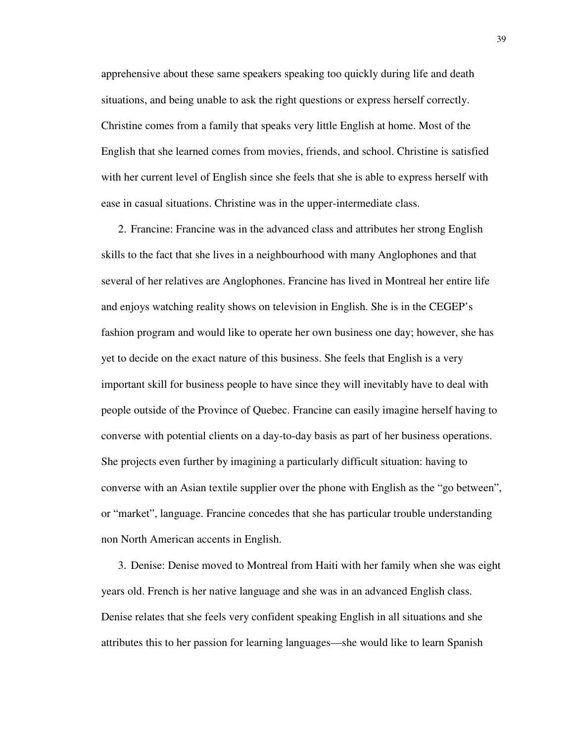apprehensive about these same speakers speaking too quickly during life and death situations, and being unable to ask the right questions or express herself correctly. Christine comes from a family that speaks very little English at home. Most of the English that she learned comes from movies, friends, and school. Christine is satisfied with her current level of English since she feels that she is able to express herself with ease in casual situations. Christine was in the upper-intermediate class.

2. Francine: Francine was in the advanced class and attributes her strong English skills to the fact that she lives in a neighbourhood with many Anglophones and that several of her relatives are Anglophones. Francine has lived in Montreal her entire life and enjoys watching reality shows on television in English. She is in the CEGEP's fashion program and would like to operate her own business one day; however, she has yet to decide on the exact nature of this business. She feels that English is a very important skill for business people to have since they will inevitably have to deal with people outside of the Province of Quebec. Francine can easily imagine herself having to converse with potential clients on a day-to-day basis as part of her business operations. She projects even further by imagining a particularly difficult situation: having to converse with an Asian textile supplier over the phone with English as the "go between", or "market", language. Francine concedes that she has particular trouble understanding non North American accents in English.

3. Denise: Denise moved to Montreal from Haiti with her family when she was eight years old. French is her native language and she was in an advanced English class. Denise relates that she feels very confident speaking English in all situations and she attributes this to her passion for learning languages—she would like to learn Spanish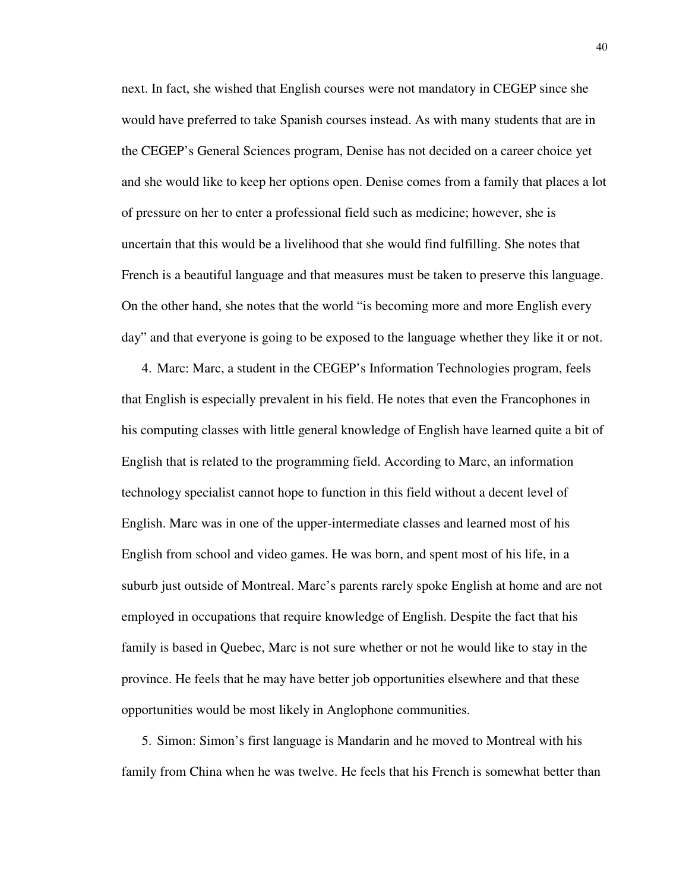next. In fact, she wished that English courses were not mandatory in CEGEP since she would have preferred to take Spanish courses instead. As with many students that are in the CEGEP's General Sciences program, Denise has not decided on a career choice yet and she would like to keep her options open. Denise comes from a family that places a lot of pressure on her to enter a professional field such as medicine; however, she is uncertain that this would be a livelihood that she would find fulfilling. She notes that French is a beautiful language and that measures must be taken to preserve this language. On the other hand, she notes that the world "is becoming more and more English every day" and that everyone is going to be exposed to the language whether they like it or not.

4. Marc: Marc, a student in the CEGEP's Information Technologies program, feels that English is especially prevalent in his field. He notes that even the Francophones in his computing classes with little general knowledge of English have learned quite a bit of English that is related to the programming field. According to Marc, an information technology specialist cannot hope to function in this field without a decent level of English. Marc was in one of the upper-intermediate classes and learned most of his English from school and video games. He was born, and spent most of his life, in a suburb just outside of Montreal. Marc's parents rarely spoke English at home and are not employed in occupations that require knowledge of English. Despite the fact that his family is based in Quebec, Marc is not sure whether or not he would like to stay in the province. He feels that he may have better job opportunities elsewhere and that these opportunities would be most likely in Anglophone communities.

5. Simon: Simon's first language is Mandarin and he moved to Montreal with his family from China when he was twelve. He feels that his French is somewhat better than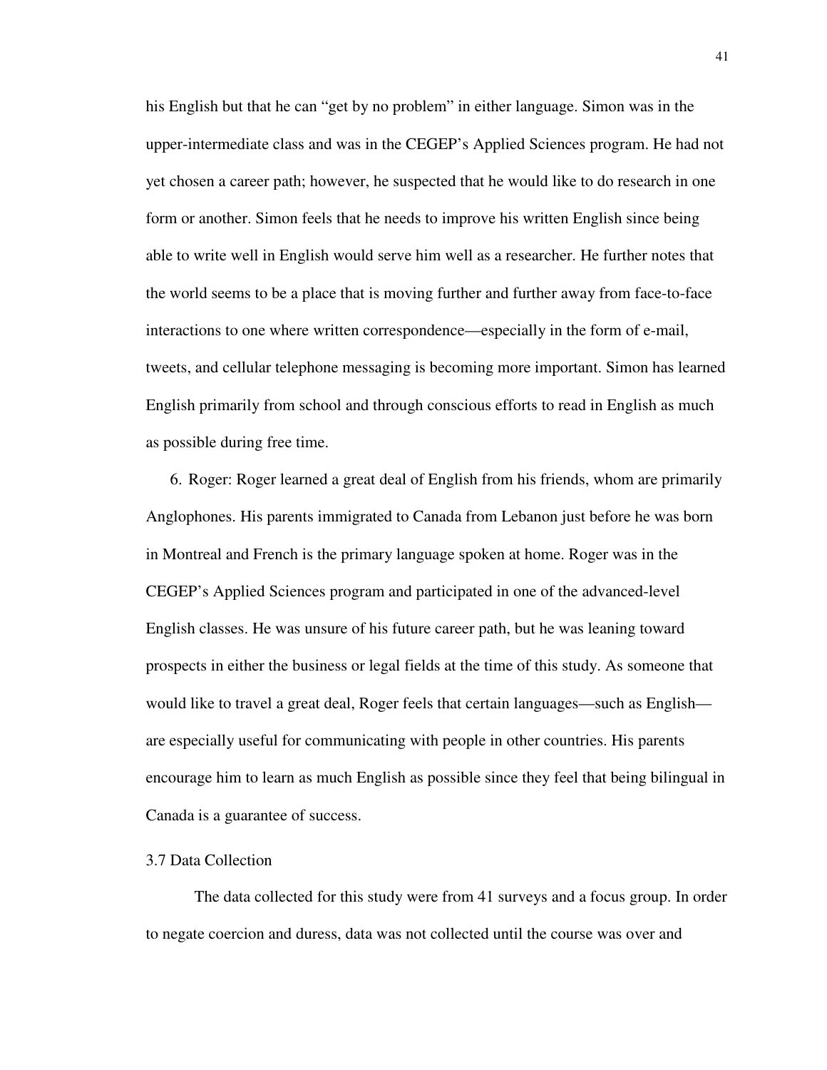his English but that he can "get by no problem" in either language. Simon was in the upper-intermediate class and was in the CEGEP's Applied Sciences program. He had not yet chosen a career path; however, he suspected that he would like to do research in one form or another. Simon feels that he needs to improve his written English since being able to write well in English would serve him well as a researcher. He further notes that the world seems to be a place that is moving further and further away from face-to-face interactions to one where written correspondence—especially in the form of e-mail, tweets, and cellular telephone messaging is becoming more important. Simon has learned English primarily from school and through conscious efforts to read in English as much as possible during free time.

6. Roger: Roger learned a great deal of English from his friends, whom are primarily Anglophones. His parents immigrated to Canada from Lebanon just before he was born in Montreal and French is the primary language spoken at home. Roger was in the CEGEP's Applied Sciences program and participated in one of the advanced-level English classes. He was unsure of his future career path, but he was leaning toward prospects in either the business or legal fields at the time of this study. As someone that would like to travel a great deal, Roger feels that certain languages—such as English—are especially useful for communicating with people in other countries. His parents encourage him to learn as much English as possible since they feel that being bilingual in Canada is a guarantee of success.

### 3.7 Data Collection

The data collected for this study were from 41 surveys and a focus group. In order to negate coercion and duress, data was not collected until the course was over and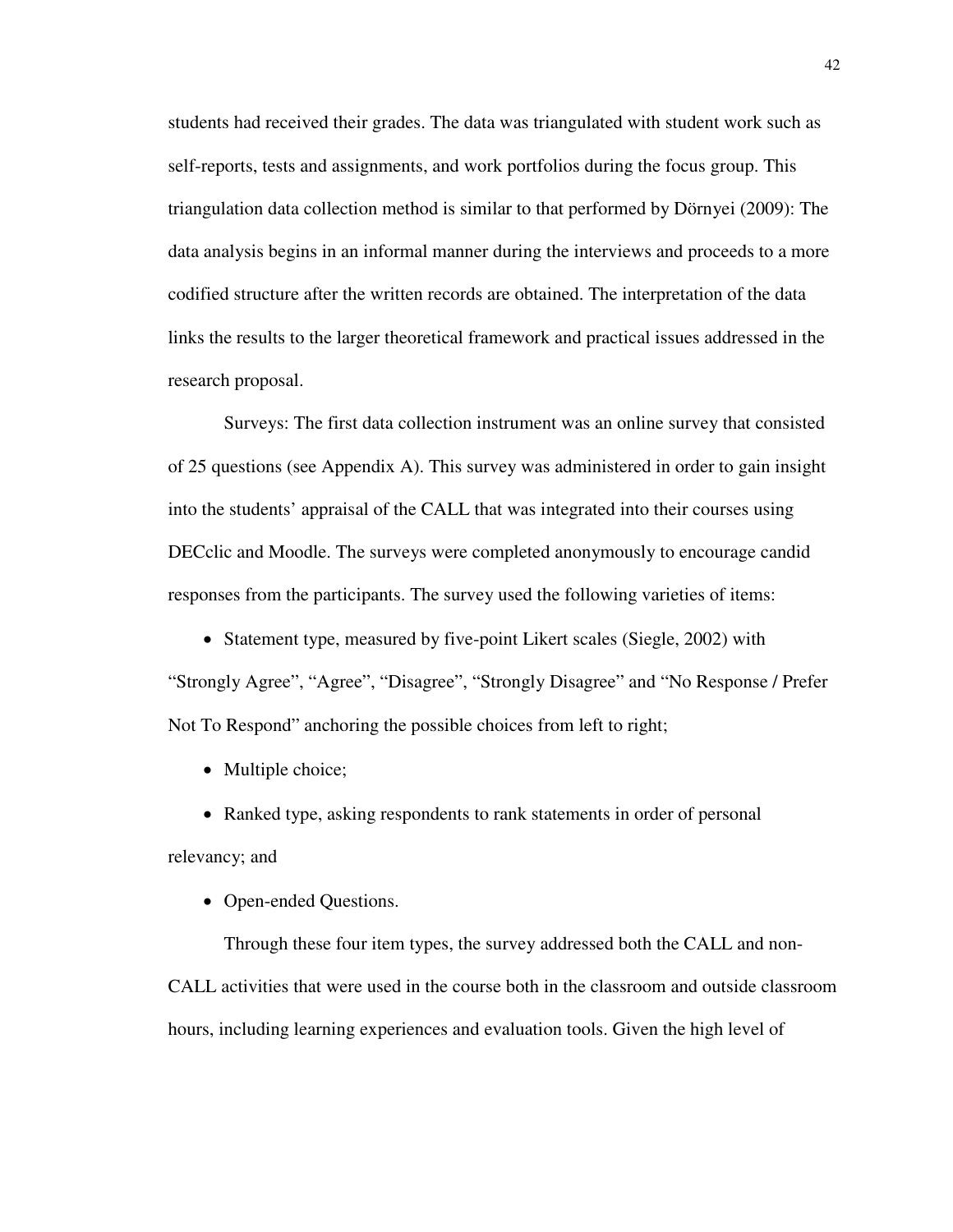students had received their grades. The data was triangulated with student work such as self-reports, tests and assignments, and work portfolios during the focus group. This triangulation data collection method is similar to that performed by Dörnyei (2009): The data analysis begins in an informal manner during the interviews and proceeds to a more codified structure after the written records are obtained. The interpretation of the data links the results to the larger theoretical framework and practical issues addressed in the research proposal.

Surveys: The first data collection instrument was an online survey that consisted of 25 questions (see Appendix A). This survey was administered in order to gain insight into the students' appraisal of the CALL that was integrated into their courses using DECclic and Moodle. The surveys were completed anonymously to encourage candid responses from the participants. The survey used the following varieties of items:

- Statement type, measured by five-point Likert scales (Siegle, 2002) with "Strongly Agree", "Agree", "Disagree", "Strongly Disagree" and "No Response / Prefer Not To Respond" anchoring the possible choices from left to right;
- Multiple choice;
- Ranked type, asking respondents to rank statements in order of personal relevancy; and
- Open-ended Questions.

Through these four item types, the survey addressed both the CALL and non-CALL activities that were used in the course both in the classroom and outside classroom hours, including learning experiences and evaluation tools. Given the high level of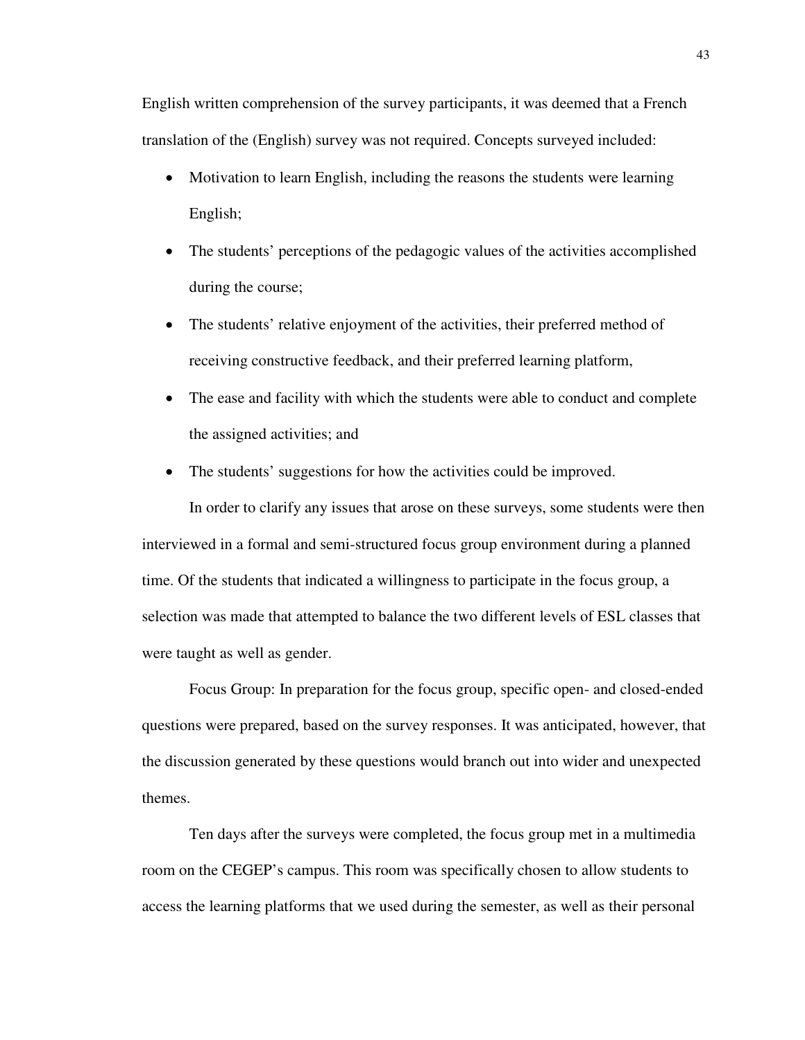English written comprehension of the survey participants, it was deemed that a French translation of the (English) survey was not required. Concepts surveyed included:

- Motivation to learn English, including the reasons the students were learning English;
- The students' perceptions of the pedagogic values of the activities accomplished during the course;
- The students' relative enjoyment of the activities, their preferred method of receiving constructive feedback, and their preferred learning platform,
- The ease and facility with which the students were able to conduct and complete the assigned activities; and
- The students' suggestions for how the activities could be improved.

In order to clarify any issues that arose on these surveys, some students were then interviewed in a formal and semi-structured focus group environment during a planned time. Of the students that indicated a willingness to participate in the focus group, a selection was made that attempted to balance the two different levels of ESL classes that were taught as well as gender.

Focus Group: In preparation for the focus group, specific open- and closed-ended questions were prepared, based on the survey responses. It was anticipated, however, that the discussion generated by these questions would branch out into wider and unexpected themes.

Ten days after the surveys were completed, the focus group met in a multimedia room on the CEGEP's campus. This room was specifically chosen to allow students to access the learning platforms that we used during the semester, as well as their personal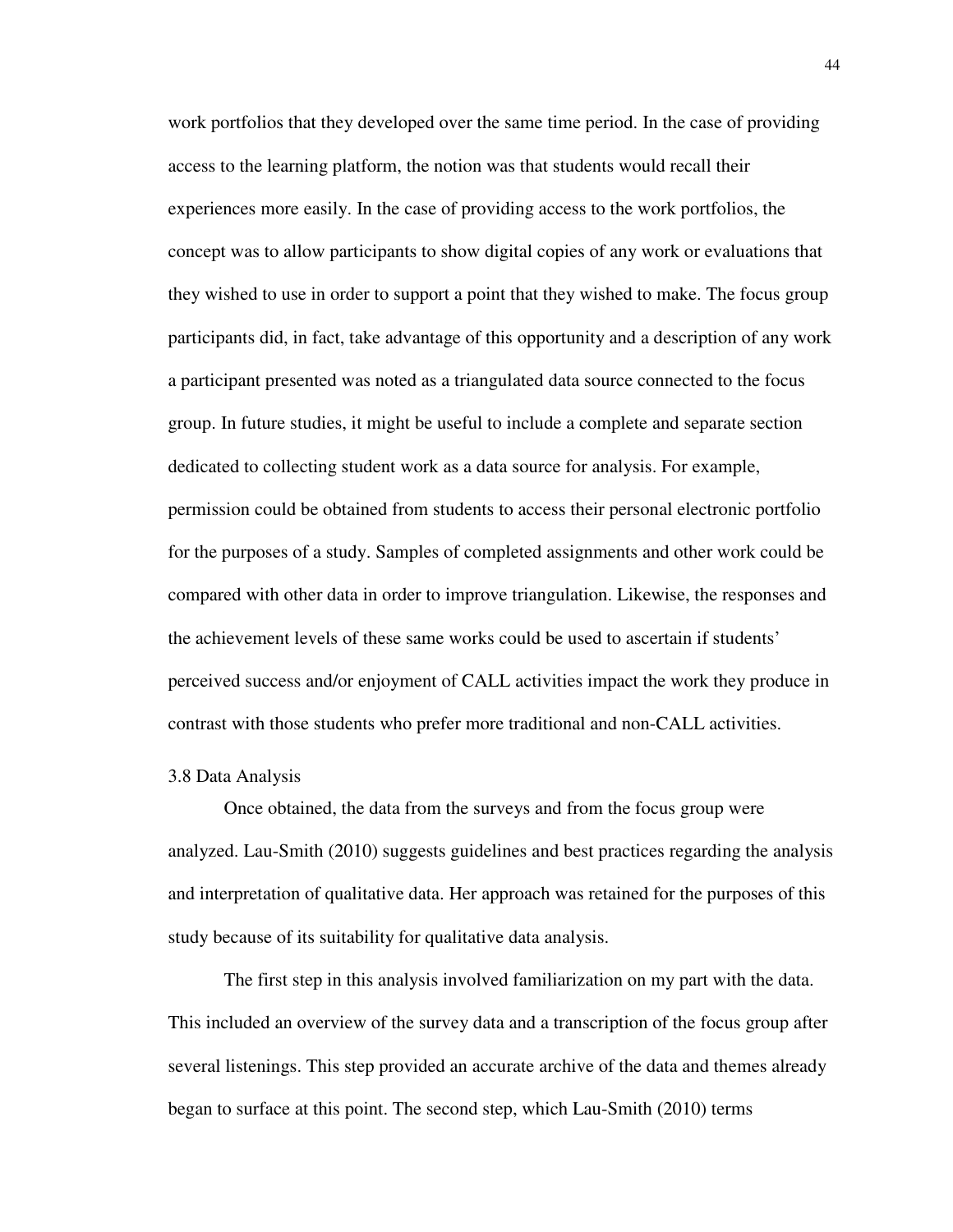work portfolios that they developed over the same time period. In the case of providing access to the learning platform, the notion was that students would recall their experiences more easily. In the case of providing access to the work portfolios, the concept was to allow participants to show digital copies of any work or evaluations that they wished to use in order to support a point that they wished to make. The focus group participants did, in fact, take advantage of this opportunity and a description of any work a participant presented was noted as a triangulated data source connected to the focus group. In future studies, it might be useful to include a complete and separate section dedicated to collecting student work as a data source for analysis. For example, permission could be obtained from students to access their personal electronic portfolio for the purposes of a study. Samples of completed assignments and other work could be compared with other data in order to improve triangulation. Likewise, the responses and the achievement levels of these same works could be used to ascertain if students' perceived success and/or enjoyment of CALL activities impact the work they produce in contrast with those students who prefer more traditional and non-CALL activities.

### 3.8 Data Analysis

Once obtained, the data from the surveys and from the focus group were analyzed. Lau-Smith (2010) suggests guidelines and best practices regarding the analysis and interpretation of qualitative data. Her approach was retained for the purposes of this study because of its suitability for qualitative data analysis.

The first step in this analysis involved familiarization on my part with the data. This included an overview of the survey data and a transcription of the focus group after several listenings. This step provided an accurate archive of the data and themes already began to surface at this point. The second step, which Lau-Smith (2010) terms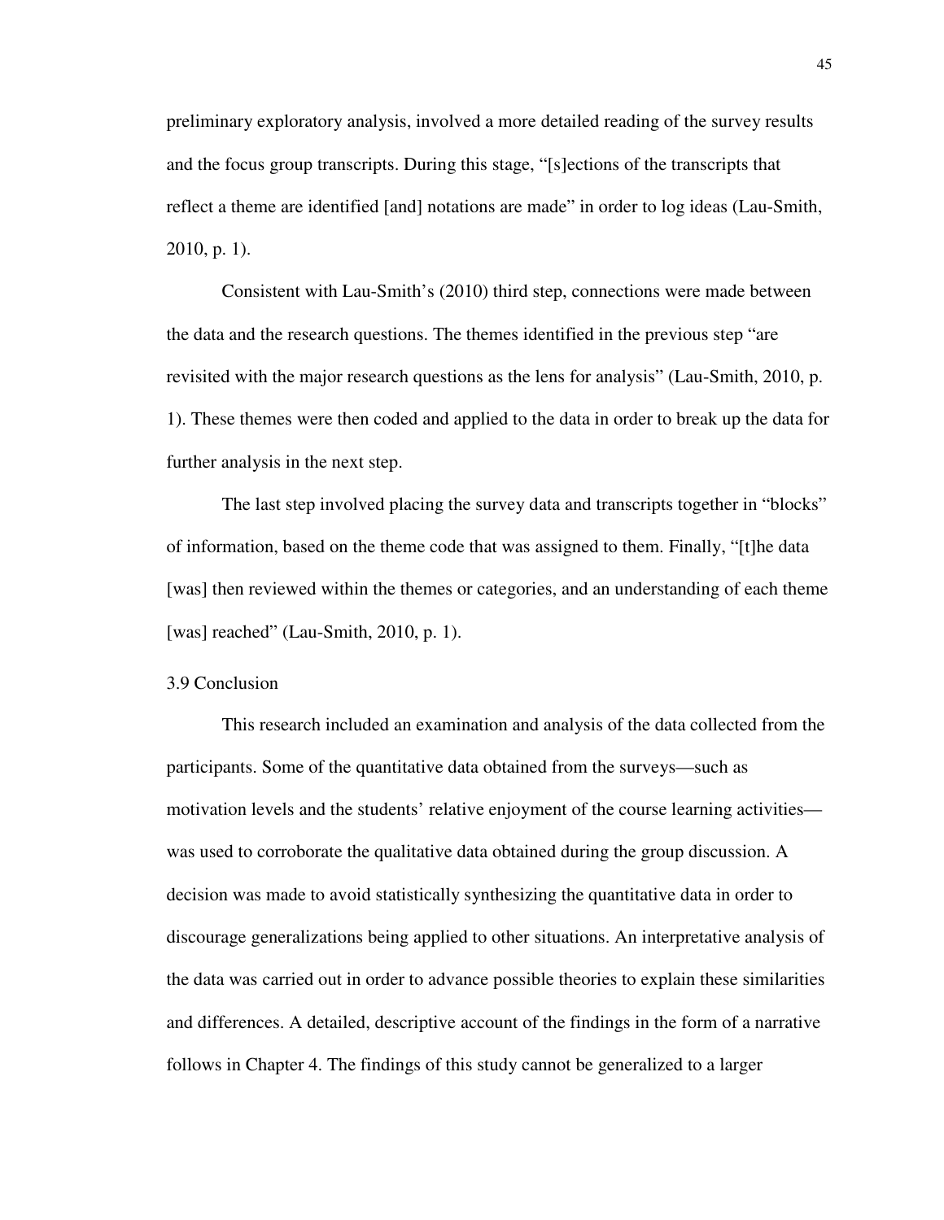preliminary exploratory analysis, involved a more detailed reading of the survey results and the focus group transcripts. During this stage, "[s]ections of the transcripts that reflect a theme are identified [and] notations are made" in order to log ideas (Lau-Smith, 2010, p. 1).

Consistent with Lau-Smith's (2010) third step, connections were made between the data and the research questions. The themes identified in the previous step "are revisited with the major research questions as the lens for analysis" (Lau-Smith, 2010, p. 1). These themes were then coded and applied to the data in order to break up the data for further analysis in the next step.

The last step involved placing the survey data and transcripts together in "blocks" of information, based on the theme code that was assigned to them. Finally, "[t]he data [was] then reviewed within the themes or categories, and an understanding of each theme [was] reached" (Lau-Smith, 2010, p. 1).

### 3.9 Conclusion

This research included an examination and analysis of the data collected from the participants. Some of the quantitative data obtained from the surveys—such as motivation levels and the students' relative enjoyment of the course learning activities—was used to corroborate the qualitative data obtained during the group discussion. A decision was made to avoid statistically synthesizing the quantitative data in order to discourage generalizations being applied to other situations. An interpretative analysis of the data was carried out in order to advance possible theories to explain these similarities and differences. A detailed, descriptive account of the findings in the form of a narrative follows in Chapter 4. The findings of this study cannot be generalized to a larger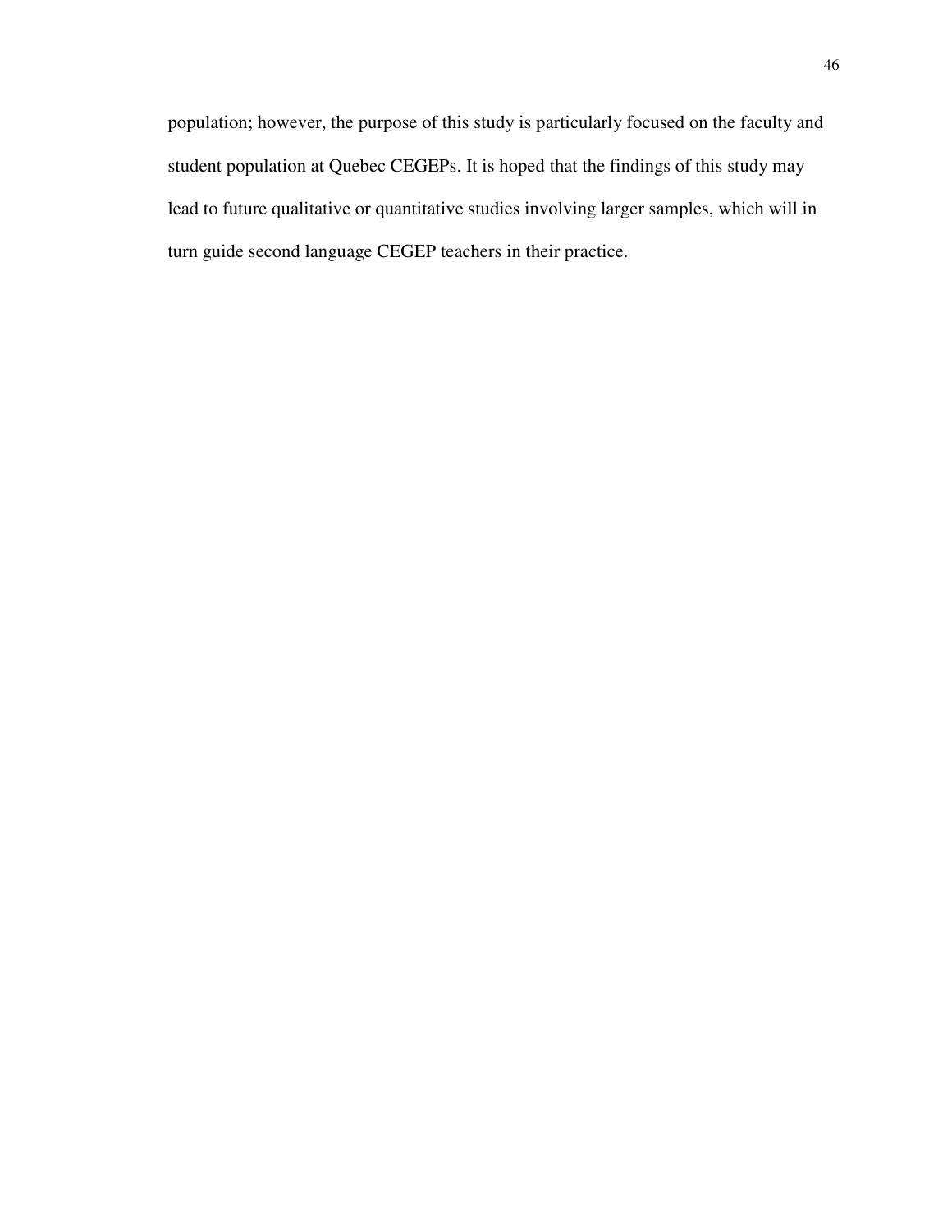population; however, the purpose of this study is particularly focused on the faculty and student population at Quebec CEGEPs. It is hoped that the findings of this study may lead to future qualitative or quantitative studies involving larger samples, which will in turn guide second language CEGEP teachers in their practice.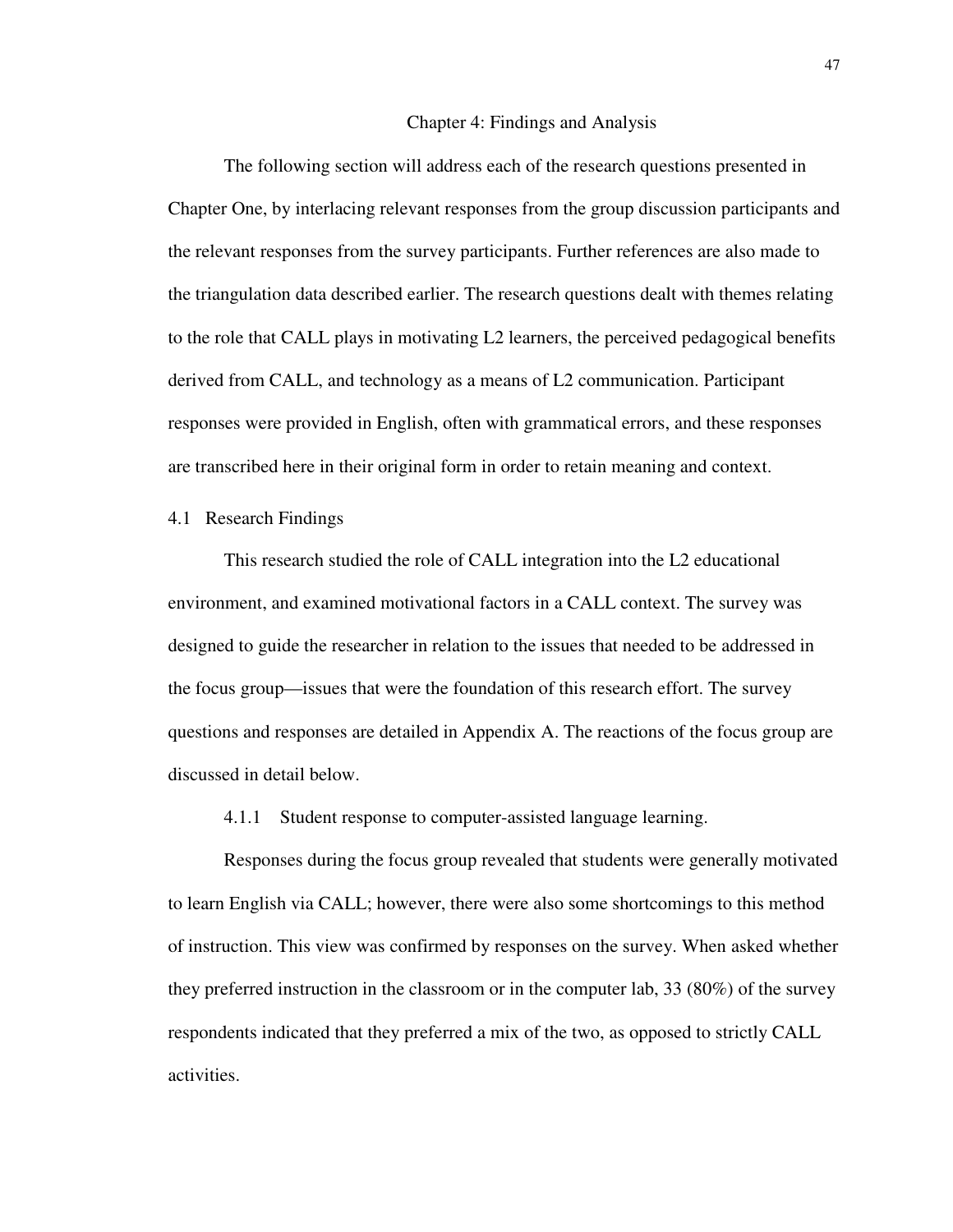# Chapter 4: Findings and Analysis

The following section will address each of the research questions presented in Chapter One, by interlacing relevant responses from the group discussion participants and the relevant responses from the survey participants. Further references are also made to the triangulation data described earlier. The research questions dealt with themes relating to the role that CALL plays in motivating L2 learners, the perceived pedagogical benefits derived from CALL, and technology as a means of L2 communication. Participant responses were provided in English, often with grammatical errors, and these responses are transcribed here in their original form in order to retain meaning and context.

## 4.1 Research Findings

This research studied the role of CALL integration into the L2 educational environment, and examined motivational factors in a CALL context. The survey was designed to guide the researcher in relation to the issues that needed to be addressed in the focus group—issues that were the foundation of this research effort. The survey questions and responses are detailed in Appendix A. The reactions of the focus group are discussed in detail below.

### 4.1.1 Student response to computer-assisted language learning.

Responses during the focus group revealed that students were generally motivated to learn English via CALL; however, there were also some shortcomings to this method of instruction. This view was confirmed by responses on the survey. When asked whether they preferred instruction in the classroom or in the computer lab, 33 (80%) of the survey respondents indicated that they preferred a mix of the two, as opposed to strictly CALL activities.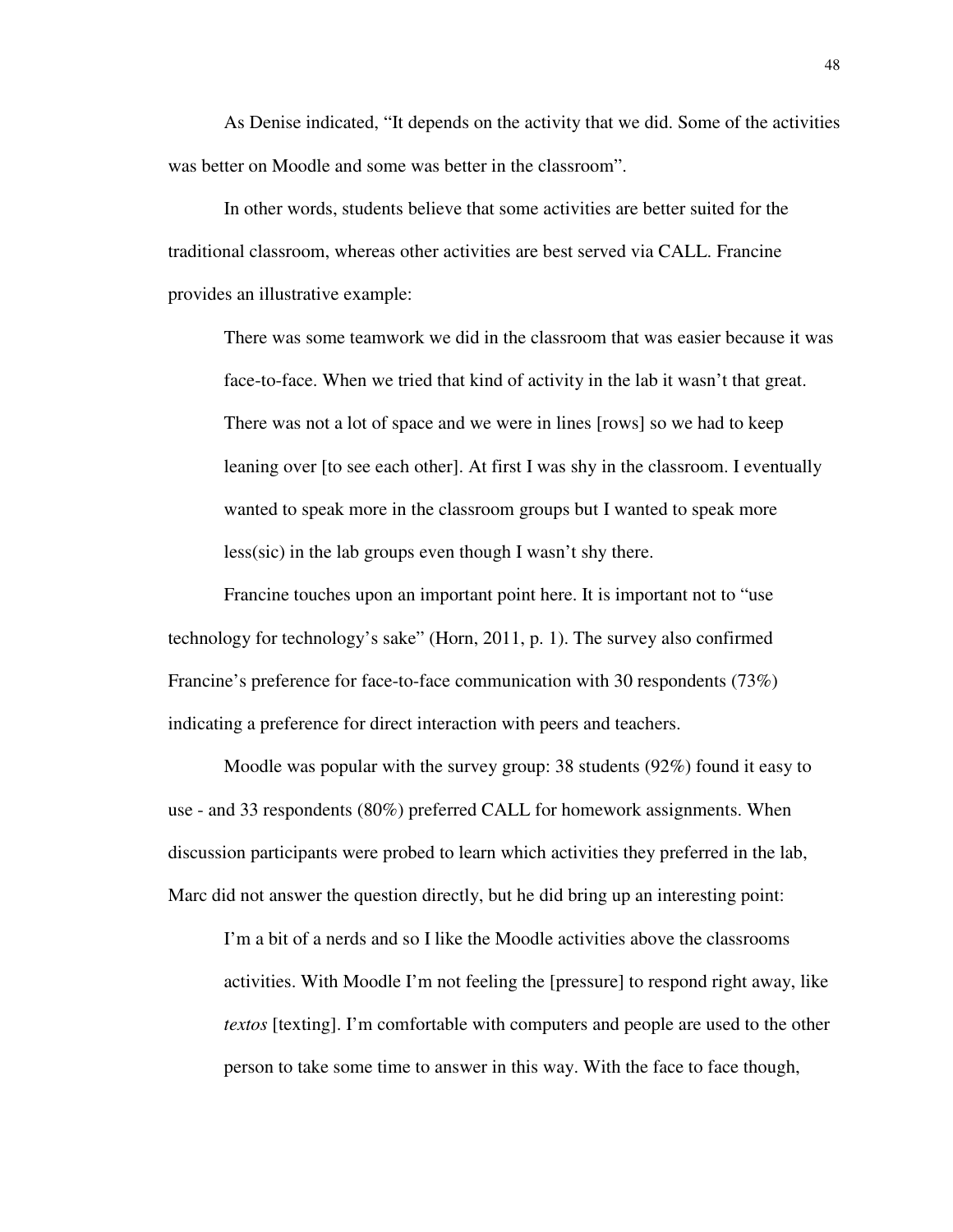As Denise indicated, “It depends on the activity that we did. Some of the activities was better on Moodle and some was better in the classroom”.

In other words, students believe that some activities are better suited for the traditional classroom, whereas other activities are best served via CALL. Francine provides an illustrative example:

> There was some teamwork we did in the classroom that was easier because it was face-to-face. When we tried that kind of activity in the lab it wasn’t that great. There was not a lot of space and we were in lines [rows] so we had to keep leaning over [to see each other]. At first I was shy in the classroom. I eventually wanted to speak more in the classroom groups but I wanted to speak more less(sic) in the lab groups even though I wasn’t shy there.

Francine touches upon an important point here. It is important not to “use technology for technology’s sake” (Horn, 2011, p. 1). The survey also confirmed Francine’s preference for face-to-face communication with 30 respondents (73%) indicating a preference for direct interaction with peers and teachers.

Moodle was popular with the survey group: 38 students (92%) found it easy to use - and 33 respondents (80%) preferred CALL for homework assignments. When discussion participants were probed to learn which activities they preferred in the lab, Marc did not answer the question directly, but he did bring up an interesting point:

> I’m a bit of a nerds and so I like the Moodle activities above the classrooms activities. With Moodle I’m not feeling the [pressure] to respond right away, like *textos* [texting]. I’m comfortable with computers and people are used to the other person to take some time to answer in this way. With the face to face though,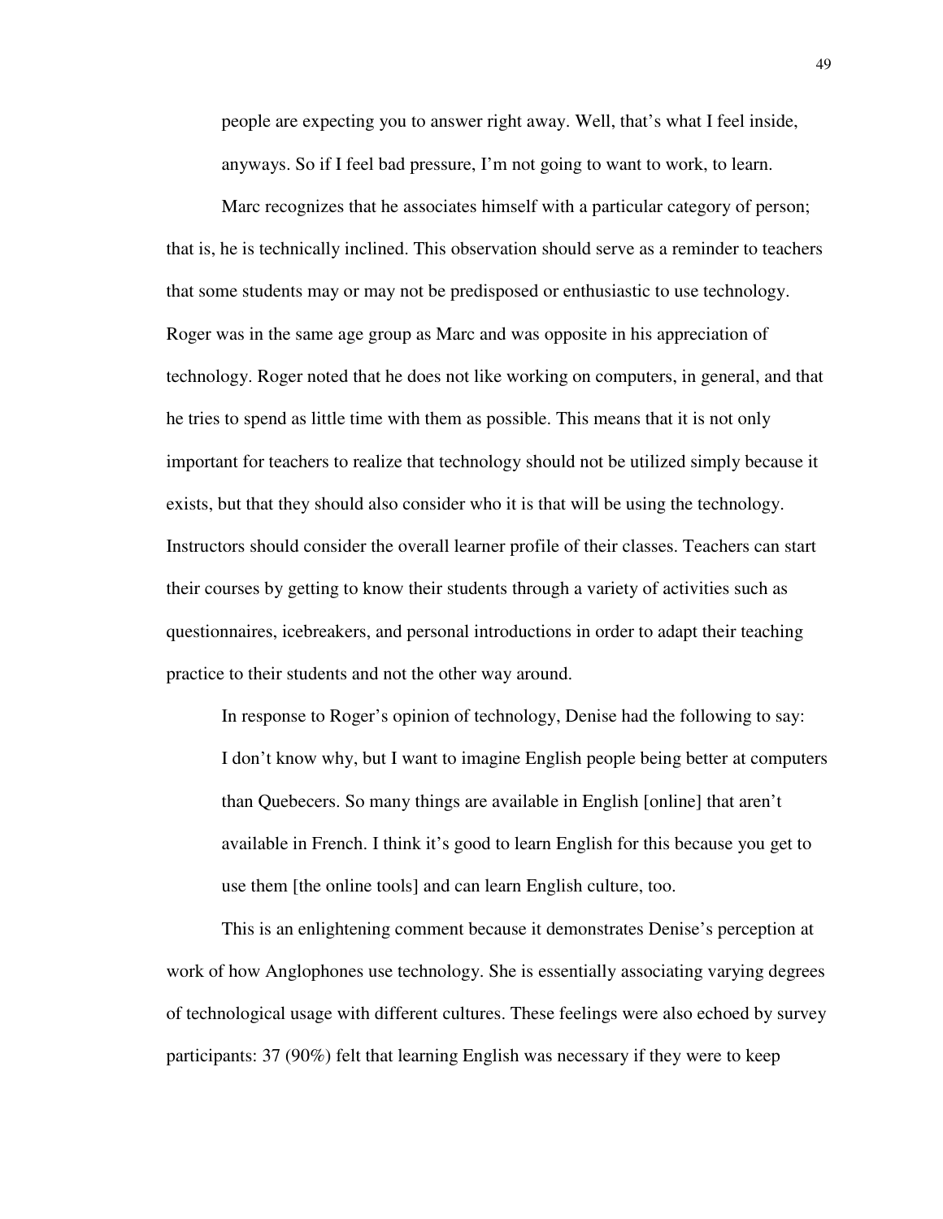> people are expecting you to answer right away. Well, that's what I feel inside, anyways. So if I feel bad pressure, I'm not going to want to work, to learn.

Marc recognizes that he associates himself with a particular category of person; that is, he is technically inclined. This observation should serve as a reminder to teachers that some students may or may not be predisposed or enthusiastic to use technology. Roger was in the same age group as Marc and was opposite in his appreciation of technology. Roger noted that he does not like working on computers, in general, and that he tries to spend as little time with them as possible. This means that it is not only important for teachers to realize that technology should not be utilized simply because it exists, but that they should also consider who it is that will be using the technology. Instructors should consider the overall learner profile of their classes. Teachers can start their courses by getting to know their students through a variety of activities such as questionnaires, icebreakers, and personal introductions in order to adapt their teaching practice to their students and not the other way around.

In response to Roger's opinion of technology, Denise had the following to say:

> I don't know why, but I want to imagine English people being better at computers than Quebecers. So many things are available in English [online] that aren't available in French. I think it's good to learn English for this because you get to use them [the online tools] and can learn English culture, too.

This is an enlightening comment because it demonstrates Denise's perception at work of how Anglophones use technology. She is essentially associating varying degrees of technological usage with different cultures. These feelings were also echoed by survey participants: 37 (90%) felt that learning English was necessary if they were to keep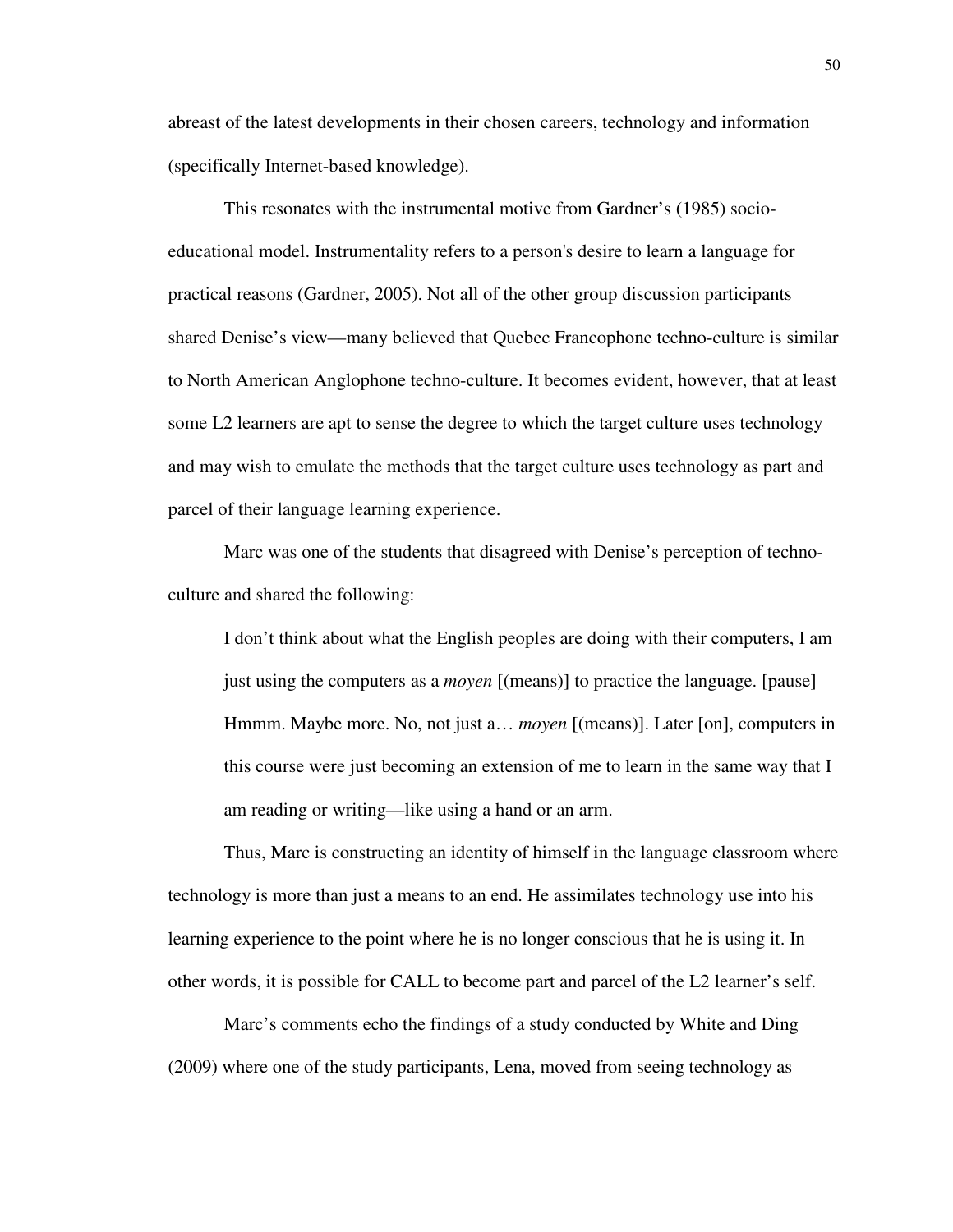abreast of the latest developments in their chosen careers, technology and information (specifically Internet-based knowledge).

This resonates with the instrumental motive from Gardner's (1985) socio-educational model. Instrumentality refers to a person's desire to learn a language for practical reasons (Gardner, 2005). Not all of the other group discussion participants shared Denise's view—many believed that Quebec Francophone techno-culture is similar to North American Anglophone techno-culture. It becomes evident, however, that at least some L2 learners are apt to sense the degree to which the target culture uses technology and may wish to emulate the methods that the target culture uses technology as part and parcel of their language learning experience.

Marc was one of the students that disagreed with Denise's perception of techno-culture and shared the following:

> I don't think about what the English peoples are doing with their computers, I am just using the computers as a *moyen* [(means)] to practice the language. [pause] Hmmm. Maybe more. No, not just a… *moyen* [(means)]. Later [on], computers in this course were just becoming an extension of me to learn in the same way that I am reading or writing—like using a hand or an arm.

Thus, Marc is constructing an identity of himself in the language classroom where technology is more than just a means to an end. He assimilates technology use into his learning experience to the point where he is no longer conscious that he is using it. In other words, it is possible for CALL to become part and parcel of the L2 learner's self.

Marc's comments echo the findings of a study conducted by White and Ding (2009) where one of the study participants, Lena, moved from seeing technology as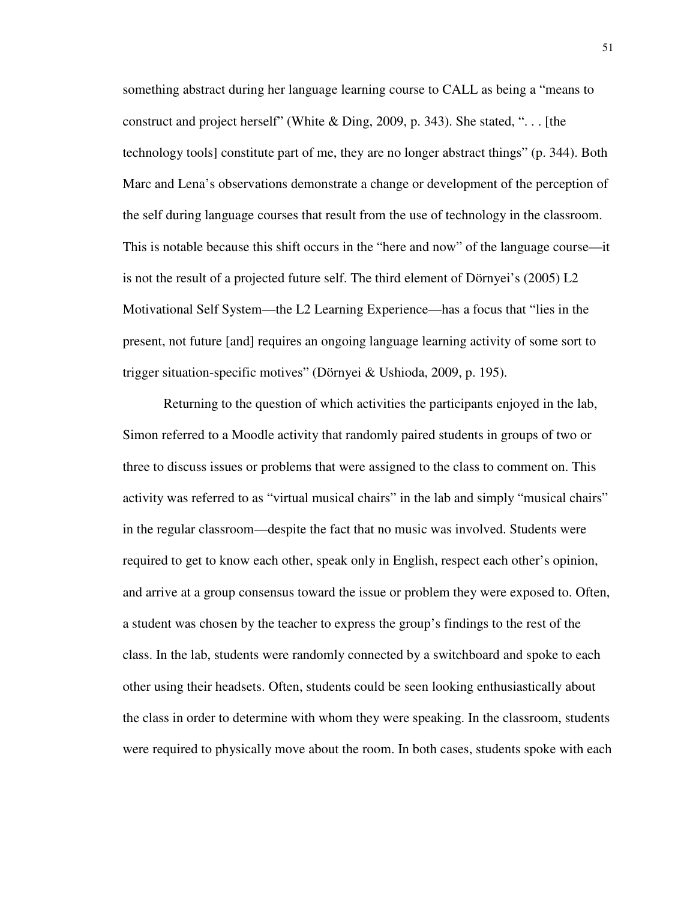something abstract during her language learning course to CALL as being a "means to construct and project herself" (White & Ding, 2009, p. 343). She stated, ". . . [the technology tools] constitute part of me, they are no longer abstract things" (p. 344). Both Marc and Lena's observations demonstrate a change or development of the perception of the self during language courses that result from the use of technology in the classroom. This is notable because this shift occurs in the "here and now" of the language course—it is not the result of a projected future self. The third element of Dörnyei's (2005) L2 Motivational Self System—the L2 Learning Experience—has a focus that "lies in the present, not future [and] requires an ongoing language learning activity of some sort to trigger situation-specific motives" (Dörnyei & Ushioda, 2009, p. 195).

Returning to the question of which activities the participants enjoyed in the lab, Simon referred to a Moodle activity that randomly paired students in groups of two or three to discuss issues or problems that were assigned to the class to comment on. This activity was referred to as "virtual musical chairs" in the lab and simply "musical chairs" in the regular classroom—despite the fact that no music was involved. Students were required to get to know each other, speak only in English, respect each other's opinion, and arrive at a group consensus toward the issue or problem they were exposed to. Often, a student was chosen by the teacher to express the group's findings to the rest of the class. In the lab, students were randomly connected by a switchboard and spoke to each other using their headsets. Often, students could be seen looking enthusiastically about the class in order to determine with whom they were speaking. In the classroom, students were required to physically move about the room. In both cases, students spoke with each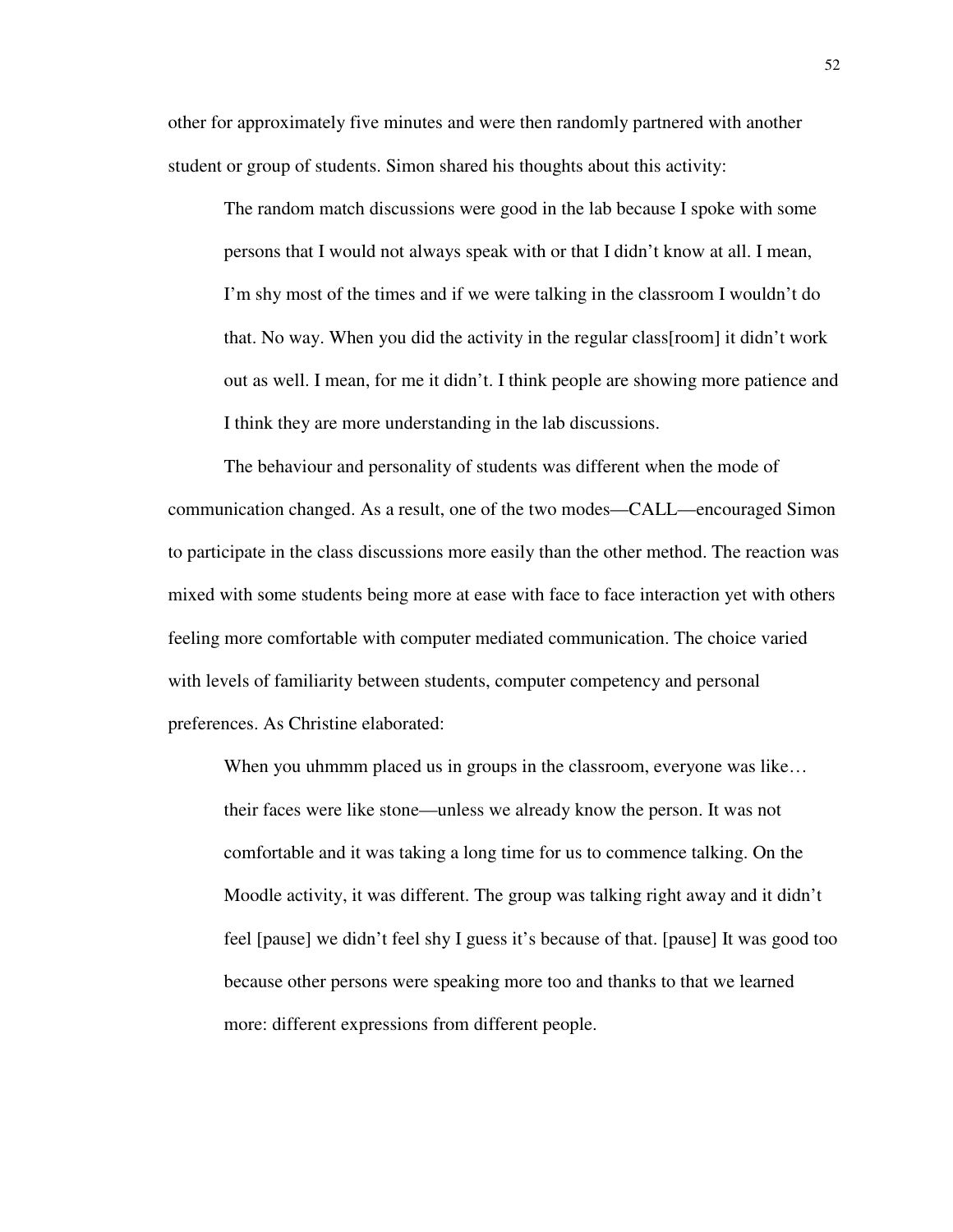other for approximately five minutes and were then randomly partnered with another student or group of students. Simon shared his thoughts about this activity:

> The random match discussions were good in the lab because I spoke with some persons that I would not always speak with or that I didn't know at all. I mean, I'm shy most of the times and if we were talking in the classroom I wouldn't do that. No way. When you did the activity in the regular class[room] it didn't work out as well. I mean, for me it didn't. I think people are showing more patience and I think they are more understanding in the lab discussions.

The behaviour and personality of students was different when the mode of communication changed. As a result, one of the two modes—CALL—encouraged Simon to participate in the class discussions more easily than the other method. The reaction was mixed with some students being more at ease with face to face interaction yet with others feeling more comfortable with computer mediated communication. The choice varied with levels of familiarity between students, computer competency and personal preferences. As Christine elaborated:

> When you uhmmm placed us in groups in the classroom, everyone was like… their faces were like stone—unless we already know the person. It was not comfortable and it was taking a long time for us to commence talking. On the Moodle activity, it was different. The group was talking right away and it didn't feel [pause] we didn't feel shy I guess it's because of that. [pause] It was good too because other persons were speaking more too and thanks to that we learned more: different expressions from different people.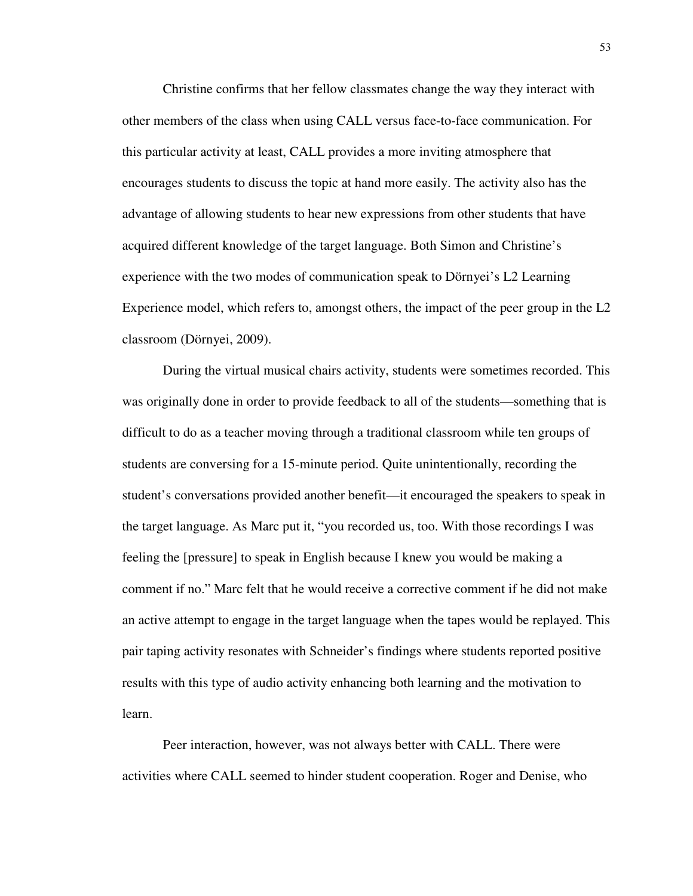Christine confirms that her fellow classmates change the way they interact with other members of the class when using CALL versus face-to-face communication. For this particular activity at least, CALL provides a more inviting atmosphere that encourages students to discuss the topic at hand more easily. The activity also has the advantage of allowing students to hear new expressions from other students that have acquired different knowledge of the target language. Both Simon and Christine's experience with the two modes of communication speak to Dörnyei's L2 Learning Experience model, which refers to, amongst others, the impact of the peer group in the L2 classroom (Dörnyei, 2009).

During the virtual musical chairs activity, students were sometimes recorded. This was originally done in order to provide feedback to all of the students—something that is difficult to do as a teacher moving through a traditional classroom while ten groups of students are conversing for a 15-minute period. Quite unintentionally, recording the student's conversations provided another benefit—it encouraged the speakers to speak in the target language. As Marc put it, "you recorded us, too. With those recordings I was feeling the [pressure] to speak in English because I knew you would be making a comment if no." Marc felt that he would receive a corrective comment if he did not make an active attempt to engage in the target language when the tapes would be replayed. This pair taping activity resonates with Schneider's findings where students reported positive results with this type of audio activity enhancing both learning and the motivation to learn.

Peer interaction, however, was not always better with CALL. There were activities where CALL seemed to hinder student cooperation. Roger and Denise, who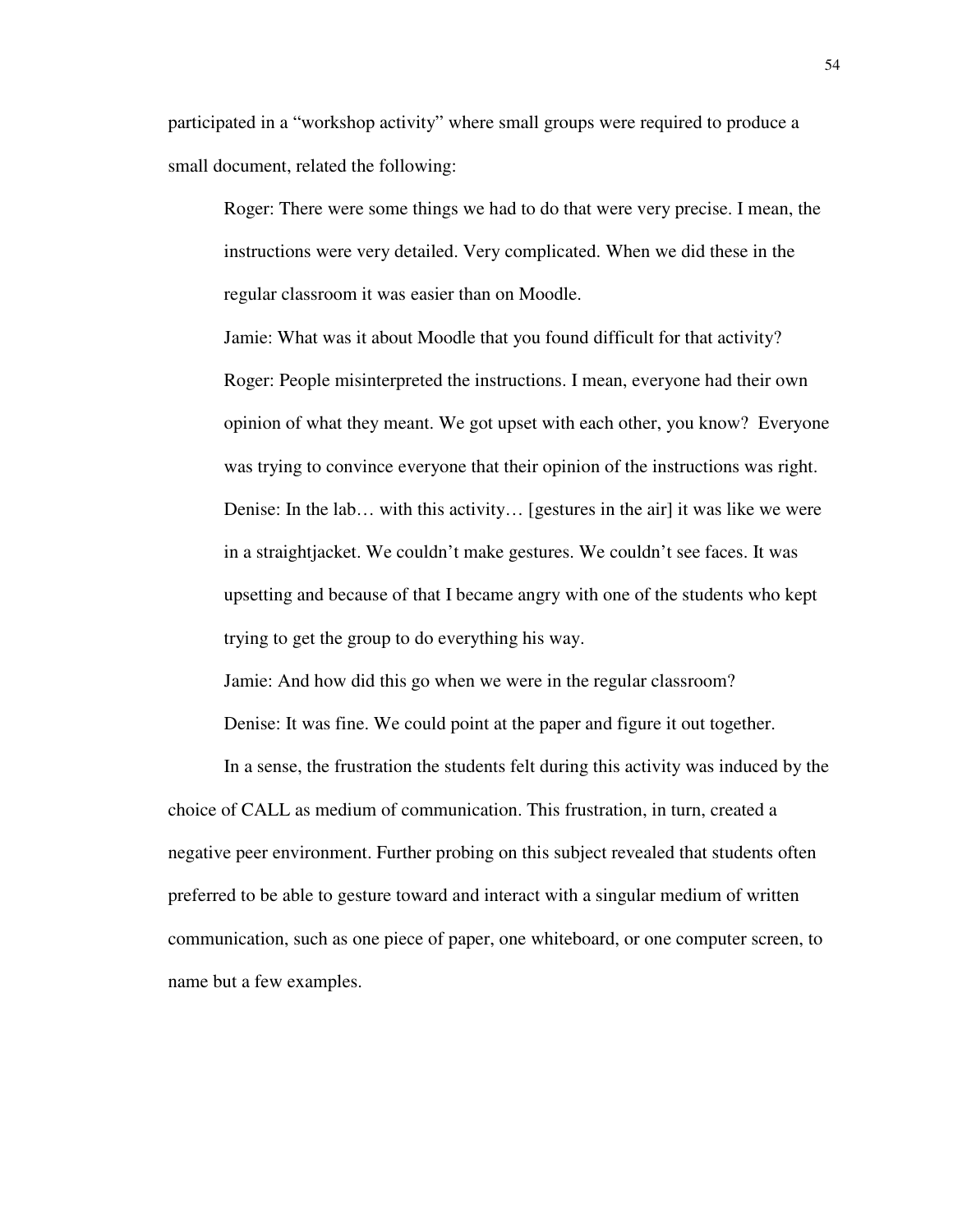participated in a "workshop activity" where small groups were required to produce a small document, related the following:

> Roger: There were some things we had to do that were very precise. I mean, the instructions were very detailed. Very complicated. When we did these in the regular classroom it was easier than on Moodle.
>
> Jamie: What was it about Moodle that you found difficult for that activity?
>
> Roger: People misinterpreted the instructions. I mean, everyone had their own opinion of what they meant. We got upset with each other, you know? Everyone was trying to convince everyone that their opinion of the instructions was right.
>
> Denise: In the lab… with this activity… [gestures in the air] it was like we were in a straightjacket. We couldn't make gestures. We couldn't see faces. It was upsetting and because of that I became angry with one of the students who kept trying to get the group to do everything his way.
>
> Jamie: And how did this go when we were in the regular classroom?
>
> Denise: It was fine. We could point at the paper and figure it out together.

In a sense, the frustration the students felt during this activity was induced by the choice of CALL as medium of communication. This frustration, in turn, created a negative peer environment. Further probing on this subject revealed that students often preferred to be able to gesture toward and interact with a singular medium of written communication, such as one piece of paper, one whiteboard, or one computer screen, to name but a few examples.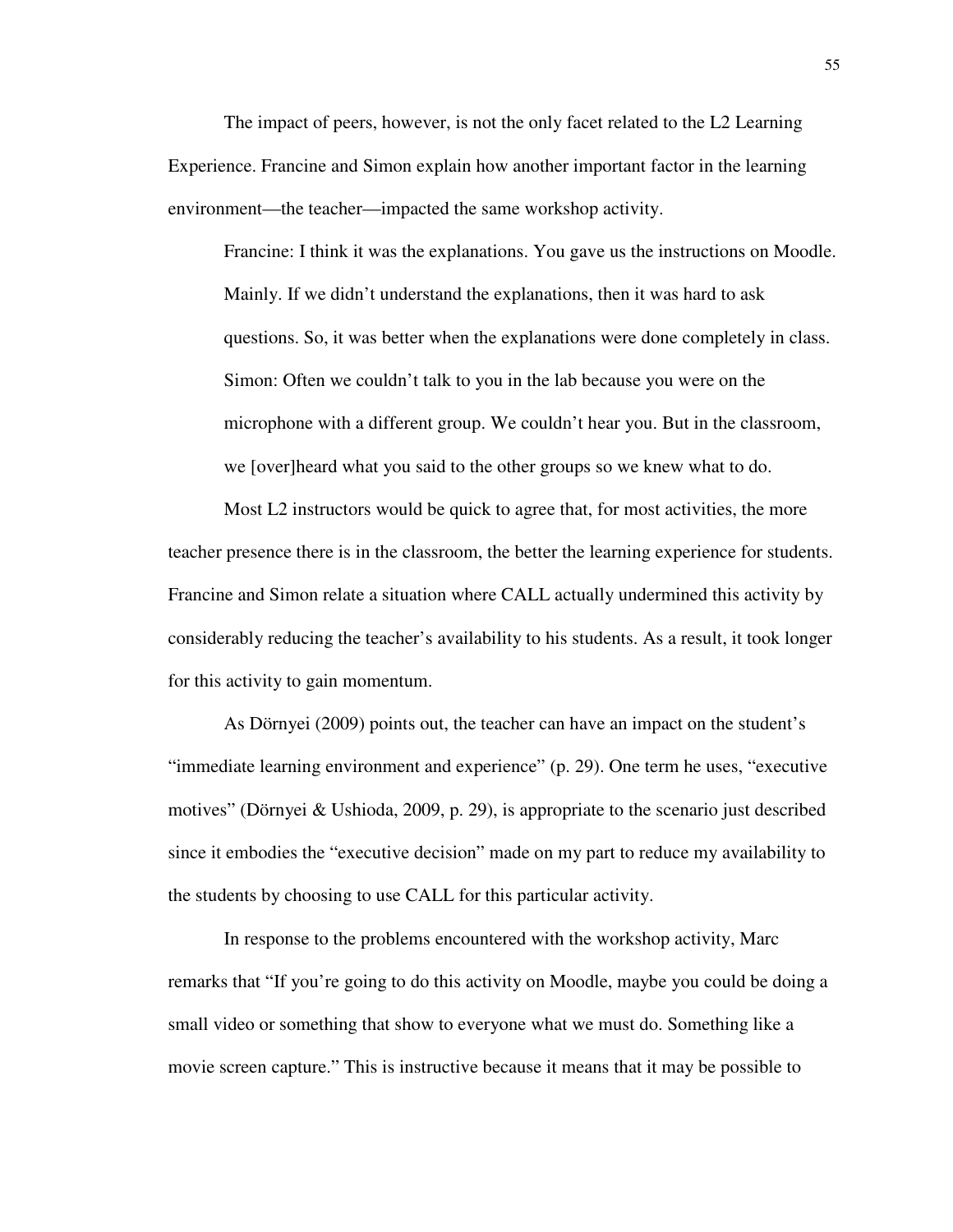The impact of peers, however, is not the only facet related to the L2 Learning Experience. Francine and Simon explain how another important factor in the learning environment—the teacher—impacted the same workshop activity.

> Francine: I think it was the explanations. You gave us the instructions on Moodle. Mainly. If we didn't understand the explanations, then it was hard to ask questions. So, it was better when the explanations were done completely in class.
>
> Simon: Often we couldn't talk to you in the lab because you were on the microphone with a different group. We couldn't hear you. But in the classroom, we [over]heard what you said to the other groups so we knew what to do.

Most L2 instructors would be quick to agree that, for most activities, the more teacher presence there is in the classroom, the better the learning experience for students. Francine and Simon relate a situation where CALL actually undermined this activity by considerably reducing the teacher's availability to his students. As a result, it took longer for this activity to gain momentum.

As Dörnyei (2009) points out, the teacher can have an impact on the student's "immediate learning environment and experience" (p. 29). One term he uses, "executive motives" (Dörnyei & Ushioda, 2009, p. 29), is appropriate to the scenario just described since it embodies the "executive decision" made on my part to reduce my availability to the students by choosing to use CALL for this particular activity.

In response to the problems encountered with the workshop activity, Marc remarks that "If you're going to do this activity on Moodle, maybe you could be doing a small video or something that show to everyone what we must do. Something like a movie screen capture." This is instructive because it means that it may be possible to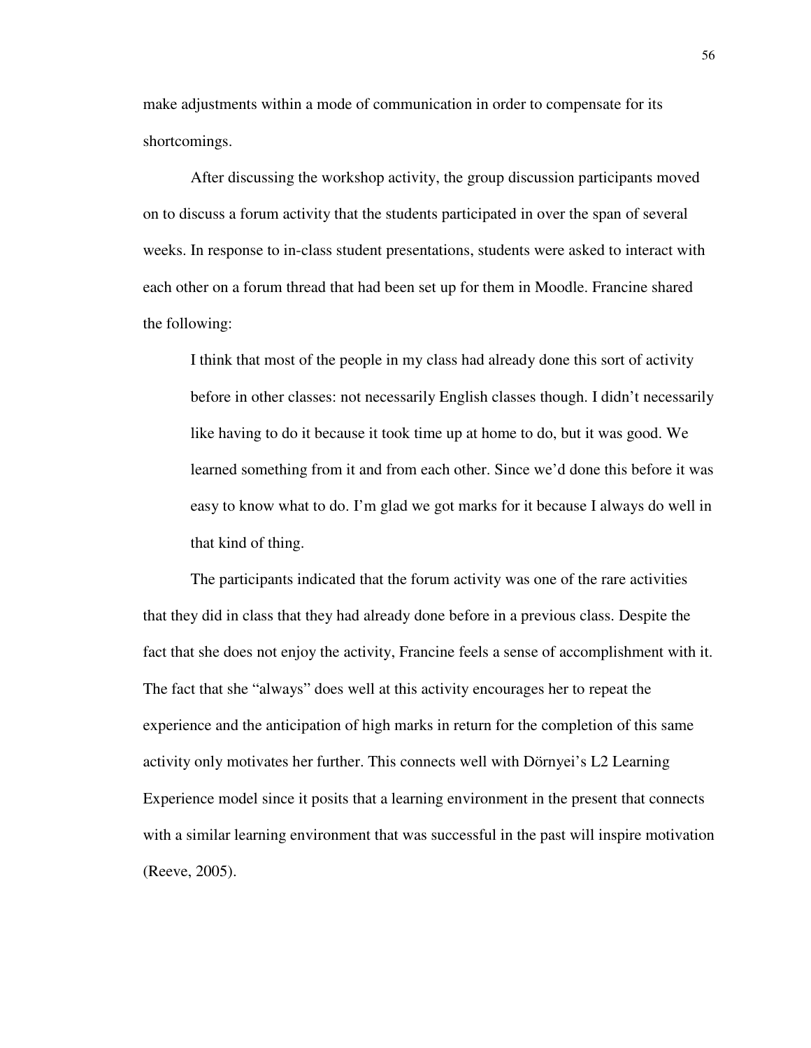make adjustments within a mode of communication in order to compensate for its shortcomings.

After discussing the workshop activity, the group discussion participants moved on to discuss a forum activity that the students participated in over the span of several weeks. In response to in-class student presentations, students were asked to interact with each other on a forum thread that had been set up for them in Moodle. Francine shared the following:

> I think that most of the people in my class had already done this sort of activity before in other classes: not necessarily English classes though. I didn't necessarily like having to do it because it took time up at home to do, but it was good. We learned something from it and from each other. Since we'd done this before it was easy to know what to do. I'm glad we got marks for it because I always do well in that kind of thing.

The participants indicated that the forum activity was one of the rare activities that they did in class that they had already done before in a previous class. Despite the fact that she does not enjoy the activity, Francine feels a sense of accomplishment with it. The fact that she "always" does well at this activity encourages her to repeat the experience and the anticipation of high marks in return for the completion of this same activity only motivates her further. This connects well with Dörnyei's L2 Learning Experience model since it posits that a learning environment in the present that connects with a similar learning environment that was successful in the past will inspire motivation (Reeve, 2005).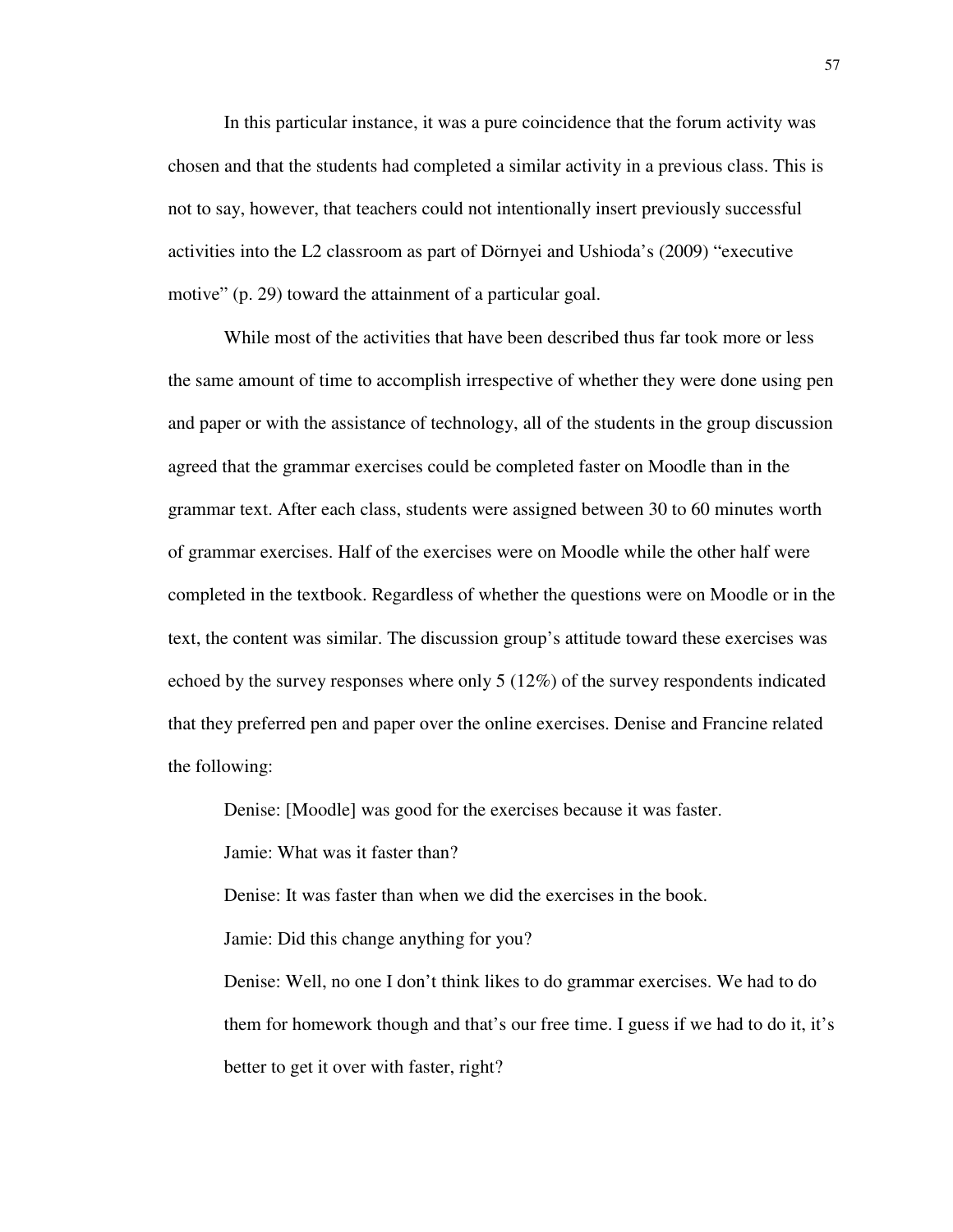In this particular instance, it was a pure coincidence that the forum activity was chosen and that the students had completed a similar activity in a previous class. This is not to say, however, that teachers could not intentionally insert previously successful activities into the L2 classroom as part of Dörnyei and Ushioda's (2009) "executive motive" (p. 29) toward the attainment of a particular goal.

While most of the activities that have been described thus far took more or less the same amount of time to accomplish irrespective of whether they were done using pen and paper or with the assistance of technology, all of the students in the group discussion agreed that the grammar exercises could be completed faster on Moodle than in the grammar text. After each class, students were assigned between 30 to 60 minutes worth of grammar exercises. Half of the exercises were on Moodle while the other half were completed in the textbook. Regardless of whether the questions were on Moodle or in the text, the content was similar. The discussion group's attitude toward these exercises was echoed by the survey responses where only 5 (12%) of the survey respondents indicated that they preferred pen and paper over the online exercises. Denise and Francine related the following:

> Denise: [Moodle] was good for the exercises because it was faster.
>
> Jamie: What was it faster than?
>
> Denise: It was faster than when we did the exercises in the book.
>
> Jamie: Did this change anything for you?
>
> Denise: Well, no one I don't think likes to do grammar exercises. We had to do them for homework though and that's our free time. I guess if we had to do it, it's better to get it over with faster, right?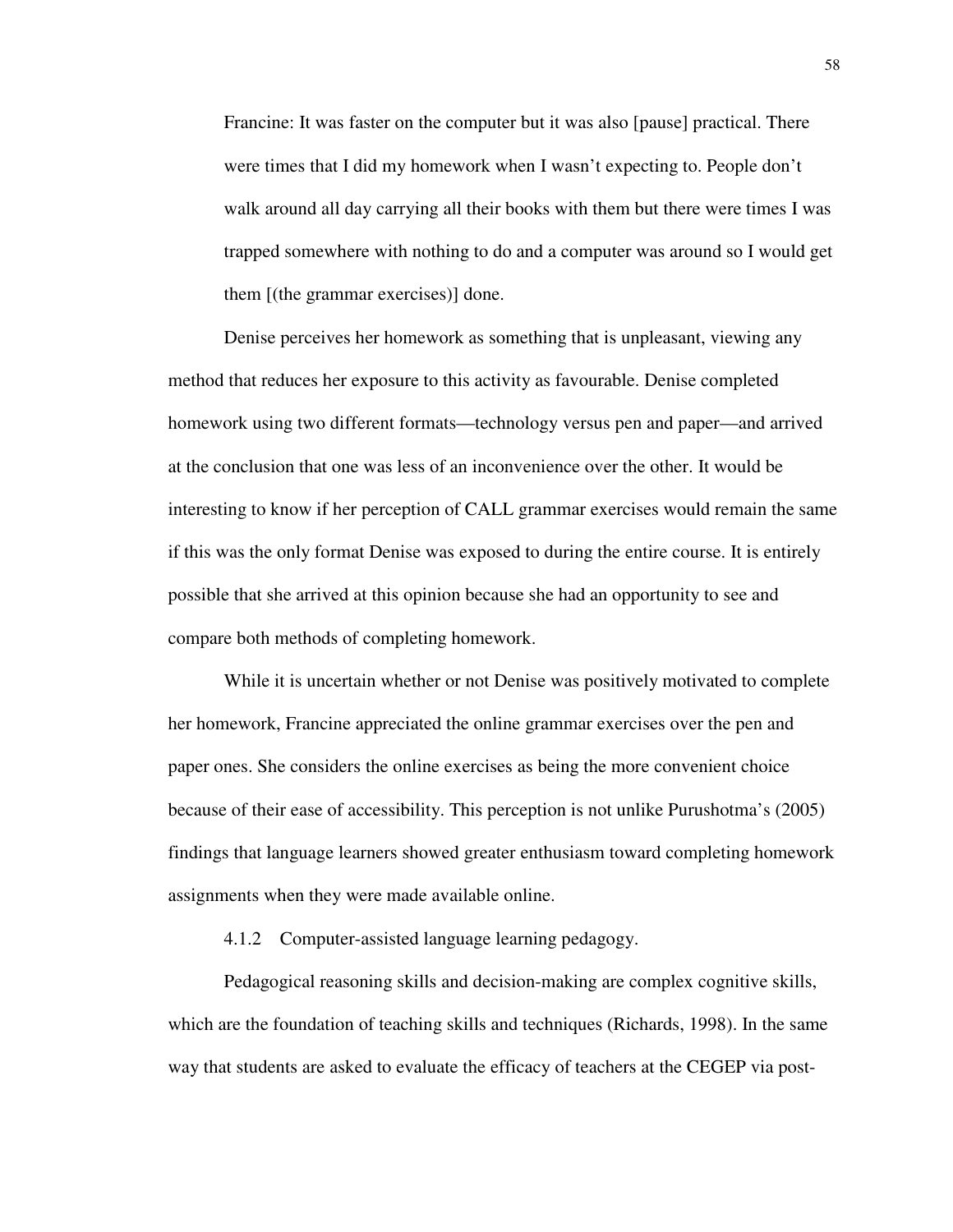> Francine: It was faster on the computer but it was also [pause] practical. There were times that I did my homework when I wasn't expecting to. People don't walk around all day carrying all their books with them but there were times I was trapped somewhere with nothing to do and a computer was around so I would get them [(the grammar exercises)] done.

Denise perceives her homework as something that is unpleasant, viewing any method that reduces her exposure to this activity as favourable. Denise completed homework using two different formats—technology versus pen and paper—and arrived at the conclusion that one was less of an inconvenience over the other. It would be interesting to know if her perception of CALL grammar exercises would remain the same if this was the only format Denise was exposed to during the entire course. It is entirely possible that she arrived at this opinion because she had an opportunity to see and compare both methods of completing homework.

While it is uncertain whether or not Denise was positively motivated to complete her homework, Francine appreciated the online grammar exercises over the pen and paper ones. She considers the online exercises as being the more convenient choice because of their ease of accessibility. This perception is not unlike Purushotma's (2005) findings that language learners showed greater enthusiasm toward completing homework assignments when they were made available online.

#### 4.1.2 Computer-assisted language learning pedagogy.

Pedagogical reasoning skills and decision-making are complex cognitive skills, which are the foundation of teaching skills and techniques (Richards, 1998). In the same way that students are asked to evaluate the efficacy of teachers at the CEGEP via post-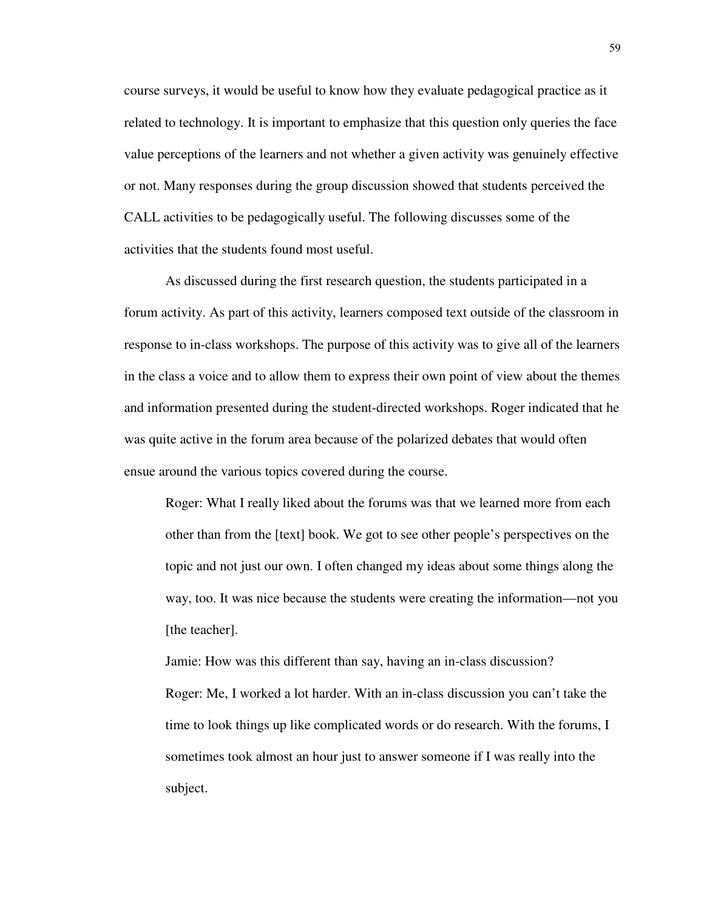course surveys, it would be useful to know how they evaluate pedagogical practice as it related to technology. It is important to emphasize that this question only queries the face value perceptions of the learners and not whether a given activity was genuinely effective or not. Many responses during the group discussion showed that students perceived the CALL activities to be pedagogically useful. The following discusses some of the activities that the students found most useful.

As discussed during the first research question, the students participated in a forum activity. As part of this activity, learners composed text outside of the classroom in response to in-class workshops. The purpose of this activity was to give all of the learners in the class a voice and to allow them to express their own point of view about the themes and information presented during the student-directed workshops. Roger indicated that he was quite active in the forum area because of the polarized debates that would often ensue around the various topics covered during the course.

> Roger: What I really liked about the forums was that we learned more from each other than from the [text] book. We got to see other people's perspectives on the topic and not just our own. I often changed my ideas about some things along the way, too. It was nice because the students were creating the information—not you [the teacher].
>
> Jamie: How was this different than say, having an in-class discussion?
>
> Roger: Me, I worked a lot harder. With an in-class discussion you can't take the time to look things up like complicated words or do research. With the forums, I sometimes took almost an hour just to answer someone if I was really into the subject.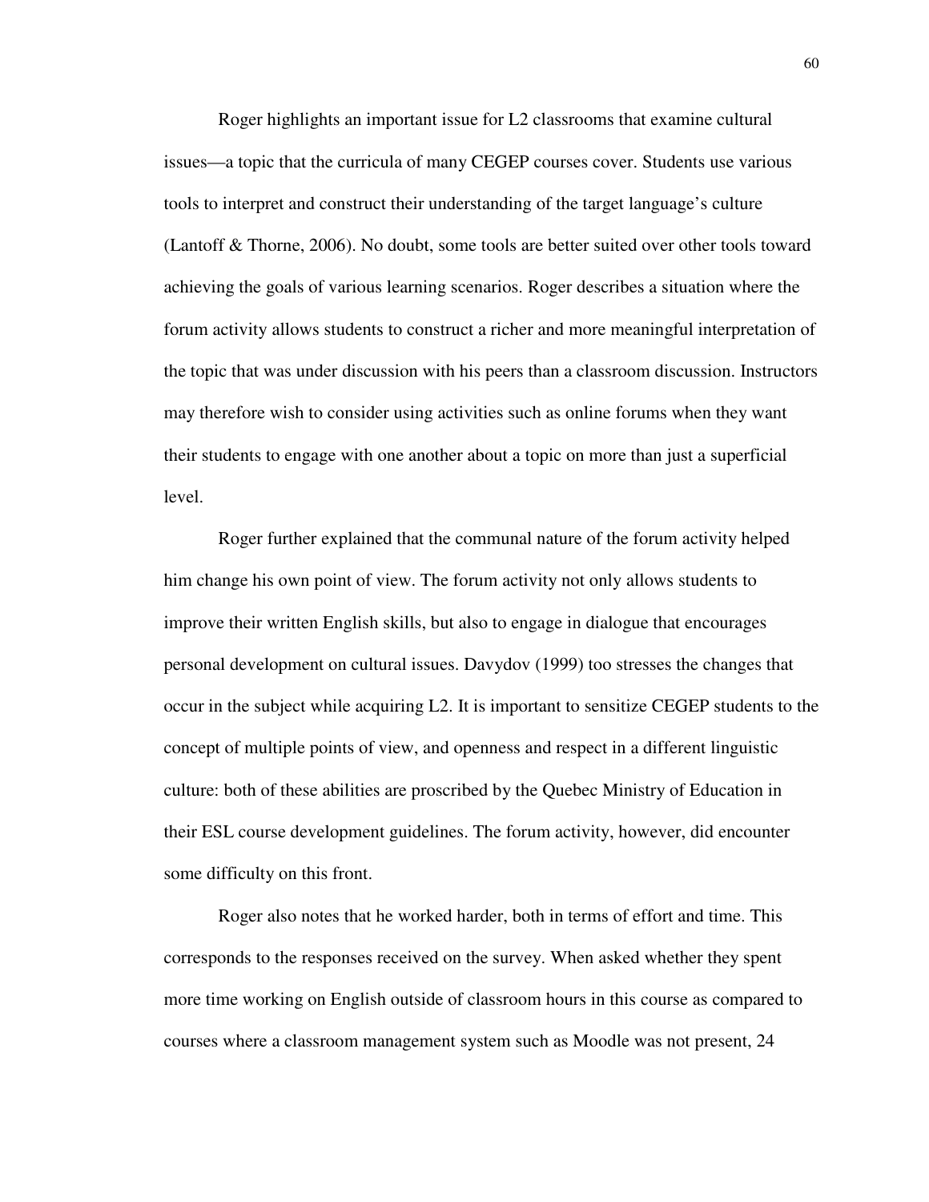Roger highlights an important issue for L2 classrooms that examine cultural issues—a topic that the curricula of many CEGEP courses cover. Students use various tools to interpret and construct their understanding of the target language's culture (Lantoff & Thorne, 2006). No doubt, some tools are better suited over other tools toward achieving the goals of various learning scenarios. Roger describes a situation where the forum activity allows students to construct a richer and more meaningful interpretation of the topic that was under discussion with his peers than a classroom discussion. Instructors may therefore wish to consider using activities such as online forums when they want their students to engage with one another about a topic on more than just a superficial level.

Roger further explained that the communal nature of the forum activity helped him change his own point of view. The forum activity not only allows students to improve their written English skills, but also to engage in dialogue that encourages personal development on cultural issues. Davydov (1999) too stresses the changes that occur in the subject while acquiring L2. It is important to sensitize CEGEP students to the concept of multiple points of view, and openness and respect in a different linguistic culture: both of these abilities are proscribed by the Quebec Ministry of Education in their ESL course development guidelines. The forum activity, however, did encounter some difficulty on this front.

Roger also notes that he worked harder, both in terms of effort and time. This corresponds to the responses received on the survey. When asked whether they spent more time working on English outside of classroom hours in this course as compared to courses where a classroom management system such as Moodle was not present, 24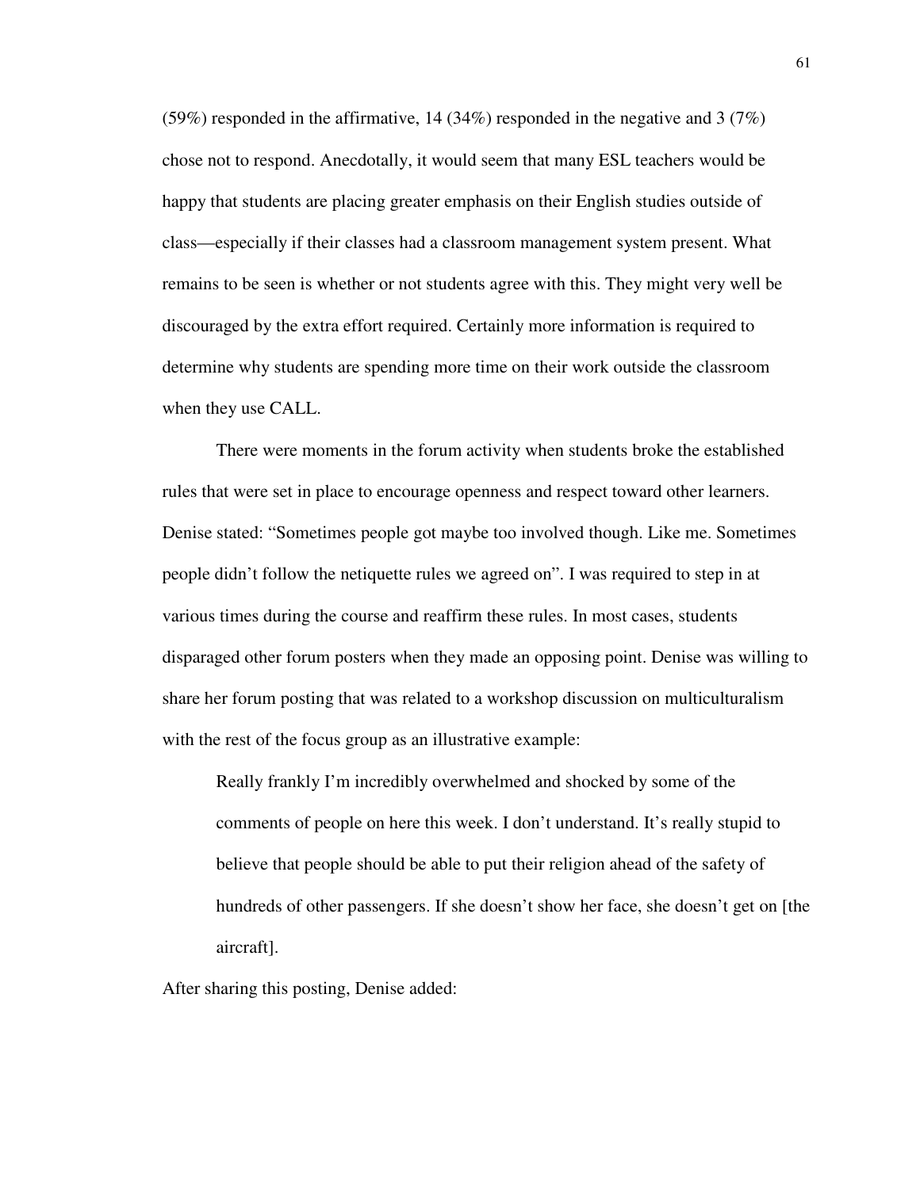(59%) responded in the affirmative, 14 (34%) responded in the negative and 3 (7%) chose not to respond. Anecdotally, it would seem that many ESL teachers would be happy that students are placing greater emphasis on their English studies outside of class—especially if their classes had a classroom management system present. What remains to be seen is whether or not students agree with this. They might very well be discouraged by the extra effort required. Certainly more information is required to determine why students are spending more time on their work outside the classroom when they use CALL.

There were moments in the forum activity when students broke the established rules that were set in place to encourage openness and respect toward other learners. Denise stated: "Sometimes people got maybe too involved though. Like me. Sometimes people didn't follow the netiquette rules we agreed on". I was required to step in at various times during the course and reaffirm these rules. In most cases, students disparaged other forum posters when they made an opposing point. Denise was willing to share her forum posting that was related to a workshop discussion on multiculturalism with the rest of the focus group as an illustrative example:

> Really frankly I'm incredibly overwhelmed and shocked by some of the comments of people on here this week. I don't understand. It's really stupid to believe that people should be able to put their religion ahead of the safety of hundreds of other passengers. If she doesn't show her face, she doesn't get on [the aircraft].

After sharing this posting, Denise added: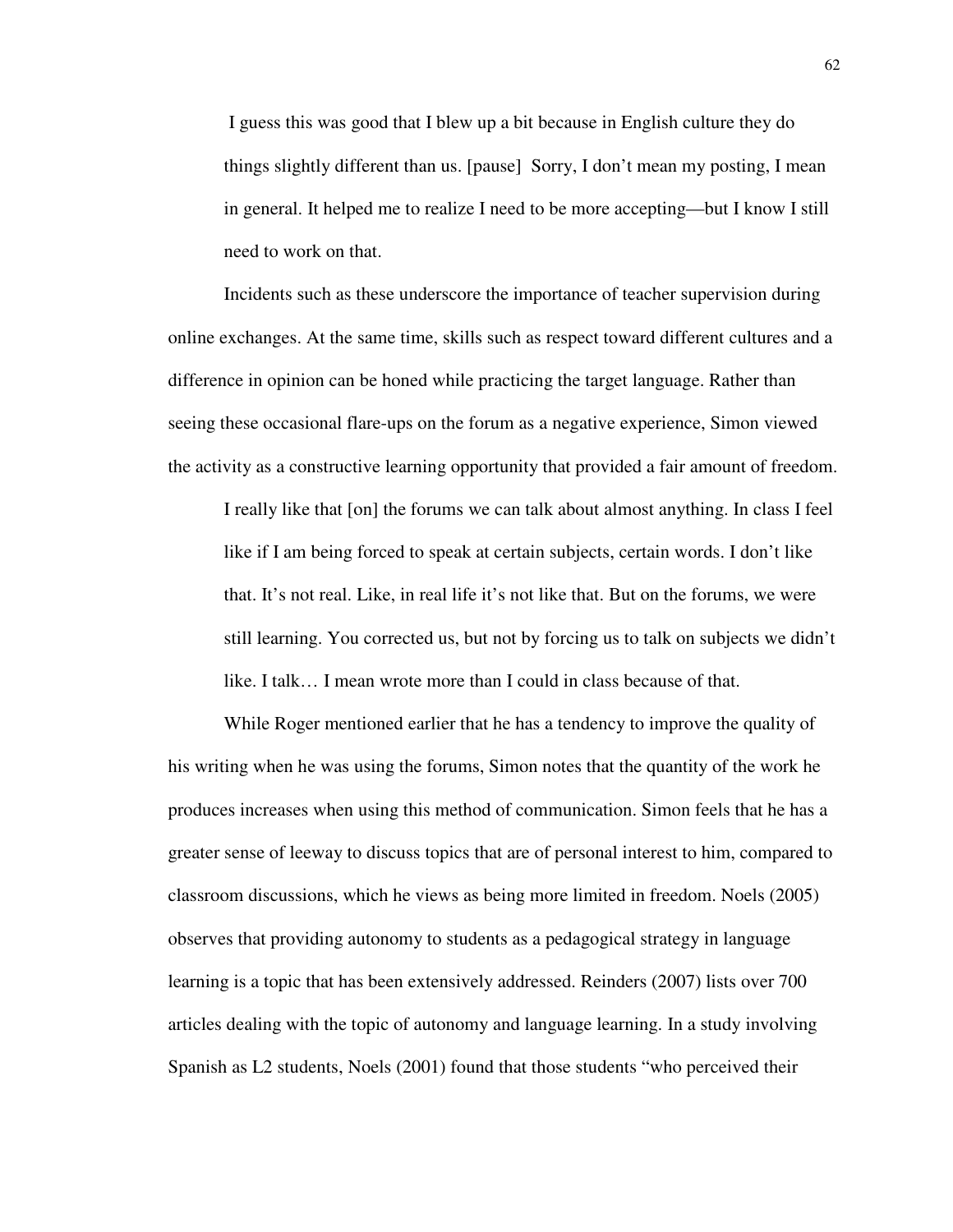> I guess this was good that I blew up a bit because in English culture they do things slightly different than us. [pause] Sorry, I don't mean my posting, I mean in general. It helped me to realize I need to be more accepting—but I know I still need to work on that.

Incidents such as these underscore the importance of teacher supervision during online exchanges. At the same time, skills such as respect toward different cultures and a difference in opinion can be honed while practicing the target language. Rather than seeing these occasional flare-ups on the forum as a negative experience, Simon viewed the activity as a constructive learning opportunity that provided a fair amount of freedom.

> I really like that [on] the forums we can talk about almost anything. In class I feel like if I am being forced to speak at certain subjects, certain words. I don't like that. It's not real. Like, in real life it's not like that. But on the forums, we were still learning. You corrected us, but not by forcing us to talk on subjects we didn't like. I talk… I mean wrote more than I could in class because of that.

While Roger mentioned earlier that he has a tendency to improve the quality of his writing when he was using the forums, Simon notes that the quantity of the work he produces increases when using this method of communication. Simon feels that he has a greater sense of leeway to discuss topics that are of personal interest to him, compared to classroom discussions, which he views as being more limited in freedom. Noels (2005) observes that providing autonomy to students as a pedagogical strategy in language learning is a topic that has been extensively addressed. Reinders (2007) lists over 700 articles dealing with the topic of autonomy and language learning. In a study involving Spanish as L2 students, Noels (2001) found that those students "who perceived their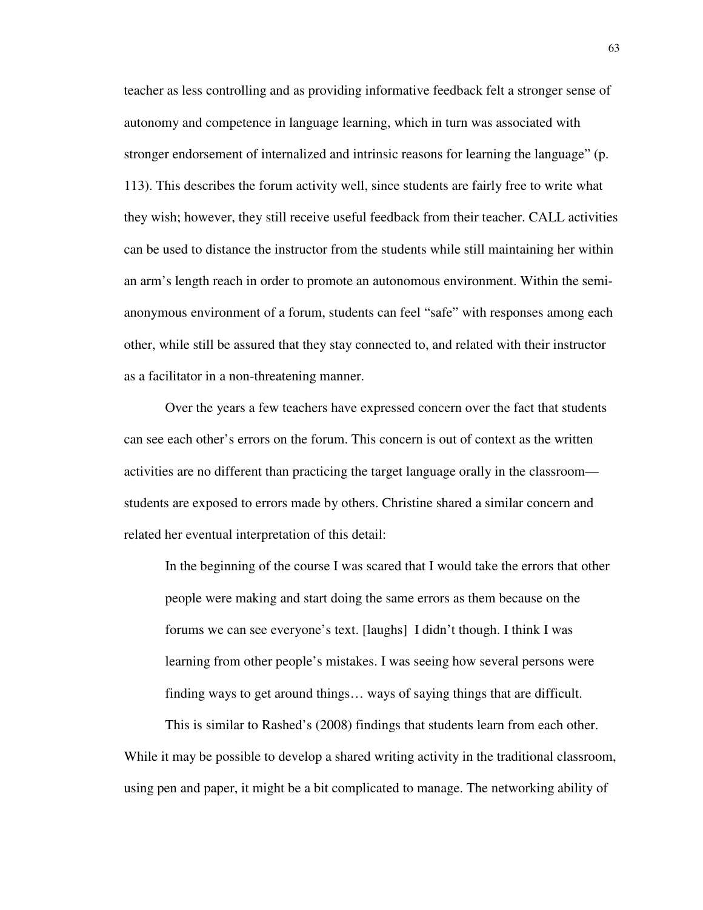teacher as less controlling and as providing informative feedback felt a stronger sense of autonomy and competence in language learning, which in turn was associated with stronger endorsement of internalized and intrinsic reasons for learning the language" (p. 113). This describes the forum activity well, since students are fairly free to write what they wish; however, they still receive useful feedback from their teacher. CALL activities can be used to distance the instructor from the students while still maintaining her within an arm's length reach in order to promote an autonomous environment. Within the semi-anonymous environment of a forum, students can feel "safe" with responses among each other, while still be assured that they stay connected to, and related with their instructor as a facilitator in a non-threatening manner.

Over the years a few teachers have expressed concern over the fact that students can see each other's errors on the forum. This concern is out of context as the written activities are no different than practicing the target language orally in the classroom—students are exposed to errors made by others. Christine shared a similar concern and related her eventual interpretation of this detail:

> In the beginning of the course I was scared that I would take the errors that other people were making and start doing the same errors as them because on the forums we can see everyone's text. [laughs] I didn't though. I think I was learning from other people's mistakes. I was seeing how several persons were finding ways to get around things… ways of saying things that are difficult.

This is similar to Rashed's (2008) findings that students learn from each other. While it may be possible to develop a shared writing activity in the traditional classroom, using pen and paper, it might be a bit complicated to manage. The networking ability of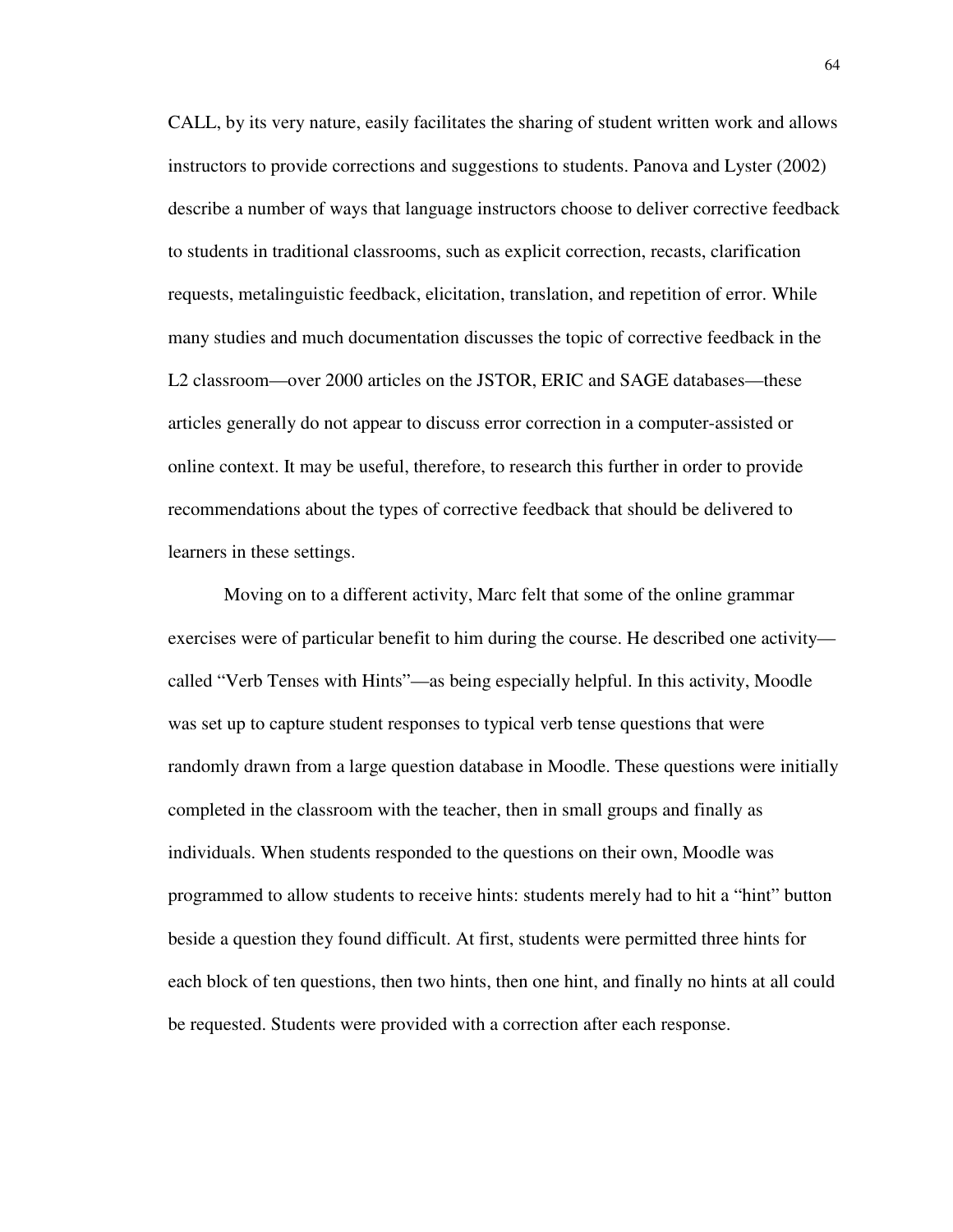CALL, by its very nature, easily facilitates the sharing of student written work and allows instructors to provide corrections and suggestions to students. Panova and Lyster (2002) describe a number of ways that language instructors choose to deliver corrective feedback to students in traditional classrooms, such as explicit correction, recasts, clarification requests, metalinguistic feedback, elicitation, translation, and repetition of error. While many studies and much documentation discusses the topic of corrective feedback in the L2 classroom—over 2000 articles on the JSTOR, ERIC and SAGE databases—these articles generally do not appear to discuss error correction in a computer-assisted or online context. It may be useful, therefore, to research this further in order to provide recommendations about the types of corrective feedback that should be delivered to learners in these settings.

Moving on to a different activity, Marc felt that some of the online grammar exercises were of particular benefit to him during the course. He described one activity—called "Verb Tenses with Hints"—as being especially helpful. In this activity, Moodle was set up to capture student responses to typical verb tense questions that were randomly drawn from a large question database in Moodle. These questions were initially completed in the classroom with the teacher, then in small groups and finally as individuals. When students responded to the questions on their own, Moodle was programmed to allow students to receive hints: students merely had to hit a "hint" button beside a question they found difficult. At first, students were permitted three hints for each block of ten questions, then two hints, then one hint, and finally no hints at all could be requested. Students were provided with a correction after each response.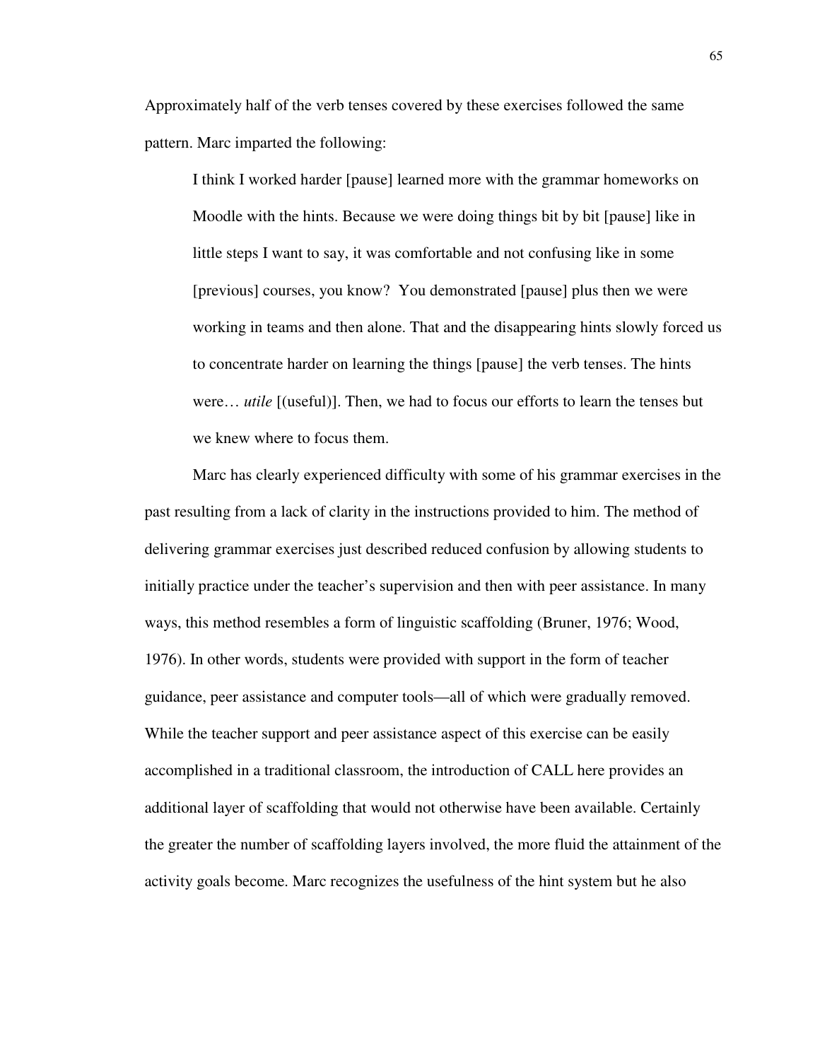Approximately half of the verb tenses covered by these exercises followed the same pattern. Marc imparted the following:

> I think I worked harder [pause] learned more with the grammar homeworks on Moodle with the hints. Because we were doing things bit by bit [pause] like in little steps I want to say, it was comfortable and not confusing like in some [previous] courses, you know? You demonstrated [pause] plus then we were working in teams and then alone. That and the disappearing hints slowly forced us to concentrate harder on learning the things [pause] the verb tenses. The hints were… *utile* [(useful)]. Then, we had to focus our efforts to learn the tenses but we knew where to focus them.

Marc has clearly experienced difficulty with some of his grammar exercises in the past resulting from a lack of clarity in the instructions provided to him. The method of delivering grammar exercises just described reduced confusion by allowing students to initially practice under the teacher's supervision and then with peer assistance. In many ways, this method resembles a form of linguistic scaffolding (Bruner, 1976; Wood, 1976). In other words, students were provided with support in the form of teacher guidance, peer assistance and computer tools—all of which were gradually removed. While the teacher support and peer assistance aspect of this exercise can be easily accomplished in a traditional classroom, the introduction of CALL here provides an additional layer of scaffolding that would not otherwise have been available. Certainly the greater the number of scaffolding layers involved, the more fluid the attainment of the activity goals become. Marc recognizes the usefulness of the hint system but he also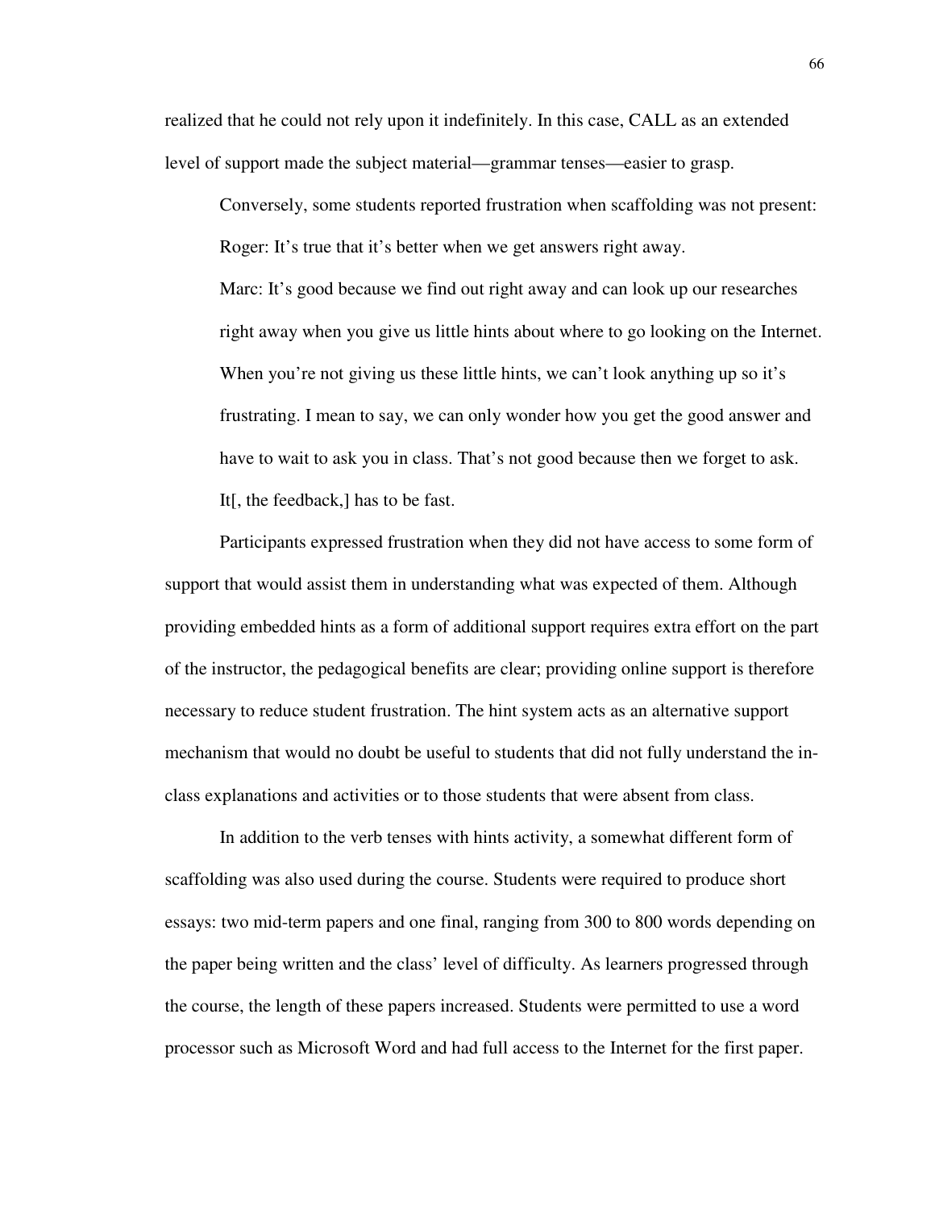realized that he could not rely upon it indefinitely. In this case, CALL as an extended level of support made the subject material—grammar tenses—easier to grasp.

Conversely, some students reported frustration when scaffolding was not present:

> Roger: It's true that it's better when we get answers right away.
>
> Marc: It's good because we find out right away and can look up our researches right away when you give us little hints about where to go looking on the Internet. When you're not giving us these little hints, we can't look anything up so it's frustrating. I mean to say, we can only wonder how you get the good answer and have to wait to ask you in class. That's not good because then we forget to ask. It[, the feedback,] has to be fast.

Participants expressed frustration when they did not have access to some form of support that would assist them in understanding what was expected of them. Although providing embedded hints as a form of additional support requires extra effort on the part of the instructor, the pedagogical benefits are clear; providing online support is therefore necessary to reduce student frustration. The hint system acts as an alternative support mechanism that would no doubt be useful to students that did not fully understand the in-class explanations and activities or to those students that were absent from class.

In addition to the verb tenses with hints activity, a somewhat different form of scaffolding was also used during the course. Students were required to produce short essays: two mid-term papers and one final, ranging from 300 to 800 words depending on the paper being written and the class' level of difficulty. As learners progressed through the course, the length of these papers increased. Students were permitted to use a word processor such as Microsoft Word and had full access to the Internet for the first paper.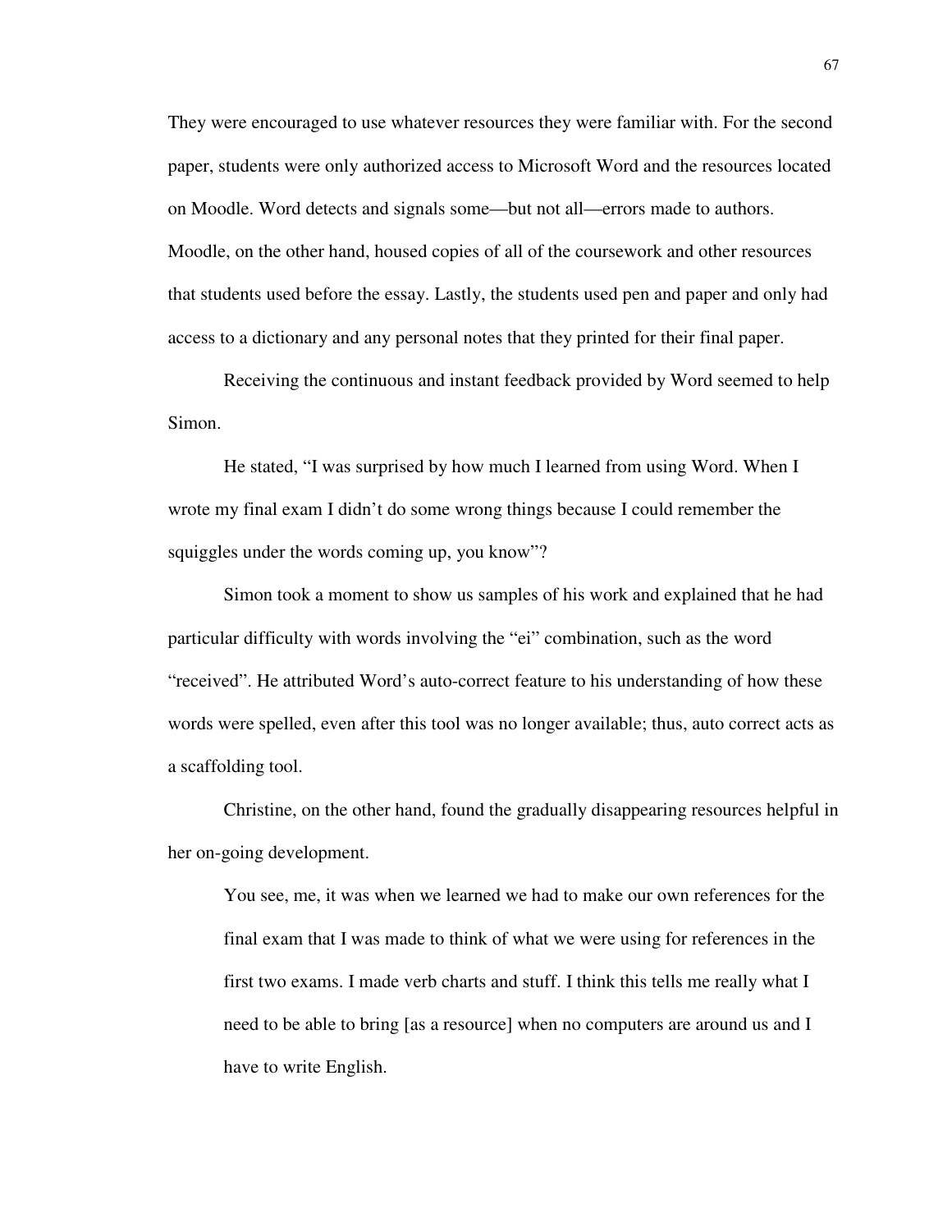They were encouraged to use whatever resources they were familiar with. For the second paper, students were only authorized access to Microsoft Word and the resources located on Moodle. Word detects and signals some—but not all—errors made to authors. Moodle, on the other hand, housed copies of all of the coursework and other resources that students used before the essay. Lastly, the students used pen and paper and only had access to a dictionary and any personal notes that they printed for their final paper.

Receiving the continuous and instant feedback provided by Word seemed to help Simon.

He stated, "I was surprised by how much I learned from using Word. When I wrote my final exam I didn't do some wrong things because I could remember the squiggles under the words coming up, you know"?

Simon took a moment to show us samples of his work and explained that he had particular difficulty with words involving the "ei" combination, such as the word "received". He attributed Word's auto-correct feature to his understanding of how these words were spelled, even after this tool was no longer available; thus, auto correct acts as a scaffolding tool.

Christine, on the other hand, found the gradually disappearing resources helpful in her on-going development.

> You see, me, it was when we learned we had to make our own references for the final exam that I was made to think of what we were using for references in the first two exams. I made verb charts and stuff. I think this tells me really what I need to be able to bring [as a resource] when no computers are around us and I have to write English.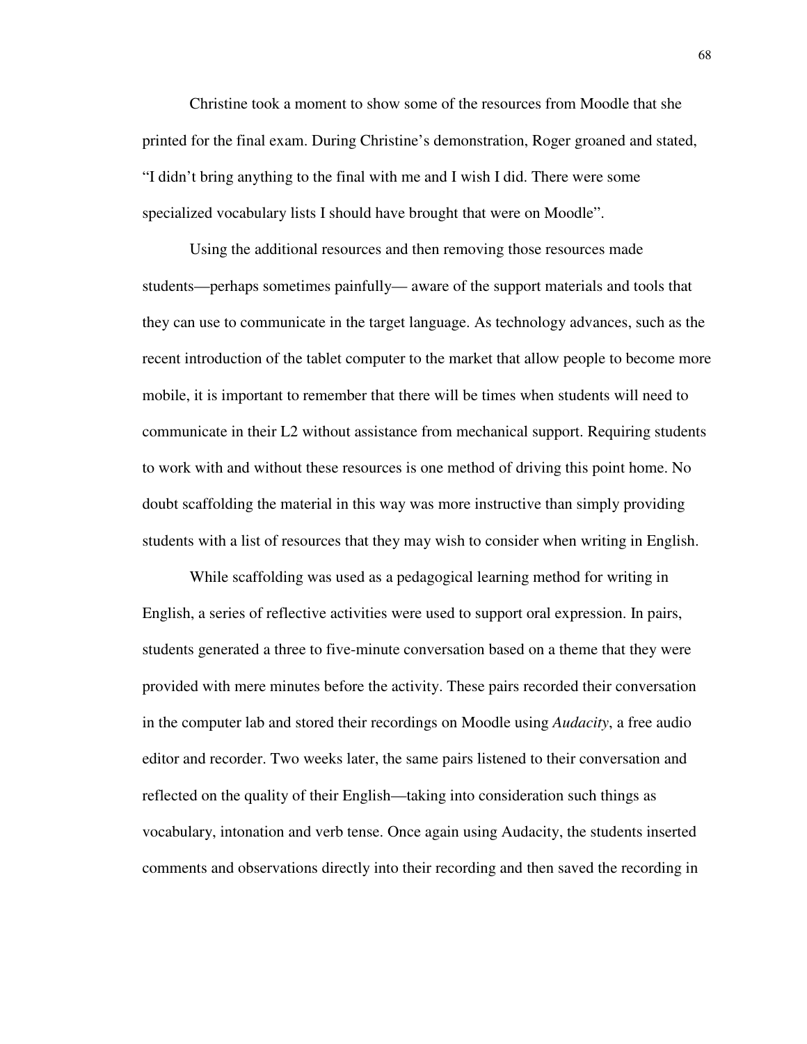Christine took a moment to show some of the resources from Moodle that she printed for the final exam. During Christine's demonstration, Roger groaned and stated, "I didn't bring anything to the final with me and I wish I did. There were some specialized vocabulary lists I should have brought that were on Moodle".

Using the additional resources and then removing those resources made students—perhaps sometimes painfully— aware of the support materials and tools that they can use to communicate in the target language. As technology advances, such as the recent introduction of the tablet computer to the market that allow people to become more mobile, it is important to remember that there will be times when students will need to communicate in their L2 without assistance from mechanical support. Requiring students to work with and without these resources is one method of driving this point home. No doubt scaffolding the material in this way was more instructive than simply providing students with a list of resources that they may wish to consider when writing in English.

While scaffolding was used as a pedagogical learning method for writing in English, a series of reflective activities were used to support oral expression. In pairs, students generated a three to five-minute conversation based on a theme that they were provided with mere minutes before the activity. These pairs recorded their conversation in the computer lab and stored their recordings on Moodle using *Audacity*, a free audio editor and recorder. Two weeks later, the same pairs listened to their conversation and reflected on the quality of their English—taking into consideration such things as vocabulary, intonation and verb tense. Once again using Audacity, the students inserted comments and observations directly into their recording and then saved the recording in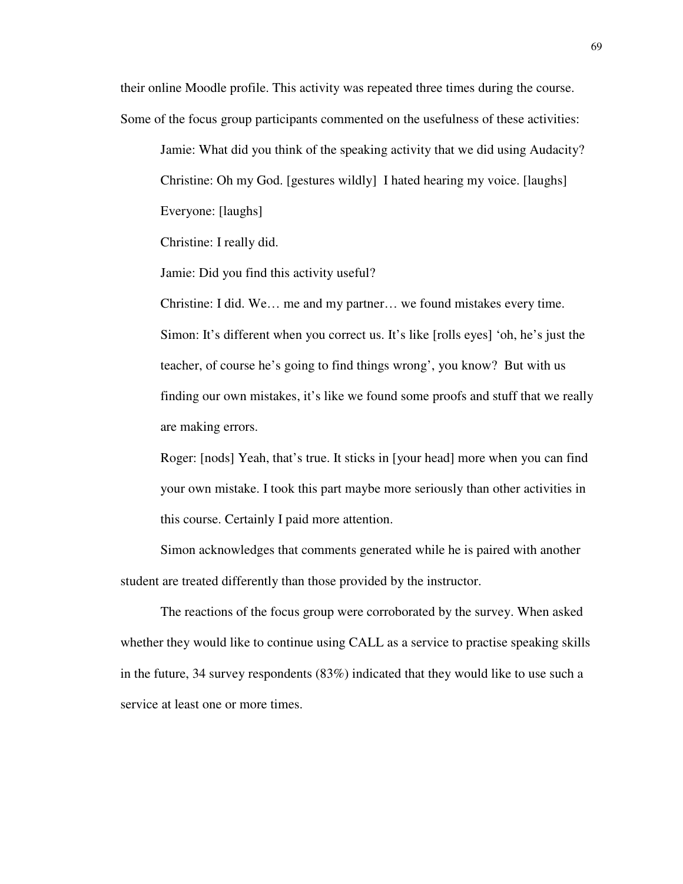their online Moodle profile. This activity was repeated three times during the course. Some of the focus group participants commented on the usefulness of these activities:

> Jamie: What did you think of the speaking activity that we did using Audacity?
>
> Christine: Oh my God. [gestures wildly] I hated hearing my voice. [laughs]
>
> Everyone: [laughs]
>
> Christine: I really did.
>
> Jamie: Did you find this activity useful?
>
> Christine: I did. We… me and my partner… we found mistakes every time.
>
> Simon: It's different when you correct us. It's like [rolls eyes] 'oh, he's just the teacher, of course he's going to find things wrong', you know? But with us finding our own mistakes, it's like we found some proofs and stuff that we really are making errors.
>
> Roger: [nods] Yeah, that's true. It sticks in [your head] more when you can find your own mistake. I took this part maybe more seriously than other activities in this course. Certainly I paid more attention.

Simon acknowledges that comments generated while he is paired with another student are treated differently than those provided by the instructor.

The reactions of the focus group were corroborated by the survey. When asked whether they would like to continue using CALL as a service to practise speaking skills in the future, 34 survey respondents (83%) indicated that they would like to use such a service at least one or more times.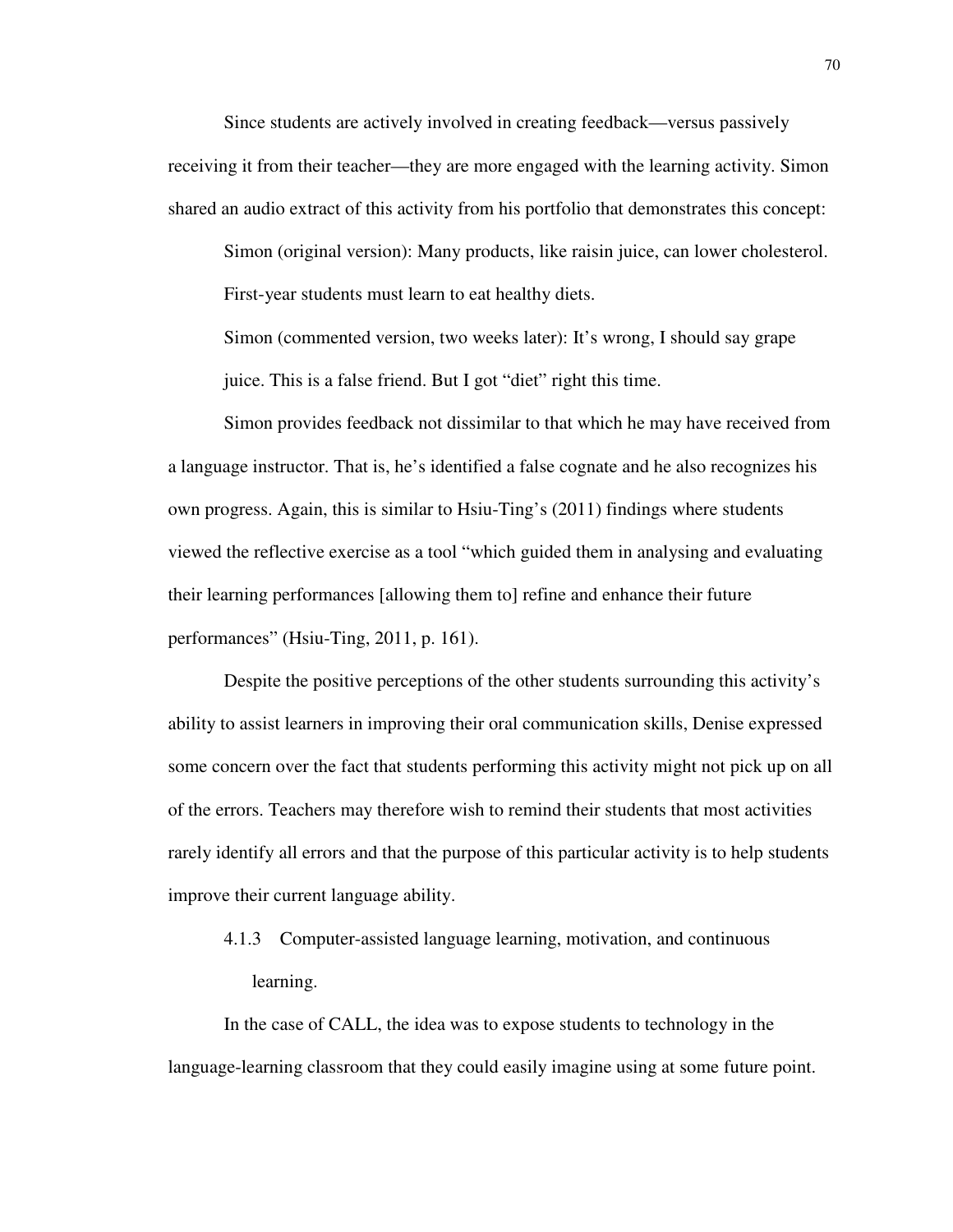Since students are actively involved in creating feedback—versus passively receiving it from their teacher—they are more engaged with the learning activity. Simon shared an audio extract of this activity from his portfolio that demonstrates this concept:

> Simon (original version): Many products, like raisin juice, can lower cholesterol. First-year students must learn to eat healthy diets.
>
> Simon (commented version, two weeks later): It's wrong, I should say grape juice. This is a false friend. But I got "diet" right this time.

Simon provides feedback not dissimilar to that which he may have received from a language instructor. That is, he's identified a false cognate and he also recognizes his own progress. Again, this is similar to Hsiu-Ting's (2011) findings where students viewed the reflective exercise as a tool "which guided them in analysing and evaluating their learning performances [allowing them to] refine and enhance their future performances" (Hsiu-Ting, 2011, p. 161).

Despite the positive perceptions of the other students surrounding this activity's ability to assist learners in improving their oral communication skills, Denise expressed some concern over the fact that students performing this activity might not pick up on all of the errors. Teachers may therefore wish to remind their students that most activities rarely identify all errors and that the purpose of this particular activity is to help students improve their current language ability.

#### 4.1.3 Computer-assisted language learning, motivation, and continuous learning.

In the case of CALL, the idea was to expose students to technology in the language-learning classroom that they could easily imagine using at some future point.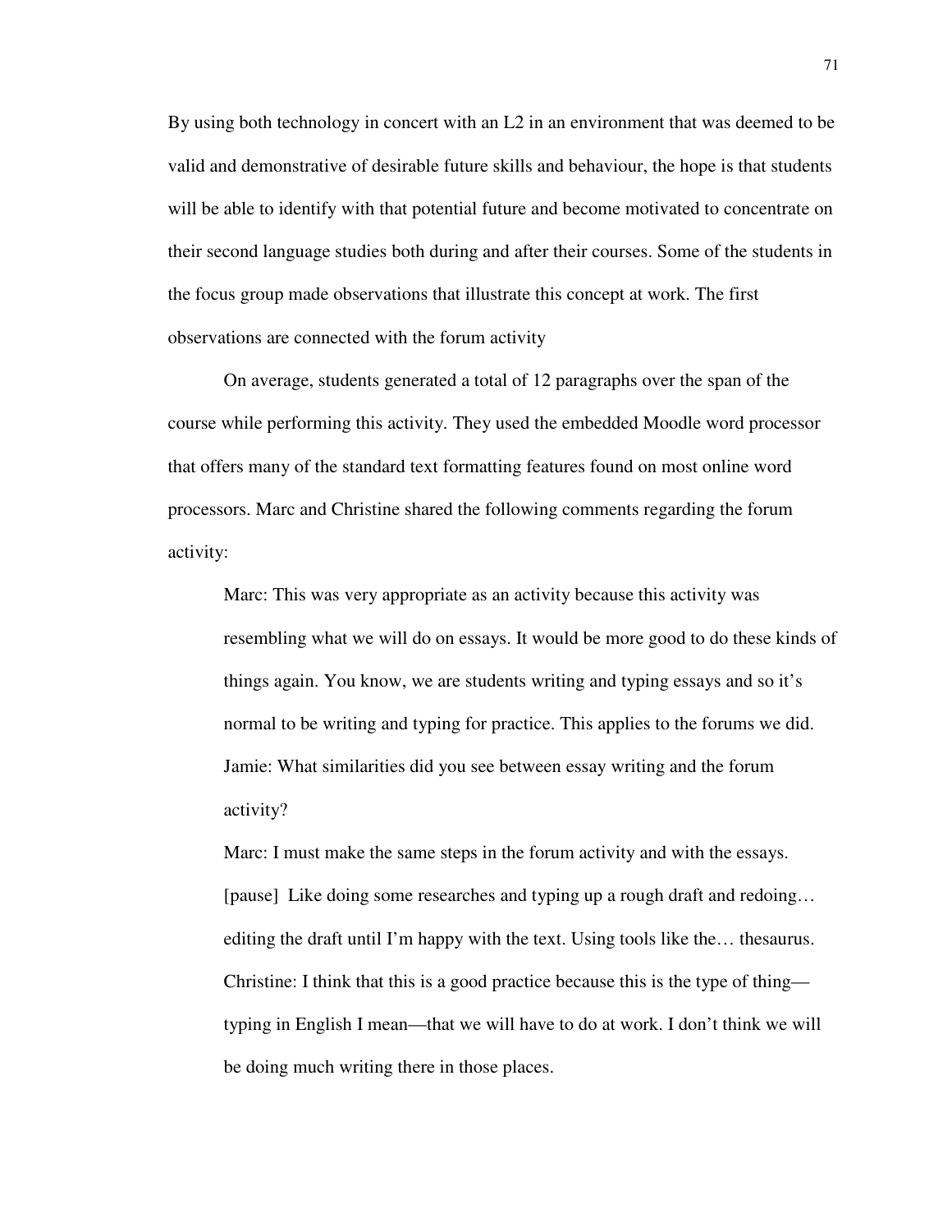By using both technology in concert with an L2 in an environment that was deemed to be valid and demonstrative of desirable future skills and behaviour, the hope is that students will be able to identify with that potential future and become motivated to concentrate on their second language studies both during and after their courses. Some of the students in the focus group made observations that illustrate this concept at work. The first observations are connected with the forum activity

On average, students generated a total of 12 paragraphs over the span of the course while performing this activity. They used the embedded Moodle word processor that offers many of the standard text formatting features found on most online word processors. Marc and Christine shared the following comments regarding the forum activity:

> Marc: This was very appropriate as an activity because this activity was resembling what we will do on essays. It would be more good to do these kinds of things again. You know, we are students writing and typing essays and so it's normal to be writing and typing for practice. This applies to the forums we did.
>
> Jamie: What similarities did you see between essay writing and the forum activity?
>
> Marc: I must make the same steps in the forum activity and with the essays. [pause] Like doing some researches and typing up a rough draft and redoing… editing the draft until I'm happy with the text. Using tools like the… thesaurus.
>
> Christine: I think that this is a good practice because this is the type of thing—typing in English I mean—that we will have to do at work. I don't think we will be doing much writing there in those places.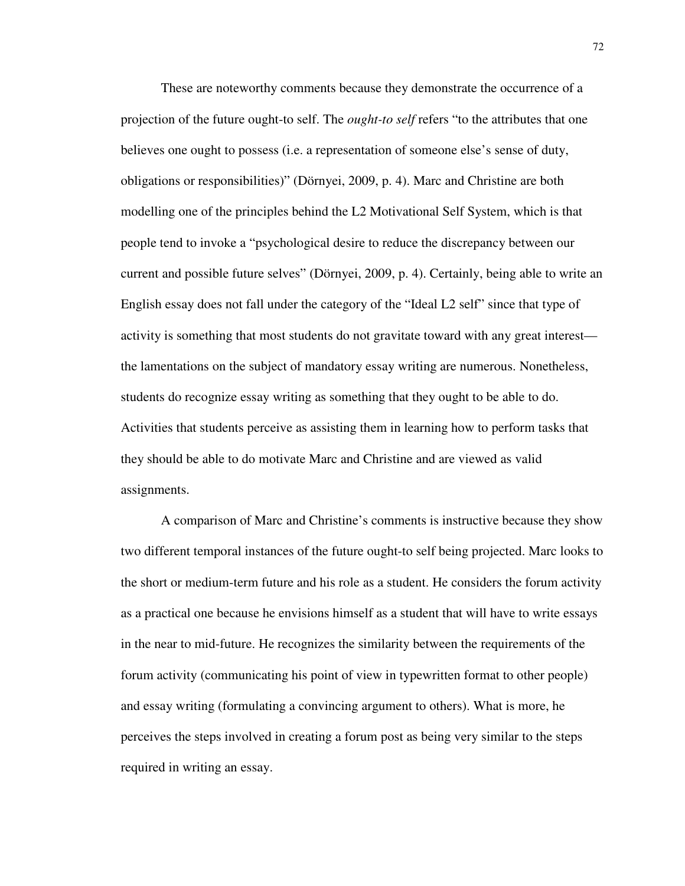These are noteworthy comments because they demonstrate the occurrence of a projection of the future ought-to self. The *ought-to self* refers "to the attributes that one believes one ought to possess (i.e. a representation of someone else's sense of duty, obligations or responsibilities)" (Dörnyei, 2009, p. 4). Marc and Christine are both modelling one of the principles behind the L2 Motivational Self System, which is that people tend to invoke a "psychological desire to reduce the discrepancy between our current and possible future selves" (Dörnyei, 2009, p. 4). Certainly, being able to write an English essay does not fall under the category of the "Ideal L2 self" since that type of activity is something that most students do not gravitate toward with any great interest—the lamentations on the subject of mandatory essay writing are numerous. Nonetheless, students do recognize essay writing as something that they ought to be able to do. Activities that students perceive as assisting them in learning how to perform tasks that they should be able to do motivate Marc and Christine and are viewed as valid assignments.

A comparison of Marc and Christine's comments is instructive because they show two different temporal instances of the future ought-to self being projected. Marc looks to the short or medium-term future and his role as a student. He considers the forum activity as a practical one because he envisions himself as a student that will have to write essays in the near to mid-future. He recognizes the similarity between the requirements of the forum activity (communicating his point of view in typewritten format to other people) and essay writing (formulating a convincing argument to others). What is more, he perceives the steps involved in creating a forum post as being very similar to the steps required in writing an essay.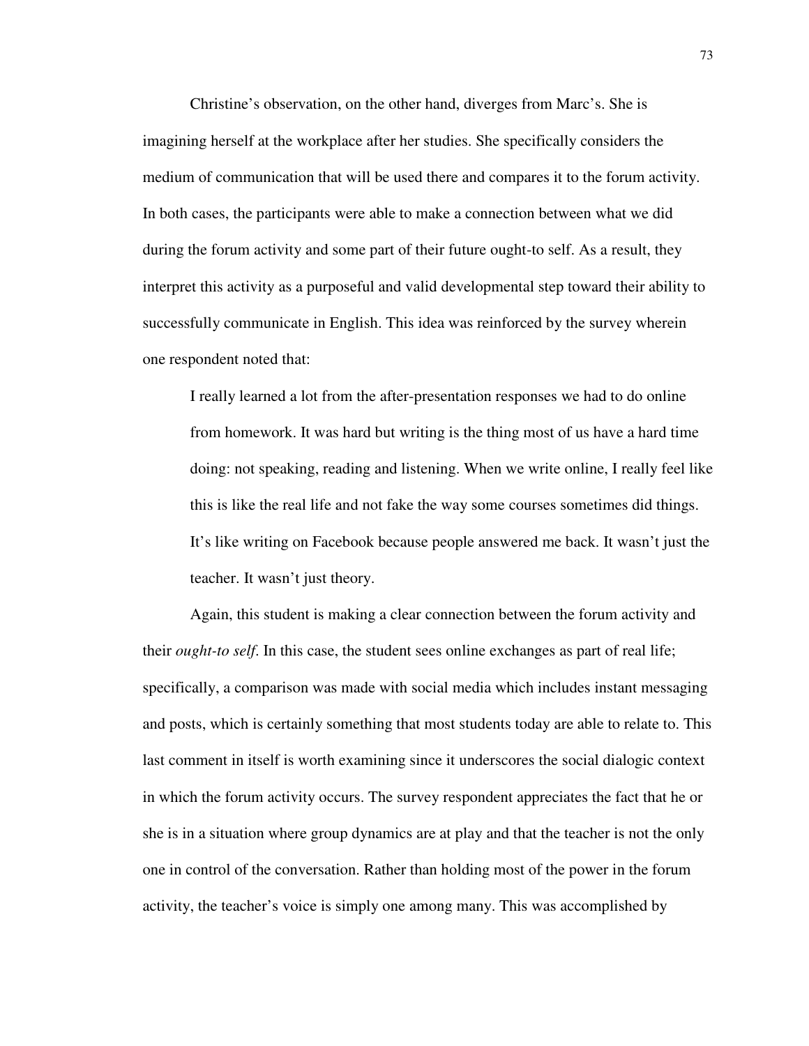Christine's observation, on the other hand, diverges from Marc's. She is imagining herself at the workplace after her studies. She specifically considers the medium of communication that will be used there and compares it to the forum activity. In both cases, the participants were able to make a connection between what we did during the forum activity and some part of their future ought-to self. As a result, they interpret this activity as a purposeful and valid developmental step toward their ability to successfully communicate in English. This idea was reinforced by the survey wherein one respondent noted that:

> I really learned a lot from the after-presentation responses we had to do online from homework. It was hard but writing is the thing most of us have a hard time doing: not speaking, reading and listening. When we write online, I really feel like this is like the real life and not fake the way some courses sometimes did things. It's like writing on Facebook because people answered me back. It wasn't just the teacher. It wasn't just theory.

Again, this student is making a clear connection between the forum activity and their *ought-to self*. In this case, the student sees online exchanges as part of real life; specifically, a comparison was made with social media which includes instant messaging and posts, which is certainly something that most students today are able to relate to. This last comment in itself is worth examining since it underscores the social dialogic context in which the forum activity occurs. The survey respondent appreciates the fact that he or she is in a situation where group dynamics are at play and that the teacher is not the only one in control of the conversation. Rather than holding most of the power in the forum activity, the teacher's voice is simply one among many. This was accomplished by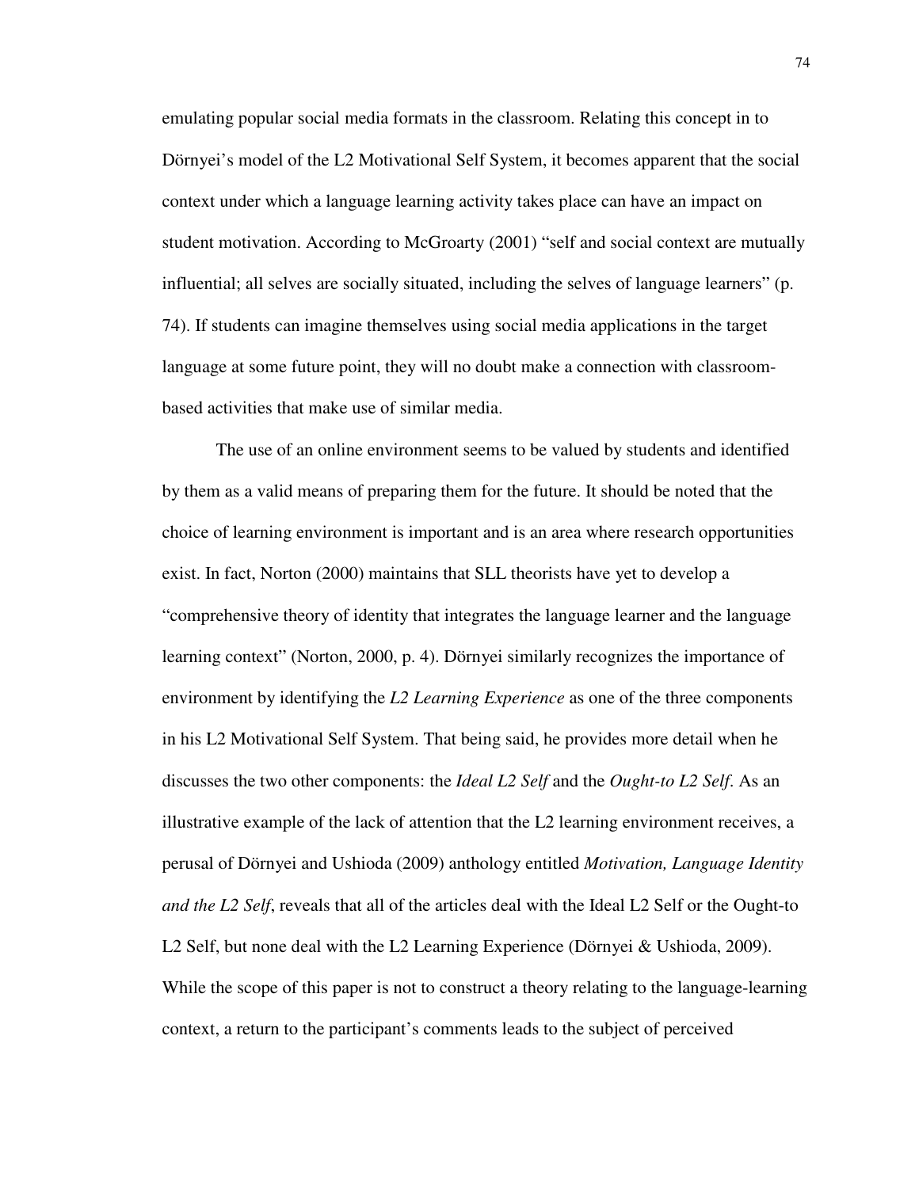emulating popular social media formats in the classroom. Relating this concept in to Dörnyei's model of the L2 Motivational Self System, it becomes apparent that the social context under which a language learning activity takes place can have an impact on student motivation. According to McGroarty (2001) "self and social context are mutually influential; all selves are socially situated, including the selves of language learners" (p. 74). If students can imagine themselves using social media applications in the target language at some future point, they will no doubt make a connection with classroom-based activities that make use of similar media.

The use of an online environment seems to be valued by students and identified by them as a valid means of preparing them for the future. It should be noted that the choice of learning environment is important and is an area where research opportunities exist. In fact, Norton (2000) maintains that SLL theorists have yet to develop a "comprehensive theory of identity that integrates the language learner and the language learning context" (Norton, 2000, p. 4). Dörnyei similarly recognizes the importance of environment by identifying the *L2 Learning Experience* as one of the three components in his L2 Motivational Self System. That being said, he provides more detail when he discusses the two other components: the *Ideal L2 Self* and the *Ought-to L2 Self*. As an illustrative example of the lack of attention that the L2 learning environment receives, a perusal of Dörnyei and Ushioda (2009) anthology entitled *Motivation, Language Identity and the L2 Self*, reveals that all of the articles deal with the Ideal L2 Self or the Ought-to L2 Self, but none deal with the L2 Learning Experience (Dörnyei & Ushioda, 2009). While the scope of this paper is not to construct a theory relating to the language-learning context, a return to the participant's comments leads to the subject of perceived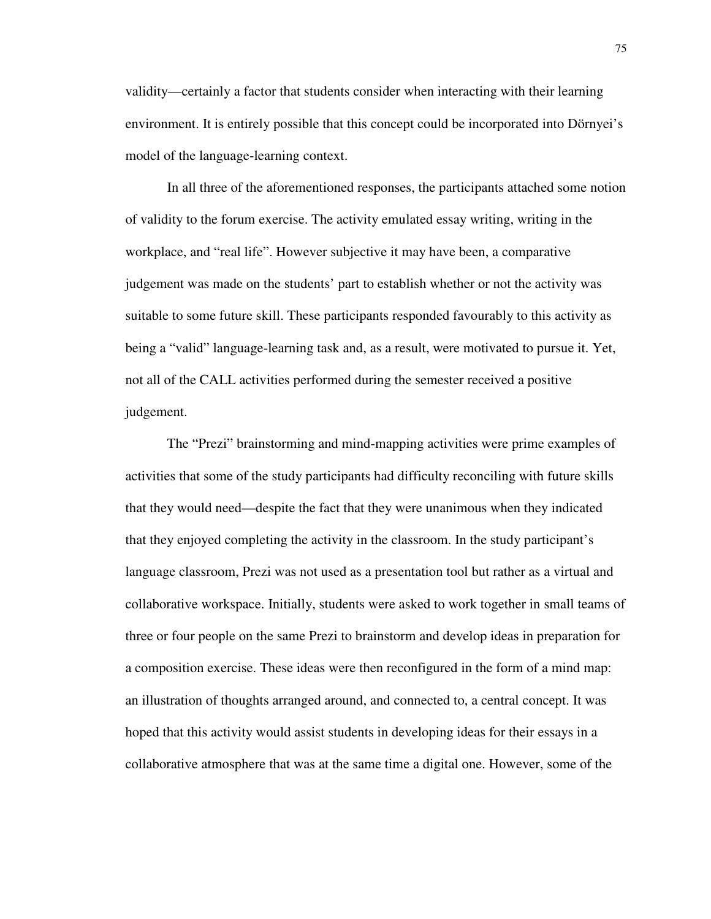validity—certainly a factor that students consider when interacting with their learning environment. It is entirely possible that this concept could be incorporated into Dörnyei's model of the language-learning context.

In all three of the aforementioned responses, the participants attached some notion of validity to the forum exercise. The activity emulated essay writing, writing in the workplace, and "real life". However subjective it may have been, a comparative judgement was made on the students' part to establish whether or not the activity was suitable to some future skill. These participants responded favourably to this activity as being a "valid" language-learning task and, as a result, were motivated to pursue it. Yet, not all of the CALL activities performed during the semester received a positive judgement.

The "Prezi" brainstorming and mind-mapping activities were prime examples of activities that some of the study participants had difficulty reconciling with future skills that they would need—despite the fact that they were unanimous when they indicated that they enjoyed completing the activity in the classroom. In the study participant's language classroom, Prezi was not used as a presentation tool but rather as a virtual and collaborative workspace. Initially, students were asked to work together in small teams of three or four people on the same Prezi to brainstorm and develop ideas in preparation for a composition exercise. These ideas were then reconfigured in the form of a mind map: an illustration of thoughts arranged around, and connected to, a central concept. It was hoped that this activity would assist students in developing ideas for their essays in a collaborative atmosphere that was at the same time a digital one. However, some of the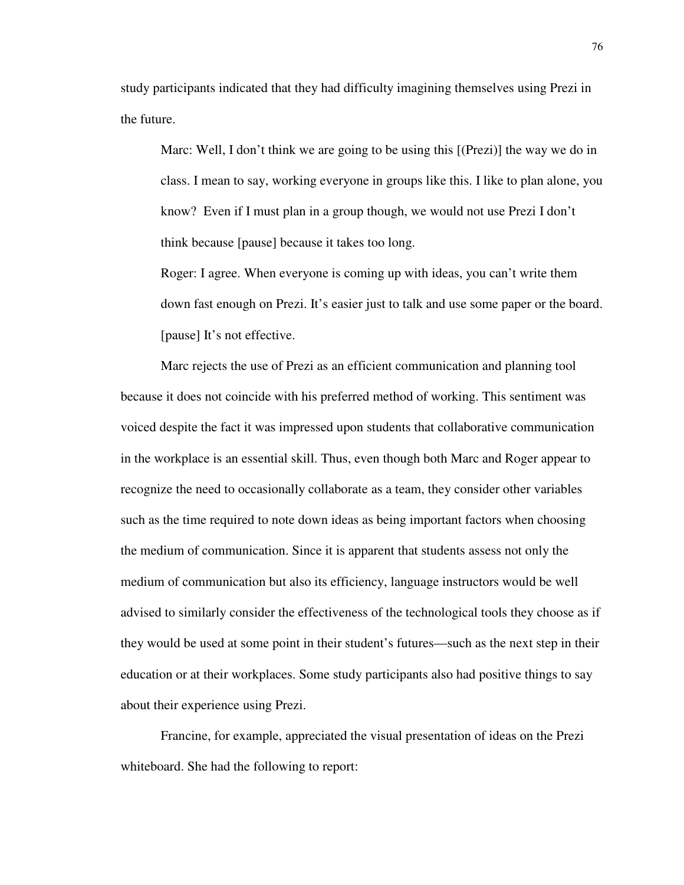study participants indicated that they had difficulty imagining themselves using Prezi in the future.

> Marc: Well, I don't think we are going to be using this [(Prezi)] the way we do in class. I mean to say, working everyone in groups like this. I like to plan alone, you know? Even if I must plan in a group though, we would not use Prezi I don't think because [pause] because it takes too long.
>
> Roger: I agree. When everyone is coming up with ideas, you can't write them down fast enough on Prezi. It's easier just to talk and use some paper or the board. [pause] It's not effective.

Marc rejects the use of Prezi as an efficient communication and planning tool because it does not coincide with his preferred method of working. This sentiment was voiced despite the fact it was impressed upon students that collaborative communication in the workplace is an essential skill. Thus, even though both Marc and Roger appear to recognize the need to occasionally collaborate as a team, they consider other variables such as the time required to note down ideas as being important factors when choosing the medium of communication. Since it is apparent that students assess not only the medium of communication but also its efficiency, language instructors would be well advised to similarly consider the effectiveness of the technological tools they choose as if they would be used at some point in their student's futures—such as the next step in their education or at their workplaces. Some study participants also had positive things to say about their experience using Prezi.

Francine, for example, appreciated the visual presentation of ideas on the Prezi whiteboard. She had the following to report: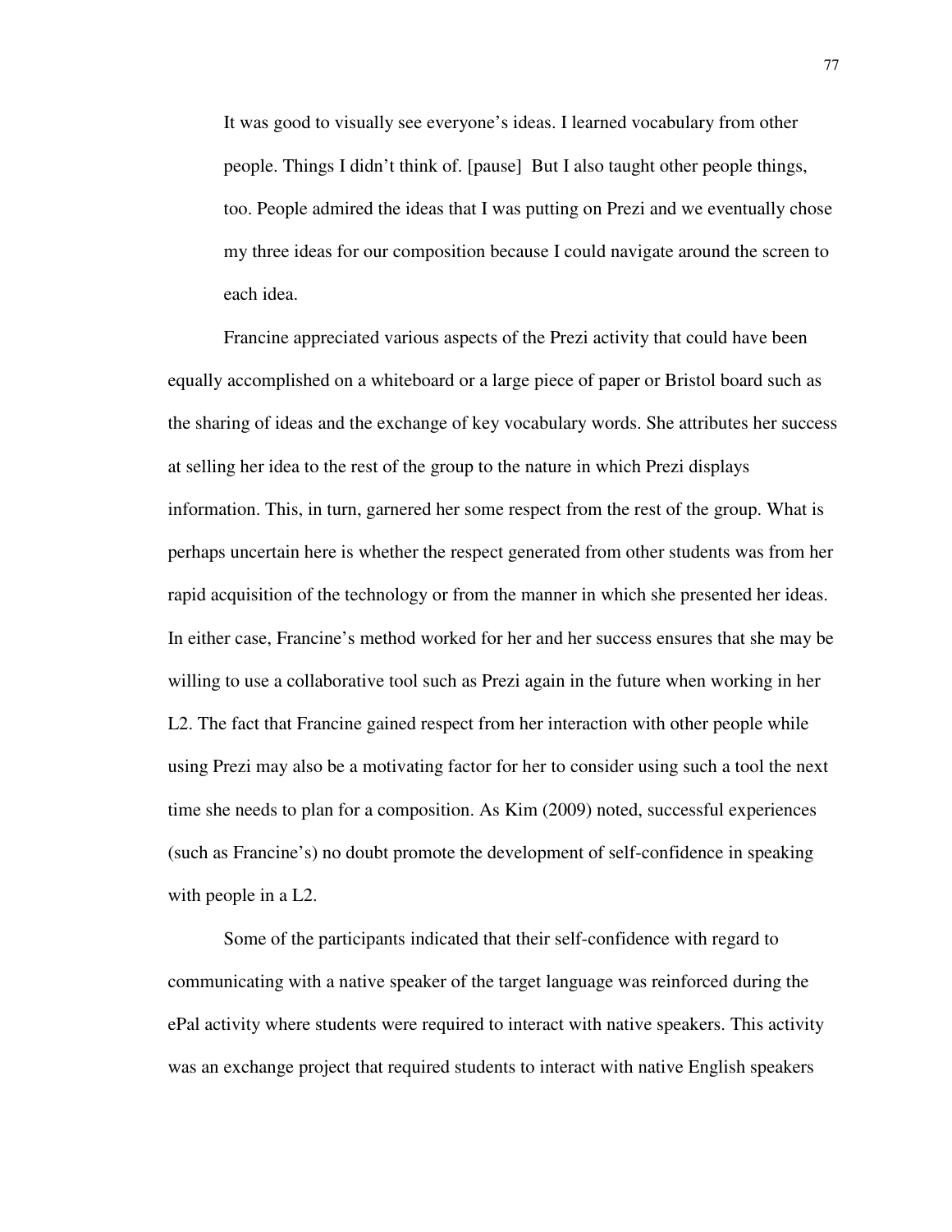> It was good to visually see everyone's ideas. I learned vocabulary from other people. Things I didn't think of. [pause]  But I also taught other people things, too. People admired the ideas that I was putting on Prezi and we eventually chose my three ideas for our composition because I could navigate around the screen to each idea.

Francine appreciated various aspects of the Prezi activity that could have been equally accomplished on a whiteboard or a large piece of paper or Bristol board such as the sharing of ideas and the exchange of key vocabulary words. She attributes her success at selling her idea to the rest of the group to the nature in which Prezi displays information. This, in turn, garnered her some respect from the rest of the group. What is perhaps uncertain here is whether the respect generated from other students was from her rapid acquisition of the technology or from the manner in which she presented her ideas. In either case, Francine's method worked for her and her success ensures that she may be willing to use a collaborative tool such as Prezi again in the future when working in her L2. The fact that Francine gained respect from her interaction with other people while using Prezi may also be a motivating factor for her to consider using such a tool the next time she needs to plan for a composition. As Kim (2009) noted, successful experiences (such as Francine's) no doubt promote the development of self-confidence in speaking with people in a L2.

Some of the participants indicated that their self-confidence with regard to communicating with a native speaker of the target language was reinforced during the ePal activity where students were required to interact with native speakers. This activity was an exchange project that required students to interact with native English speakers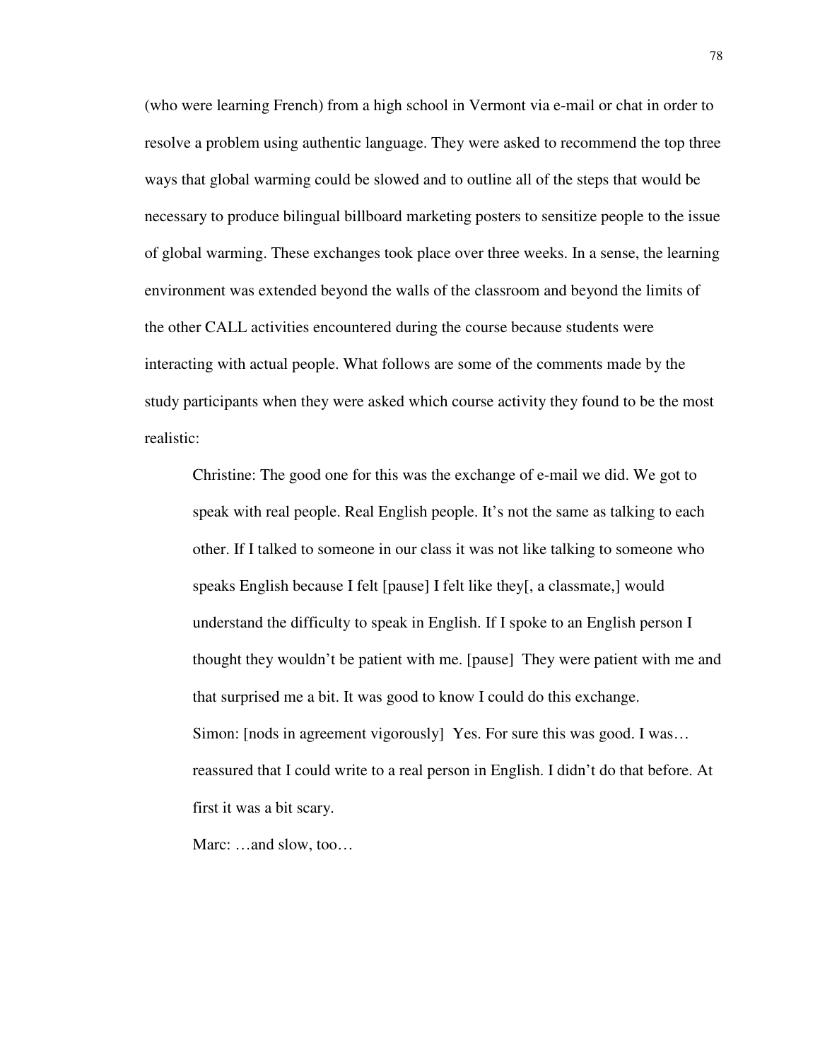(who were learning French) from a high school in Vermont via e-mail or chat in order to resolve a problem using authentic language. They were asked to recommend the top three ways that global warming could be slowed and to outline all of the steps that would be necessary to produce bilingual billboard marketing posters to sensitize people to the issue of global warming. These exchanges took place over three weeks. In a sense, the learning environment was extended beyond the walls of the classroom and beyond the limits of the other CALL activities encountered during the course because students were interacting with actual people. What follows are some of the comments made by the study participants when they were asked which course activity they found to be the most realistic:

> Christine: The good one for this was the exchange of e-mail we did. We got to speak with real people. Real English people. It's not the same as talking to each other. If I talked to someone in our class it was not like talking to someone who speaks English because I felt [pause] I felt like they[, a classmate,] would understand the difficulty to speak in English. If I spoke to an English person I thought they wouldn't be patient with me. [pause] They were patient with me and that surprised me a bit. It was good to know I could do this exchange.
>
> Simon: [nods in agreement vigorously] Yes. For sure this was good. I was… reassured that I could write to a real person in English. I didn't do that before. At first it was a bit scary.
>
> Marc: …and slow, too…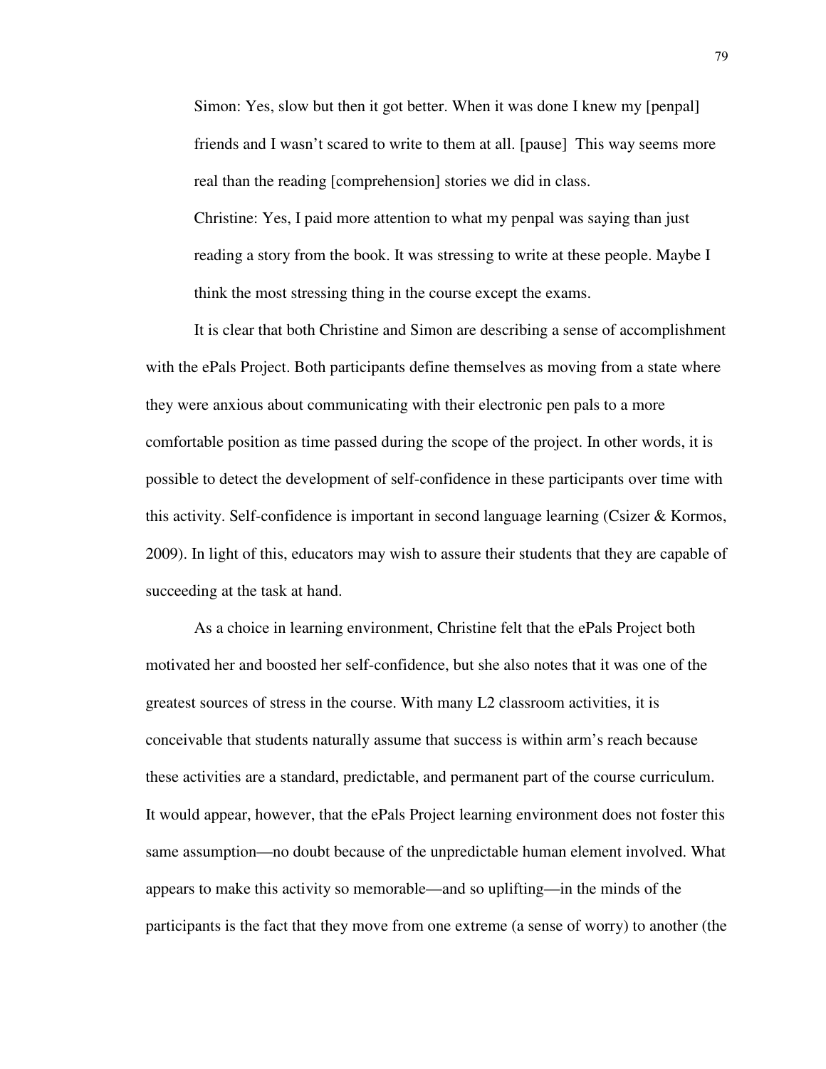> Simon: Yes, slow but then it got better. When it was done I knew my [penpal] friends and I wasn't scared to write to them at all. [pause] This way seems more real than the reading [comprehension] stories we did in class.
>
> Christine: Yes, I paid more attention to what my penpal was saying than just reading a story from the book. It was stressing to write at these people. Maybe I think the most stressing thing in the course except the exams.

It is clear that both Christine and Simon are describing a sense of accomplishment with the ePals Project. Both participants define themselves as moving from a state where they were anxious about communicating with their electronic pen pals to a more comfortable position as time passed during the scope of the project. In other words, it is possible to detect the development of self-confidence in these participants over time with this activity. Self-confidence is important in second language learning (Csizer & Kormos, 2009). In light of this, educators may wish to assure their students that they are capable of succeeding at the task at hand.

As a choice in learning environment, Christine felt that the ePals Project both motivated her and boosted her self-confidence, but she also notes that it was one of the greatest sources of stress in the course. With many L2 classroom activities, it is conceivable that students naturally assume that success is within arm's reach because these activities are a standard, predictable, and permanent part of the course curriculum. It would appear, however, that the ePals Project learning environment does not foster this same assumption—no doubt because of the unpredictable human element involved. What appears to make this activity so memorable—and so uplifting—in the minds of the participants is the fact that they move from one extreme (a sense of worry) to another (the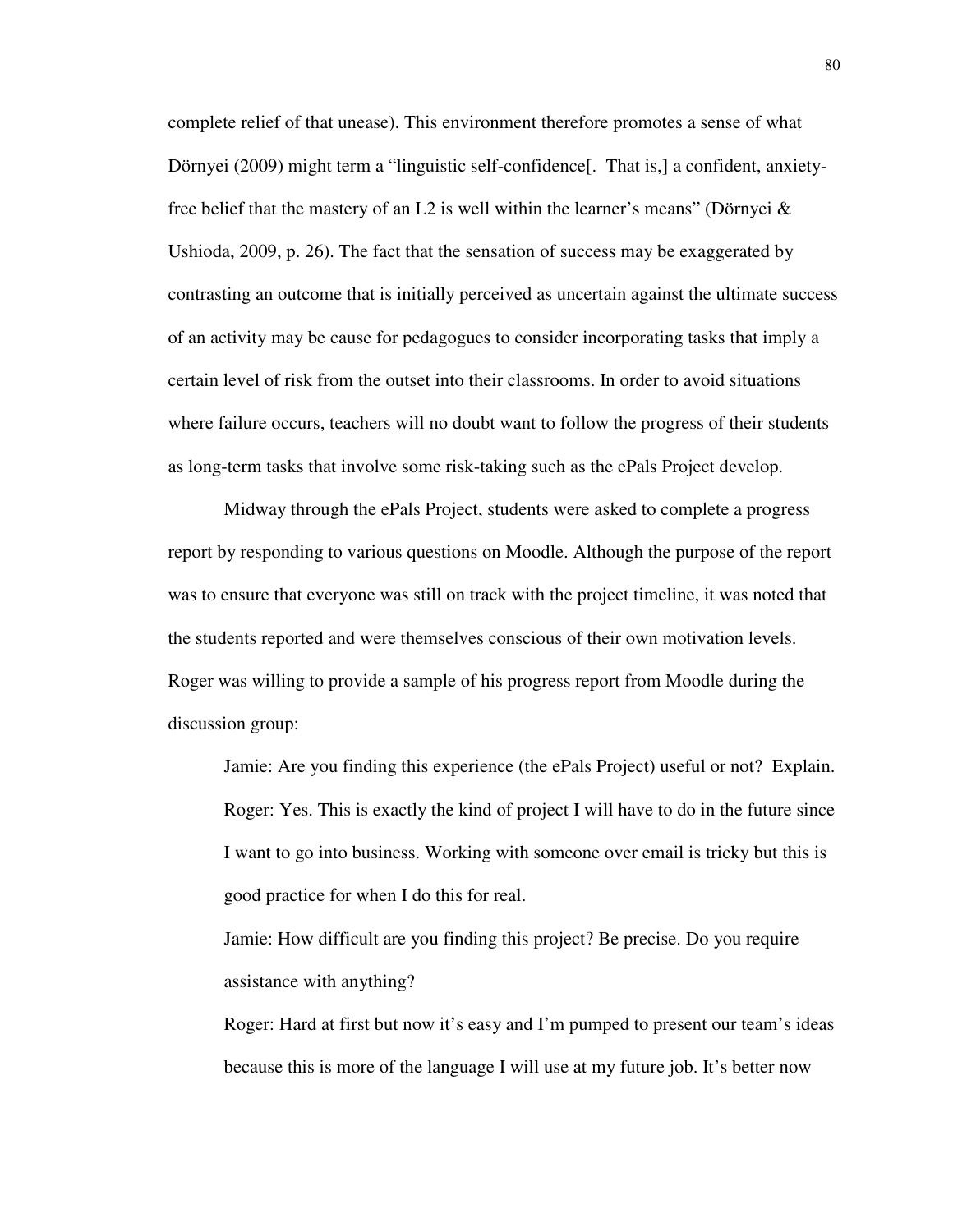complete relief of that unease). This environment therefore promotes a sense of what Dörnyei (2009) might term a "linguistic self-confidence[. That is,] a confident, anxiety-free belief that the mastery of an L2 is well within the learner's means" (Dörnyei & Ushioda, 2009, p. 26). The fact that the sensation of success may be exaggerated by contrasting an outcome that is initially perceived as uncertain against the ultimate success of an activity may be cause for pedagogues to consider incorporating tasks that imply a certain level of risk from the outset into their classrooms. In order to avoid situations where failure occurs, teachers will no doubt want to follow the progress of their students as long-term tasks that involve some risk-taking such as the ePals Project develop.

Midway through the ePals Project, students were asked to complete a progress report by responding to various questions on Moodle. Although the purpose of the report was to ensure that everyone was still on track with the project timeline, it was noted that the students reported and were themselves conscious of their own motivation levels. Roger was willing to provide a sample of his progress report from Moodle during the discussion group:

> Jamie: Are you finding this experience (the ePals Project) useful or not? Explain.
>
> Roger: Yes. This is exactly the kind of project I will have to do in the future since I want to go into business. Working with someone over email is tricky but this is good practice for when I do this for real.
>
> Jamie: How difficult are you finding this project? Be precise. Do you require assistance with anything?
>
> Roger: Hard at first but now it's easy and I'm pumped to present our team's ideas because this is more of the language I will use at my future job. It's better now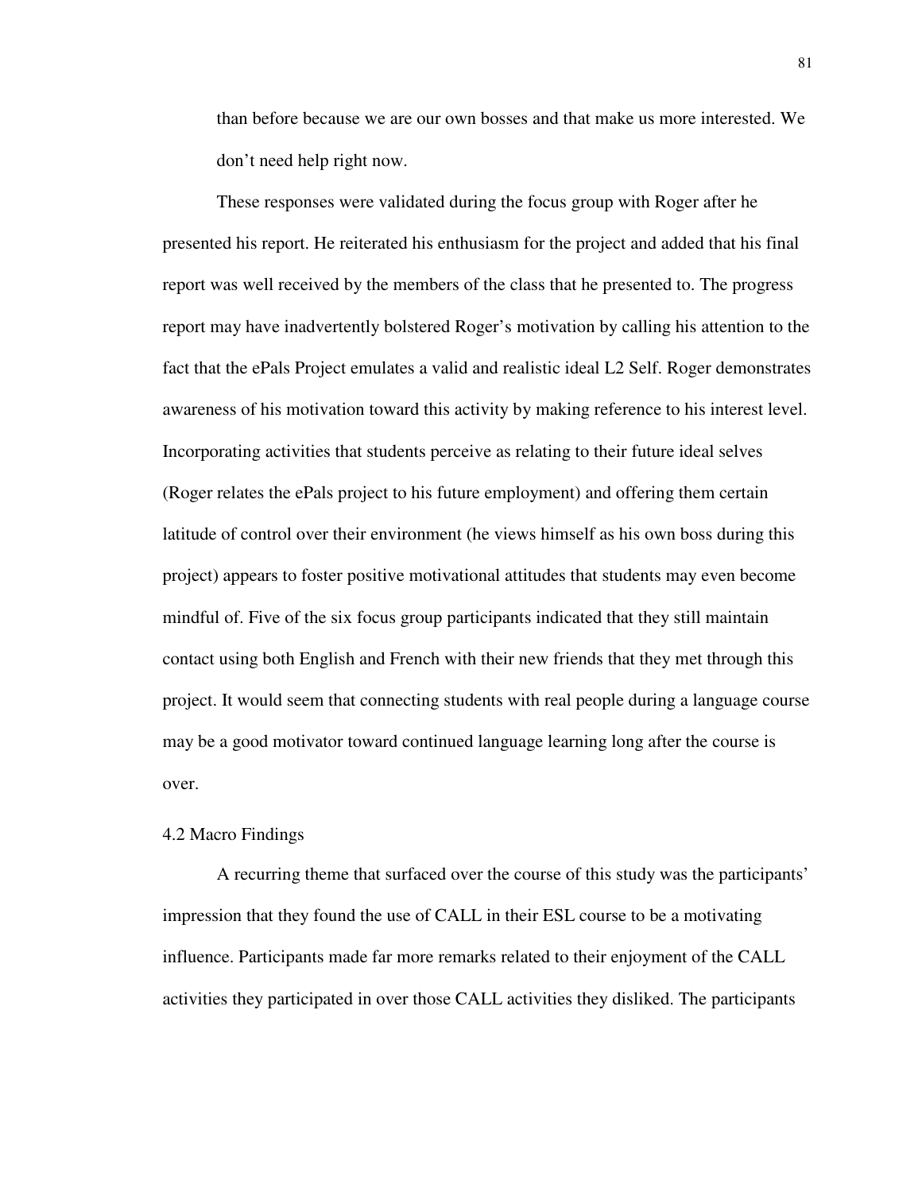than before because we are our own bosses and that make us more interested. We don't need help right now.

These responses were validated during the focus group with Roger after he presented his report. He reiterated his enthusiasm for the project and added that his final report was well received by the members of the class that he presented to. The progress report may have inadvertently bolstered Roger's motivation by calling his attention to the fact that the ePals Project emulates a valid and realistic ideal L2 Self. Roger demonstrates awareness of his motivation toward this activity by making reference to his interest level. Incorporating activities that students perceive as relating to their future ideal selves (Roger relates the ePals project to his future employment) and offering them certain latitude of control over their environment (he views himself as his own boss during this project) appears to foster positive motivational attitudes that students may even become mindful of. Five of the six focus group participants indicated that they still maintain contact using both English and French with their new friends that they met through this project. It would seem that connecting students with real people during a language course may be a good motivator toward continued language learning long after the course is over.

## 4.2 Macro Findings

A recurring theme that surfaced over the course of this study was the participants' impression that they found the use of CALL in their ESL course to be a motivating influence. Participants made far more remarks related to their enjoyment of the CALL activities they participated in over those CALL activities they disliked. The participants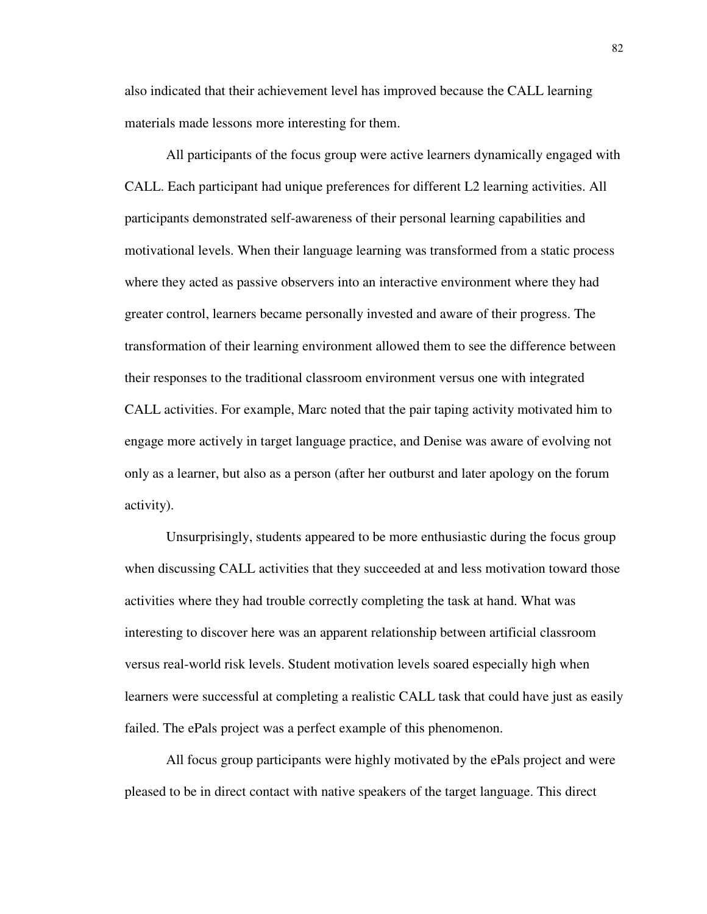also indicated that their achievement level has improved because the CALL learning materials made lessons more interesting for them.

All participants of the focus group were active learners dynamically engaged with CALL. Each participant had unique preferences for different L2 learning activities. All participants demonstrated self-awareness of their personal learning capabilities and motivational levels. When their language learning was transformed from a static process where they acted as passive observers into an interactive environment where they had greater control, learners became personally invested and aware of their progress. The transformation of their learning environment allowed them to see the difference between their responses to the traditional classroom environment versus one with integrated CALL activities. For example, Marc noted that the pair taping activity motivated him to engage more actively in target language practice, and Denise was aware of evolving not only as a learner, but also as a person (after her outburst and later apology on the forum activity).

Unsurprisingly, students appeared to be more enthusiastic during the focus group when discussing CALL activities that they succeeded at and less motivation toward those activities where they had trouble correctly completing the task at hand. What was interesting to discover here was an apparent relationship between artificial classroom versus real-world risk levels. Student motivation levels soared especially high when learners were successful at completing a realistic CALL task that could have just as easily failed. The ePals project was a perfect example of this phenomenon.

All focus group participants were highly motivated by the ePals project and were pleased to be in direct contact with native speakers of the target language. This direct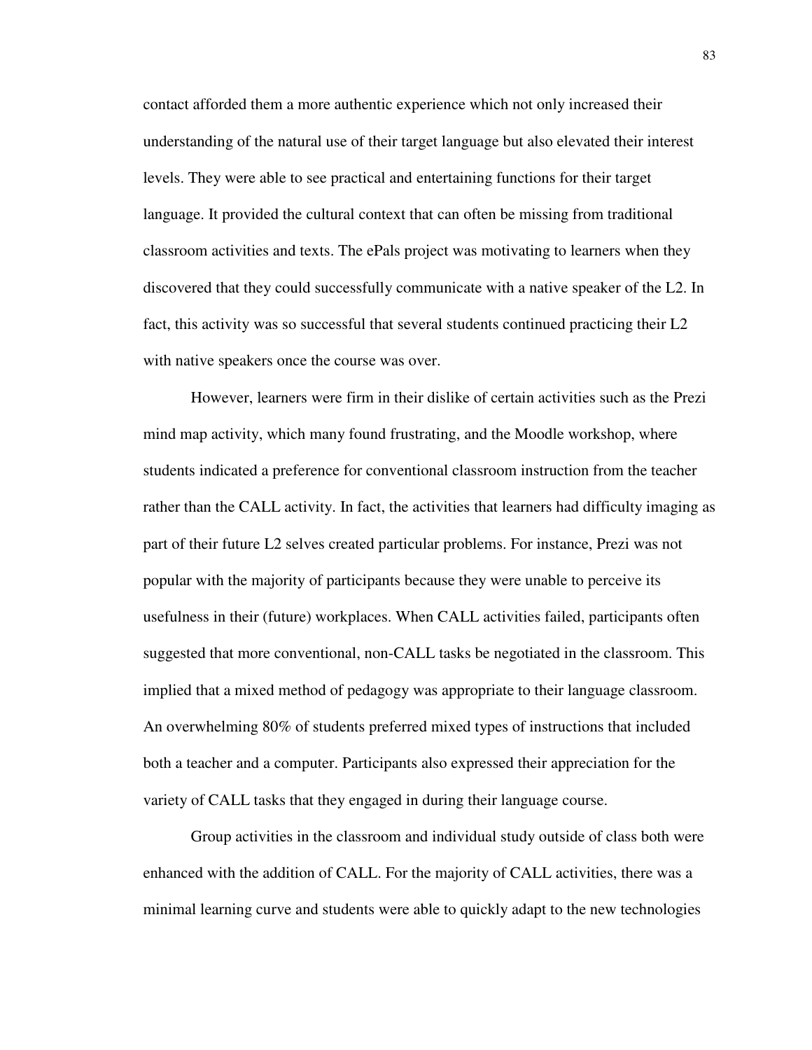contact afforded them a more authentic experience which not only increased their understanding of the natural use of their target language but also elevated their interest levels. They were able to see practical and entertaining functions for their target language. It provided the cultural context that can often be missing from traditional classroom activities and texts. The ePals project was motivating to learners when they discovered that they could successfully communicate with a native speaker of the L2. In fact, this activity was so successful that several students continued practicing their L2 with native speakers once the course was over.

However, learners were firm in their dislike of certain activities such as the Prezi mind map activity, which many found frustrating, and the Moodle workshop, where students indicated a preference for conventional classroom instruction from the teacher rather than the CALL activity. In fact, the activities that learners had difficulty imaging as part of their future L2 selves created particular problems. For instance, Prezi was not popular with the majority of participants because they were unable to perceive its usefulness in their (future) workplaces. When CALL activities failed, participants often suggested that more conventional, non-CALL tasks be negotiated in the classroom. This implied that a mixed method of pedagogy was appropriate to their language classroom. An overwhelming 80% of students preferred mixed types of instructions that included both a teacher and a computer. Participants also expressed their appreciation for the variety of CALL tasks that they engaged in during their language course.

Group activities in the classroom and individual study outside of class both were enhanced with the addition of CALL. For the majority of CALL activities, there was a minimal learning curve and students were able to quickly adapt to the new technologies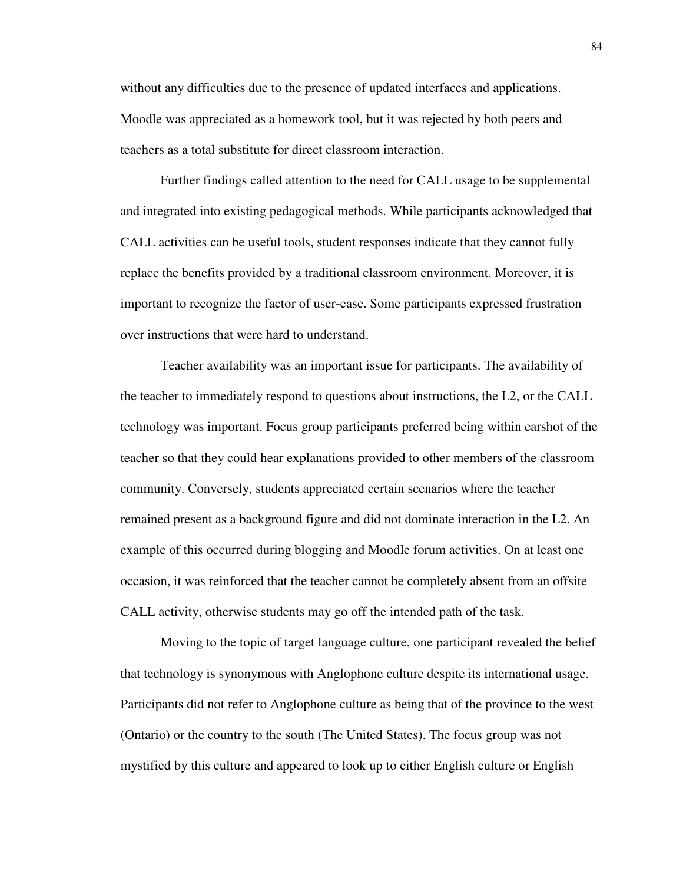without any difficulties due to the presence of updated interfaces and applications. Moodle was appreciated as a homework tool, but it was rejected by both peers and teachers as a total substitute for direct classroom interaction.

Further findings called attention to the need for CALL usage to be supplemental and integrated into existing pedagogical methods. While participants acknowledged that CALL activities can be useful tools, student responses indicate that they cannot fully replace the benefits provided by a traditional classroom environment. Moreover, it is important to recognize the factor of user-ease. Some participants expressed frustration over instructions that were hard to understand.

Teacher availability was an important issue for participants. The availability of the teacher to immediately respond to questions about instructions, the L2, or the CALL technology was important. Focus group participants preferred being within earshot of the teacher so that they could hear explanations provided to other members of the classroom community. Conversely, students appreciated certain scenarios where the teacher remained present as a background figure and did not dominate interaction in the L2. An example of this occurred during blogging and Moodle forum activities. On at least one occasion, it was reinforced that the teacher cannot be completely absent from an offsite CALL activity, otherwise students may go off the intended path of the task.

Moving to the topic of target language culture, one participant revealed the belief that technology is synonymous with Anglophone culture despite its international usage. Participants did not refer to Anglophone culture as being that of the province to the west (Ontario) or the country to the south (The United States). The focus group was not mystified by this culture and appeared to look up to either English culture or English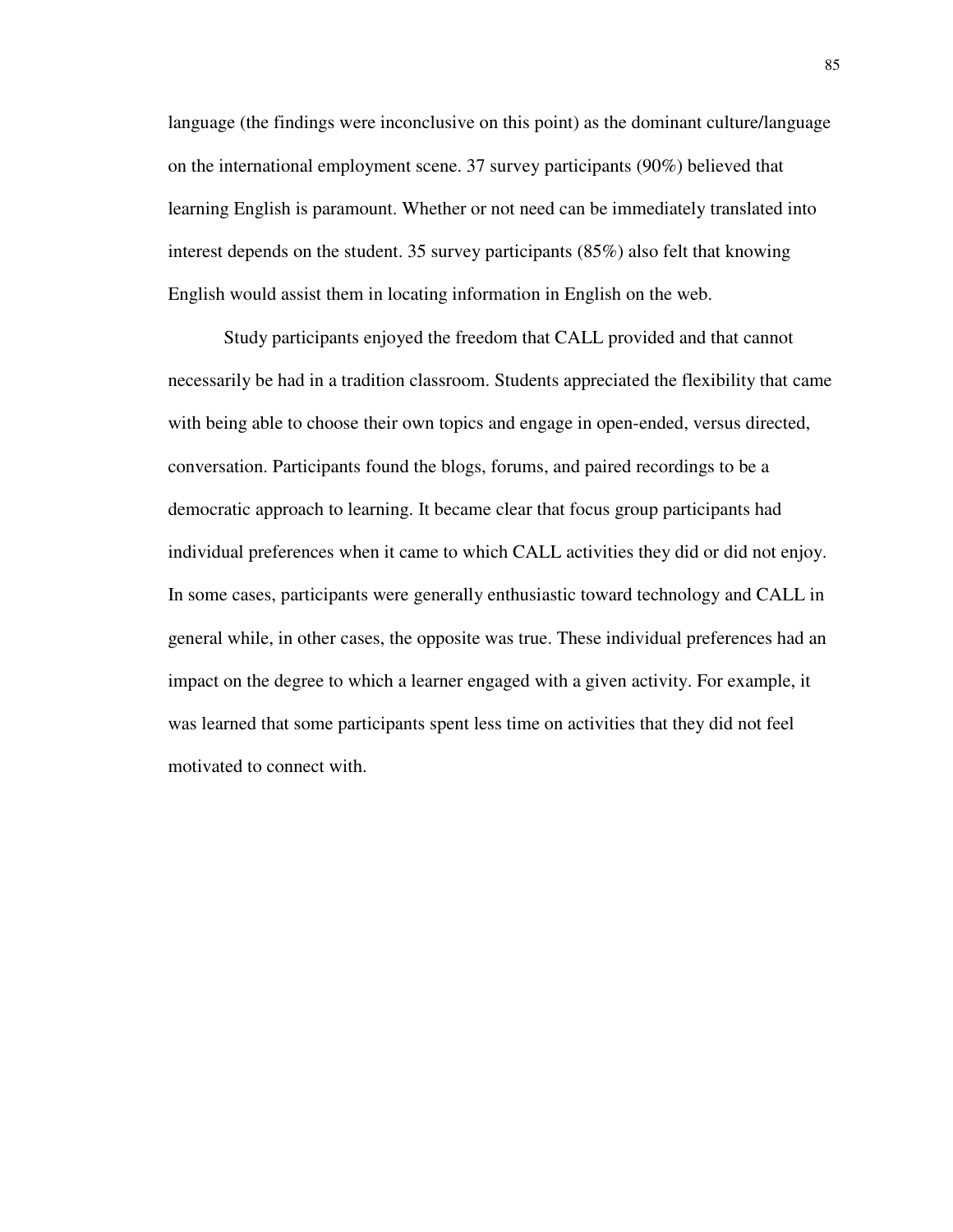language (the findings were inconclusive on this point) as the dominant culture/language on the international employment scene. 37 survey participants (90%) believed that learning English is paramount. Whether or not need can be immediately translated into interest depends on the student. 35 survey participants (85%) also felt that knowing English would assist them in locating information in English on the web.

Study participants enjoyed the freedom that CALL provided and that cannot necessarily be had in a tradition classroom. Students appreciated the flexibility that came with being able to choose their own topics and engage in open-ended, versus directed, conversation. Participants found the blogs, forums, and paired recordings to be a democratic approach to learning. It became clear that focus group participants had individual preferences when it came to which CALL activities they did or did not enjoy. In some cases, participants were generally enthusiastic toward technology and CALL in general while, in other cases, the opposite was true. These individual preferences had an impact on the degree to which a learner engaged with a given activity. For example, it was learned that some participants spent less time on activities that they did not feel motivated to connect with.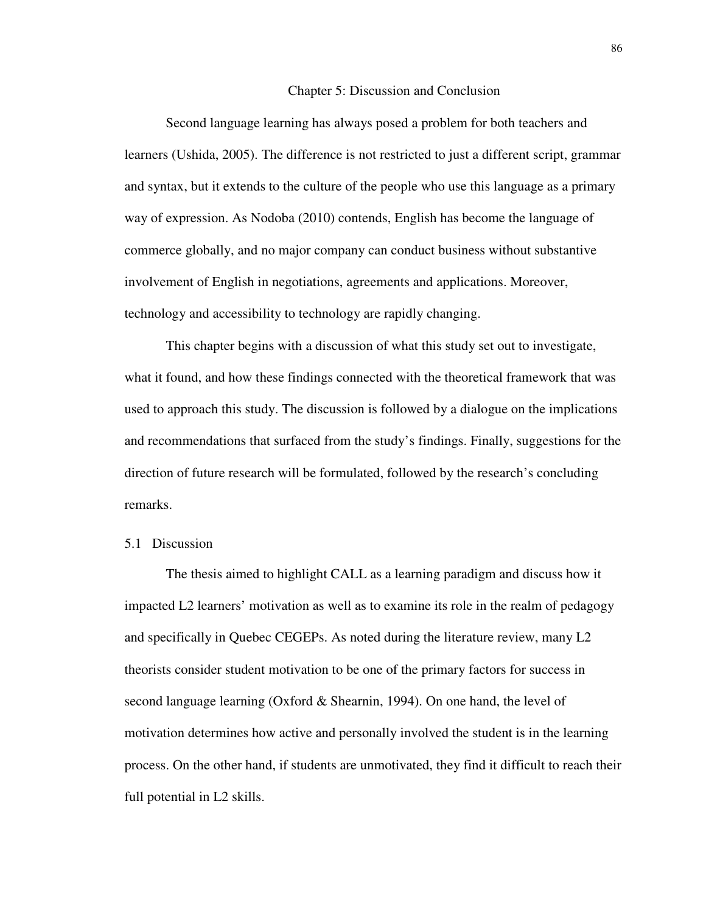# Chapter 5: Discussion and Conclusion

Second language learning has always posed a problem for both teachers and learners (Ushida, 2005). The difference is not restricted to just a different script, grammar and syntax, but it extends to the culture of the people who use this language as a primary way of expression. As Nodoba (2010) contends, English has become the language of commerce globally, and no major company can conduct business without substantive involvement of English in negotiations, agreements and applications. Moreover, technology and accessibility to technology are rapidly changing.

This chapter begins with a discussion of what this study set out to investigate, what it found, and how these findings connected with the theoretical framework that was used to approach this study. The discussion is followed by a dialogue on the implications and recommendations that surfaced from the study's findings. Finally, suggestions for the direction of future research will be formulated, followed by the research's concluding remarks.

## 5.1 Discussion

The thesis aimed to highlight CALL as a learning paradigm and discuss how it impacted L2 learners' motivation as well as to examine its role in the realm of pedagogy and specifically in Quebec CEGEPs. As noted during the literature review, many L2 theorists consider student motivation to be one of the primary factors for success in second language learning (Oxford & Shearnin, 1994). On one hand, the level of motivation determines how active and personally involved the student is in the learning process. On the other hand, if students are unmotivated, they find it difficult to reach their full potential in L2 skills.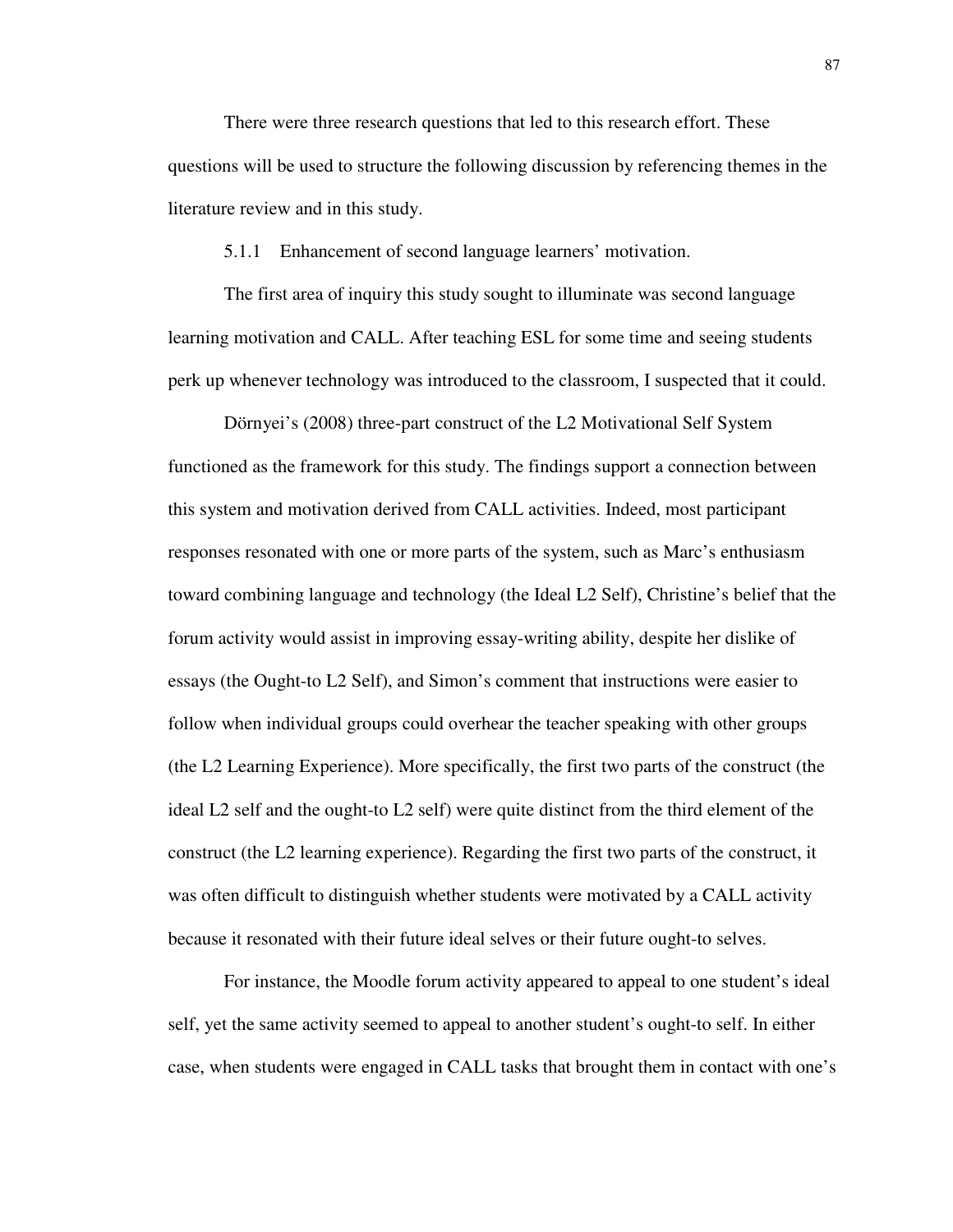There were three research questions that led to this research effort. These questions will be used to structure the following discussion by referencing themes in the literature review and in this study.

### 5.1.1 Enhancement of second language learners' motivation.

The first area of inquiry this study sought to illuminate was second language learning motivation and CALL. After teaching ESL for some time and seeing students perk up whenever technology was introduced to the classroom, I suspected that it could.

Dörnyei's (2008) three-part construct of the L2 Motivational Self System functioned as the framework for this study. The findings support a connection between this system and motivation derived from CALL activities. Indeed, most participant responses resonated with one or more parts of the system, such as Marc's enthusiasm toward combining language and technology (the Ideal L2 Self), Christine's belief that the forum activity would assist in improving essay-writing ability, despite her dislike of essays (the Ought-to L2 Self), and Simon's comment that instructions were easier to follow when individual groups could overhear the teacher speaking with other groups (the L2 Learning Experience). More specifically, the first two parts of the construct (the ideal L2 self and the ought-to L2 self) were quite distinct from the third element of the construct (the L2 learning experience). Regarding the first two parts of the construct, it was often difficult to distinguish whether students were motivated by a CALL activity because it resonated with their future ideal selves or their future ought-to selves.

For instance, the Moodle forum activity appeared to appeal to one student's ideal self, yet the same activity seemed to appeal to another student's ought-to self. In either case, when students were engaged in CALL tasks that brought them in contact with one's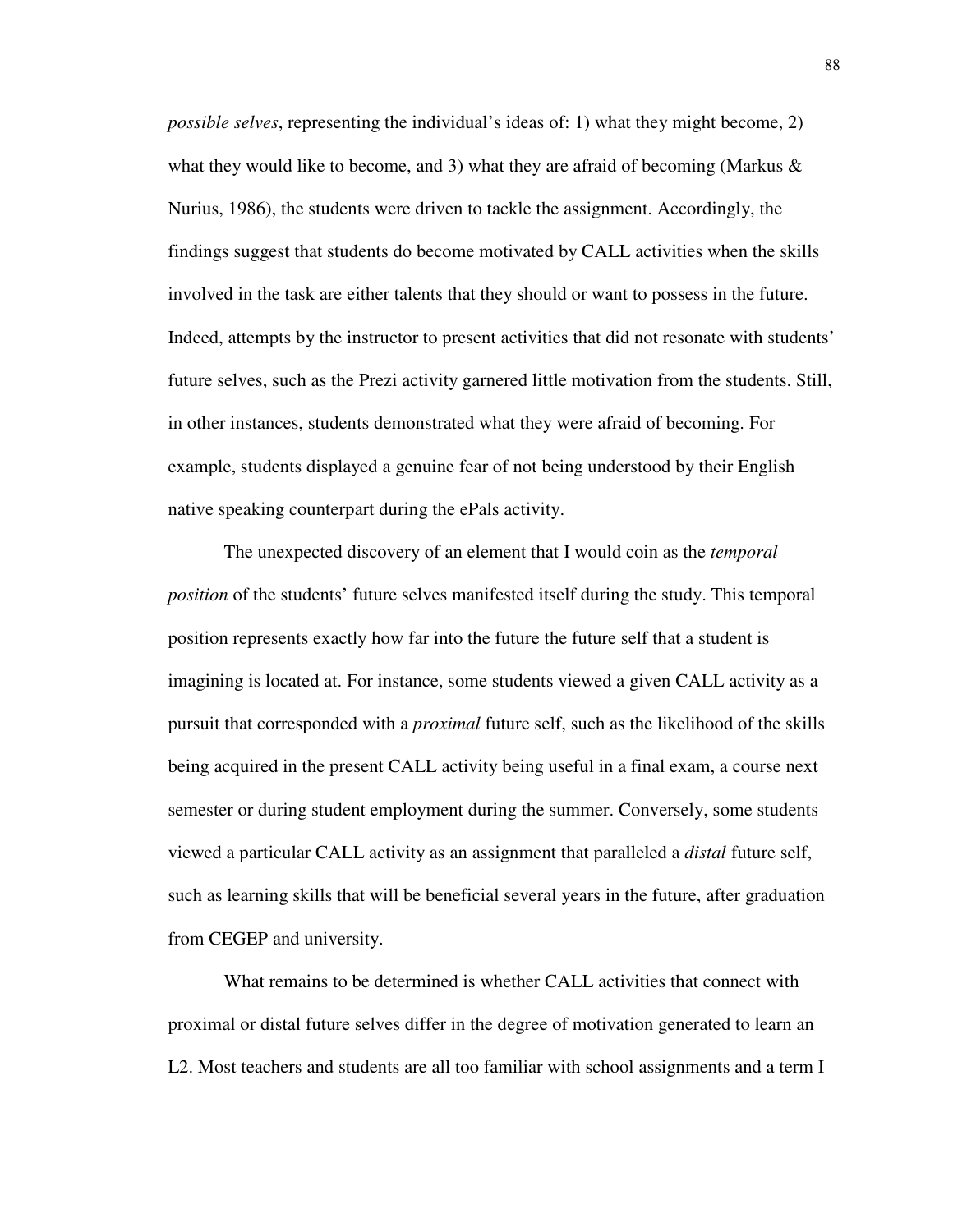*possible selves*, representing the individual's ideas of: 1) what they might become, 2) what they would like to become, and 3) what they are afraid of becoming (Markus & Nurius, 1986), the students were driven to tackle the assignment. Accordingly, the findings suggest that students do become motivated by CALL activities when the skills involved in the task are either talents that they should or want to possess in the future. Indeed, attempts by the instructor to present activities that did not resonate with students' future selves, such as the Prezi activity garnered little motivation from the students. Still, in other instances, students demonstrated what they were afraid of becoming. For example, students displayed a genuine fear of not being understood by their English native speaking counterpart during the ePals activity.

The unexpected discovery of an element that I would coin as the *temporal position* of the students' future selves manifested itself during the study. This temporal position represents exactly how far into the future the future self that a student is imagining is located at. For instance, some students viewed a given CALL activity as a pursuit that corresponded with a *proximal* future self, such as the likelihood of the skills being acquired in the present CALL activity being useful in a final exam, a course next semester or during student employment during the summer. Conversely, some students viewed a particular CALL activity as an assignment that paralleled a *distal* future self, such as learning skills that will be beneficial several years in the future, after graduation from CEGEP and university.

What remains to be determined is whether CALL activities that connect with proximal or distal future selves differ in the degree of motivation generated to learn an L2. Most teachers and students are all too familiar with school assignments and a term I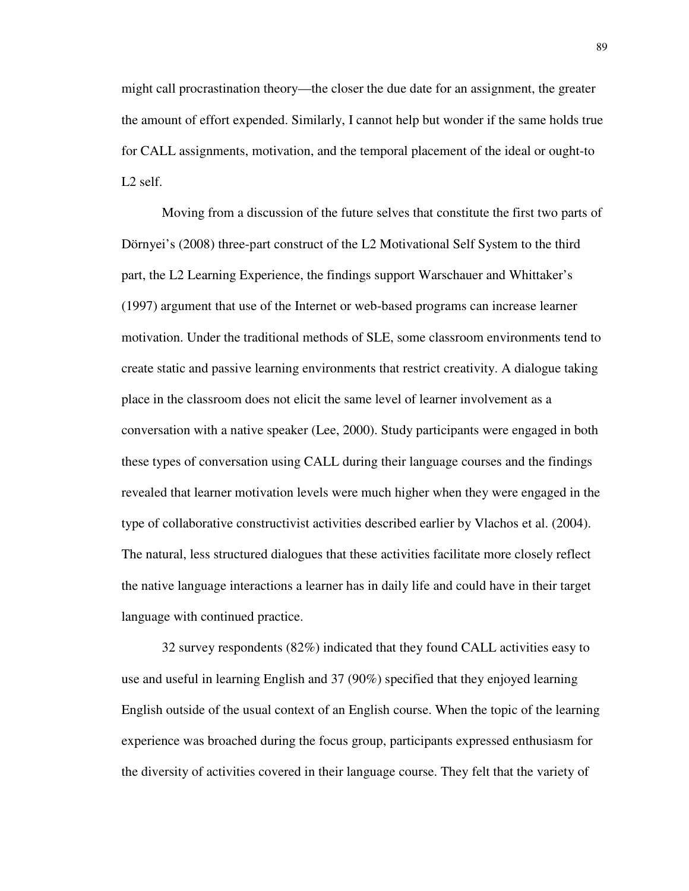might call procrastination theory—the closer the due date for an assignment, the greater the amount of effort expended. Similarly, I cannot help but wonder if the same holds true for CALL assignments, motivation, and the temporal placement of the ideal or ought-to L2 self.

Moving from a discussion of the future selves that constitute the first two parts of Dörnyei's (2008) three-part construct of the L2 Motivational Self System to the third part, the L2 Learning Experience, the findings support Warschauer and Whittaker's (1997) argument that use of the Internet or web-based programs can increase learner motivation. Under the traditional methods of SLE, some classroom environments tend to create static and passive learning environments that restrict creativity. A dialogue taking place in the classroom does not elicit the same level of learner involvement as a conversation with a native speaker (Lee, 2000). Study participants were engaged in both these types of conversation using CALL during their language courses and the findings revealed that learner motivation levels were much higher when they were engaged in the type of collaborative constructivist activities described earlier by Vlachos et al. (2004). The natural, less structured dialogues that these activities facilitate more closely reflect the native language interactions a learner has in daily life and could have in their target language with continued practice.

32 survey respondents (82%) indicated that they found CALL activities easy to use and useful in learning English and 37 (90%) specified that they enjoyed learning English outside of the usual context of an English course. When the topic of the learning experience was broached during the focus group, participants expressed enthusiasm for the diversity of activities covered in their language course. They felt that the variety of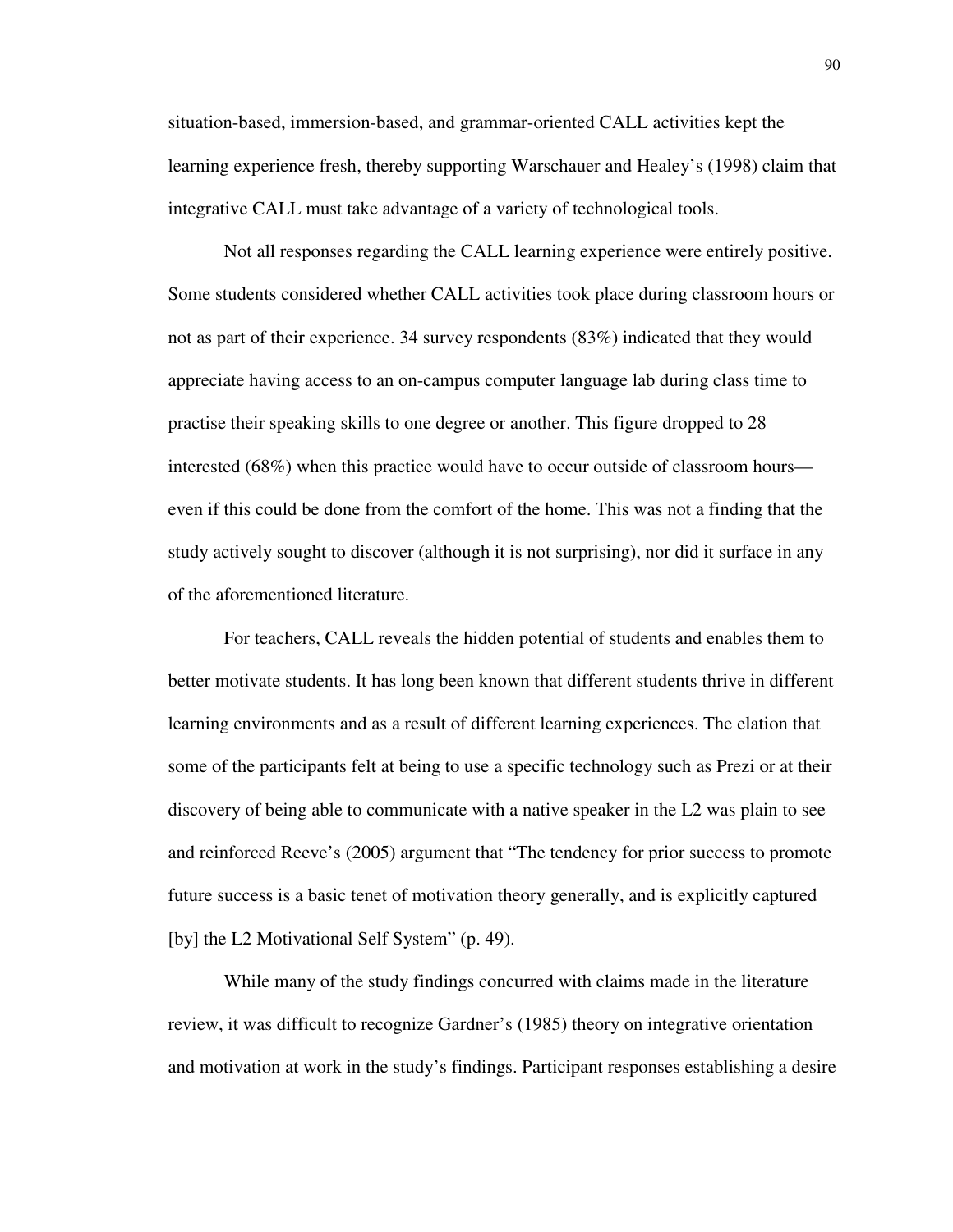situation-based, immersion-based, and grammar-oriented CALL activities kept the learning experience fresh, thereby supporting Warschauer and Healey's (1998) claim that integrative CALL must take advantage of a variety of technological tools.

Not all responses regarding the CALL learning experience were entirely positive. Some students considered whether CALL activities took place during classroom hours or not as part of their experience. 34 survey respondents (83%) indicated that they would appreciate having access to an on-campus computer language lab during class time to practise their speaking skills to one degree or another. This figure dropped to 28 interested (68%) when this practice would have to occur outside of classroom hours—even if this could be done from the comfort of the home. This was not a finding that the study actively sought to discover (although it is not surprising), nor did it surface in any of the aforementioned literature.

For teachers, CALL reveals the hidden potential of students and enables them to better motivate students. It has long been known that different students thrive in different learning environments and as a result of different learning experiences. The elation that some of the participants felt at being to use a specific technology such as Prezi or at their discovery of being able to communicate with a native speaker in the L2 was plain to see and reinforced Reeve's (2005) argument that "The tendency for prior success to promote future success is a basic tenet of motivation theory generally, and is explicitly captured [by] the L2 Motivational Self System" (p. 49).

While many of the study findings concurred with claims made in the literature review, it was difficult to recognize Gardner's (1985) theory on integrative orientation and motivation at work in the study's findings. Participant responses establishing a desire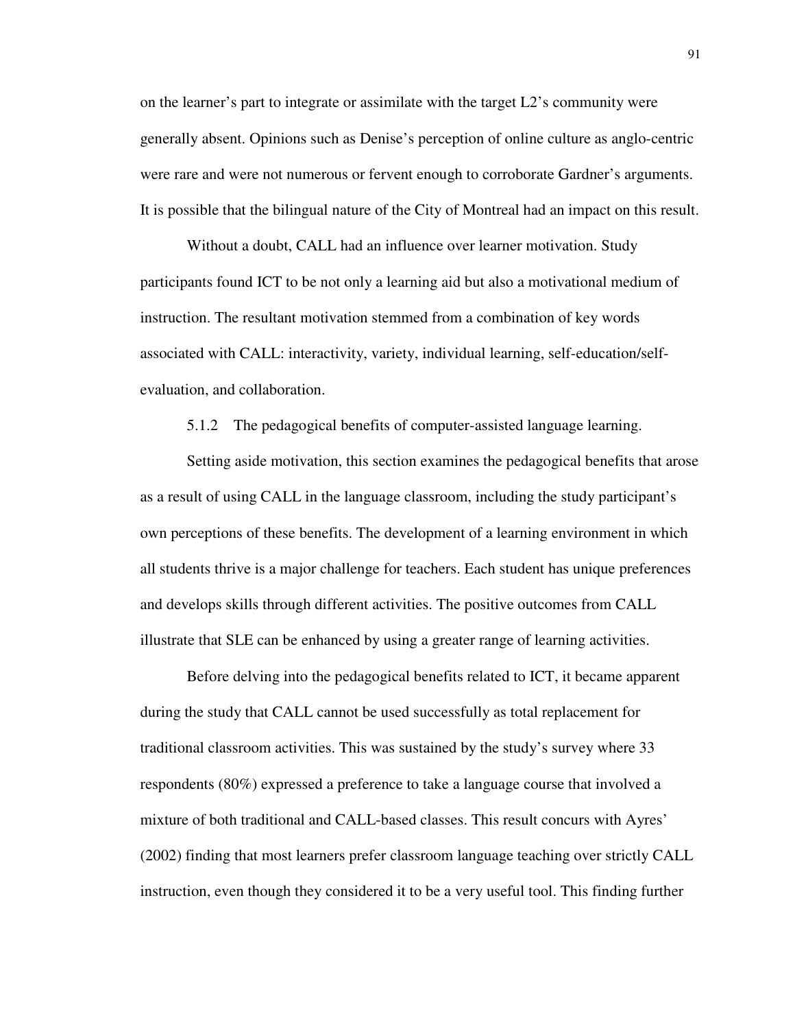on the learner's part to integrate or assimilate with the target L2's community were generally absent. Opinions such as Denise's perception of online culture as anglo-centric were rare and were not numerous or fervent enough to corroborate Gardner's arguments. It is possible that the bilingual nature of the City of Montreal had an impact on this result.

Without a doubt, CALL had an influence over learner motivation. Study participants found ICT to be not only a learning aid but also a motivational medium of instruction. The resultant motivation stemmed from a combination of key words associated with CALL: interactivity, variety, individual learning, self-education/self-evaluation, and collaboration.

### 5.1.2 The pedagogical benefits of computer-assisted language learning.

Setting aside motivation, this section examines the pedagogical benefits that arose as a result of using CALL in the language classroom, including the study participant's own perceptions of these benefits. The development of a learning environment in which all students thrive is a major challenge for teachers. Each student has unique preferences and develops skills through different activities. The positive outcomes from CALL illustrate that SLE can be enhanced by using a greater range of learning activities.

Before delving into the pedagogical benefits related to ICT, it became apparent during the study that CALL cannot be used successfully as total replacement for traditional classroom activities. This was sustained by the study's survey where 33 respondents (80%) expressed a preference to take a language course that involved a mixture of both traditional and CALL-based classes. This result concurs with Ayres' (2002) finding that most learners prefer classroom language teaching over strictly CALL instruction, even though they considered it to be a very useful tool. This finding further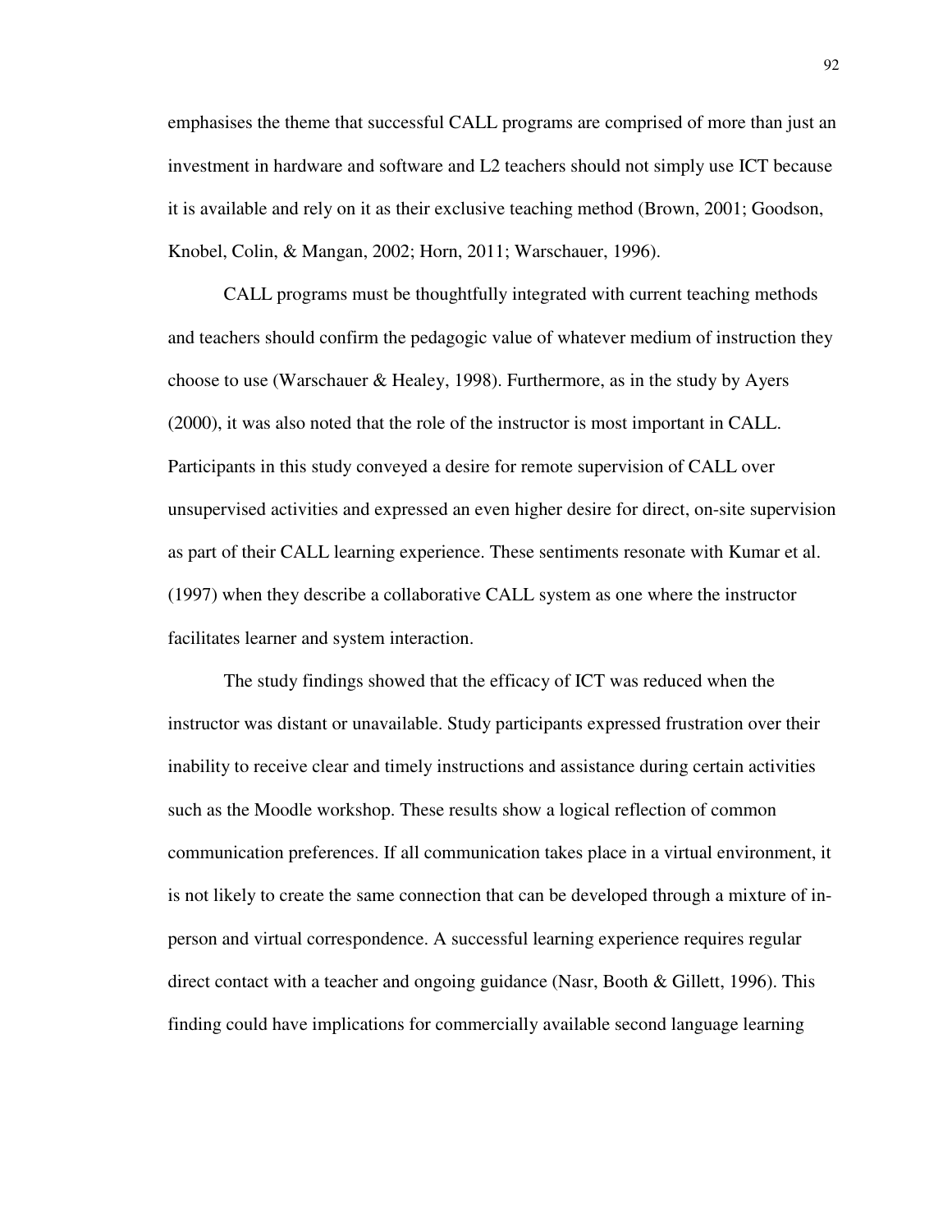emphasises the theme that successful CALL programs are comprised of more than just an investment in hardware and software and L2 teachers should not simply use ICT because it is available and rely on it as their exclusive teaching method (Brown, 2001; Goodson, Knobel, Colin, & Mangan, 2002; Horn, 2011; Warschauer, 1996).

CALL programs must be thoughtfully integrated with current teaching methods and teachers should confirm the pedagogic value of whatever medium of instruction they choose to use (Warschauer & Healey, 1998). Furthermore, as in the study by Ayers (2000), it was also noted that the role of the instructor is most important in CALL. Participants in this study conveyed a desire for remote supervision of CALL over unsupervised activities and expressed an even higher desire for direct, on-site supervision as part of their CALL learning experience. These sentiments resonate with Kumar et al. (1997) when they describe a collaborative CALL system as one where the instructor facilitates learner and system interaction.

The study findings showed that the efficacy of ICT was reduced when the instructor was distant or unavailable. Study participants expressed frustration over their inability to receive clear and timely instructions and assistance during certain activities such as the Moodle workshop. These results show a logical reflection of common communication preferences. If all communication takes place in a virtual environment, it is not likely to create the same connection that can be developed through a mixture of in-person and virtual correspondence. A successful learning experience requires regular direct contact with a teacher and ongoing guidance (Nasr, Booth & Gillett, 1996). This finding could have implications for commercially available second language learning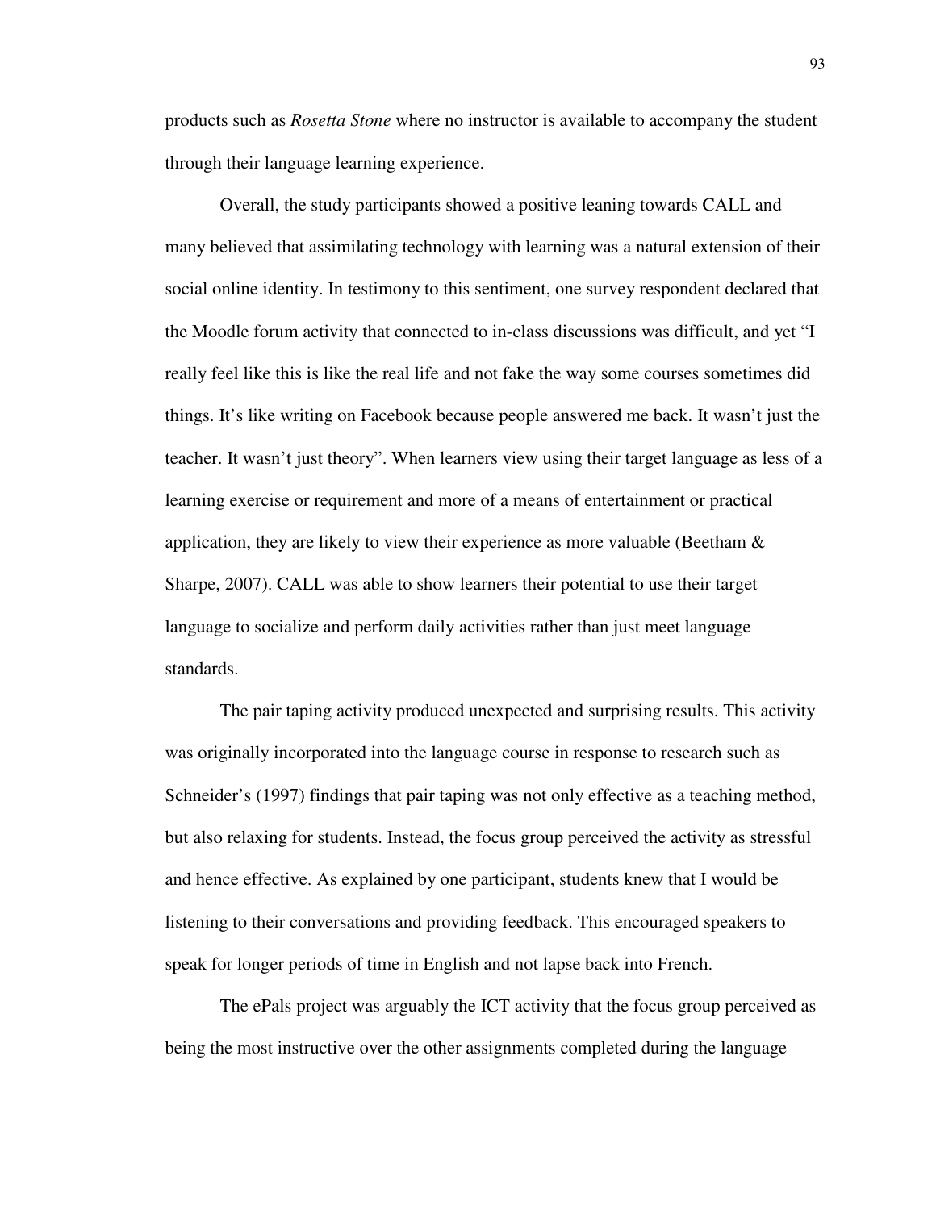products such as *Rosetta Stone* where no instructor is available to accompany the student through their language learning experience.

Overall, the study participants showed a positive leaning towards CALL and many believed that assimilating technology with learning was a natural extension of their social online identity. In testimony to this sentiment, one survey respondent declared that the Moodle forum activity that connected to in-class discussions was difficult, and yet "I really feel like this is like the real life and not fake the way some courses sometimes did things. It's like writing on Facebook because people answered me back. It wasn't just the teacher. It wasn't just theory". When learners view using their target language as less of a learning exercise or requirement and more of a means of entertainment or practical application, they are likely to view their experience as more valuable (Beetham & Sharpe, 2007). CALL was able to show learners their potential to use their target language to socialize and perform daily activities rather than just meet language standards.

The pair taping activity produced unexpected and surprising results. This activity was originally incorporated into the language course in response to research such as Schneider's (1997) findings that pair taping was not only effective as a teaching method, but also relaxing for students. Instead, the focus group perceived the activity as stressful and hence effective. As explained by one participant, students knew that I would be listening to their conversations and providing feedback. This encouraged speakers to speak for longer periods of time in English and not lapse back into French.

The ePals project was arguably the ICT activity that the focus group perceived as being the most instructive over the other assignments completed during the language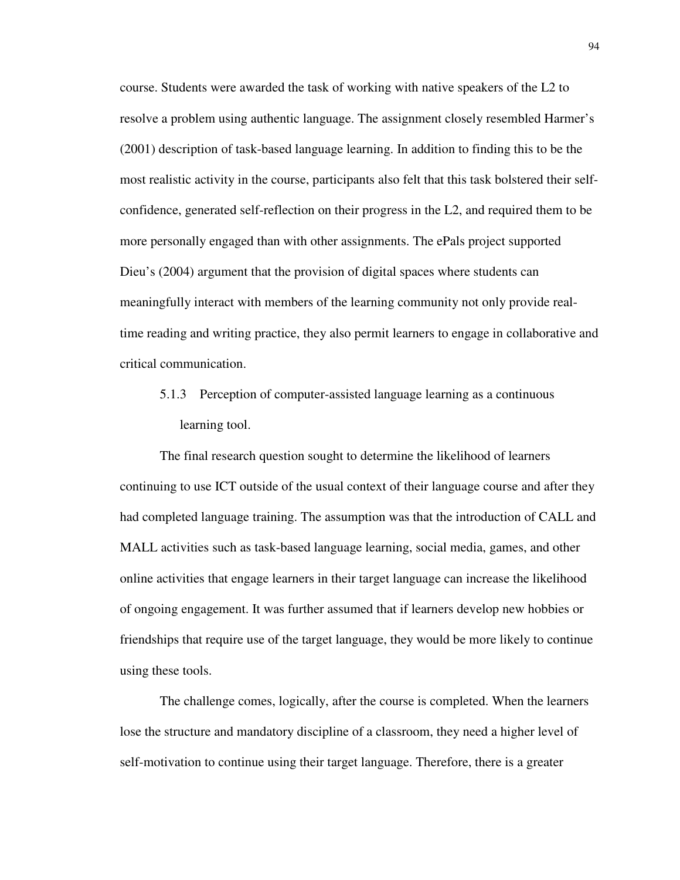course. Students were awarded the task of working with native speakers of the L2 to resolve a problem using authentic language. The assignment closely resembled Harmer's (2001) description of task-based language learning. In addition to finding this to be the most realistic activity in the course, participants also felt that this task bolstered their self-confidence, generated self-reflection on their progress in the L2, and required them to be more personally engaged than with other assignments. The ePals project supported Dieu's (2004) argument that the provision of digital spaces where students can meaningfully interact with members of the learning community not only provide real-time reading and writing practice, they also permit learners to engage in collaborative and critical communication.

#### 5.1.3 Perception of computer-assisted language learning as a continuous learning tool.

The final research question sought to determine the likelihood of learners continuing to use ICT outside of the usual context of their language course and after they had completed language training. The assumption was that the introduction of CALL and MALL activities such as task-based language learning, social media, games, and other online activities that engage learners in their target language can increase the likelihood of ongoing engagement. It was further assumed that if learners develop new hobbies or friendships that require use of the target language, they would be more likely to continue using these tools.

The challenge comes, logically, after the course is completed. When the learners lose the structure and mandatory discipline of a classroom, they need a higher level of self-motivation to continue using their target language. Therefore, there is a greater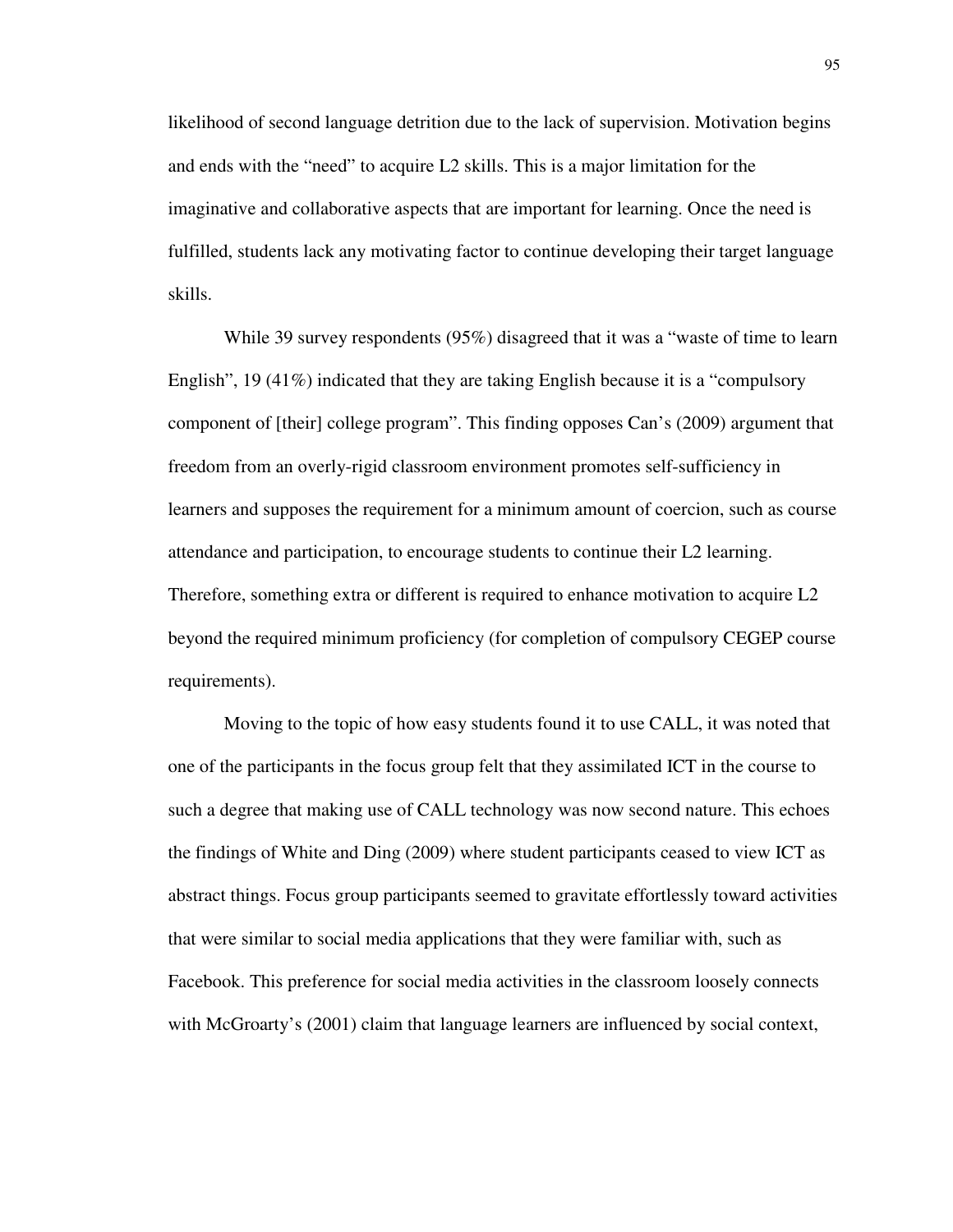likelihood of second language detrition due to the lack of supervision. Motivation begins and ends with the “need” to acquire L2 skills. This is a major limitation for the imaginative and collaborative aspects that are important for learning. Once the need is fulfilled, students lack any motivating factor to continue developing their target language skills.

While 39 survey respondents (95%) disagreed that it was a “waste of time to learn English”, 19 (41%) indicated that they are taking English because it is a “compulsory component of [their] college program”. This finding opposes Can’s (2009) argument that freedom from an overly-rigid classroom environment promotes self-sufficiency in learners and supposes the requirement for a minimum amount of coercion, such as course attendance and participation, to encourage students to continue their L2 learning. Therefore, something extra or different is required to enhance motivation to acquire L2 beyond the required minimum proficiency (for completion of compulsory CEGEP course requirements).

Moving to the topic of how easy students found it to use CALL, it was noted that one of the participants in the focus group felt that they assimilated ICT in the course to such a degree that making use of CALL technology was now second nature. This echoes the findings of White and Ding (2009) where student participants ceased to view ICT as abstract things. Focus group participants seemed to gravitate effortlessly toward activities that were similar to social media applications that they were familiar with, such as Facebook. This preference for social media activities in the classroom loosely connects with McGroarty’s (2001) claim that language learners are influenced by social context,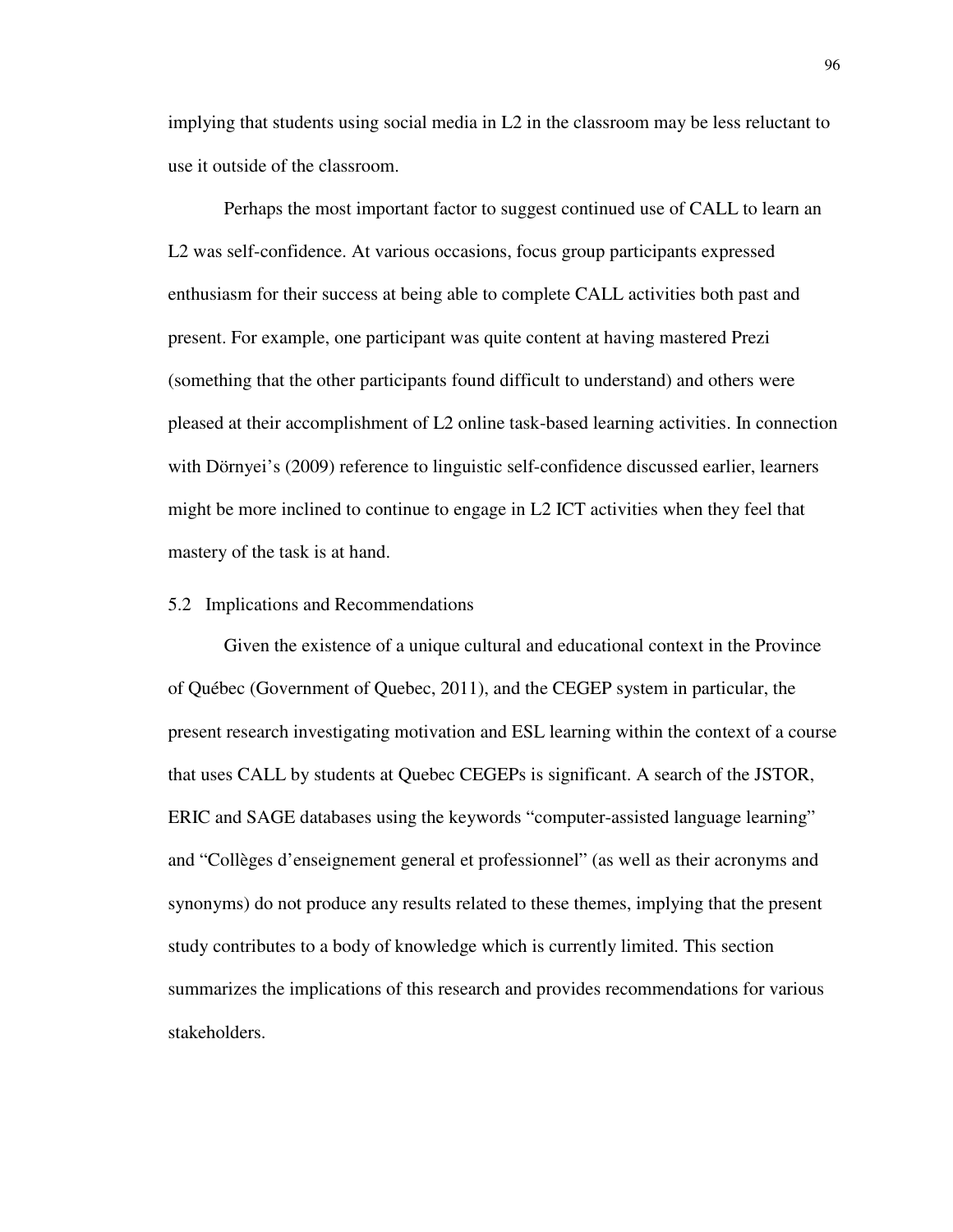implying that students using social media in L2 in the classroom may be less reluctant to use it outside of the classroom.

Perhaps the most important factor to suggest continued use of CALL to learn an L2 was self-confidence. At various occasions, focus group participants expressed enthusiasm for their success at being able to complete CALL activities both past and present. For example, one participant was quite content at having mastered Prezi (something that the other participants found difficult to understand) and others were pleased at their accomplishment of L2 online task-based learning activities. In connection with Dörnyei's (2009) reference to linguistic self-confidence discussed earlier, learners might be more inclined to continue to engage in L2 ICT activities when they feel that mastery of the task is at hand.

## 5.2 Implications and Recommendations

Given the existence of a unique cultural and educational context in the Province of Québec (Government of Quebec, 2011), and the CEGEP system in particular, the present research investigating motivation and ESL learning within the context of a course that uses CALL by students at Quebec CEGEPs is significant. A search of the JSTOR, ERIC and SAGE databases using the keywords "computer-assisted language learning" and "Collèges d'enseignement general et professionnel" (as well as their acronyms and synonyms) do not produce any results related to these themes, implying that the present study contributes to a body of knowledge which is currently limited. This section summarizes the implications of this research and provides recommendations for various stakeholders.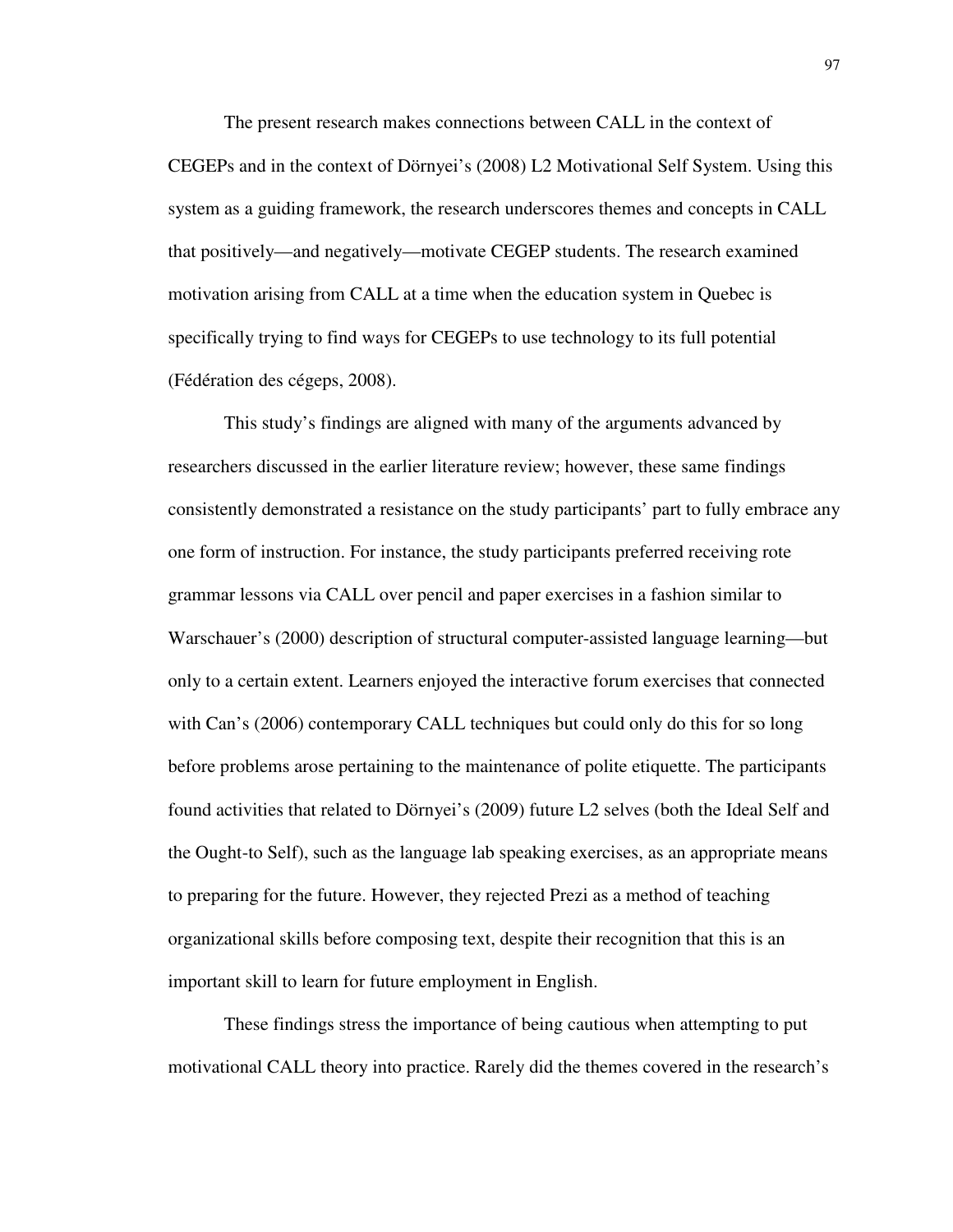The present research makes connections between CALL in the context of CEGEPs and in the context of Dörnyei's (2008) L2 Motivational Self System. Using this system as a guiding framework, the research underscores themes and concepts in CALL that positively—and negatively—motivate CEGEP students. The research examined motivation arising from CALL at a time when the education system in Quebec is specifically trying to find ways for CEGEPs to use technology to its full potential (Fédération des cégeps, 2008).

This study's findings are aligned with many of the arguments advanced by researchers discussed in the earlier literature review; however, these same findings consistently demonstrated a resistance on the study participants' part to fully embrace any one form of instruction. For instance, the study participants preferred receiving rote grammar lessons via CALL over pencil and paper exercises in a fashion similar to Warschauer's (2000) description of structural computer-assisted language learning—but only to a certain extent. Learners enjoyed the interactive forum exercises that connected with Can's (2006) contemporary CALL techniques but could only do this for so long before problems arose pertaining to the maintenance of polite etiquette. The participants found activities that related to Dörnyei's (2009) future L2 selves (both the Ideal Self and the Ought-to Self), such as the language lab speaking exercises, as an appropriate means to preparing for the future. However, they rejected Prezi as a method of teaching organizational skills before composing text, despite their recognition that this is an important skill to learn for future employment in English.

These findings stress the importance of being cautious when attempting to put motivational CALL theory into practice. Rarely did the themes covered in the research's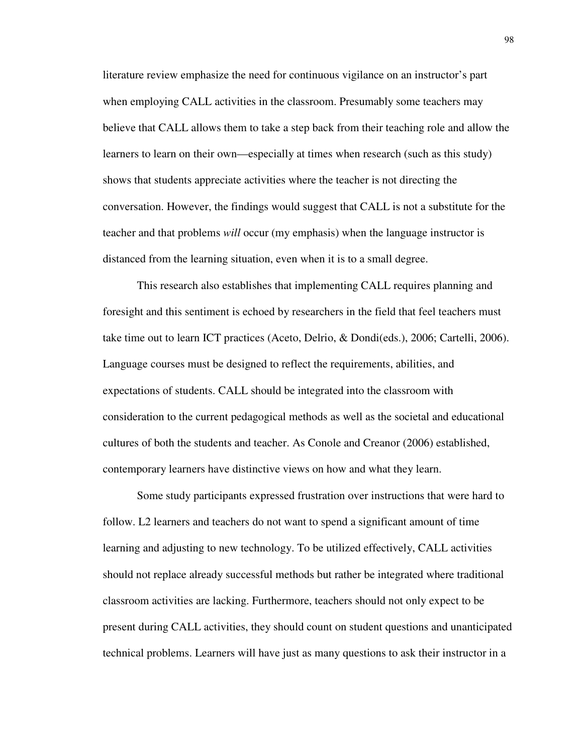literature review emphasize the need for continuous vigilance on an instructor's part when employing CALL activities in the classroom. Presumably some teachers may believe that CALL allows them to take a step back from their teaching role and allow the learners to learn on their own—especially at times when research (such as this study) shows that students appreciate activities where the teacher is not directing the conversation. However, the findings would suggest that CALL is not a substitute for the teacher and that problems *will* occur (my emphasis) when the language instructor is distanced from the learning situation, even when it is to a small degree.

This research also establishes that implementing CALL requires planning and foresight and this sentiment is echoed by researchers in the field that feel teachers must take time out to learn ICT practices (Aceto, Delrio, & Dondi(eds.), 2006; Cartelli, 2006). Language courses must be designed to reflect the requirements, abilities, and expectations of students. CALL should be integrated into the classroom with consideration to the current pedagogical methods as well as the societal and educational cultures of both the students and teacher. As Conole and Creanor (2006) established, contemporary learners have distinctive views on how and what they learn.

Some study participants expressed frustration over instructions that were hard to follow. L2 learners and teachers do not want to spend a significant amount of time learning and adjusting to new technology. To be utilized effectively, CALL activities should not replace already successful methods but rather be integrated where traditional classroom activities are lacking. Furthermore, teachers should not only expect to be present during CALL activities, they should count on student questions and unanticipated technical problems. Learners will have just as many questions to ask their instructor in a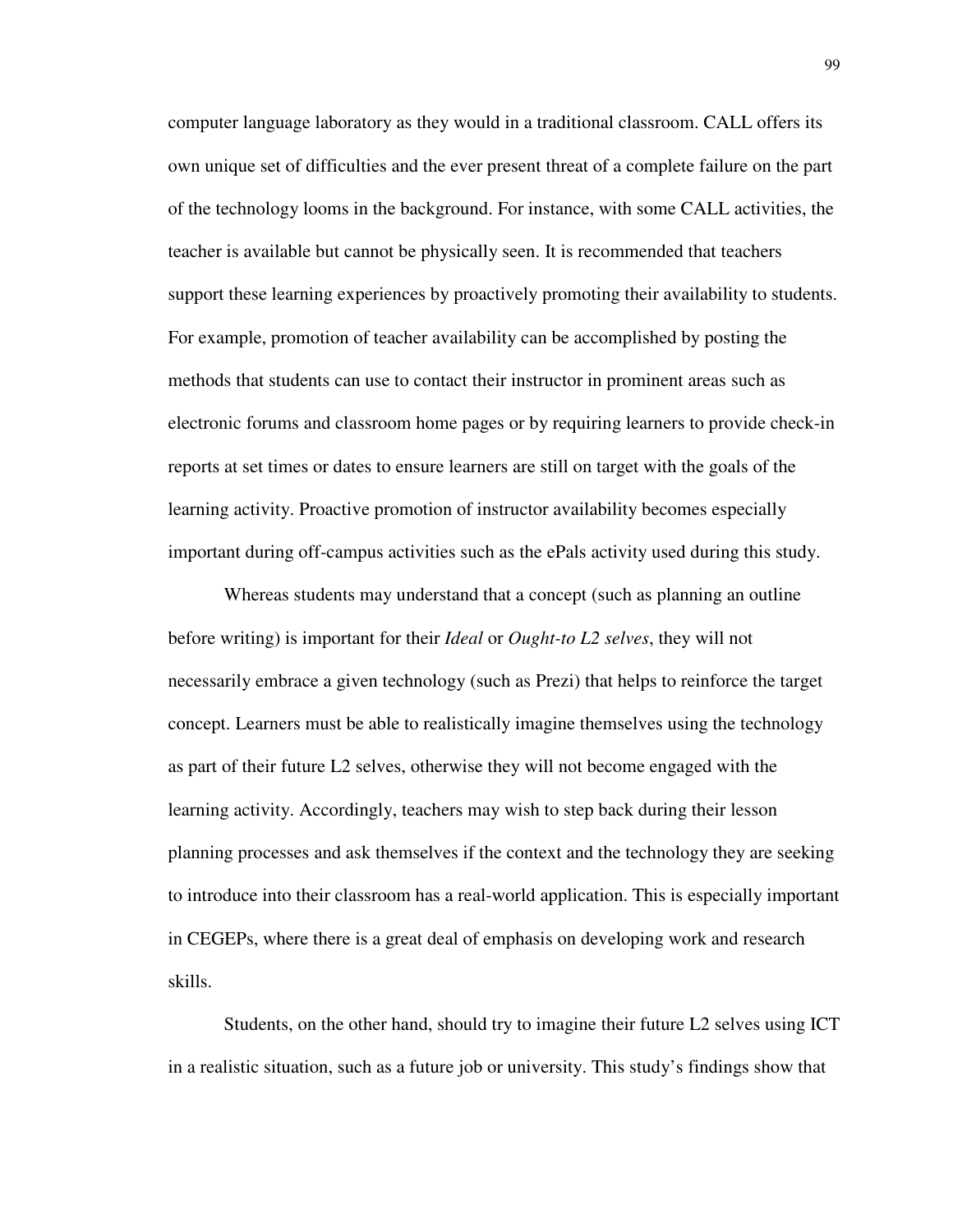computer language laboratory as they would in a traditional classroom. CALL offers its own unique set of difficulties and the ever present threat of a complete failure on the part of the technology looms in the background. For instance, with some CALL activities, the teacher is available but cannot be physically seen. It is recommended that teachers support these learning experiences by proactively promoting their availability to students. For example, promotion of teacher availability can be accomplished by posting the methods that students can use to contact their instructor in prominent areas such as electronic forums and classroom home pages or by requiring learners to provide check-in reports at set times or dates to ensure learners are still on target with the goals of the learning activity. Proactive promotion of instructor availability becomes especially important during off-campus activities such as the ePals activity used during this study.

Whereas students may understand that a concept (such as planning an outline before writing) is important for their *Ideal* or *Ought-to L2 selves*, they will not necessarily embrace a given technology (such as Prezi) that helps to reinforce the target concept. Learners must be able to realistically imagine themselves using the technology as part of their future L2 selves, otherwise they will not become engaged with the learning activity. Accordingly, teachers may wish to step back during their lesson planning processes and ask themselves if the context and the technology they are seeking to introduce into their classroom has a real-world application. This is especially important in CEGEPs, where there is a great deal of emphasis on developing work and research skills.

Students, on the other hand, should try to imagine their future L2 selves using ICT in a realistic situation, such as a future job or university. This study's findings show that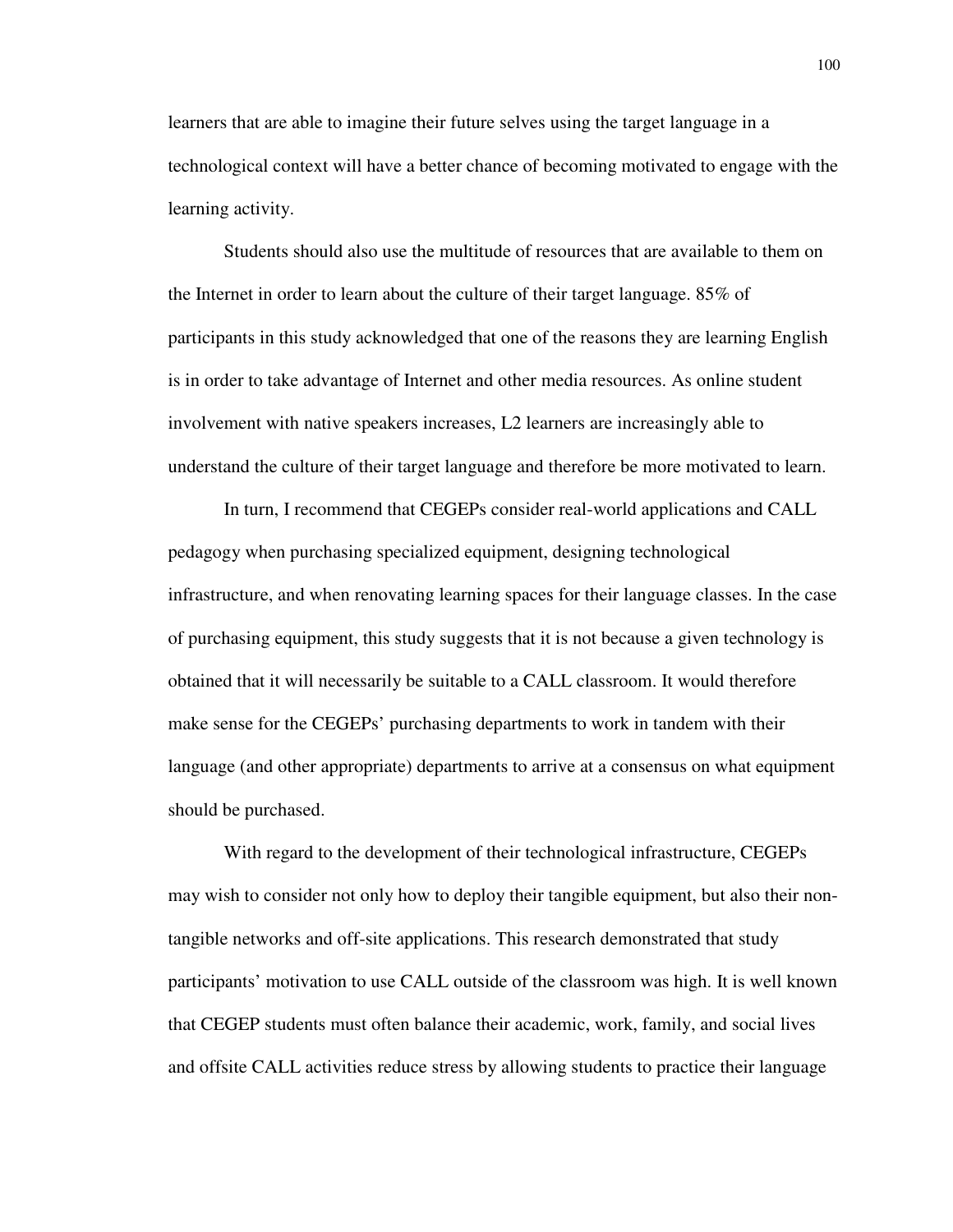learners that are able to imagine their future selves using the target language in a technological context will have a better chance of becoming motivated to engage with the learning activity.

Students should also use the multitude of resources that are available to them on the Internet in order to learn about the culture of their target language. 85% of participants in this study acknowledged that one of the reasons they are learning English is in order to take advantage of Internet and other media resources. As online student involvement with native speakers increases, L2 learners are increasingly able to understand the culture of their target language and therefore be more motivated to learn.

In turn, I recommend that CEGEPs consider real-world applications and CALL pedagogy when purchasing specialized equipment, designing technological infrastructure, and when renovating learning spaces for their language classes. In the case of purchasing equipment, this study suggests that it is not because a given technology is obtained that it will necessarily be suitable to a CALL classroom. It would therefore make sense for the CEGEPs' purchasing departments to work in tandem with their language (and other appropriate) departments to arrive at a consensus on what equipment should be purchased.

With regard to the development of their technological infrastructure, CEGEPs may wish to consider not only how to deploy their tangible equipment, but also their non-tangible networks and off-site applications. This research demonstrated that study participants' motivation to use CALL outside of the classroom was high. It is well known that CEGEP students must often balance their academic, work, family, and social lives and offsite CALL activities reduce stress by allowing students to practice their language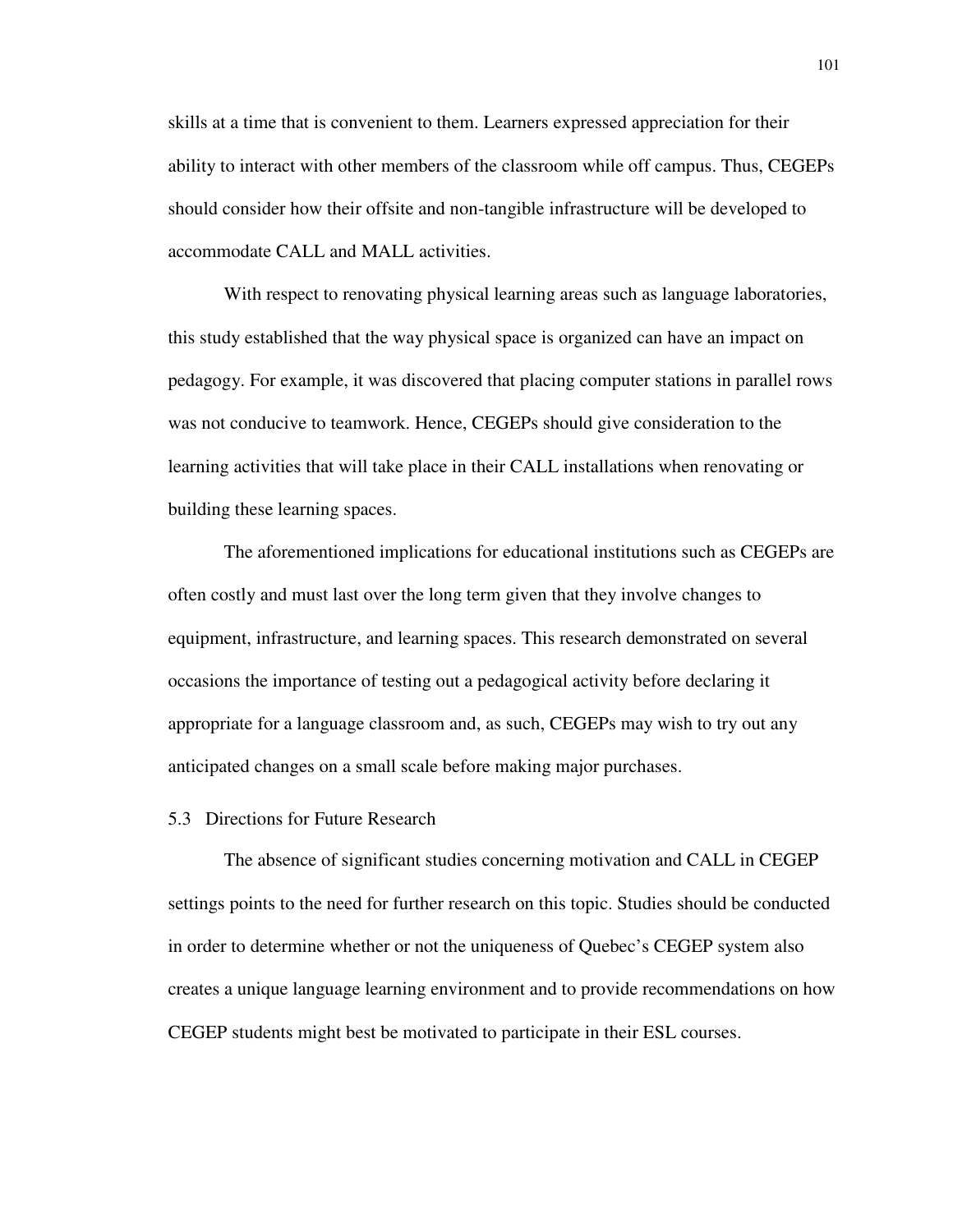skills at a time that is convenient to them. Learners expressed appreciation for their ability to interact with other members of the classroom while off campus. Thus, CEGEPs should consider how their offsite and non-tangible infrastructure will be developed to accommodate CALL and MALL activities.

With respect to renovating physical learning areas such as language laboratories, this study established that the way physical space is organized can have an impact on pedagogy. For example, it was discovered that placing computer stations in parallel rows was not conducive to teamwork. Hence, CEGEPs should give consideration to the learning activities that will take place in their CALL installations when renovating or building these learning spaces.

The aforementioned implications for educational institutions such as CEGEPs are often costly and must last over the long term given that they involve changes to equipment, infrastructure, and learning spaces. This research demonstrated on several occasions the importance of testing out a pedagogical activity before declaring it appropriate for a language classroom and, as such, CEGEPs may wish to try out any anticipated changes on a small scale before making major purchases.

## 5.3 Directions for Future Research

The absence of significant studies concerning motivation and CALL in CEGEP settings points to the need for further research on this topic. Studies should be conducted in order to determine whether or not the uniqueness of Quebec's CEGEP system also creates a unique language learning environment and to provide recommendations on how CEGEP students might best be motivated to participate in their ESL courses.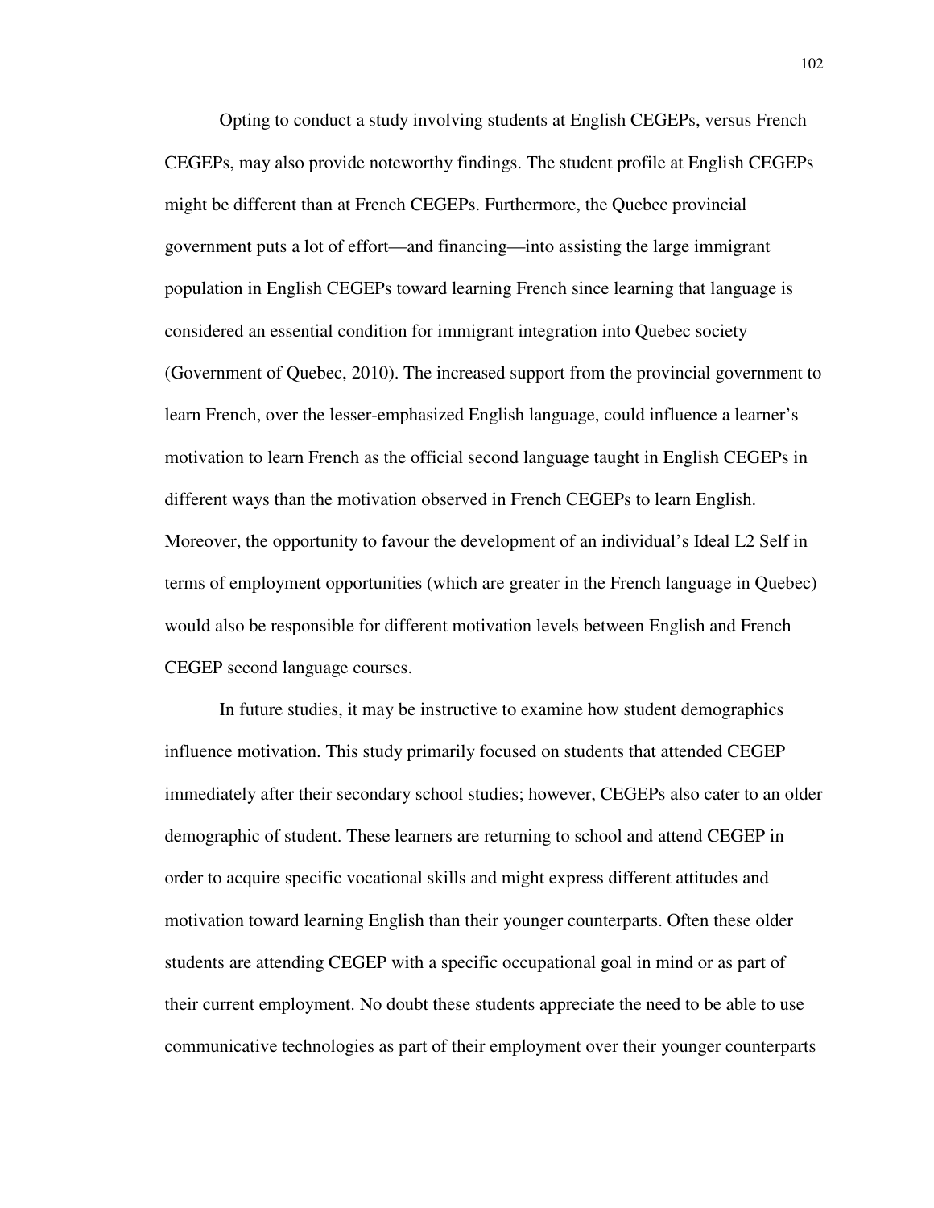Opting to conduct a study involving students at English CEGEPs, versus French CEGEPs, may also provide noteworthy findings. The student profile at English CEGEPs might be different than at French CEGEPs. Furthermore, the Quebec provincial government puts a lot of effort—and financing—into assisting the large immigrant population in English CEGEPs toward learning French since learning that language is considered an essential condition for immigrant integration into Quebec society (Government of Quebec, 2010). The increased support from the provincial government to learn French, over the lesser-emphasized English language, could influence a learner's motivation to learn French as the official second language taught in English CEGEPs in different ways than the motivation observed in French CEGEPs to learn English. Moreover, the opportunity to favour the development of an individual's Ideal L2 Self in terms of employment opportunities (which are greater in the French language in Quebec) would also be responsible for different motivation levels between English and French CEGEP second language courses.

In future studies, it may be instructive to examine how student demographics influence motivation. This study primarily focused on students that attended CEGEP immediately after their secondary school studies; however, CEGEPs also cater to an older demographic of student. These learners are returning to school and attend CEGEP in order to acquire specific vocational skills and might express different attitudes and motivation toward learning English than their younger counterparts. Often these older students are attending CEGEP with a specific occupational goal in mind or as part of their current employment. No doubt these students appreciate the need to be able to use communicative technologies as part of their employment over their younger counterparts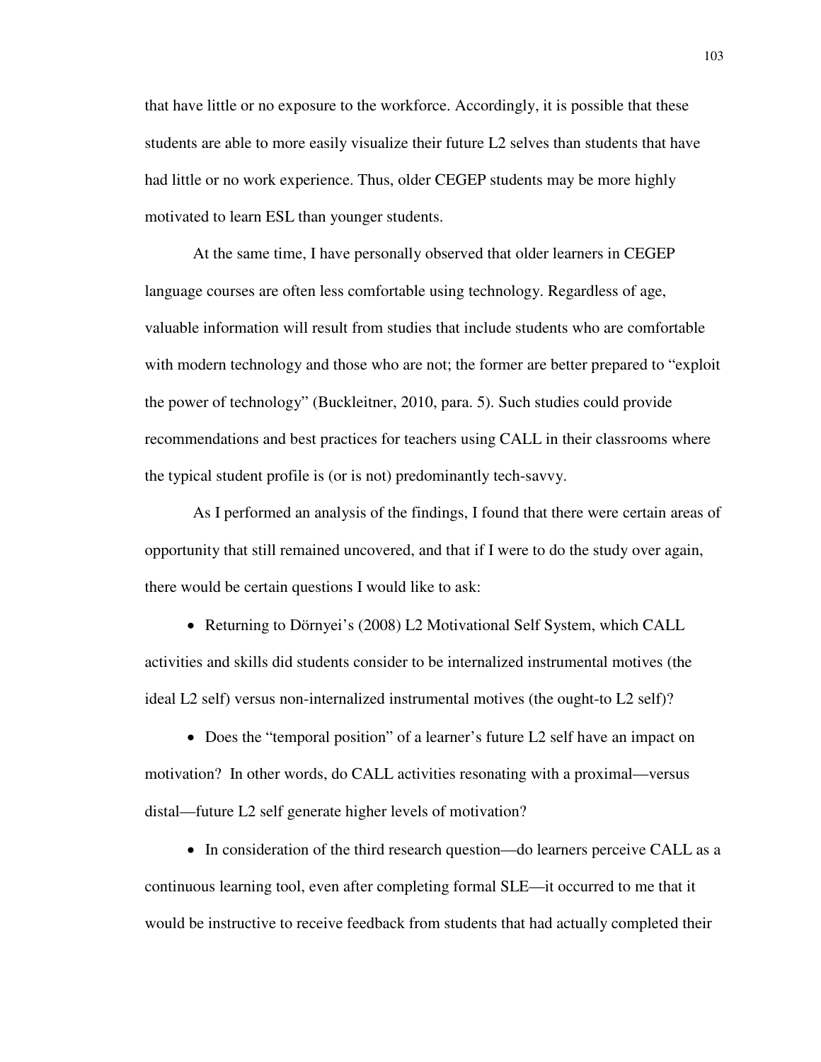that have little or no exposure to the workforce. Accordingly, it is possible that these students are able to more easily visualize their future L2 selves than students that have had little or no work experience. Thus, older CEGEP students may be more highly motivated to learn ESL than younger students.

At the same time, I have personally observed that older learners in CEGEP language courses are often less comfortable using technology. Regardless of age, valuable information will result from studies that include students who are comfortable with modern technology and those who are not; the former are better prepared to "exploit the power of technology" (Buckleitner, 2010, para. 5). Such studies could provide recommendations and best practices for teachers using CALL in their classrooms where the typical student profile is (or is not) predominantly tech-savvy.

As I performed an analysis of the findings, I found that there were certain areas of opportunity that still remained uncovered, and that if I were to do the study over again, there would be certain questions I would like to ask:

- Returning to Dörnyei's (2008) L2 Motivational Self System, which CALL activities and skills did students consider to be internalized instrumental motives (the ideal L2 self) versus non-internalized instrumental motives (the ought-to L2 self)?
- Does the "temporal position" of a learner's future L2 self have an impact on motivation? In other words, do CALL activities resonating with a proximal—versus distal—future L2 self generate higher levels of motivation?
- In consideration of the third research question—do learners perceive CALL as a continuous learning tool, even after completing formal SLE—it occurred to me that it would be instructive to receive feedback from students that had actually completed their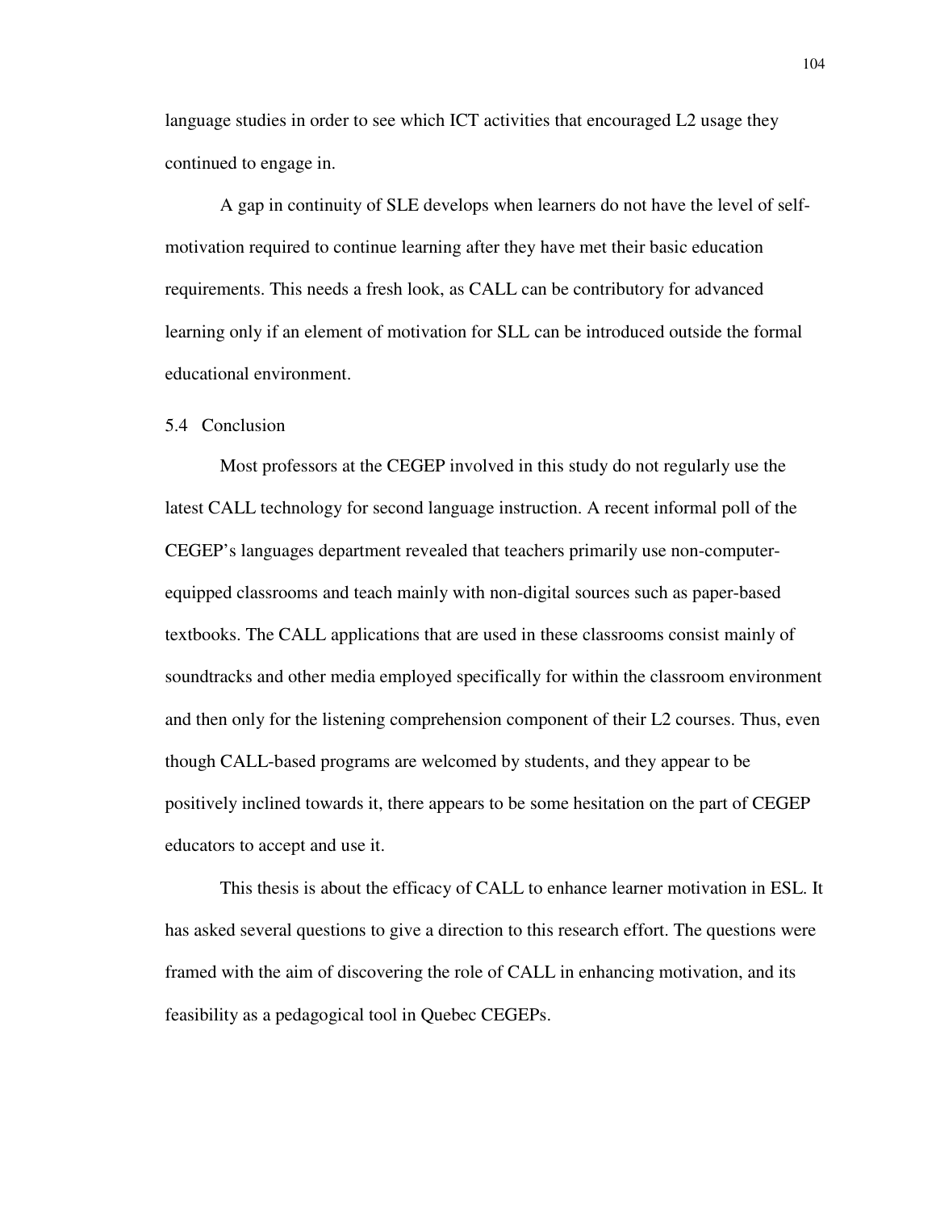language studies in order to see which ICT activities that encouraged L2 usage they continued to engage in.

A gap in continuity of SLE develops when learners do not have the level of self-motivation required to continue learning after they have met their basic education requirements. This needs a fresh look, as CALL can be contributory for advanced learning only if an element of motivation for SLL can be introduced outside the formal educational environment.

## 5.4 Conclusion

Most professors at the CEGEP involved in this study do not regularly use the latest CALL technology for second language instruction. A recent informal poll of the CEGEP's languages department revealed that teachers primarily use non-computer-equipped classrooms and teach mainly with non-digital sources such as paper-based textbooks. The CALL applications that are used in these classrooms consist mainly of soundtracks and other media employed specifically for within the classroom environment and then only for the listening comprehension component of their L2 courses. Thus, even though CALL-based programs are welcomed by students, and they appear to be positively inclined towards it, there appears to be some hesitation on the part of CEGEP educators to accept and use it.

This thesis is about the efficacy of CALL to enhance learner motivation in ESL. It has asked several questions to give a direction to this research effort. The questions were framed with the aim of discovering the role of CALL in enhancing motivation, and its feasibility as a pedagogical tool in Quebec CEGEPs.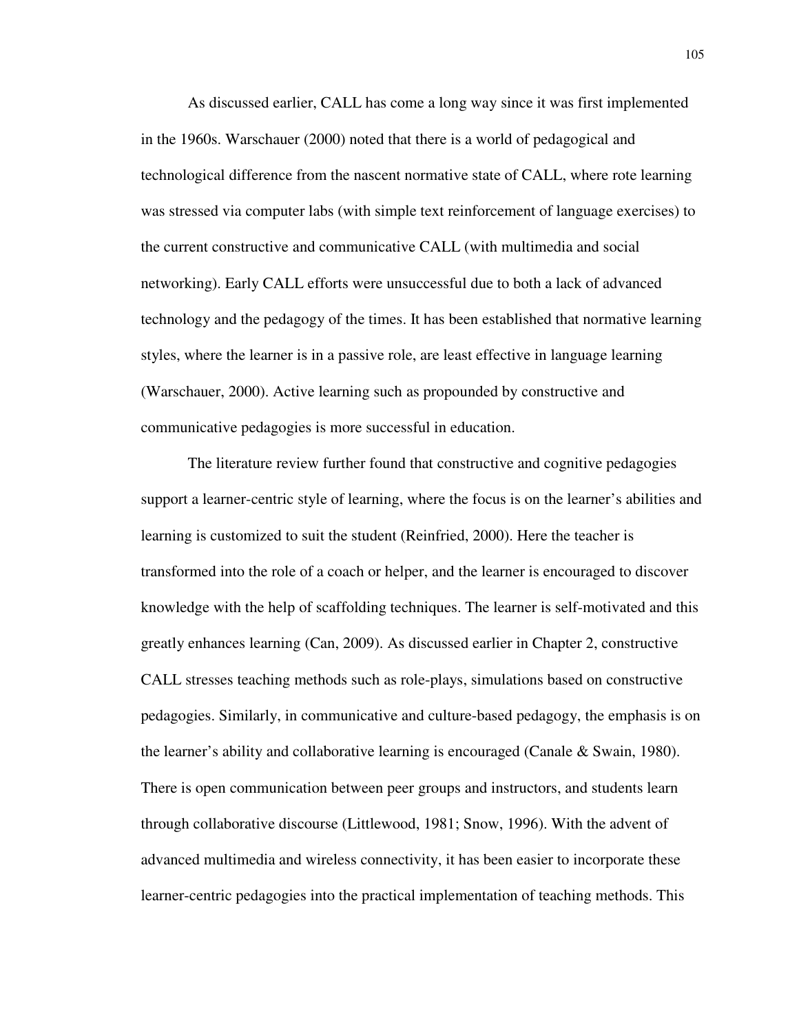As discussed earlier, CALL has come a long way since it was first implemented in the 1960s. Warschauer (2000) noted that there is a world of pedagogical and technological difference from the nascent normative state of CALL, where rote learning was stressed via computer labs (with simple text reinforcement of language exercises) to the current constructive and communicative CALL (with multimedia and social networking). Early CALL efforts were unsuccessful due to both a lack of advanced technology and the pedagogy of the times. It has been established that normative learning styles, where the learner is in a passive role, are least effective in language learning (Warschauer, 2000). Active learning such as propounded by constructive and communicative pedagogies is more successful in education.

The literature review further found that constructive and cognitive pedagogies support a learner-centric style of learning, where the focus is on the learner's abilities and learning is customized to suit the student (Reinfried, 2000). Here the teacher is transformed into the role of a coach or helper, and the learner is encouraged to discover knowledge with the help of scaffolding techniques. The learner is self-motivated and this greatly enhances learning (Can, 2009). As discussed earlier in Chapter 2, constructive CALL stresses teaching methods such as role-plays, simulations based on constructive pedagogies. Similarly, in communicative and culture-based pedagogy, the emphasis is on the learner's ability and collaborative learning is encouraged (Canale & Swain, 1980). There is open communication between peer groups and instructors, and students learn through collaborative discourse (Littlewood, 1981; Snow, 1996). With the advent of advanced multimedia and wireless connectivity, it has been easier to incorporate these learner-centric pedagogies into the practical implementation of teaching methods. This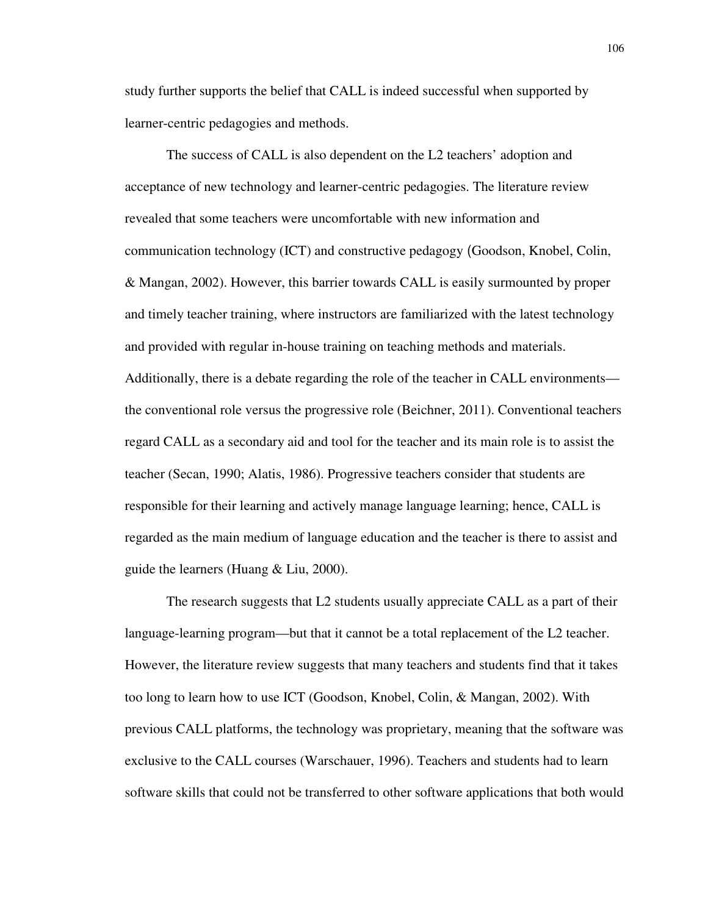study further supports the belief that CALL is indeed successful when supported by learner-centric pedagogies and methods.

The success of CALL is also dependent on the L2 teachers' adoption and acceptance of new technology and learner-centric pedagogies. The literature review revealed that some teachers were uncomfortable with new information and communication technology (ICT) and constructive pedagogy (Goodson, Knobel, Colin, & Mangan, 2002). However, this barrier towards CALL is easily surmounted by proper and timely teacher training, where instructors are familiarized with the latest technology and provided with regular in-house training on teaching methods and materials. Additionally, there is a debate regarding the role of the teacher in CALL environments—the conventional role versus the progressive role (Beichner, 2011). Conventional teachers regard CALL as a secondary aid and tool for the teacher and its main role is to assist the teacher (Secan, 1990; Alatis, 1986). Progressive teachers consider that students are responsible for their learning and actively manage language learning; hence, CALL is regarded as the main medium of language education and the teacher is there to assist and guide the learners (Huang & Liu, 2000).

The research suggests that L2 students usually appreciate CALL as a part of their language-learning program—but that it cannot be a total replacement of the L2 teacher. However, the literature review suggests that many teachers and students find that it takes too long to learn how to use ICT (Goodson, Knobel, Colin, & Mangan, 2002). With previous CALL platforms, the technology was proprietary, meaning that the software was exclusive to the CALL courses (Warschauer, 1996). Teachers and students had to learn software skills that could not be transferred to other software applications that both would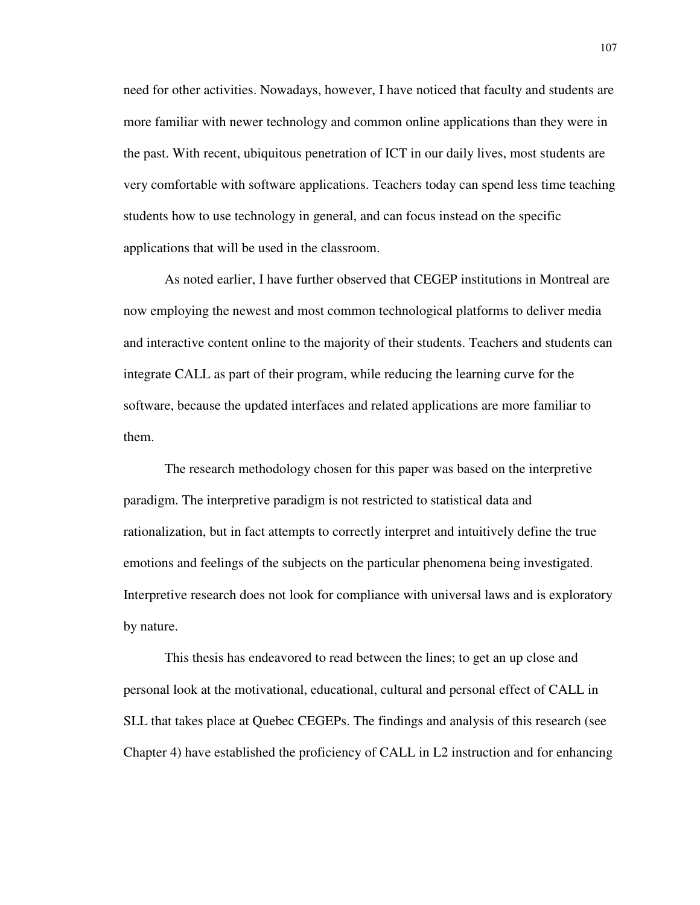need for other activities. Nowadays, however, I have noticed that faculty and students are more familiar with newer technology and common online applications than they were in the past. With recent, ubiquitous penetration of ICT in our daily lives, most students are very comfortable with software applications. Teachers today can spend less time teaching students how to use technology in general, and can focus instead on the specific applications that will be used in the classroom.

As noted earlier, I have further observed that CEGEP institutions in Montreal are now employing the newest and most common technological platforms to deliver media and interactive content online to the majority of their students. Teachers and students can integrate CALL as part of their program, while reducing the learning curve for the software, because the updated interfaces and related applications are more familiar to them.

The research methodology chosen for this paper was based on the interpretive paradigm. The interpretive paradigm is not restricted to statistical data and rationalization, but in fact attempts to correctly interpret and intuitively define the true emotions and feelings of the subjects on the particular phenomena being investigated. Interpretive research does not look for compliance with universal laws and is exploratory by nature.

This thesis has endeavored to read between the lines; to get an up close and personal look at the motivational, educational, cultural and personal effect of CALL in SLL that takes place at Quebec CEGEPs. The findings and analysis of this research (see Chapter 4) have established the proficiency of CALL in L2 instruction and for enhancing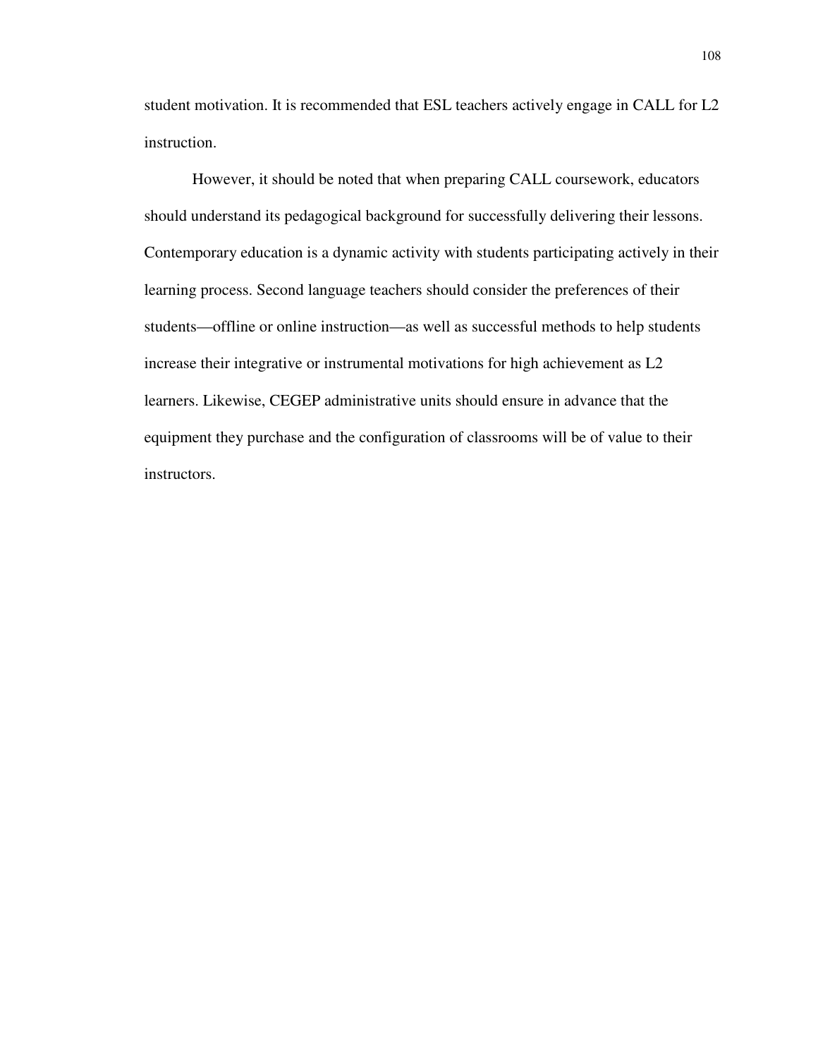student motivation. It is recommended that ESL teachers actively engage in CALL for L2 instruction.

However, it should be noted that when preparing CALL coursework, educators should understand its pedagogical background for successfully delivering their lessons. Contemporary education is a dynamic activity with students participating actively in their learning process. Second language teachers should consider the preferences of their students—offline or online instruction—as well as successful methods to help students increase their integrative or instrumental motivations for high achievement as L2 learners. Likewise, CEGEP administrative units should ensure in advance that the equipment they purchase and the configuration of classrooms will be of value to their instructors.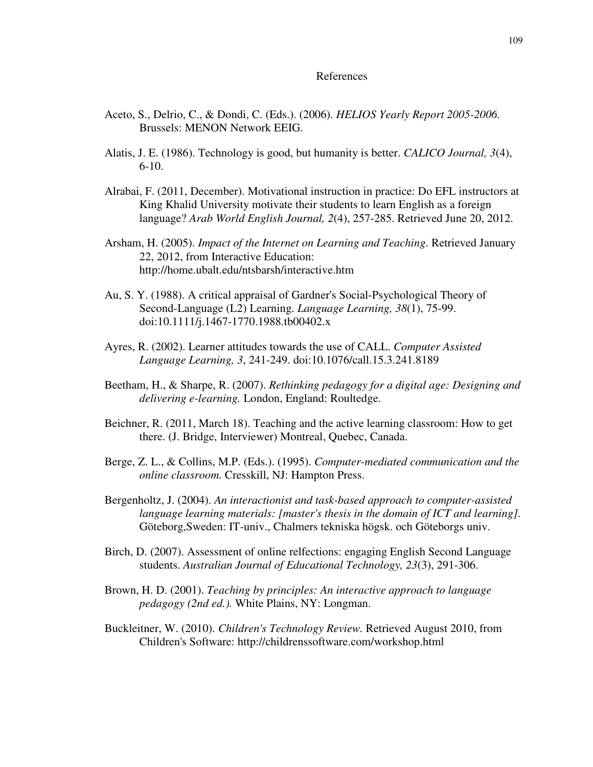# References

Aceto, S., Delrio, C., & Dondi, C. (Eds.). (2006). *HELIOS Yearly Report 2005-2006.* Brussels: MENON Network EEIG.

Alatis, J. E. (1986). Technology is good, but humanity is better. *CALICO Journal, 3*(4), 6-10.

Alrabai, F. (2011, December). Motivational instruction in practice: Do EFL instructors at King Khalid University motivate their students to learn English as a foreign language? *Arab World English Journal, 2*(4), 257-285. Retrieved June 20, 2012.

Arsham, H. (2005). *Impact of the Internet on Learning and Teaching*. Retrieved January 22, 2012, from Interactive Education: http://home.ubalt.edu/ntsbarsh/interactive.htm

Au, S. Y. (1988). A critical appraisal of Gardner's Social-Psychological Theory of Second-Language (L2) Learning. *Language Learning, 38*(1), 75-99. doi:10.1111/j.1467-1770.1988.tb00402.x

Ayres, R. (2002). Learner attitudes towards the use of CALL. *Computer Assisted Language Learning, 3*, 241-249. doi:10.1076/call.15.3.241.8189

Beetham, H., & Sharpe, R. (2007). *Rethinking pedagogy for a digital age: Designing and delivering e-learning.* London, England: Roultedge.

Beichner, R. (2011, March 18). Teaching and the active learning classroom: How to get there. (J. Bridge, Interviewer) Montreal, Quebec, Canada.

Berge, Z. L., & Collins, M.P. (Eds.). (1995). *Computer-mediated communication and the online classroom.* Cresskill, NJ: Hampton Press.

Bergenholtz, J. (2004). *An interactionist and task-based approach to computer-assisted language learning materials: [master's thesis in the domain of ICT and learning].* Göteborg,Sweden: IT-univ., Chalmers tekniska högsk. och Göteborgs univ.

Birch, D. (2007). Assessment of online relfections: engaging English Second Language students. *Australian Journal of Educational Technology, 23*(3), 291-306.

Brown, H. D. (2001). *Teaching by principles: An interactive approach to language pedagogy (2nd ed.).* White Plains, NY: Longman.

Buckleitner, W. (2010). *Children's Technology Review.* Retrieved August 2010, from Children's Software: http://childrenssoftware.com/workshop.html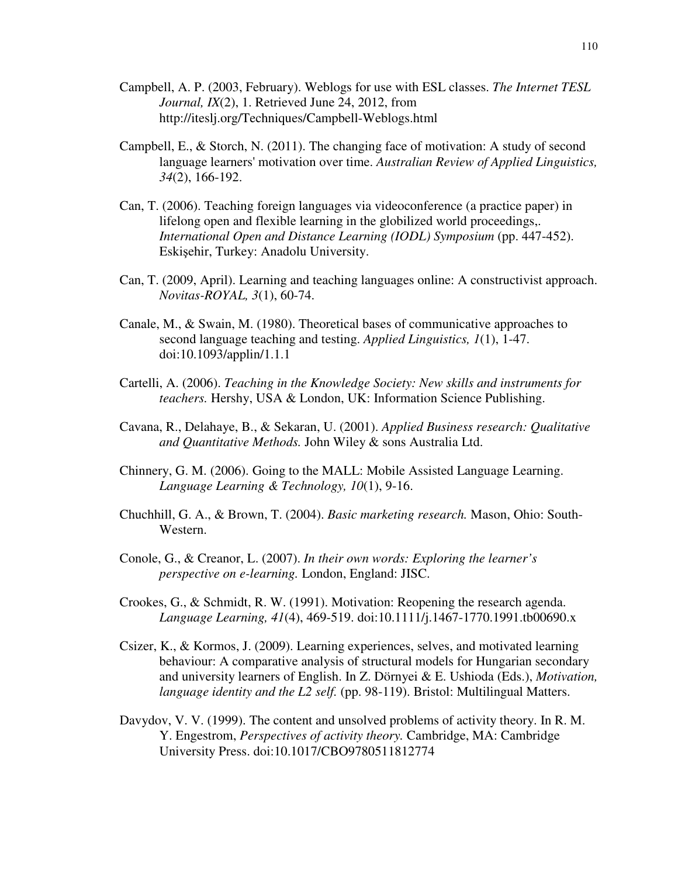Campbell, A. P. (2003, February). Weblogs for use with ESL classes. *The Internet TESL Journal, IX*(2), 1. Retrieved June 24, 2012, from http://iteslj.org/Techniques/Campbell-Weblogs.html

Campbell, E., & Storch, N. (2011). The changing face of motivation: A study of second language learners' motivation over time. *Australian Review of Applied Linguistics, 34*(2), 166-192.

Can, T. (2006). Teaching foreign languages via videoconference (a practice paper) in lifelong open and flexible learning in the globilized world proceedings,. *International Open and Distance Learning (IODL) Symposium* (pp. 447-452). Eskişehir, Turkey: Anadolu University.

Can, T. (2009, April). Learning and teaching languages online: A constructivist approach. *Novitas-ROYAL, 3*(1), 60-74.

Canale, M., & Swain, M. (1980). Theoretical bases of communicative approaches to second language teaching and testing. *Applied Linguistics, 1*(1), 1-47. doi:10.1093/applin/1.1.1

Cartelli, A. (2006). *Teaching in the Knowledge Society: New skills and instruments for teachers.* Hershy, USA & London, UK: Information Science Publishing.

Cavana, R., Delahaye, B., & Sekaran, U. (2001). *Applied Business research: Qualitative and Quantitative Methods.* John Wiley & sons Australia Ltd.

Chinnery, G. M. (2006). Going to the MALL: Mobile Assisted Language Learning. *Language Learning & Technology, 10*(1), 9-16.

Chuchhill, G. A., & Brown, T. (2004). *Basic marketing research.* Mason, Ohio: South-Western.

Conole, G., & Creanor, L. (2007). *In their own words: Exploring the learner's perspective on e-learning.* London, England: JISC.

Crookes, G., & Schmidt, R. W. (1991). Motivation: Reopening the research agenda. *Language Learning, 41*(4), 469-519. doi:10.1111/j.1467-1770.1991.tb00690.x

Csizer, K., & Kormos, J. (2009). Learning experiences, selves, and motivated learning behaviour: A comparative analysis of structural models for Hungarian secondary and university learners of English. In Z. Dörnyei & E. Ushioda (Eds.), *Motivation, language identity and the L2 self.* (pp. 98-119). Bristol: Multilingual Matters.

Davydov, V. V. (1999). The content and unsolved problems of activity theory. In R. M. Y. Engestrom, *Perspectives of activity theory.* Cambridge, MA: Cambridge University Press. doi:10.1017/CBO9780511812774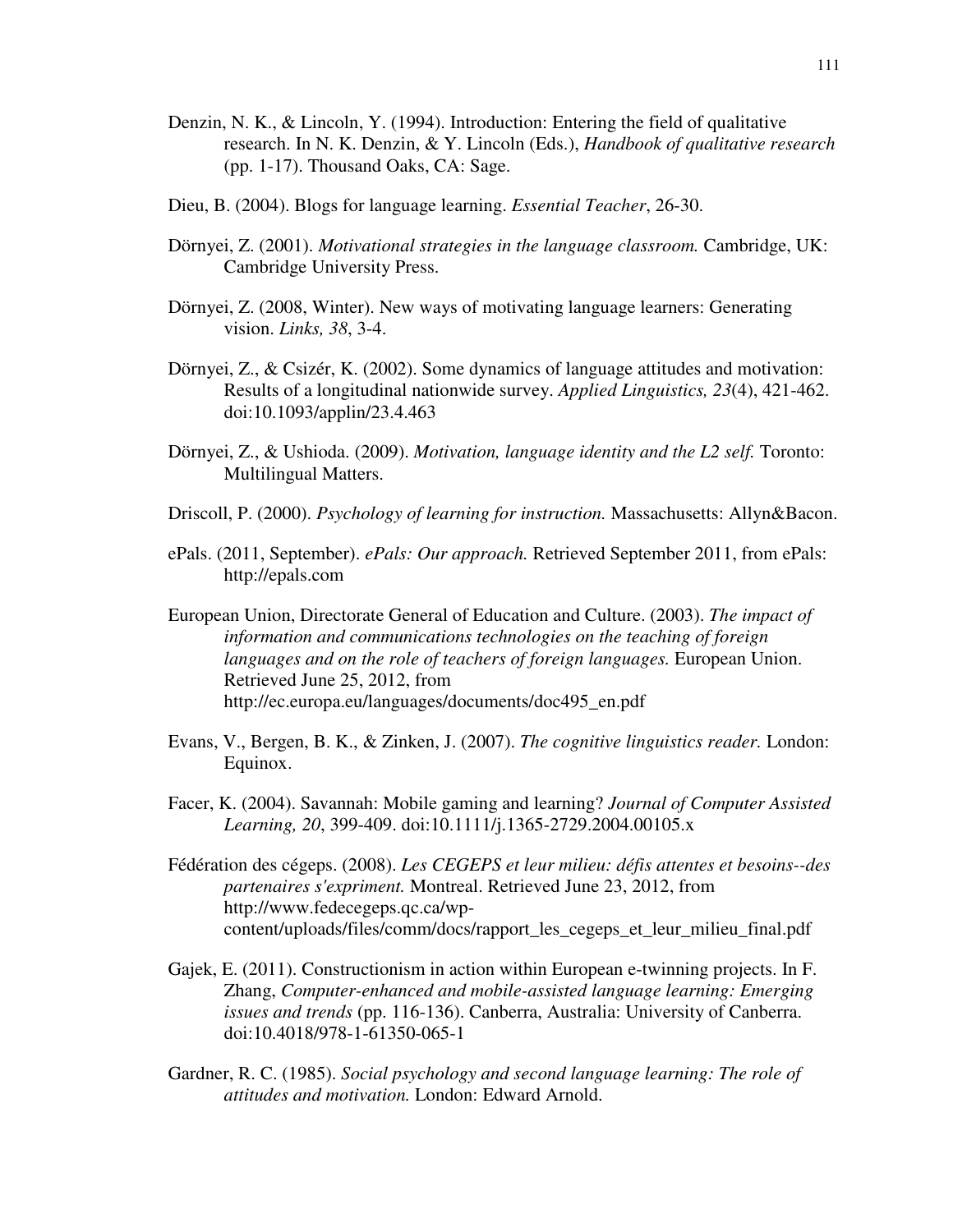Denzin, N. K., & Lincoln, Y. (1994). Introduction: Entering the field of qualitative research. In N. K. Denzin, & Y. Lincoln (Eds.), *Handbook of qualitative research* (pp. 1-17). Thousand Oaks, CA: Sage.

Dieu, B. (2004). Blogs for language learning. *Essential Teacher*, 26-30.

Dörnyei, Z. (2001). *Motivational strategies in the language classroom.* Cambridge, UK: Cambridge University Press.

Dörnyei, Z. (2008, Winter). New ways of motivating language learners: Generating vision. *Links, 38*, 3-4.

Dörnyei, Z., & Csizér, K. (2002). Some dynamics of language attitudes and motivation: Results of a longitudinal nationwide survey. *Applied Linguistics, 23*(4), 421-462. doi:10.1093/applin/23.4.463

Dörnyei, Z., & Ushioda. (2009). *Motivation, language identity and the L2 self.* Toronto: Multilingual Matters.

Driscoll, P. (2000). *Psychology of learning for instruction.* Massachusetts: Allyn&Bacon.

ePals. (2011, September). *ePals: Our approach.* Retrieved September 2011, from ePals: http://epals.com

European Union, Directorate General of Education and Culture. (2003). *The impact of information and communications technologies on the teaching of foreign languages and on the role of teachers of foreign languages.* European Union. Retrieved June 25, 2012, from http://ec.europa.eu/languages/documents/doc495_en.pdf

Evans, V., Bergen, B. K., & Zinken, J. (2007). *The cognitive linguistics reader.* London: Equinox.

Facer, K. (2004). Savannah: Mobile gaming and learning? *Journal of Computer Assisted Learning, 20*, 399-409. doi:10.1111/j.1365-2729.2004.00105.x

Fédération des cégeps. (2008). *Les CEGEPS et leur milieu: défis attentes et besoins--des partenaires s'expriment.* Montreal. Retrieved June 23, 2012, from http://www.fedecegeps.qc.ca/wp-content/uploads/files/comm/docs/rapport_les_cegeps_et_leur_milieu_final.pdf

Gajek, E. (2011). Constructionism in action within European e-twinning projects. In F. Zhang, *Computer-enhanced and mobile-assisted language learning: Emerging issues and trends* (pp. 116-136). Canberra, Australia: University of Canberra. doi:10.4018/978-1-61350-065-1

Gardner, R. C. (1985). *Social psychology and second language learning: The role of attitudes and motivation.* London: Edward Arnold.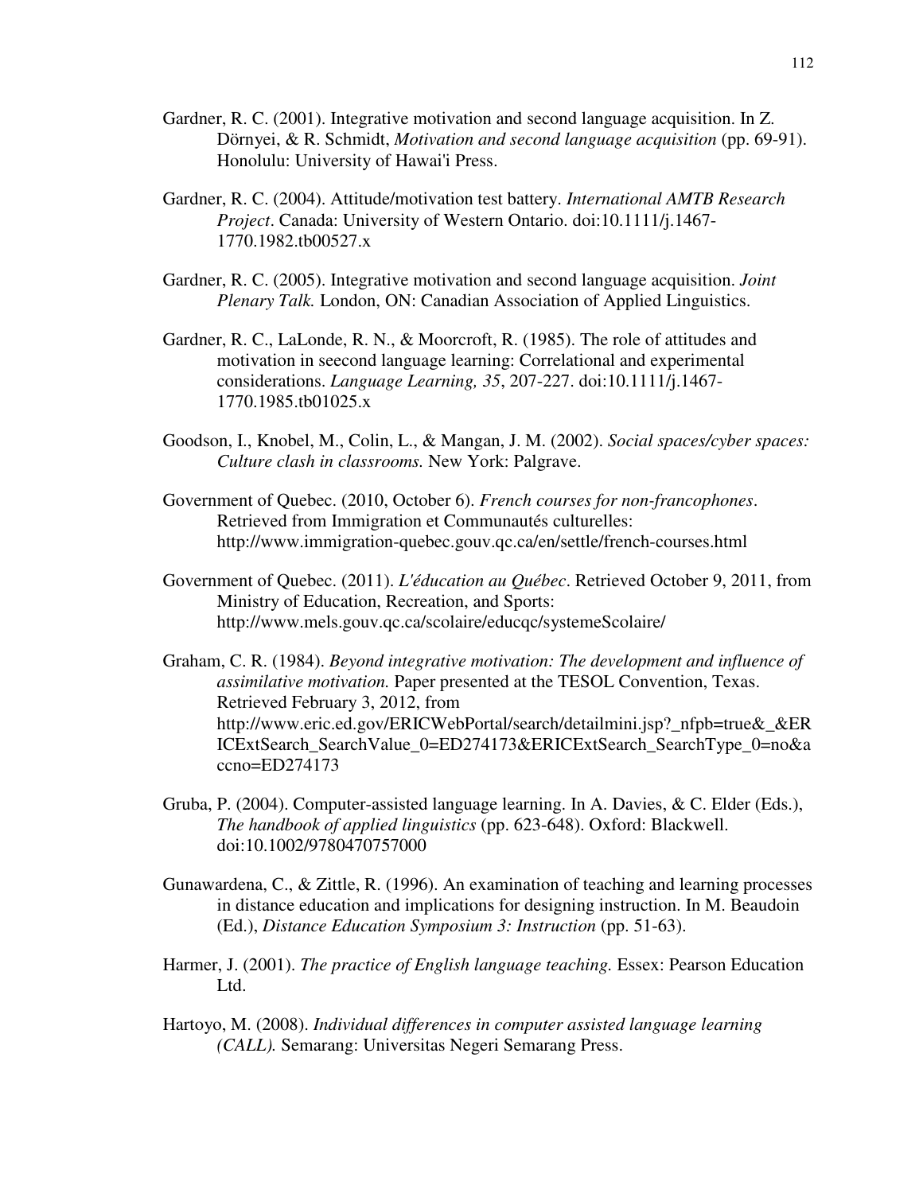Gardner, R. C. (2001). Integrative motivation and second language acquisition. In Z. Dörnyei, & R. Schmidt, *Motivation and second language acquisition* (pp. 69-91). Honolulu: University of Hawai'i Press.

Gardner, R. C. (2004). Attitude/motivation test battery. *International AMTB Research Project*. Canada: University of Western Ontario. doi:10.1111/j.1467-1770.1982.tb00527.x

Gardner, R. C. (2005). Integrative motivation and second language acquisition. *Joint Plenary Talk.* London, ON: Canadian Association of Applied Linguistics.

Gardner, R. C., LaLonde, R. N., & Moorcroft, R. (1985). The role of attitudes and motivation in seecond language learning: Correlational and experimental considerations. *Language Learning, 35*, 207-227. doi:10.1111/j.1467-1770.1985.tb01025.x

Goodson, I., Knobel, M., Colin, L., & Mangan, J. M. (2002). *Social spaces/cyber spaces: Culture clash in classrooms.* New York: Palgrave.

Government of Quebec. (2010, October 6). *French courses for non-francophones*. Retrieved from Immigration et Communautés culturelles: http://www.immigration-quebec.gouv.qc.ca/en/settle/french-courses.html

Government of Quebec. (2011). *L'éducation au Québec*. Retrieved October 9, 2011, from Ministry of Education, Recreation, and Sports: http://www.mels.gouv.qc.ca/scolaire/educqc/systemeScolaire/

Graham, C. R. (1984). *Beyond integrative motivation: The development and influence of assimilative motivation.* Paper presented at the TESOL Convention, Texas. Retrieved February 3, 2012, from http://www.eric.ed.gov/ERICWebPortal/search/detailmini.jsp?_nfpb=true&_&ERICExtSearch_SearchValue_0=ED274173&ERICExtSearch_SearchType_0=no&accno=ED274173

Gruba, P. (2004). Computer-assisted language learning. In A. Davies, & C. Elder (Eds.), *The handbook of applied linguistics* (pp. 623-648). Oxford: Blackwell. doi:10.1002/9780470757000

Gunawardena, C., & Zittle, R. (1996). An examination of teaching and learning processes in distance education and implications for designing instruction. In M. Beaudoin (Ed.), *Distance Education Symposium 3: Instruction* (pp. 51-63).

Harmer, J. (2001). *The practice of English language teaching.* Essex: Pearson Education Ltd.

Hartoyo, M. (2008). *Individual differences in computer assisted language learning (CALL).* Semarang: Universitas Negeri Semarang Press.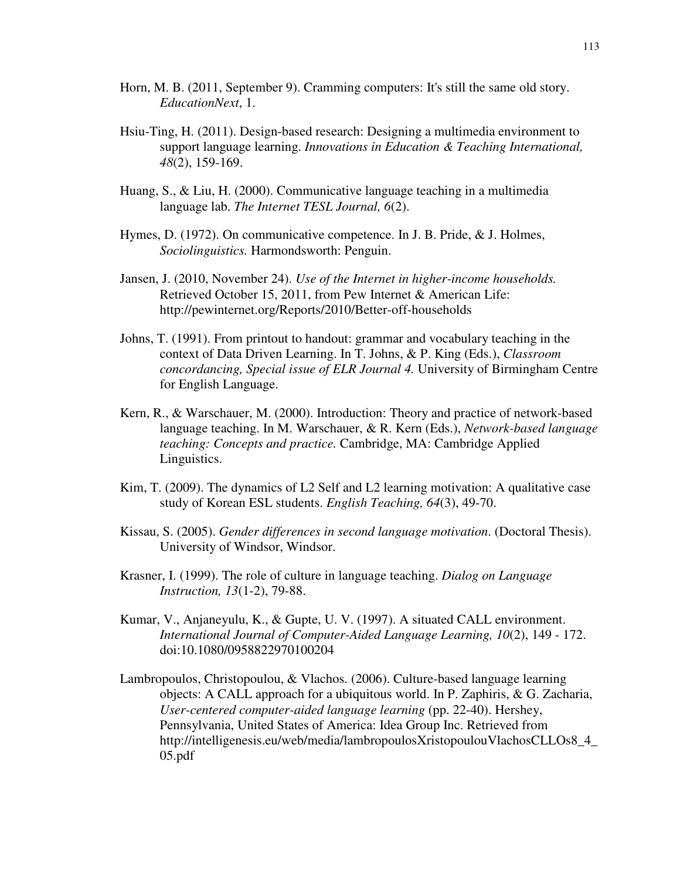Horn, M. B. (2011, September 9). Cramming computers: It's still the same old story. *EducationNext*, 1.

Hsiu-Ting, H. (2011). Design-based research: Designing a multimedia environment to support language learning. *Innovations in Education & Teaching International, 48*(2), 159-169.

Huang, S., & Liu, H. (2000). Communicative language teaching in a multimedia language lab. *The Internet TESL Journal, 6*(2).

Hymes, D. (1972). On communicative competence. In J. B. Pride, & J. Holmes, *Sociolinguistics.* Harmondsworth: Penguin.

Jansen, J. (2010, November 24). *Use of the Internet in higher-income households.* Retrieved October 15, 2011, from Pew Internet & American Life: http://pewinternet.org/Reports/2010/Better-off-households

Johns, T. (1991). From printout to handout: grammar and vocabulary teaching in the context of Data Driven Learning. In T. Johns, & P. King (Eds.), *Classroom concordancing, Special issue of ELR Journal 4.* University of Birmingham Centre for English Language.

Kern, R., & Warschauer, M. (2000). Introduction: Theory and practice of network-based language teaching. In M. Warschauer, & R. Kern (Eds.), *Network-based language teaching: Concepts and practice.* Cambridge, MA: Cambridge Applied Linguistics.

Kim, T. (2009). The dynamics of L2 Self and L2 learning motivation: A qualitative case study of Korean ESL students. *English Teaching, 64*(3), 49-70.

Kissau, S. (2005). *Gender differences in second language motivation*. (Doctoral Thesis). University of Windsor, Windsor.

Krasner, I. (1999). The role of culture in language teaching. *Dialog on Language Instruction, 13*(1-2), 79-88.

Kumar, V., Anjaneyulu, K., & Gupte, U. V. (1997). A situated CALL environment. *International Journal of Computer-Aided Language Learning, 10*(2), 149 - 172. doi:10.1080/0958822970100204

Lambropoulos, Christopoulou, & Vlachos. (2006). Culture-based language learning objects: A CALL approach for a ubiquitous world. In P. Zaphiris, & G. Zacharia, *User-centered computer-aided language learning* (pp. 22-40). Hershey, Pennsylvania, United States of America: Idea Group Inc. Retrieved from http://intelligenesis.eu/web/media/lambropoulosXristopoulouVlachosCLLOs8_4_05.pdf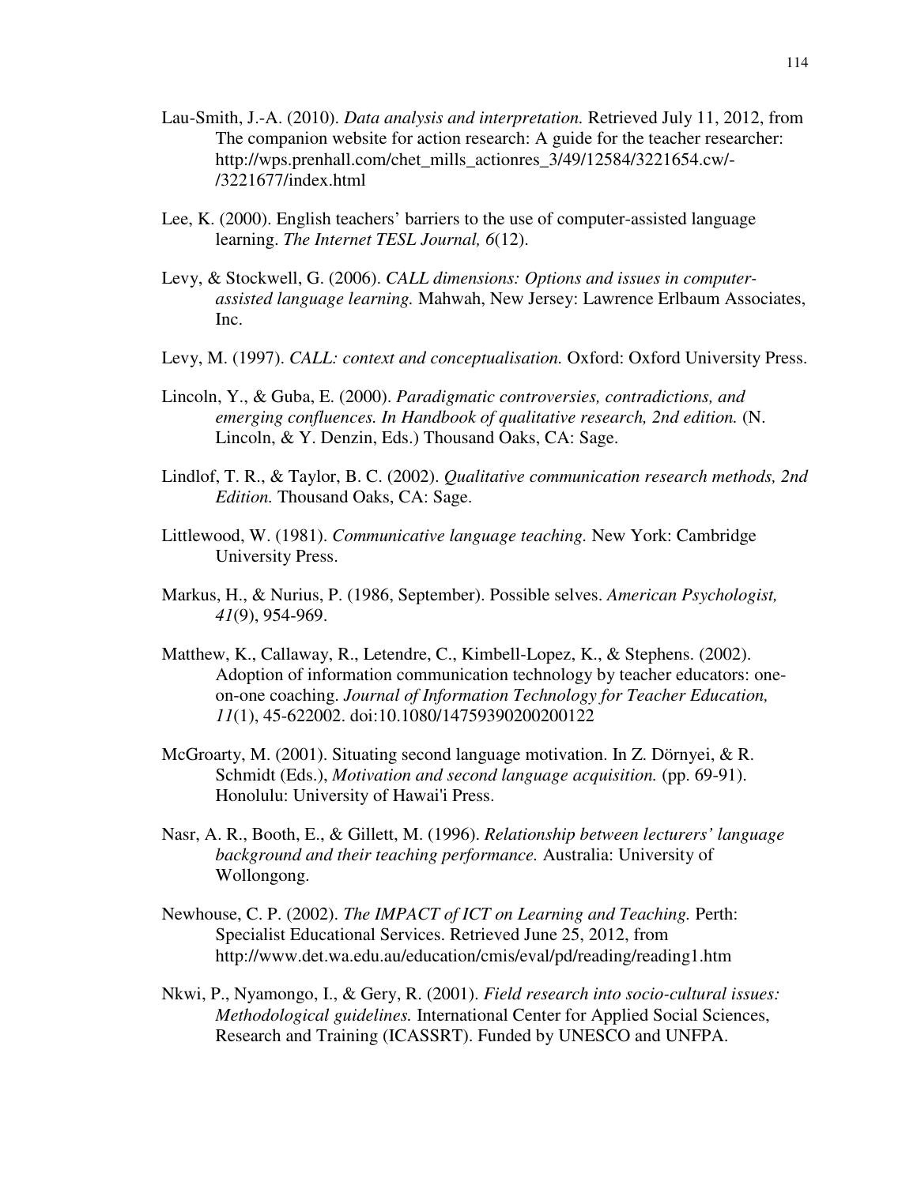Lau-Smith, J.-A. (2010). *Data analysis and interpretation.* Retrieved July 11, 2012, from The companion website for action research: A guide for the teacher researcher: http://wps.prenhall.com/chet_mills_actionres_3/49/12584/3221654.cw/-/3221677/index.html

Lee, K. (2000). English teachers' barriers to the use of computer-assisted language learning. *The Internet TESL Journal, 6*(12).

Levy, & Stockwell, G. (2006). *CALL dimensions: Options and issues in computer-assisted language learning.* Mahwah, New Jersey: Lawrence Erlbaum Associates, Inc.

Levy, M. (1997). *CALL: context and conceptualisation.* Oxford: Oxford University Press.

Lincoln, Y., & Guba, E. (2000). *Paradigmatic controversies, contradictions, and emerging confluences. In Handbook of qualitative research, 2nd edition.* (N. Lincoln, & Y. Denzin, Eds.) Thousand Oaks, CA: Sage.

Lindlof, T. R., & Taylor, B. C. (2002). *Qualitative communication research methods, 2nd Edition.* Thousand Oaks, CA: Sage.

Littlewood, W. (1981). *Communicative language teaching.* New York: Cambridge University Press.

Markus, H., & Nurius, P. (1986, September). Possible selves. *American Psychologist, 41*(9), 954-969.

Matthew, K., Callaway, R., Letendre, C., Kimbell-Lopez, K., & Stephens. (2002). Adoption of information communication technology by teacher educators: one-on-one coaching. *Journal of Information Technology for Teacher Education, 11*(1), 45-622002. doi:10.1080/14759390200200122

McGroarty, M. (2001). Situating second language motivation. In Z. Dörnyei, & R. Schmidt (Eds.), *Motivation and second language acquisition.* (pp. 69-91). Honolulu: University of Hawai'i Press.

Nasr, A. R., Booth, E., & Gillett, M. (1996). *Relationship between lecturers' language background and their teaching performance.* Australia: University of Wollongong.

Newhouse, C. P. (2002). *The IMPACT of ICT on Learning and Teaching.* Perth: Specialist Educational Services. Retrieved June 25, 2012, from http://www.det.wa.edu.au/education/cmis/eval/pd/reading/reading1.htm

Nkwi, P., Nyamongo, I., & Gery, R. (2001). *Field research into socio-cultural issues: Methodological guidelines.* International Center for Applied Social Sciences, Research and Training (ICASSRT). Funded by UNESCO and UNFPA.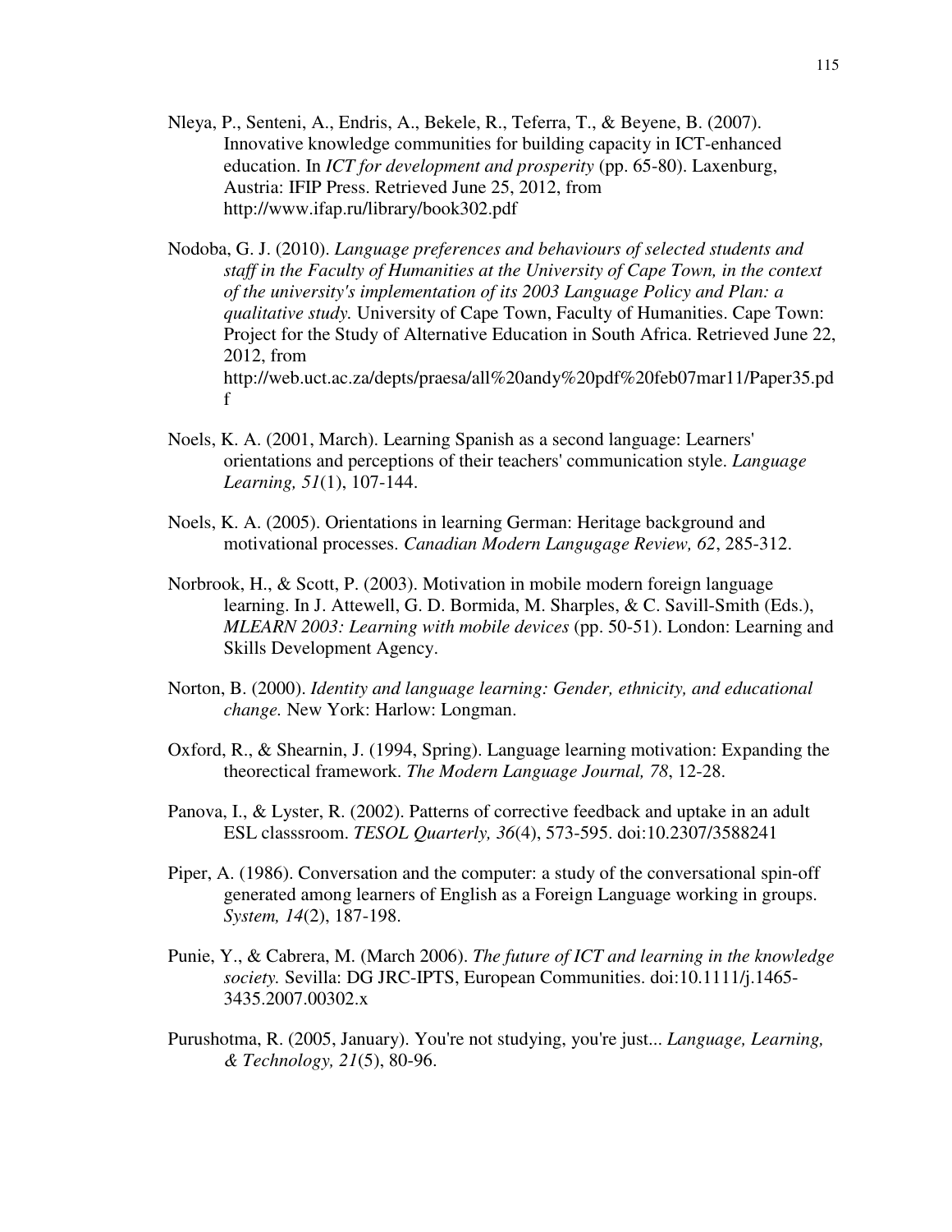Nleya, P., Senteni, A., Endris, A., Bekele, R., Teferra, T., & Beyene, B. (2007). Innovative knowledge communities for building capacity in ICT-enhanced education. In *ICT for development and prosperity* (pp. 65-80). Laxenburg, Austria: IFIP Press. Retrieved June 25, 2012, from http://www.ifap.ru/library/book302.pdf

Nodoba, G. J. (2010). *Language preferences and behaviours of selected students and staff in the Faculty of Humanities at the University of Cape Town, in the context of the university's implementation of its 2003 Language Policy and Plan: a qualitative study.* University of Cape Town, Faculty of Humanities. Cape Town: Project for the Study of Alternative Education in South Africa. Retrieved June 22, 2012, from http://web.uct.ac.za/depts/praesa/all%20andy%20pdf%20feb07mar11/Paper35.pdf

Noels, K. A. (2001, March). Learning Spanish as a second language: Learners' orientations and perceptions of their teachers' communication style. *Language Learning, 51*(1), 107-144.

Noels, K. A. (2005). Orientations in learning German: Heritage background and motivational processes. *Canadian Modern Langugage Review, 62*, 285-312.

Norbrook, H., & Scott, P. (2003). Motivation in mobile modern foreign language learning. In J. Attewell, G. D. Bormida, M. Sharples, & C. Savill-Smith (Eds.), *MLEARN 2003: Learning with mobile devices* (pp. 50-51). London: Learning and Skills Development Agency.

Norton, B. (2000). *Identity and language learning: Gender, ethnicity, and educational change.* New York: Harlow: Longman.

Oxford, R., & Shearnin, J. (1994, Spring). Language learning motivation: Expanding the theorectical framework. *The Modern Language Journal, 78*, 12-28.

Panova, I., & Lyster, R. (2002). Patterns of corrective feedback and uptake in an adult ESL classsroom. *TESOL Quarterly, 36*(4), 573-595. doi:10.2307/3588241

Piper, A. (1986). Conversation and the computer: a study of the conversational spin-off generated among learners of English as a Foreign Language working in groups. *System, 14*(2), 187-198.

Punie, Y., & Cabrera, M. (March 2006). *The future of ICT and learning in the knowledge society.* Sevilla: DG JRC-IPTS, European Communities. doi:10.1111/j.1465-3435.2007.00302.x

Purushotma, R. (2005, January). You're not studying, you're just... *Language, Learning, & Technology, 21*(5), 80-96.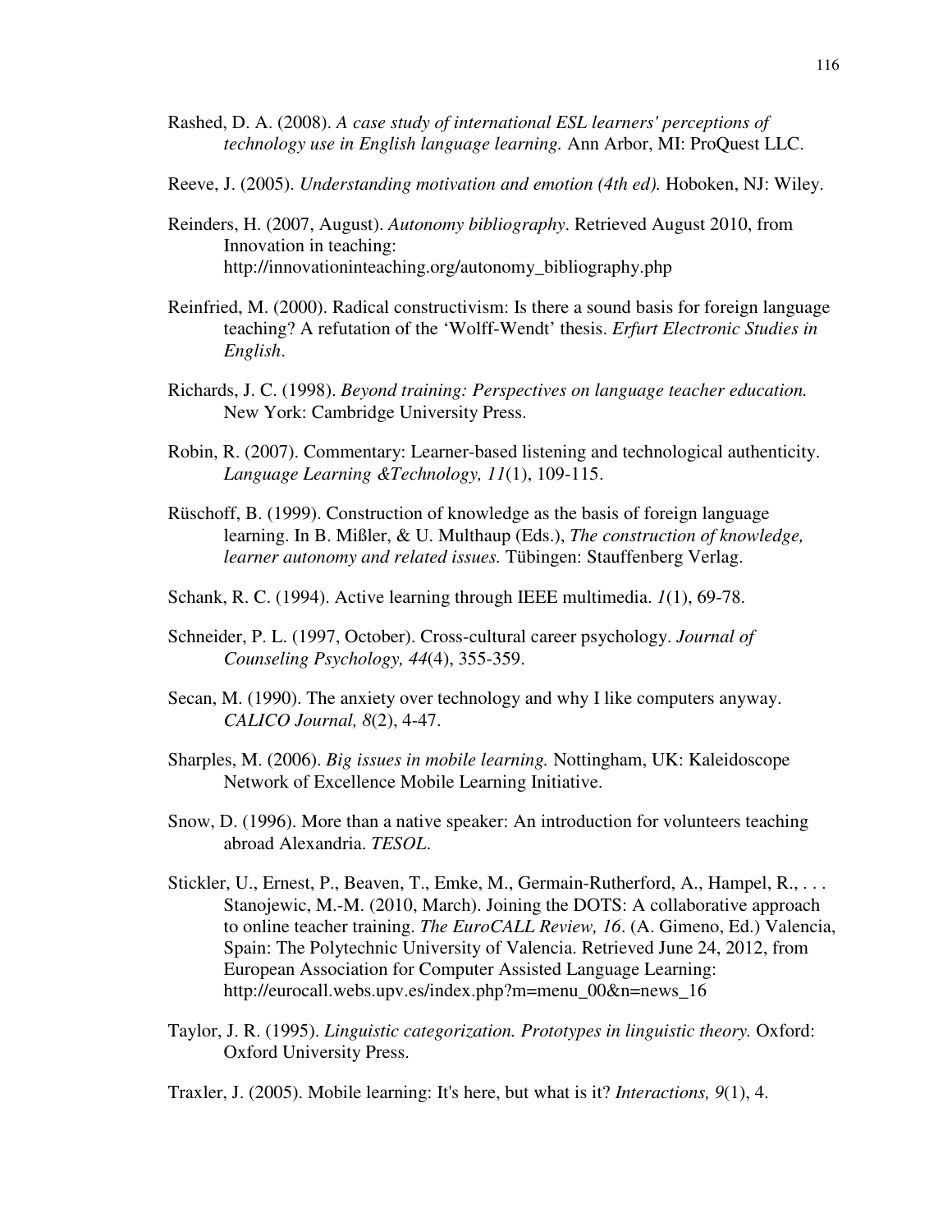Rashed, D. A. (2008). *A case study of international ESL learners' perceptions of technology use in English language learning.* Ann Arbor, MI: ProQuest LLC.

Reeve, J. (2005). *Understanding motivation and emotion (4th ed).* Hoboken, NJ: Wiley.

Reinders, H. (2007, August). *Autonomy bibliography*. Retrieved August 2010, from Innovation in teaching: http://innovationinteaching.org/autonomy_bibliography.php

Reinfried, M. (2000). Radical constructivism: Is there a sound basis for foreign language teaching? A refutation of the 'Wolff-Wendt' thesis. *Erfurt Electronic Studies in English*.

Richards, J. C. (1998). *Beyond training: Perspectives on language teacher education.* New York: Cambridge University Press.

Robin, R. (2007). Commentary: Learner-based listening and technological authenticity. *Language Learning &Technology, 11*(1), 109-115.

Rüschoff, B. (1999). Construction of knowledge as the basis of foreign language learning. In B. Mißler, & U. Multhaup (Eds.), *The construction of knowledge, learner autonomy and related issues.* Tübingen: Stauffenberg Verlag.

Schank, R. C. (1994). Active learning through IEEE multimedia. *1*(1), 69-78.

Schneider, P. L. (1997, October). Cross-cultural career psychology. *Journal of Counseling Psychology, 44*(4), 355-359.

Secan, M. (1990). The anxiety over technology and why I like computers anyway. *CALICO Journal, 8*(2), 4-47.

Sharples, M. (2006). *Big issues in mobile learning.* Nottingham, UK: Kaleidoscope Network of Excellence Mobile Learning Initiative.

Snow, D. (1996). More than a native speaker: An introduction for volunteers teaching abroad Alexandria. *TESOL.*

Stickler, U., Ernest, P., Beaven, T., Emke, M., Germain-Rutherford, A., Hampel, R., . . . Stanojewic, M.-M. (2010, March). Joining the DOTS: A collaborative approach to online teacher training. *The EuroCALL Review, 16*. (A. Gimeno, Ed.) Valencia, Spain: The Polytechnic University of Valencia. Retrieved June 24, 2012, from European Association for Computer Assisted Language Learning: http://eurocall.webs.upv.es/index.php?m=menu_00&n=news_16

Taylor, J. R. (1995). *Linguistic categorization. Prototypes in linguistic theory.* Oxford: Oxford University Press.

Traxler, J. (2005). Mobile learning: It's here, but what is it? *Interactions, 9*(1), 4.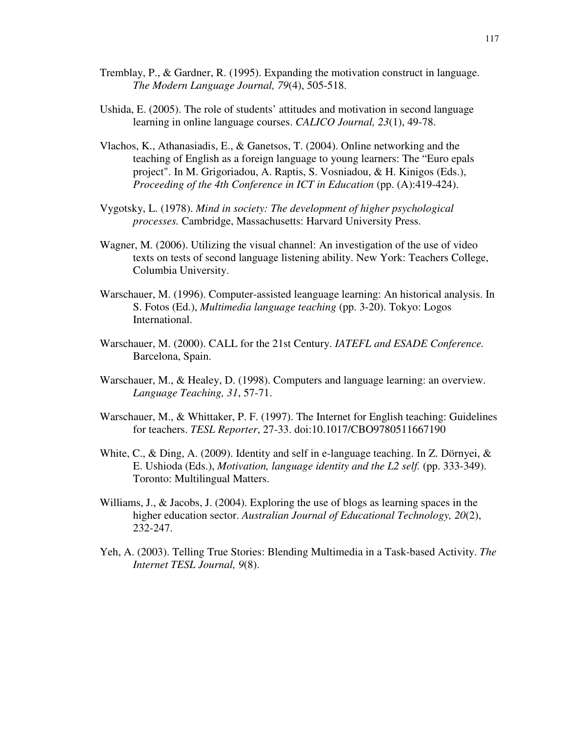Tremblay, P., & Gardner, R. (1995). Expanding the motivation construct in language. *The Modern Language Journal, 79*(4), 505-518.

Ushida, E. (2005). The role of students' attitudes and motivation in second language learning in online language courses. *CALICO Journal, 23*(1), 49-78.

Vlachos, K., Athanasiadis, E., & Ganetsos, T. (2004). Online networking and the teaching of English as a foreign language to young learners: The "Euro epals project". In M. Grigoriadou, A. Raptis, S. Vosniadou, & H. Kinigos (Eds.), *Proceeding of the 4th Conference in ICT in Education* (pp. (A):419-424).

Vygotsky, L. (1978). *Mind in society: The development of higher psychological processes.* Cambridge, Massachusetts: Harvard University Press.

Wagner, M. (2006). Utilizing the visual channel: An investigation of the use of video texts on tests of second language listening ability. New York: Teachers College, Columbia University.

Warschauer, M. (1996). Computer-assisted leanguage learning: An historical analysis. In S. Fotos (Ed.), *Multimedia language teaching* (pp. 3-20). Tokyo: Logos International.

Warschauer, M. (2000). CALL for the 21st Century. *IATEFL and ESADE Conference.* Barcelona, Spain.

Warschauer, M., & Healey, D. (1998). Computers and language learning: an overview. *Language Teaching, 31*, 57-71.

Warschauer, M., & Whittaker, P. F. (1997). The Internet for English teaching: Guidelines for teachers. *TESL Reporter*, 27-33. doi:10.1017/CBO9780511667190

White, C., & Ding, A. (2009). Identity and self in e-language teaching. In Z. Dörnyei, & E. Ushioda (Eds.), *Motivation, language identity and the L2 self.* (pp. 333-349). Toronto: Multilingual Matters.

Williams, J., & Jacobs, J. (2004). Exploring the use of blogs as learning spaces in the higher education sector. *Australian Journal of Educational Technology, 20*(2), 232-247.

Yeh, A. (2003). Telling True Stories: Blending Multimedia in a Task-based Activity. *The Internet TESL Journal, 9*(8).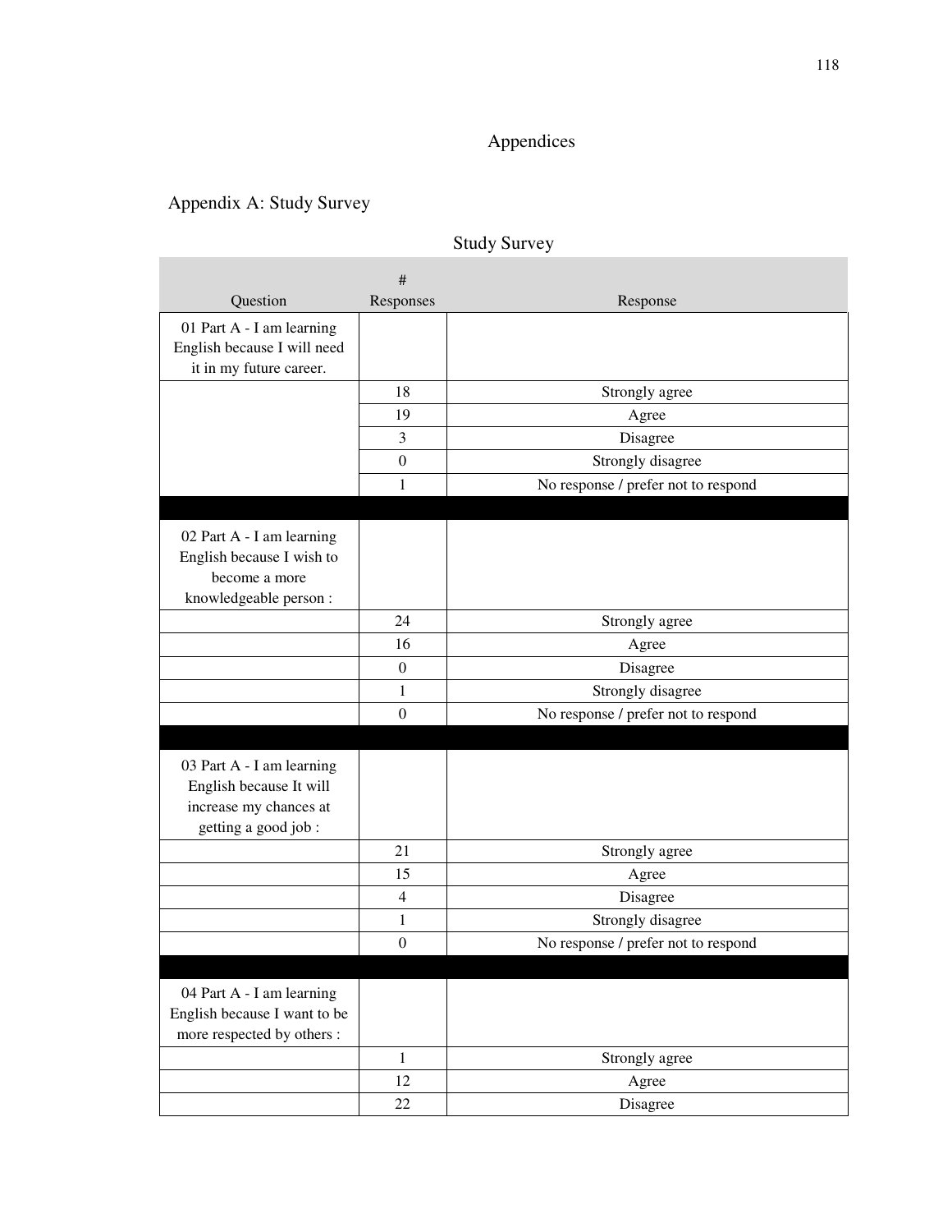# Appendices

## Appendix A: Study Survey

Study Survey

| Question | # Responses | Response |
|---|---|---|
| 01 Part A - I am learning English because I will need it in my future career. | | |
| | 18 | Strongly agree |
| | 19 | Agree |
| | 3 | Disagree |
| | 0 | Strongly disagree |
| | 1 | No response / prefer not to respond |
| | | |
| 02 Part A - I am learning English because I wish to become a more knowledgeable person : | | |
| | 24 | Strongly agree |
| | 16 | Agree |
| | 0 | Disagree |
| | 1 | Strongly disagree |
| | 0 | No response / prefer not to respond |
| | | |
| 03 Part A - I am learning English because It will increase my chances at getting a good job : | | |
| | 21 | Strongly agree |
| | 15 | Agree |
| | 4 | Disagree |
| | 1 | Strongly disagree |
| | 0 | No response / prefer not to respond |
| | | |
| 04 Part A - I am learning English because I want to be more respected by others : | | |
| | 1 | Strongly agree |
| | 12 | Agree |
| | 22 | Disagree |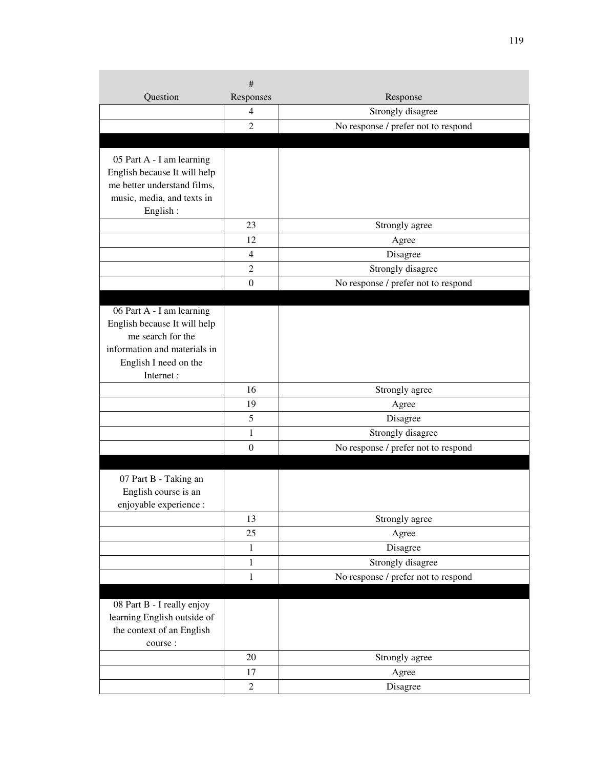| Question | # Responses | Response |
|---|---|---|
| | 4 | Strongly disagree |
| | 2 | No response / prefer not to respond |
| | | |
| 05 Part A - I am learning English because It will help me better understand films, music, media, and texts in English : | | |
| | 23 | Strongly agree |
| | 12 | Agree |
| | 4 | Disagree |
| | 2 | Strongly disagree |
| | 0 | No response / prefer not to respond |
| | | |
| 06 Part A - I am learning English because It will help me search for the information and materials in English I need on the Internet : | | |
| | 16 | Strongly agree |
| | 19 | Agree |
| | 5 | Disagree |
| | 1 | Strongly disagree |
| | 0 | No response / prefer not to respond |
| | | |
| 07 Part B - Taking an English course is an enjoyable experience : | | |
| | 13 | Strongly agree |
| | 25 | Agree |
| | 1 | Disagree |
| | 1 | Strongly disagree |
| | 1 | No response / prefer not to respond |
| | | |
| 08 Part B - I really enjoy learning English outside of the context of an English course : | | |
| | 20 | Strongly agree |
| | 17 | Agree |
| | 2 | Disagree |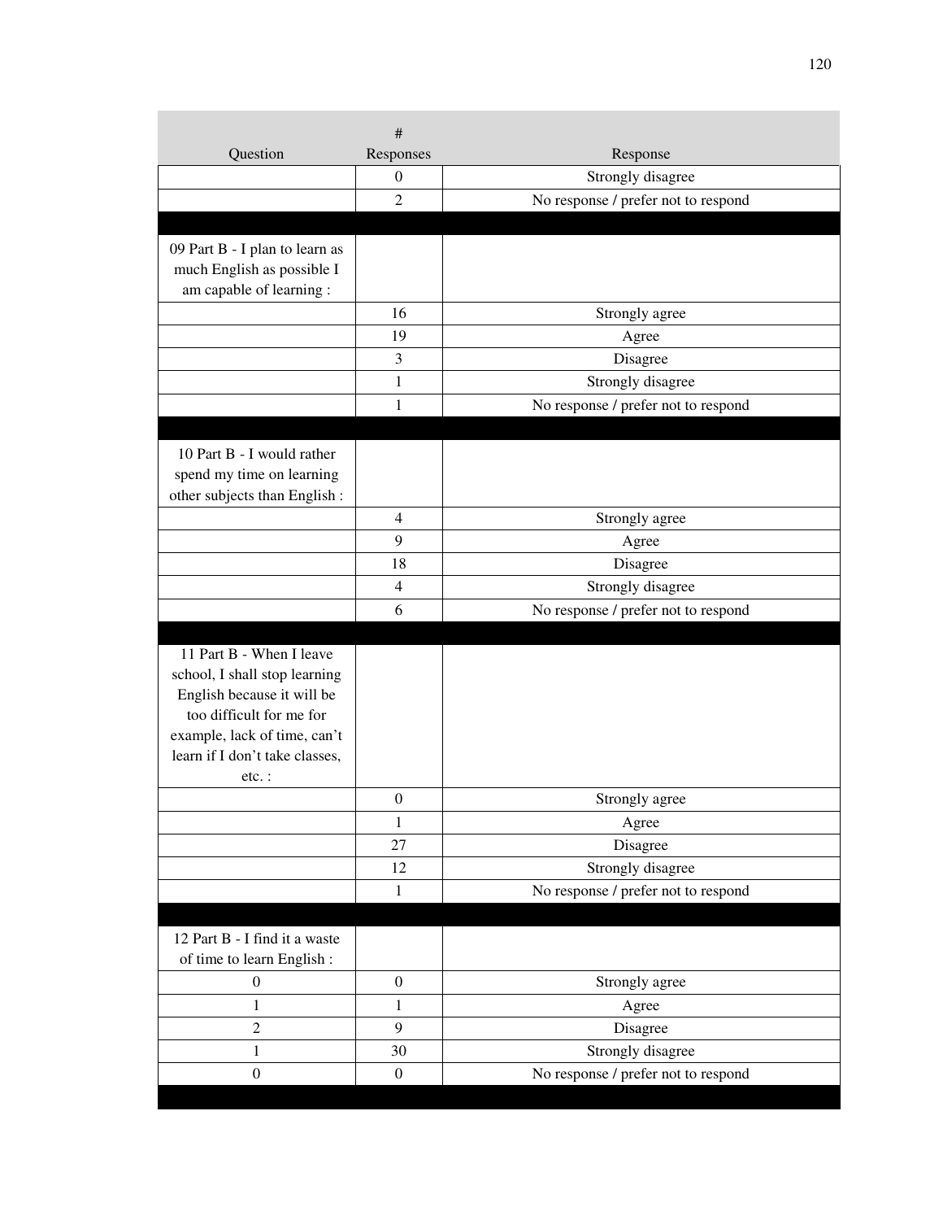| Question | # Responses | Response |
|---|---|---|
| | 0 | Strongly disagree |
| | 2 | No response / prefer not to respond |
| | | |
| 09 Part B - I plan to learn as much English as possible I am capable of learning : | | |
| | 16 | Strongly agree |
| | 19 | Agree |
| | 3 | Disagree |
| | 1 | Strongly disagree |
| | 1 | No response / prefer not to respond |
| | | |
| 10 Part B - I would rather spend my time on learning other subjects than English : | | |
| | 4 | Strongly agree |
| | 9 | Agree |
| | 18 | Disagree |
| | 4 | Strongly disagree |
| | 6 | No response / prefer not to respond |
| | | |
| 11 Part B - When I leave school, I shall stop learning English because it will be too difficult for me for example, lack of time, can't learn if I don't take classes, etc. : | | |
| | 0 | Strongly agree |
| | 1 | Agree |
| | 27 | Disagree |
| | 12 | Strongly disagree |
| | 1 | No response / prefer not to respond |
| | | |
| 12 Part B - I find it a waste of time to learn English : | | |
| 0 | 0 | Strongly agree |
| 1 | 1 | Agree |
| 2 | 9 | Disagree |
| 1 | 30 | Strongly disagree |
| 0 | 0 | No response / prefer not to respond |
| | | |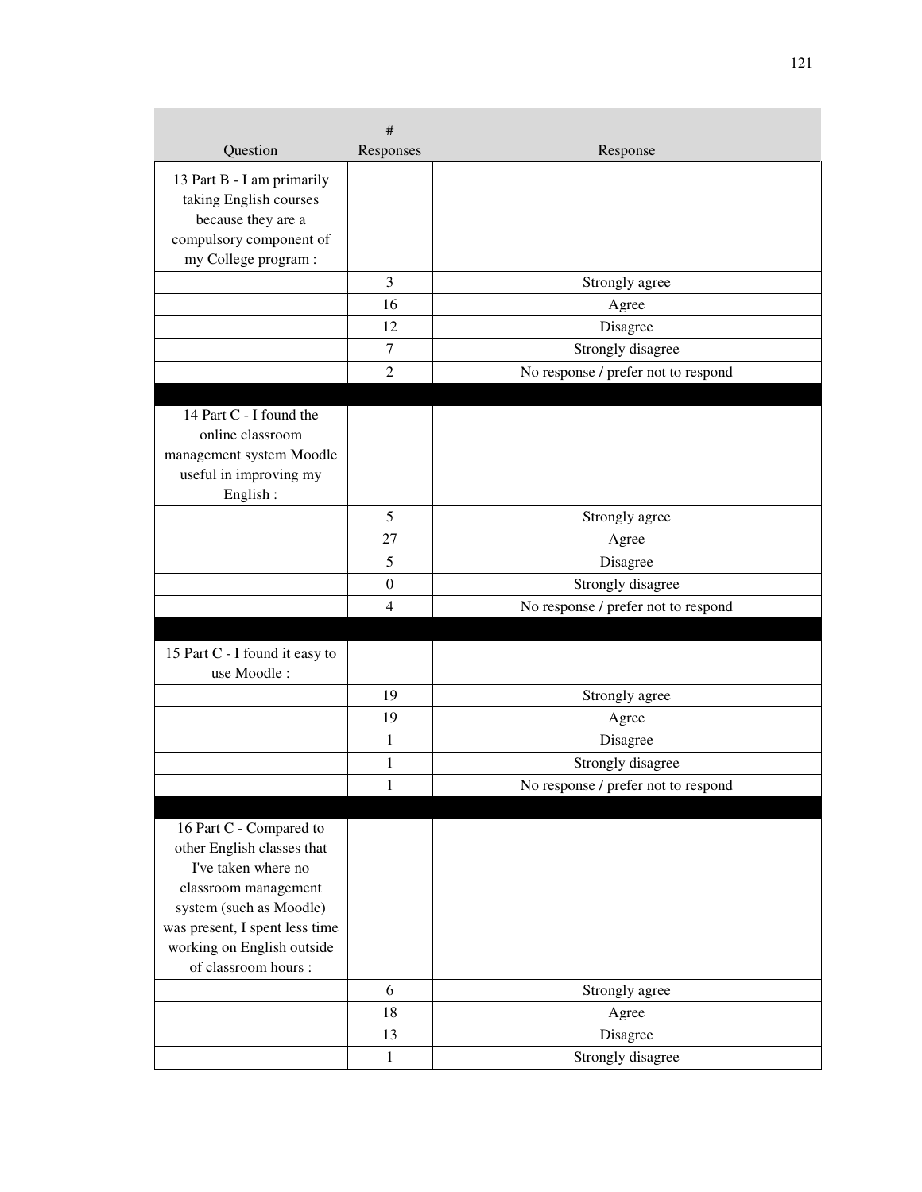| Question | # Responses | Response |
|---|---|---|
| 13 Part B - I am primarily taking English courses because they are a compulsory component of my College program : | | |
| | 3 | Strongly agree |
| | 16 | Agree |
| | 12 | Disagree |
| | 7 | Strongly disagree |
| | 2 | No response / prefer not to respond |
| | | |
| 14 Part C - I found the online classroom management system Moodle useful in improving my English : | | |
| | 5 | Strongly agree |
| | 27 | Agree |
| | 5 | Disagree |
| | 0 | Strongly disagree |
| | 4 | No response / prefer not to respond |
| | | |
| 15 Part C - I found it easy to use Moodle : | | |
| | 19 | Strongly agree |
| | 19 | Agree |
| | 1 | Disagree |
| | 1 | Strongly disagree |
| | 1 | No response / prefer not to respond |
| | | |
| 16 Part C - Compared to other English classes that I've taken where no classroom management system (such as Moodle) was present, I spent less time working on English outside of classroom hours : | | |
| | 6 | Strongly agree |
| | 18 | Agree |
| | 13 | Disagree |
| | 1 | Strongly disagree |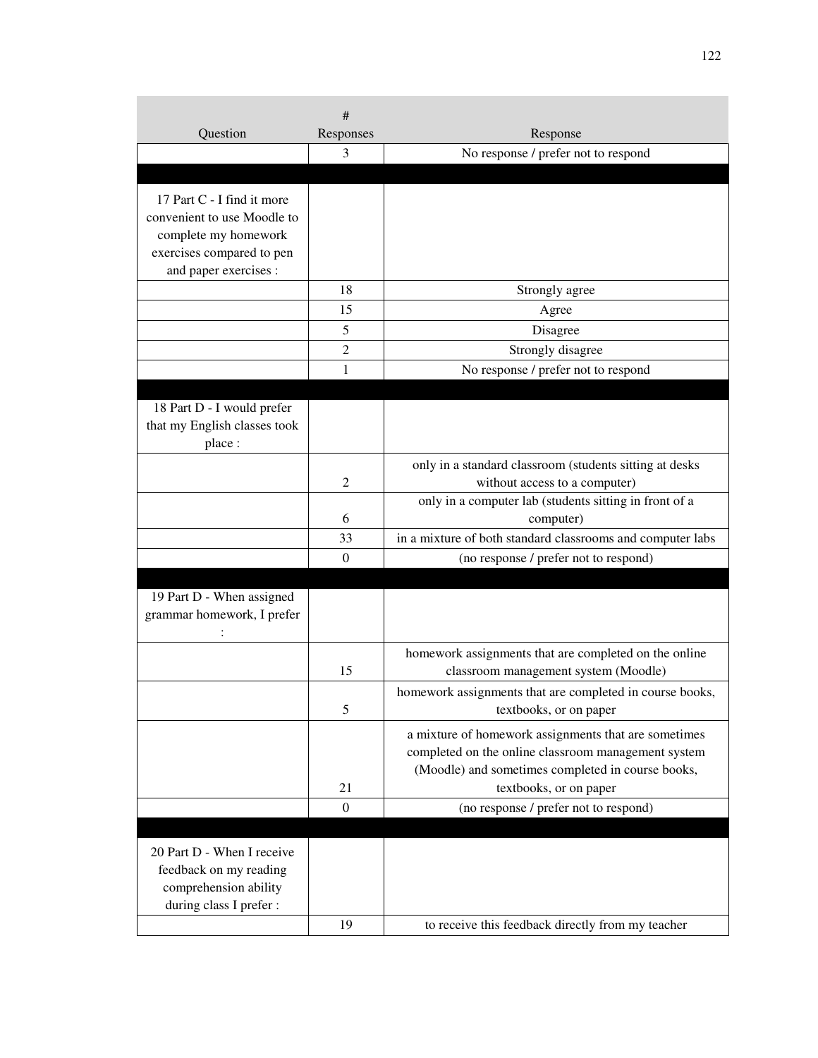| Question | # Responses | Response |
| --- | --- | --- |
| | 3 | No response / prefer not to respond |
| | | |
| 17 Part C - I find it more convenient to use Moodle to complete my homework exercises compared to pen and paper exercises : | | |
| | 18 | Strongly agree |
| | 15 | Agree |
| | 5 | Disagree |
| | 2 | Strongly disagree |
| | 1 | No response / prefer not to respond |
| | | |
| 18 Part D - I would prefer that my English classes took place : | | |
| | 2 | only in a standard classroom (students sitting at desks without access to a computer) |
| | 6 | only in a computer lab (students sitting in front of a computer) |
| | 33 | in a mixture of both standard classrooms and computer labs |
| | 0 | (no response / prefer not to respond) |
| | | |
| 19 Part D - When assigned grammar homework, I prefer : | | |
| | 15 | homework assignments that are completed on the online classroom management system (Moodle) |
| | 5 | homework assignments that are completed in course books, textbooks, or on paper |
| | 21 | a mixture of homework assignments that are sometimes completed on the online classroom management system (Moodle) and sometimes completed in course books, textbooks, or on paper |
| | 0 | (no response / prefer not to respond) |
| | | |
| 20 Part D - When I receive feedback on my reading comprehension ability during class I prefer : | | |
| | 19 | to receive this feedback directly from my teacher |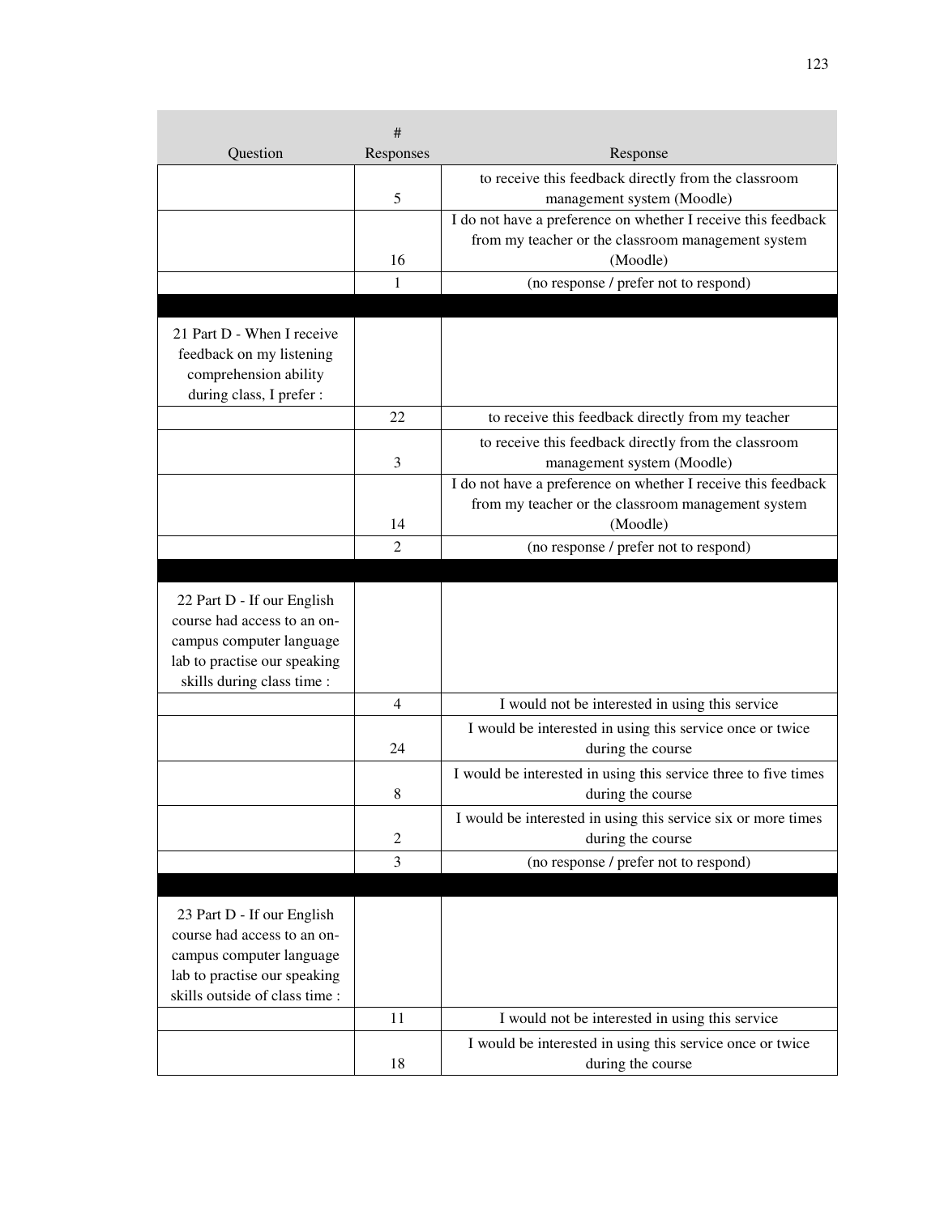| Question | # Responses | Response |
|---|---|---|
| | 5 | to receive this feedback directly from the classroom management system (Moodle) |
| | 16 | I do not have a preference on whether I receive this feedback from my teacher or the classroom management system (Moodle) |
| | 1 | (no response / prefer not to respond) |
| | | |
| 21 Part D - When I receive feedback on my listening comprehension ability during class, I prefer : | | |
| | 22 | to receive this feedback directly from my teacher |
| | 3 | to receive this feedback directly from the classroom management system (Moodle) |
| | 14 | I do not have a preference on whether I receive this feedback from my teacher or the classroom management system (Moodle) |
| | 2 | (no response / prefer not to respond) |
| | | |
| 22 Part D - If our English course had access to an on-campus computer language lab to practise our speaking skills during class time : | | |
| | 4 | I would not be interested in using this service |
| | 24 | I would be interested in using this service once or twice during the course |
| | 8 | I would be interested in using this service three to five times during the course |
| | 2 | I would be interested in using this service six or more times during the course |
| | 3 | (no response / prefer not to respond) |
| | | |
| 23 Part D - If our English course had access to an on-campus computer language lab to practise our speaking skills outside of class time : | | |
| | 11 | I would not be interested in using this service |
| | 18 | I would be interested in using this service once or twice during the course |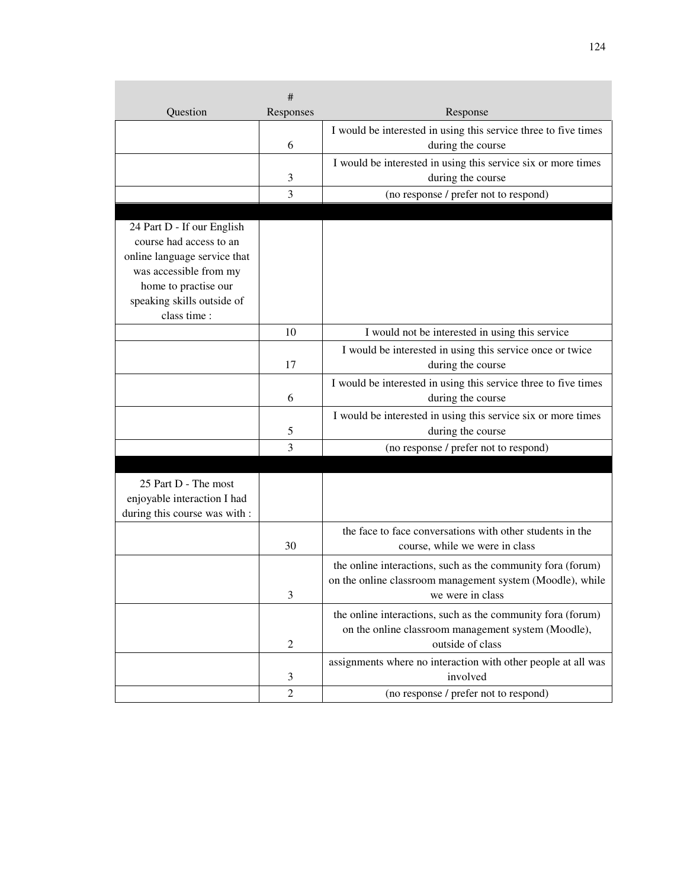| Question | # Responses | Response |
|---|---|---|
| | 6 | I would be interested in using this service three to five times during the course |
| | 3 | I would be interested in using this service six or more times during the course |
| | 3 | (no response / prefer not to respond) |
| | | |
| 24 Part D - If our English course had access to an online language service that was accessible from my home to practise our speaking skills outside of class time : | | |
| | 10 | I would not be interested in using this service |
| | 17 | I would be interested in using this service once or twice during the course |
| | 6 | I would be interested in using this service three to five times during the course |
| | 5 | I would be interested in using this service six or more times during the course |
| | 3 | (no response / prefer not to respond) |
| | | |
| 25 Part D - The most enjoyable interaction I had during this course was with : | | |
| | 30 | the face to face conversations with other students in the course, while we were in class |
| | 3 | the online interactions, such as the community fora (forum) on the online classroom management system (Moodle), while we were in class |
| | 2 | the online interactions, such as the community fora (forum) on the online classroom management system (Moodle), outside of class |
| | 3 | assignments where no interaction with other people at all was involved |
| | 2 | (no response / prefer not to respond) |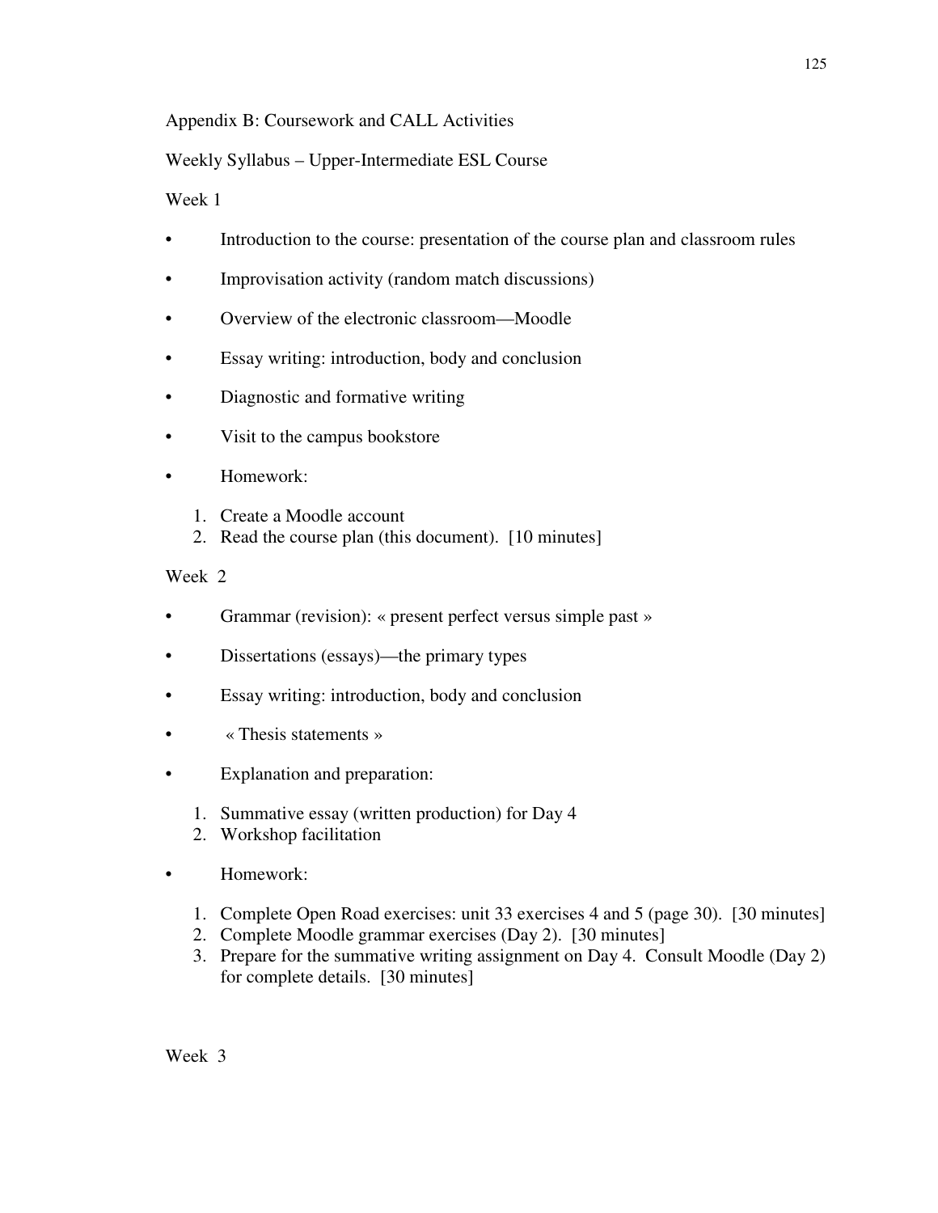Appendix B: Coursework and CALL Activities

Weekly Syllabus – Upper-Intermediate ESL Course

Week 1

- Introduction to the course: presentation of the course plan and classroom rules
- Improvisation activity (random match discussions)
- Overview of the electronic classroom—Moodle
- Essay writing: introduction, body and conclusion
- Diagnostic and formative writing
- Visit to the campus bookstore
- Homework:
  1. Create a Moodle account
  2. Read the course plan (this document). [10 minutes]

Week 2

- Grammar (revision): « present perfect versus simple past »
- Dissertations (essays)—the primary types
- Essay writing: introduction, body and conclusion
- « Thesis statements »
- Explanation and preparation:
  1. Summative essay (written production) for Day 4
  2. Workshop facilitation
- Homework:
  1. Complete Open Road exercises: unit 33 exercises 4 and 5 (page 30). [30 minutes]
  2. Complete Moodle grammar exercises (Day 2). [30 minutes]
  3. Prepare for the summative writing assignment on Day 4. Consult Moodle (Day 2) for complete details. [30 minutes]

Week 3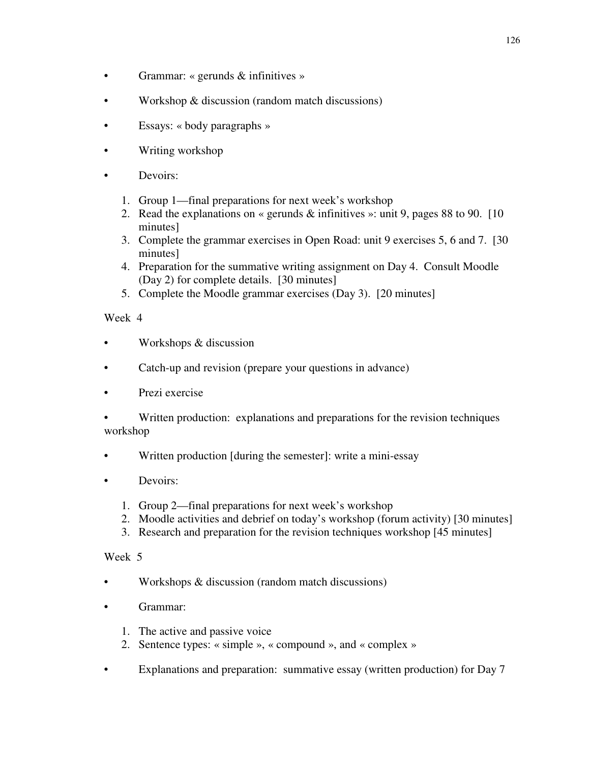- Grammar: « gerunds & infinitives »
- Workshop & discussion (random match discussions)
- Essays: « body paragraphs »
- Writing workshop
- Devoirs:
    1. Group 1—final preparations for next week's workshop
    2. Read the explanations on « gerunds & infinitives »: unit 9, pages 88 to 90. [10 minutes]
    3. Complete the grammar exercises in Open Road: unit 9 exercises 5, 6 and 7. [30 minutes]
    4. Preparation for the summative writing assignment on Day 4. Consult Moodle (Day 2) for complete details. [30 minutes]
    5. Complete the Moodle grammar exercises (Day 3). [20 minutes]

Week 4

- Workshops & discussion
- Catch-up and revision (prepare your questions in advance)
- Prezi exercise
- Written production: explanations and preparations for the revision techniques workshop
- Written production [during the semester]: write a mini-essay
- Devoirs:
    1. Group 2—final preparations for next week's workshop
    2. Moodle activities and debrief on today's workshop (forum activity) [30 minutes]
    3. Research and preparation for the revision techniques workshop [45 minutes]

Week 5

- Workshops & discussion (random match discussions)
- Grammar:
    1. The active and passive voice
    2. Sentence types: « simple », « compound », and « complex »
- Explanations and preparation: summative essay (written production) for Day 7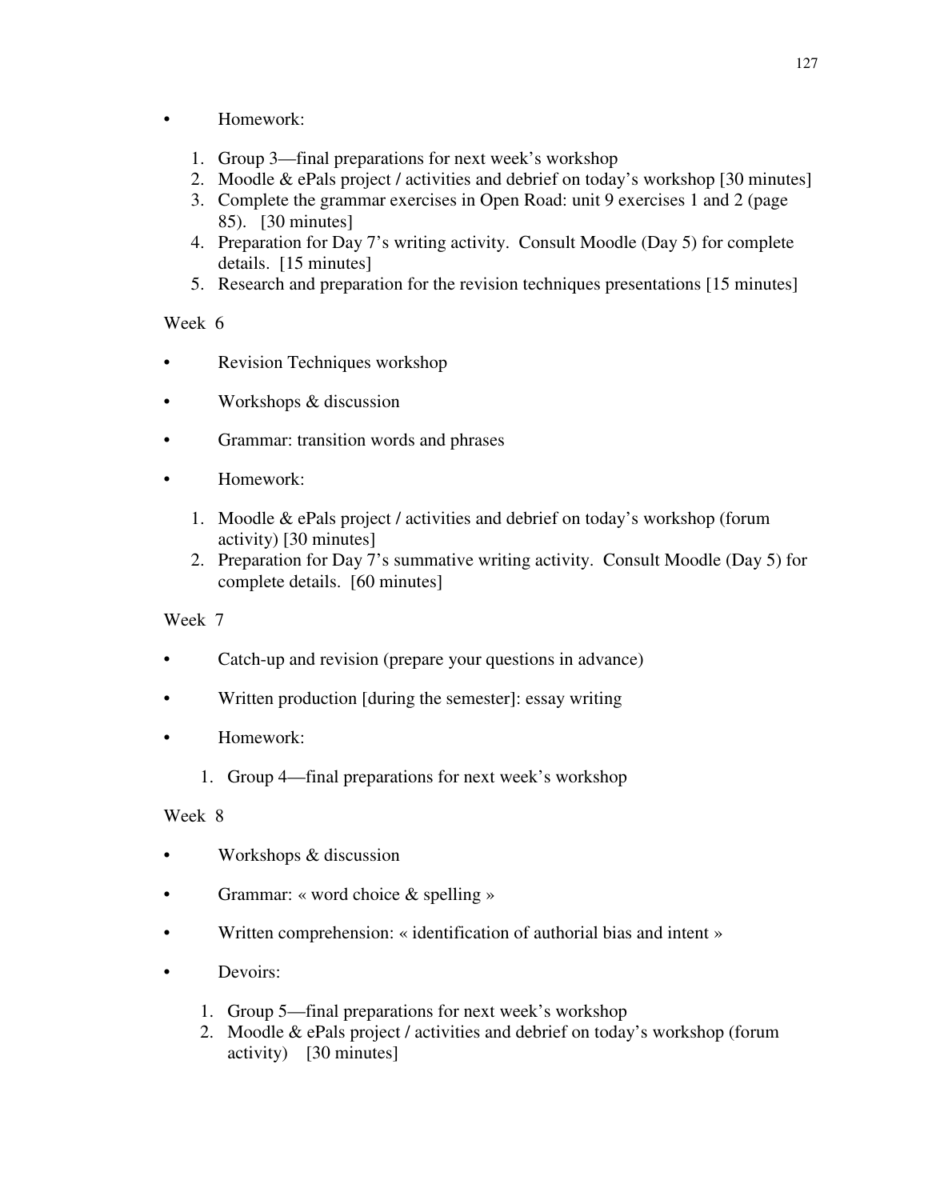- Homework:

    1. Group 3—final preparations for next week's workshop
    2. Moodle & ePals project / activities and debrief on today's workshop [30 minutes]
    3. Complete the grammar exercises in Open Road: unit 9 exercises 1 and 2 (page 85). [30 minutes]
    4. Preparation for Day 7's writing activity. Consult Moodle (Day 5) for complete details. [15 minutes]
    5. Research and preparation for the revision techniques presentations [15 minutes]

Week 6

- Revision Techniques workshop
- Workshops & discussion
- Grammar: transition words and phrases
- Homework:

    1. Moodle & ePals project / activities and debrief on today's workshop (forum activity) [30 minutes]
    2. Preparation for Day 7's summative writing activity. Consult Moodle (Day 5) for complete details. [60 minutes]

Week 7

- Catch-up and revision (prepare your questions in advance)
- Written production [during the semester]: essay writing
- Homework:

    1. Group 4—final preparations for next week's workshop

Week 8

- Workshops & discussion
- Grammar: « word choice & spelling »
- Written comprehension: « identification of authorial bias and intent »
- Devoirs:

    1. Group 5—final preparations for next week's workshop
    2. Moodle & ePals project / activities and debrief on today's workshop (forum activity) [30 minutes]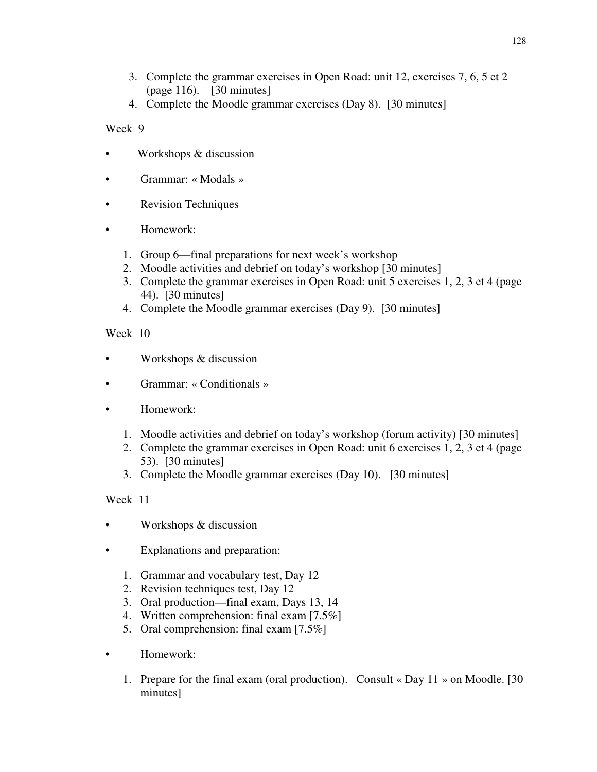3. Complete the grammar exercises in Open Road: unit 12, exercises 7, 6, 5 et 2 (page 116). [30 minutes]
4. Complete the Moodle grammar exercises (Day 8). [30 minutes]

Week 9

- Workshops & discussion
- Grammar: « Modals »
- Revision Techniques
- Homework:
  1. Group 6—final preparations for next week's workshop
  2. Moodle activities and debrief on today's workshop [30 minutes]
  3. Complete the grammar exercises in Open Road: unit 5 exercises 1, 2, 3 et 4 (page 44). [30 minutes]
  4. Complete the Moodle grammar exercises (Day 9). [30 minutes]

Week 10

- Workshops & discussion
- Grammar: « Conditionals »
- Homework:
  1. Moodle activities and debrief on today's workshop (forum activity) [30 minutes]
  2. Complete the grammar exercises in Open Road: unit 6 exercises 1, 2, 3 et 4 (page 53). [30 minutes]
  3. Complete the Moodle grammar exercises (Day 10). [30 minutes]

Week 11

- Workshops & discussion
- Explanations and preparation:
  1. Grammar and vocabulary test, Day 12
  2. Revision techniques test, Day 12
  3. Oral production—final exam, Days 13, 14
  4. Written comprehension: final exam [7.5%]
  5. Oral comprehension: final exam [7.5%]
- Homework:
  1. Prepare for the final exam (oral production). Consult « Day 11 » on Moodle. [30 minutes]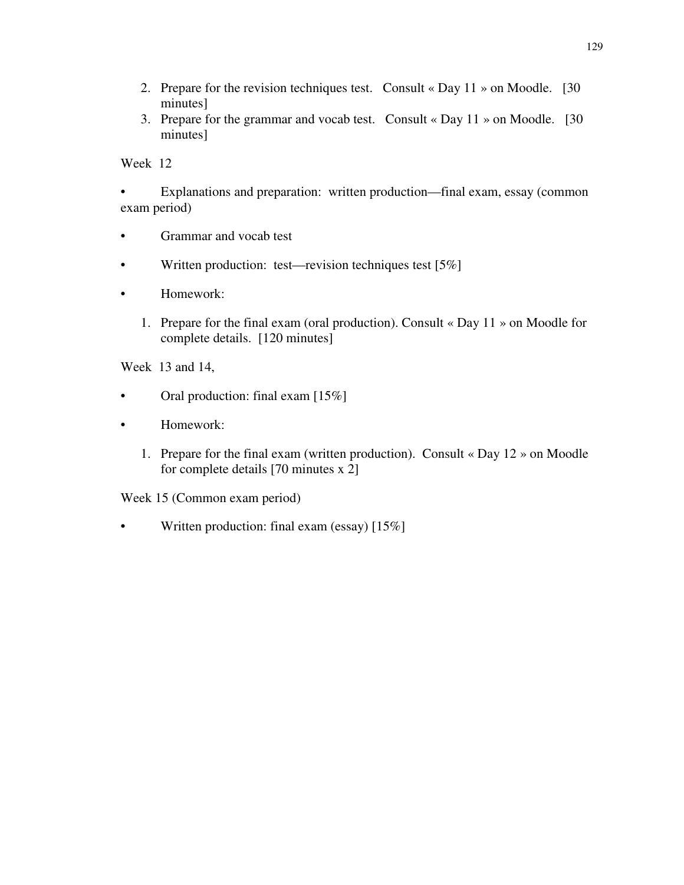2. Prepare for the revision techniques test. Consult « Day 11 » on Moodle. [30 minutes]
3. Prepare for the grammar and vocab test. Consult « Day 11 » on Moodle. [30 minutes]

Week 12

- Explanations and preparation: written production—final exam, essay (common exam period)
- Grammar and vocab test
- Written production: test—revision techniques test [5%]
- Homework:
    1. Prepare for the final exam (oral production). Consult « Day 11 » on Moodle for complete details. [120 minutes]

Week 13 and 14,

- Oral production: final exam [15%]
- Homework:
    1. Prepare for the final exam (written production). Consult « Day 12 » on Moodle for complete details [70 minutes x 2]

Week 15 (Common exam period)

- Written production: final exam (essay) [15%]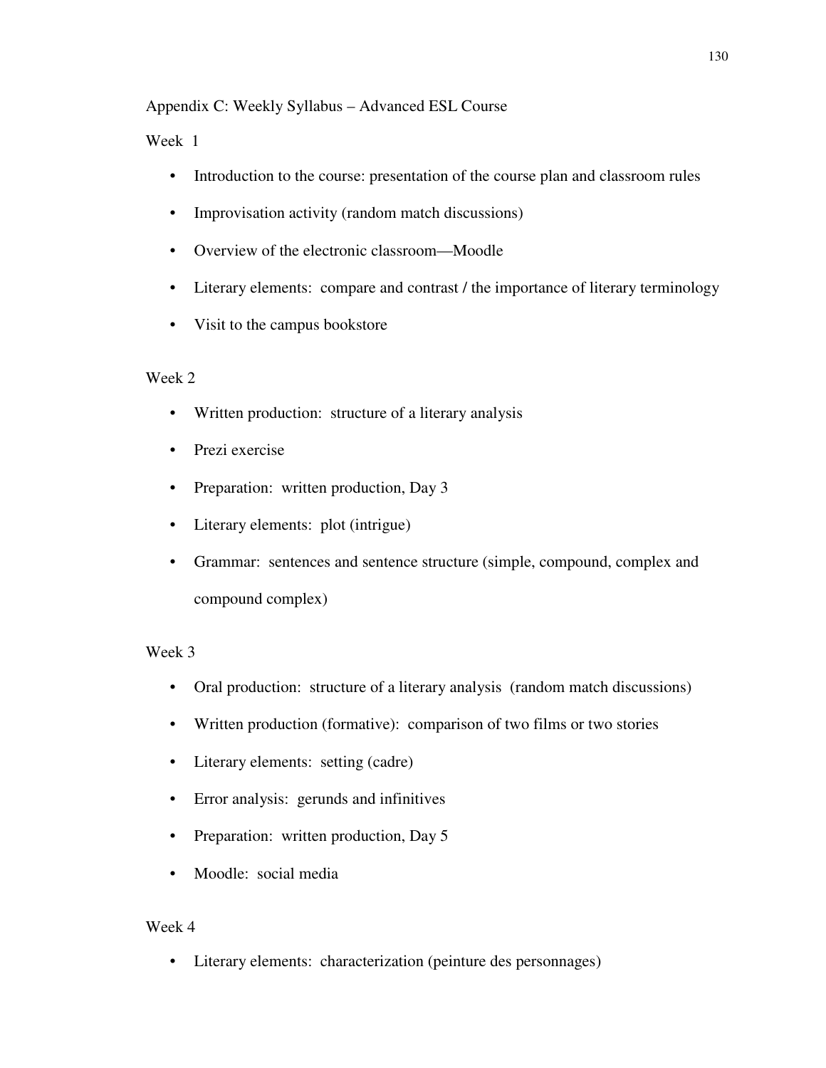## Appendix C: Weekly Syllabus – Advanced ESL Course

### Week 1

- Introduction to the course: presentation of the course plan and classroom rules
- Improvisation activity (random match discussions)
- Overview of the electronic classroom—Moodle
- Literary elements: compare and contrast / the importance of literary terminology
- Visit to the campus bookstore

### Week 2

- Written production: structure of a literary analysis
- Prezi exercise
- Preparation: written production, Day 3
- Literary elements: plot (intrigue)
- Grammar: sentences and sentence structure (simple, compound, complex and compound complex)

### Week 3

- Oral production: structure of a literary analysis (random match discussions)
- Written production (formative): comparison of two films or two stories
- Literary elements: setting (cadre)
- Error analysis: gerunds and infinitives
- Preparation: written production, Day 5
- Moodle: social media

### Week 4

- Literary elements: characterization (peinture des personnages)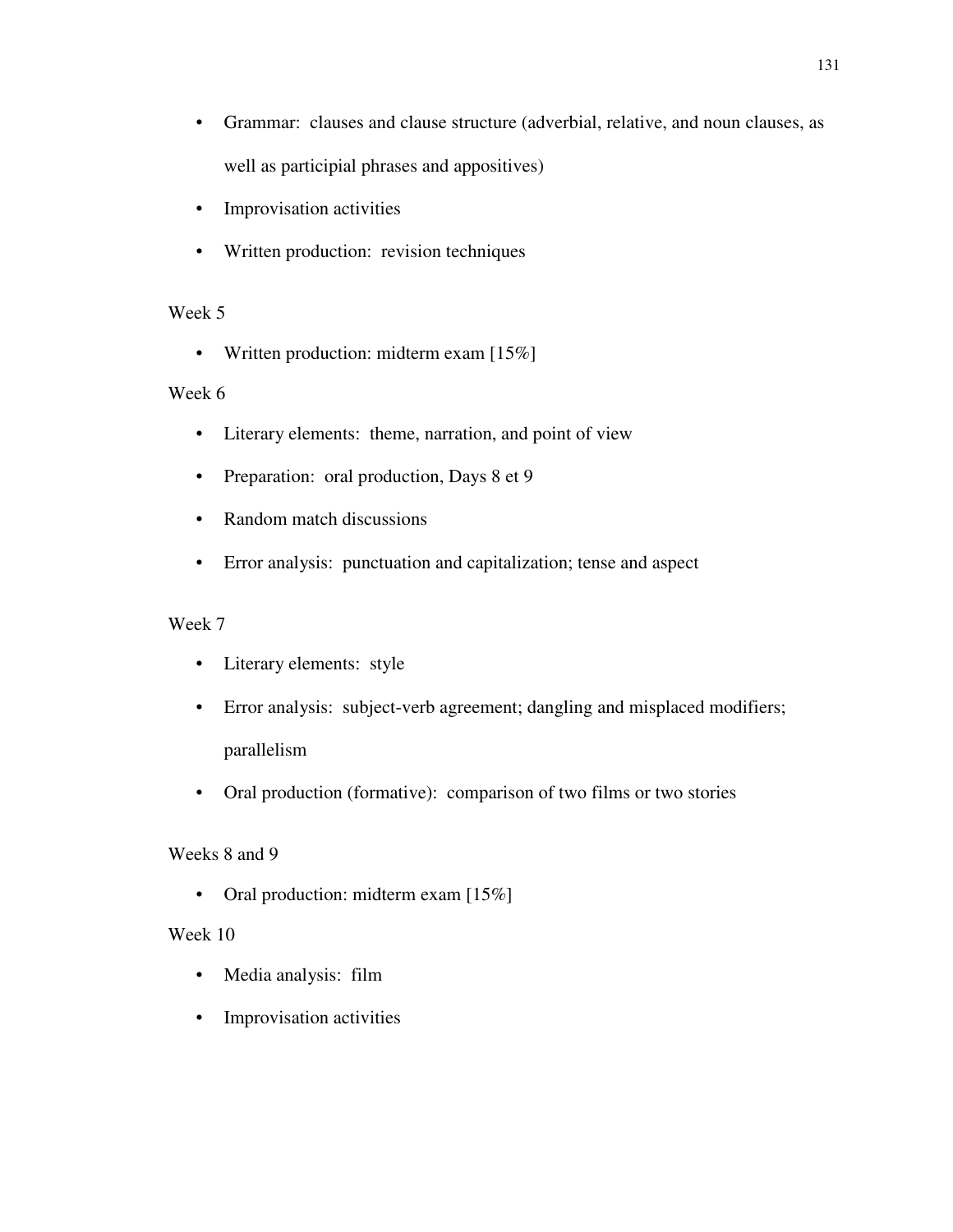- Grammar: clauses and clause structure (adverbial, relative, and noun clauses, as well as participial phrases and appositives)
- Improvisation activities
- Written production: revision techniques

Week 5

- Written production: midterm exam [15%]

Week 6

- Literary elements: theme, narration, and point of view
- Preparation: oral production, Days 8 et 9
- Random match discussions
- Error analysis: punctuation and capitalization; tense and aspect

Week 7

- Literary elements: style
- Error analysis: subject-verb agreement; dangling and misplaced modifiers; parallelism
- Oral production (formative): comparison of two films or two stories

Weeks 8 and 9

- Oral production: midterm exam [15%]

Week 10

- Media analysis: film
- Improvisation activities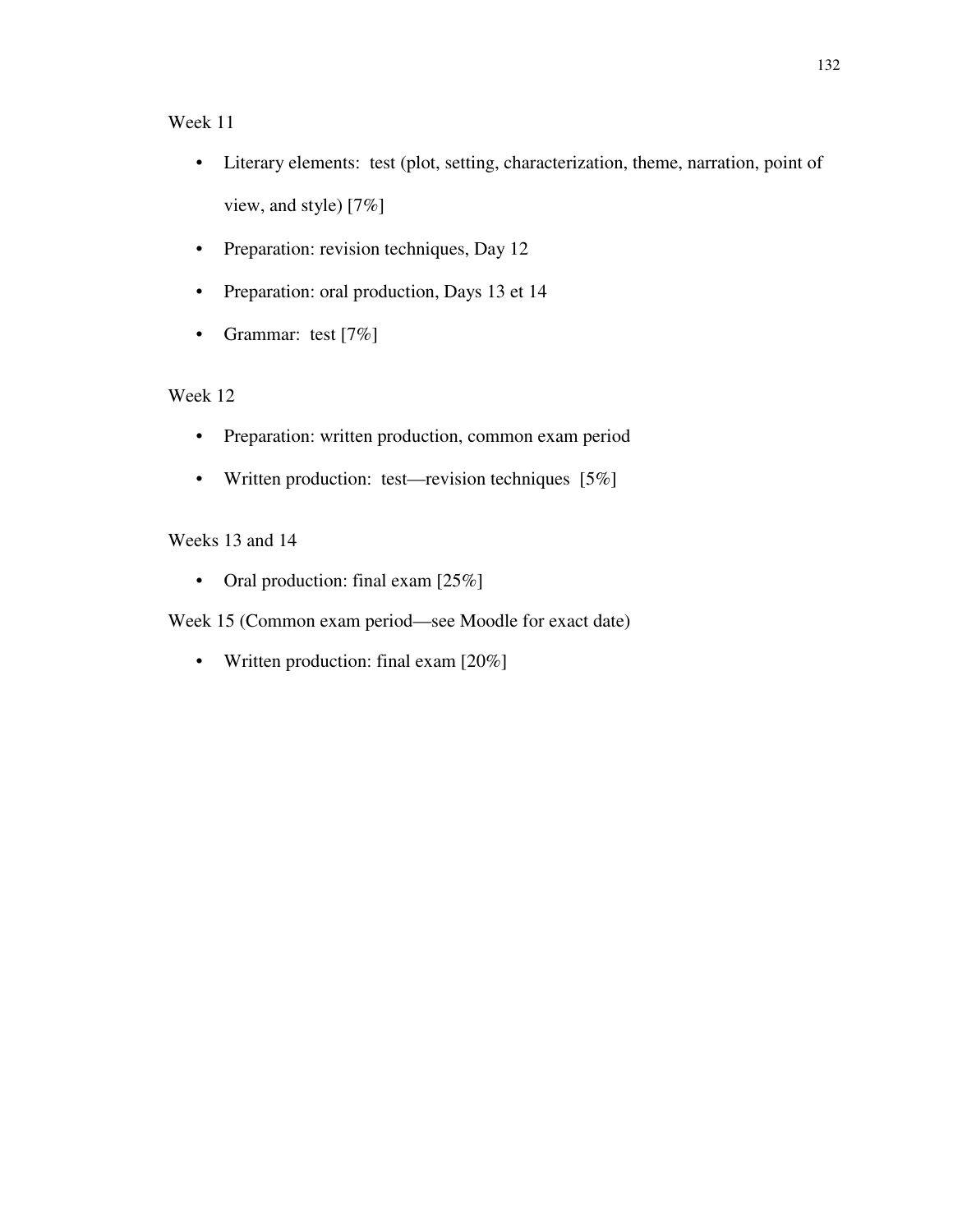Week 11

- Literary elements:  test (plot, setting, characterization, theme, narration, point of view, and style) [7%]
- Preparation: revision techniques, Day 12
- Preparation: oral production, Days 13 et 14
- Grammar:  test [7%]

Week 12

- Preparation: written production, common exam period
- Written production:  test—revision techniques  [5%]

Weeks 13 and 14

- Oral production: final exam [25%]

Week 15 (Common exam period—see Moodle for exact date)

- Written production: final exam [20%]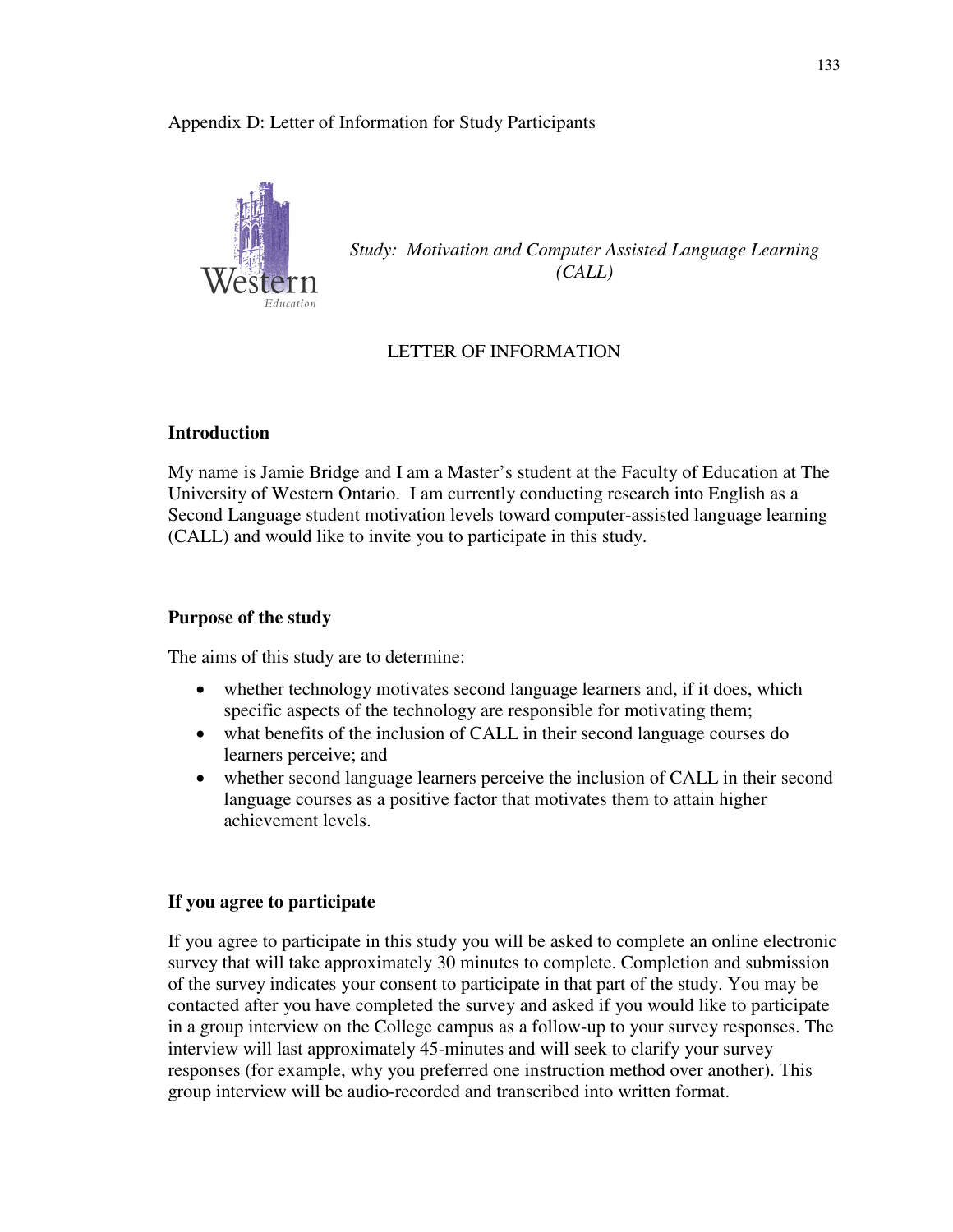Appendix D: Letter of Information for Study Participants

*Study: Motivation and Computer Assisted Language Learning (CALL)*

LETTER OF INFORMATION

**Introduction**

My name is Jamie Bridge and I am a Master's student at the Faculty of Education at The University of Western Ontario. I am currently conducting research into English as a Second Language student motivation levels toward computer-assisted language learning (CALL) and would like to invite you to participate in this study.

**Purpose of the study**

The aims of this study are to determine:

- whether technology motivates second language learners and, if it does, which specific aspects of the technology are responsible for motivating them;
- what benefits of the inclusion of CALL in their second language courses do learners perceive; and
- whether second language learners perceive the inclusion of CALL in their second language courses as a positive factor that motivates them to attain higher achievement levels.

**If you agree to participate**

If you agree to participate in this study you will be asked to complete an online electronic survey that will take approximately 30 minutes to complete. Completion and submission of the survey indicates your consent to participate in that part of the study. You may be contacted after you have completed the survey and asked if you would like to participate in a group interview on the College campus as a follow-up to your survey responses. The interview will last approximately 45-minutes and will seek to clarify your survey responses (for example, why you preferred one instruction method over another). This group interview will be audio-recorded and transcribed into written format.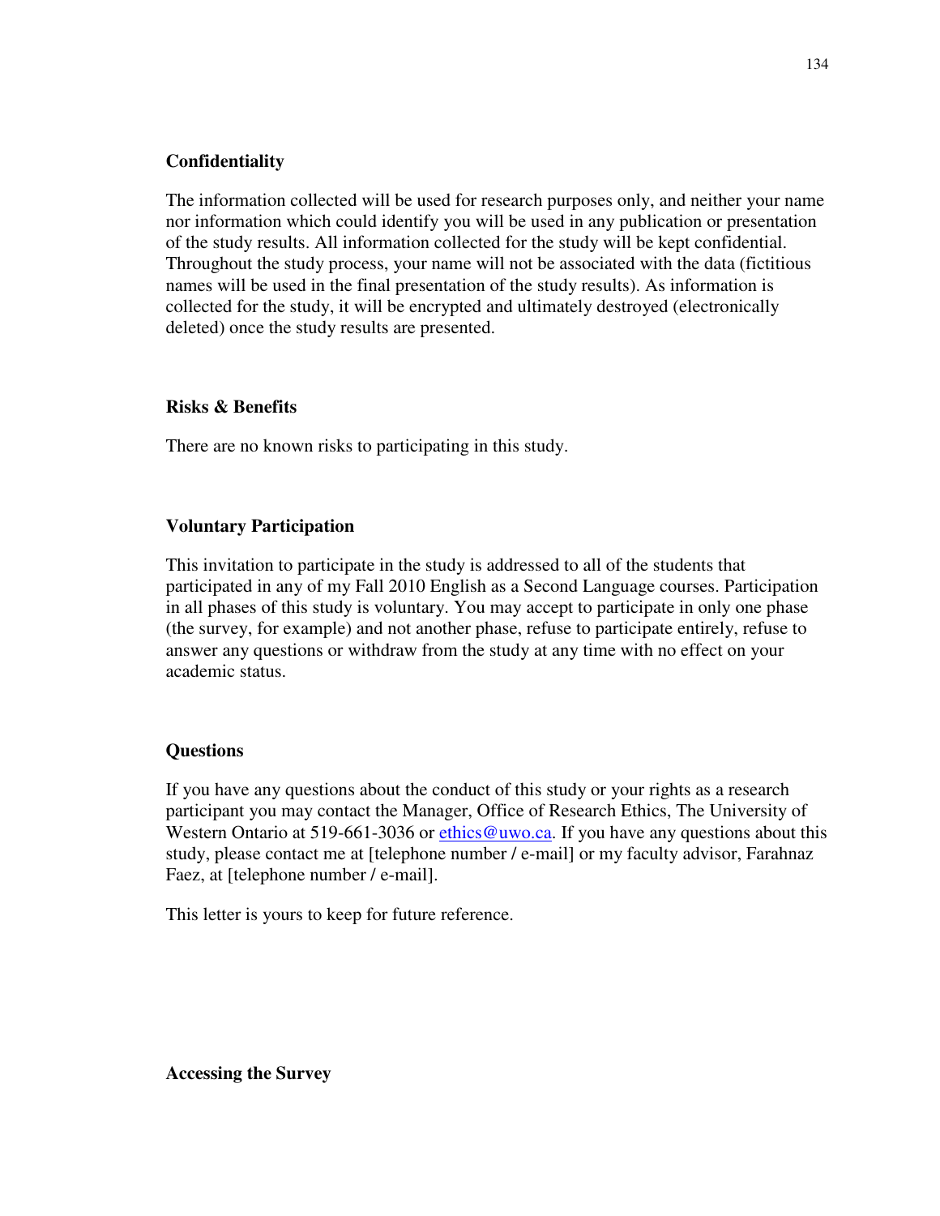**Confidentiality**

The information collected will be used for research purposes only, and neither your name nor information which could identify you will be used in any publication or presentation of the study results. All information collected for the study will be kept confidential. Throughout the study process, your name will not be associated with the data (fictitious names will be used in the final presentation of the study results). As information is collected for the study, it will be encrypted and ultimately destroyed (electronically deleted) once the study results are presented.

**Risks & Benefits**

There are no known risks to participating in this study.

**Voluntary Participation**

This invitation to participate in the study is addressed to all of the students that participated in any of my Fall 2010 English as a Second Language courses. Participation in all phases of this study is voluntary. You may accept to participate in only one phase (the survey, for example) and not another phase, refuse to participate entirely, refuse to answer any questions or withdraw from the study at any time with no effect on your academic status.

**Questions**

If you have any questions about the conduct of this study or your rights as a research participant you may contact the Manager, Office of Research Ethics, The University of Western Ontario at 519-661-3036 or ethics@uwo.ca. If you have any questions about this study, please contact me at [telephone number / e-mail] or my faculty advisor, Farahnaz Faez, at [telephone number / e-mail].

This letter is yours to keep for future reference.

**Accessing the Survey**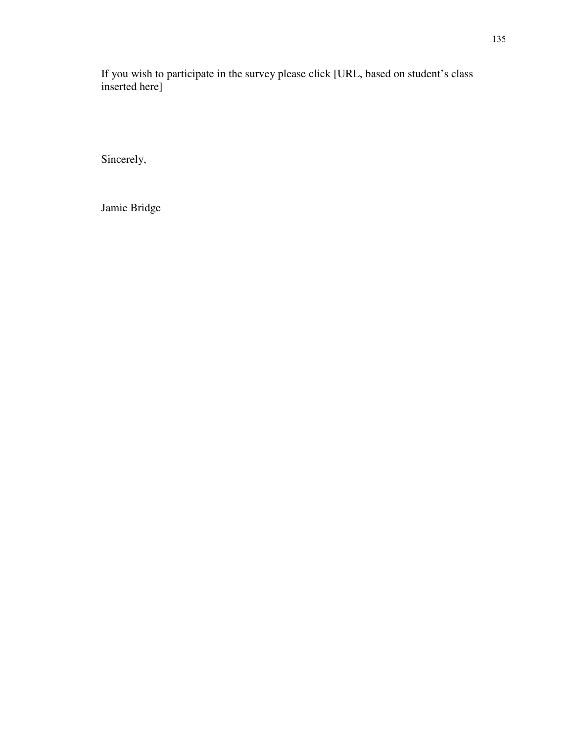If you wish to participate in the survey please click [URL, based on student’s class inserted here]

Sincerely,

Jamie Bridge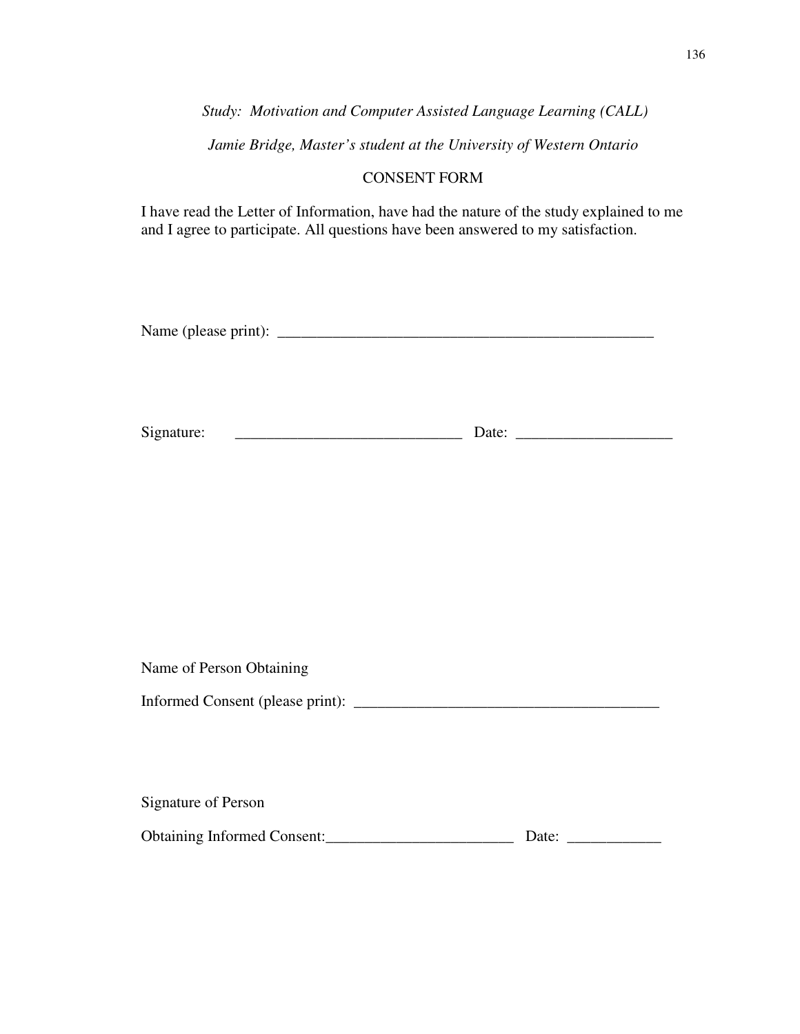*Study: Motivation and Computer Assisted Language Learning (CALL)*

*Jamie Bridge, Master's student at the University of Western Ontario*

CONSENT FORM

I have read the Letter of Information, have had the nature of the study explained to me and I agree to participate. All questions have been answered to my satisfaction.

Name (please print): _________________________________________________

Signature: ____________________________ Date: ___________________

Name of Person Obtaining

Informed Consent (please print): _______________________________________

Signature of Person

Obtaining Informed Consent:________________________ Date: ___________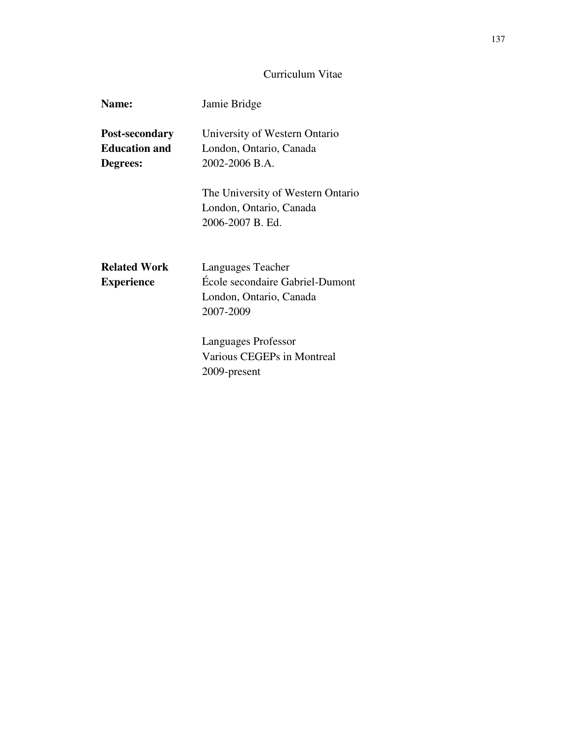# Curriculum Vitae

| | |
|---|---|
| **Name:** | Jamie Bridge |
| **Post-secondary Education and Degrees:** | University of Western Ontario<br>London, Ontario, Canada<br>2002-2006 B.A. |
| | The University of Western Ontario<br>London, Ontario, Canada<br>2006-2007 B. Ed. |
| **Related Work Experience** | Languages Teacher<br>École secondaire Gabriel-Dumont<br>London, Ontario, Canada<br>2007-2009 |
| | Languages Professor<br>Various CEGEPs in Montreal<br>2009-present |